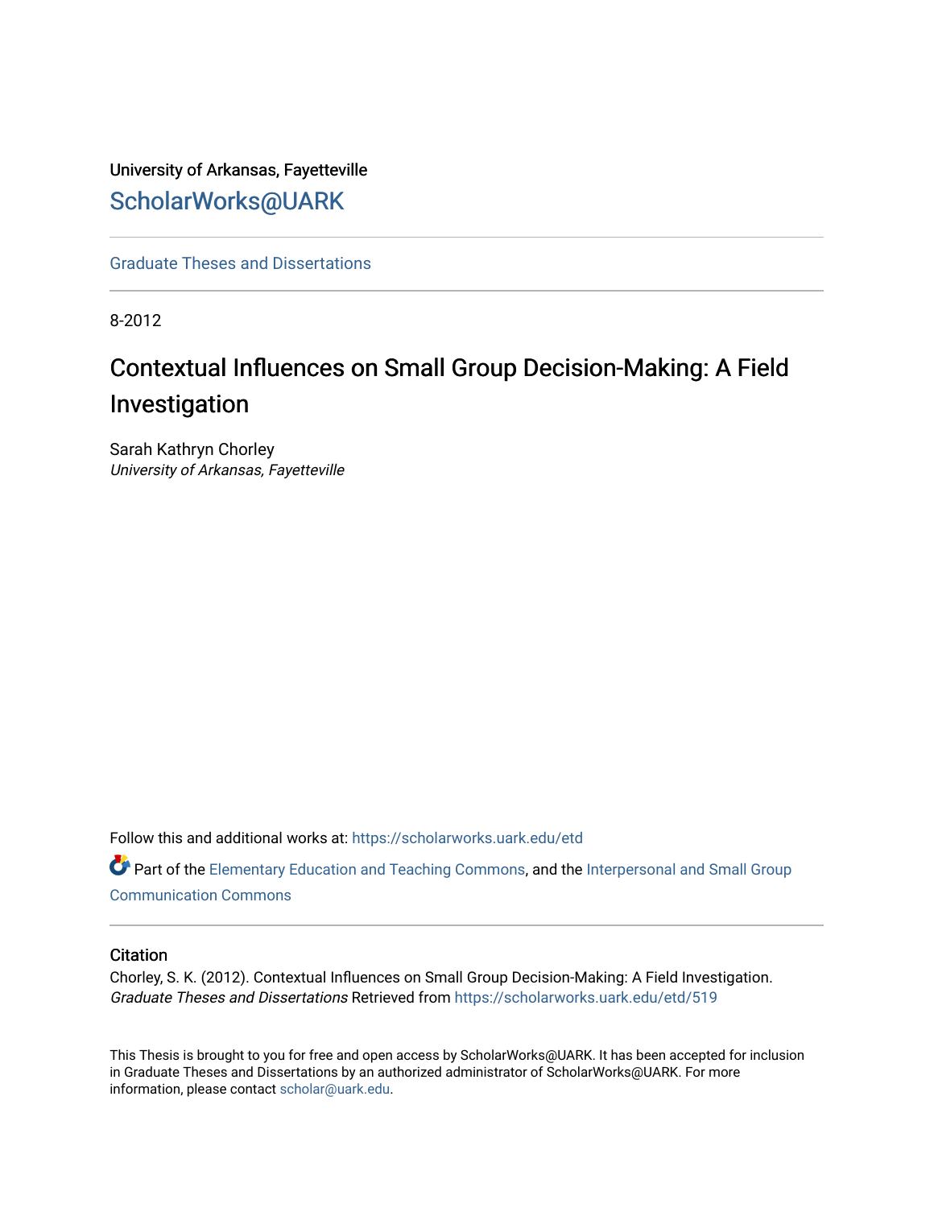University of Arkansas, Fayetteville

ScholarWorks@UARK

Graduate Theses and Dissertations

8-2012

# Contextual Influences on Small Group Decision-Making: A Field Investigation

Sarah Kathryn Chorley
*University of Arkansas, Fayetteville*

Follow this and additional works at: https://scholarworks.uark.edu/etd

Part of the Elementary Education and Teaching Commons, and the Interpersonal and Small Group Communication Commons

## Citation

Chorley, S. K. (2012). Contextual Influences on Small Group Decision-Making: A Field Investigation. *Graduate Theses and Dissertations* Retrieved from https://scholarworks.uark.edu/etd/519

This Thesis is brought to you for free and open access by ScholarWorks@UARK. It has been accepted for inclusion in Graduate Theses and Dissertations by an authorized administrator of ScholarWorks@UARK. For more information, please contact scholar@uark.edu.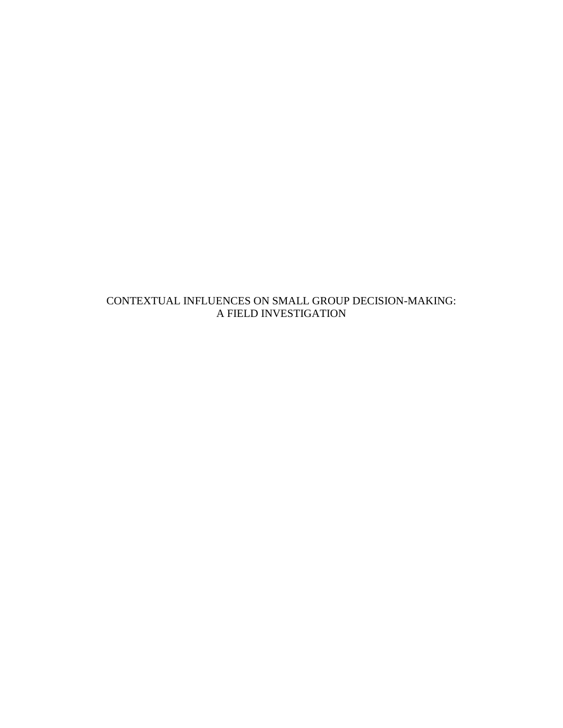CONTEXTUAL INFLUENCES ON SMALL GROUP DECISION-MAKING:
A FIELD INVESTIGATION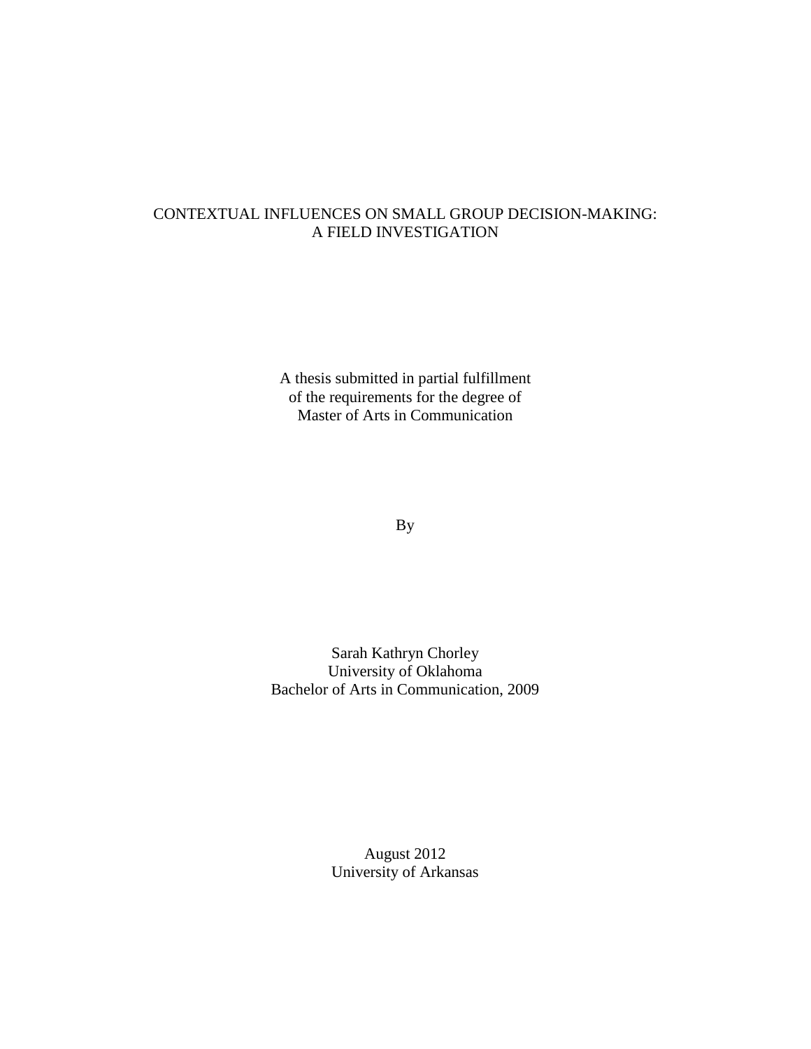# CONTEXTUAL INFLUENCES ON SMALL GROUP DECISION-MAKING: A FIELD INVESTIGATION

A thesis submitted in partial fulfillment
of the requirements for the degree of
Master of Arts in Communication

By

Sarah Kathryn Chorley
University of Oklahoma
Bachelor of Arts in Communication, 2009

August 2012
University of Arkansas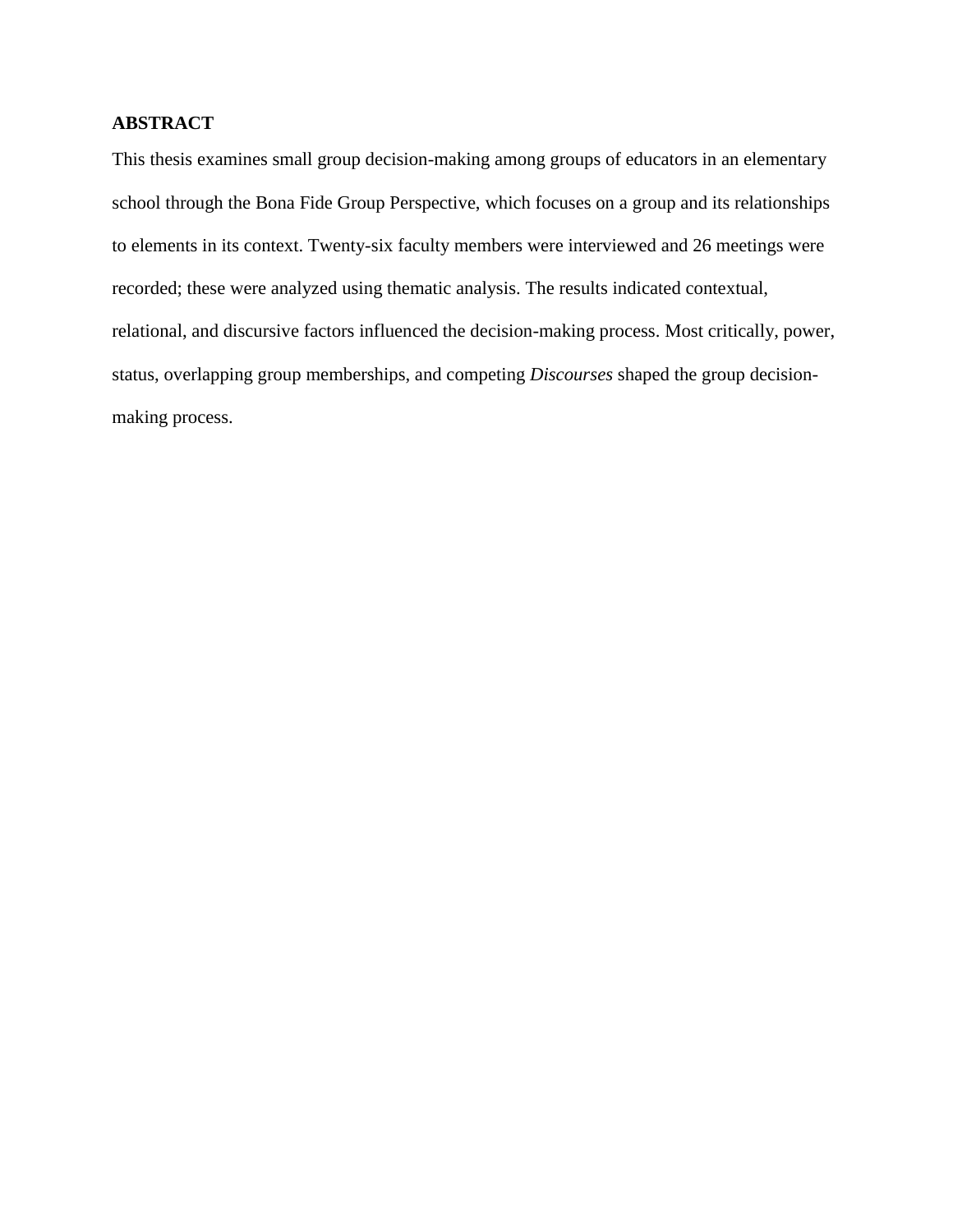**ABSTRACT**

This thesis examines small group decision-making among groups of educators in an elementary school through the Bona Fide Group Perspective, which focuses on a group and its relationships to elements in its context. Twenty-six faculty members were interviewed and 26 meetings were recorded; these were analyzed using thematic analysis. The results indicated contextual, relational, and discursive factors influenced the decision-making process. Most critically, power, status, overlapping group memberships, and competing *Discourses* shaped the group decision-making process.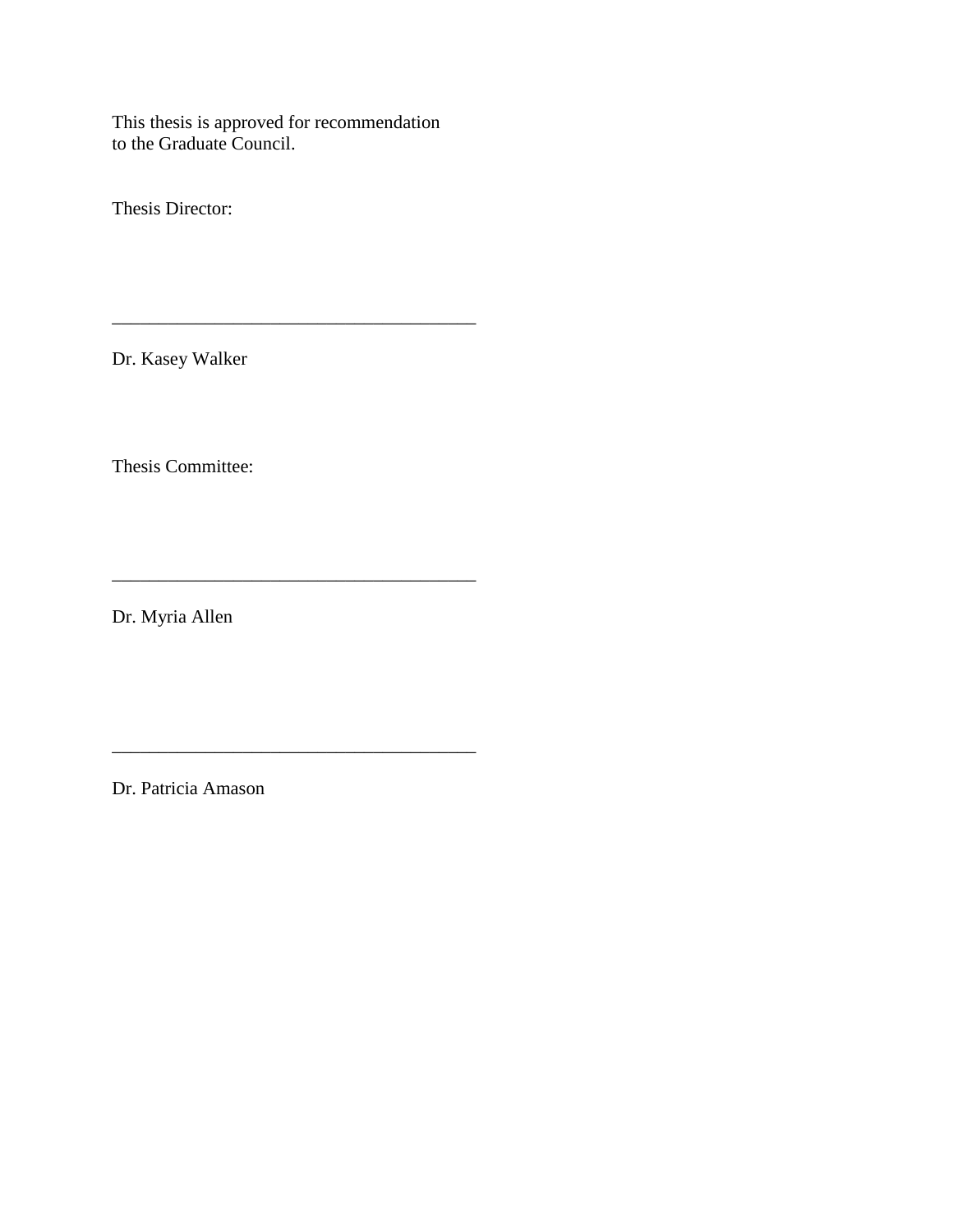This thesis is approved for recommendation
to the Graduate Council.

Thesis Director:

______________________________________

Dr. Kasey Walker

Thesis Committee:

______________________________________

Dr. Myria Allen

______________________________________

Dr. Patricia Amason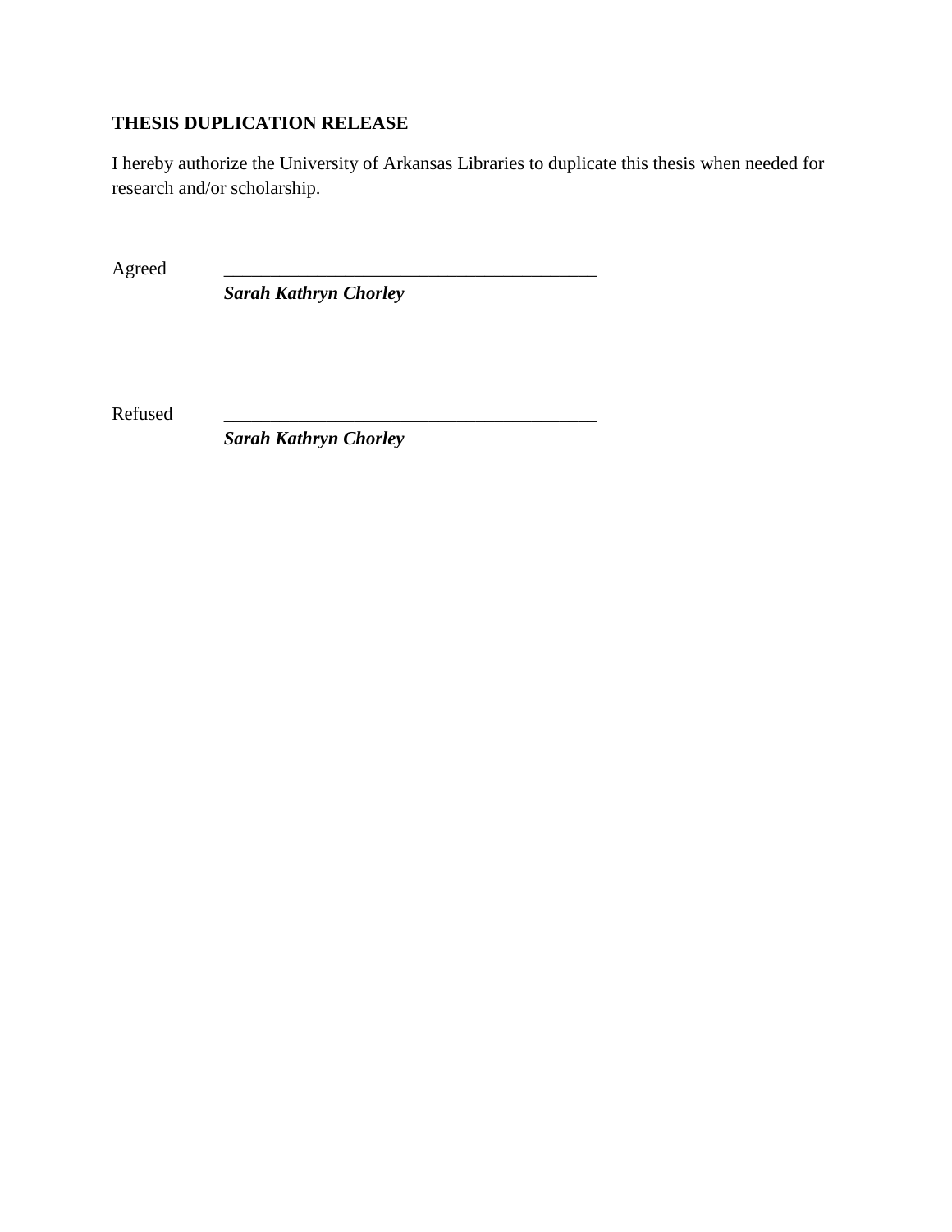**THESIS DUPLICATION RELEASE**

I hereby authorize the University of Arkansas Libraries to duplicate this thesis when needed for research and/or scholarship.

Agreed ________________________________________

***Sarah Kathryn Chorley***

Refused ________________________________________

***Sarah Kathryn Chorley***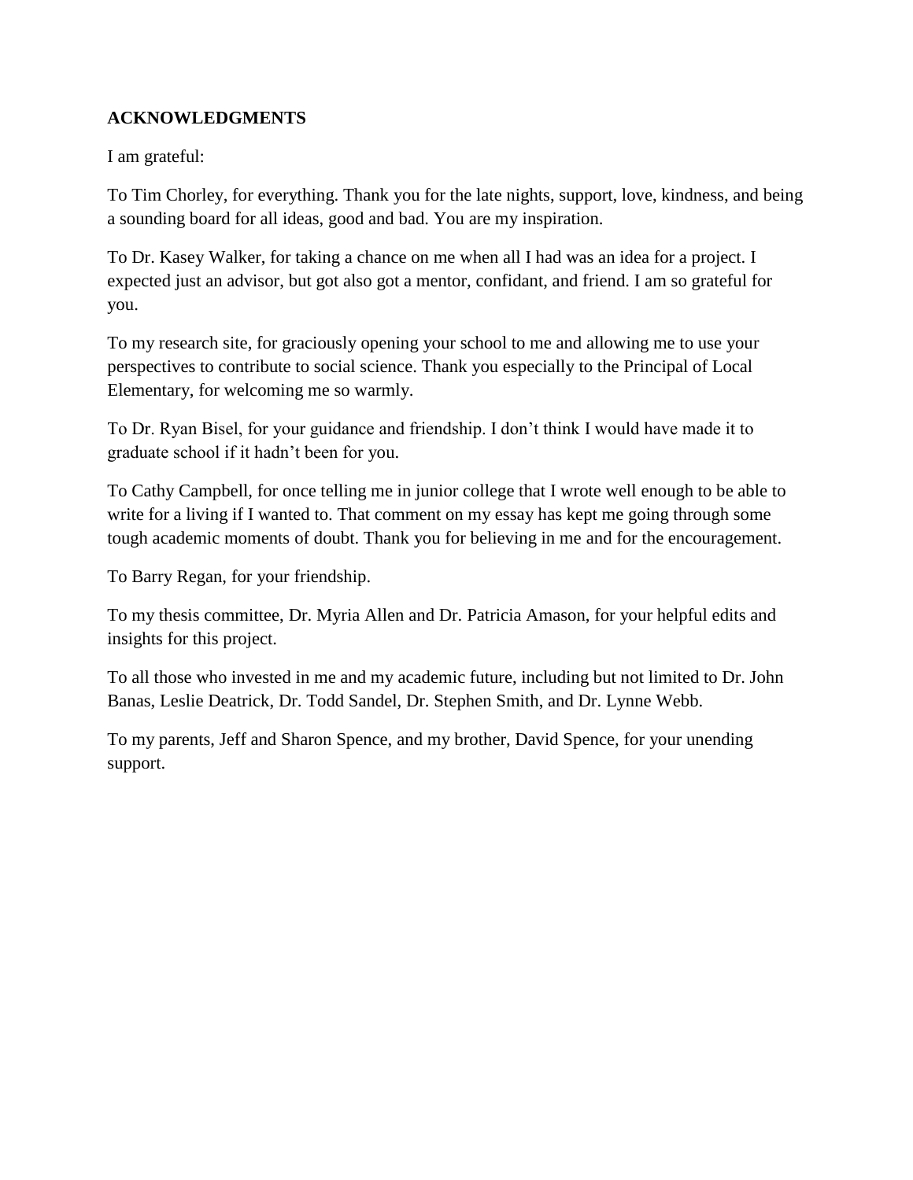**ACKNOWLEDGMENTS**

I am grateful:

To Tim Chorley, for everything. Thank you for the late nights, support, love, kindness, and being a sounding board for all ideas, good and bad. You are my inspiration.

To Dr. Kasey Walker, for taking a chance on me when all I had was an idea for a project. I expected just an advisor, but got also got a mentor, confidant, and friend. I am so grateful for you.

To my research site, for graciously opening your school to me and allowing me to use your perspectives to contribute to social science. Thank you especially to the Principal of Local Elementary, for welcoming me so warmly.

To Dr. Ryan Bisel, for your guidance and friendship. I don't think I would have made it to graduate school if it hadn't been for you.

To Cathy Campbell, for once telling me in junior college that I wrote well enough to be able to write for a living if I wanted to. That comment on my essay has kept me going through some tough academic moments of doubt. Thank you for believing in me and for the encouragement.

To Barry Regan, for your friendship.

To my thesis committee, Dr. Myria Allen and Dr. Patricia Amason, for your helpful edits and insights for this project.

To all those who invested in me and my academic future, including but not limited to Dr. John Banas, Leslie Deatrick, Dr. Todd Sandel, Dr. Stephen Smith, and Dr. Lynne Webb.

To my parents, Jeff and Sharon Spence, and my brother, David Spence, for your unending support.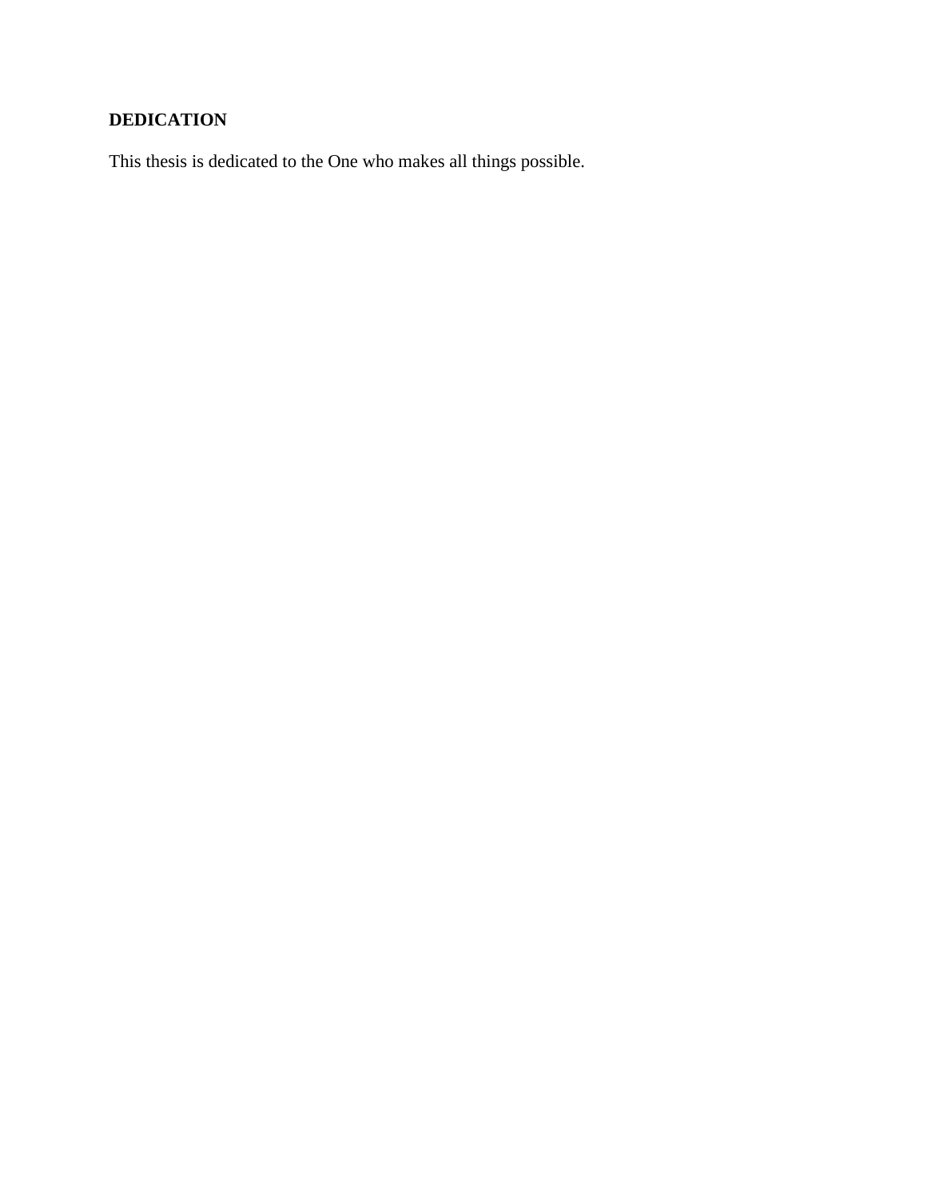## DEDICATION

This thesis is dedicated to the One who makes all things possible.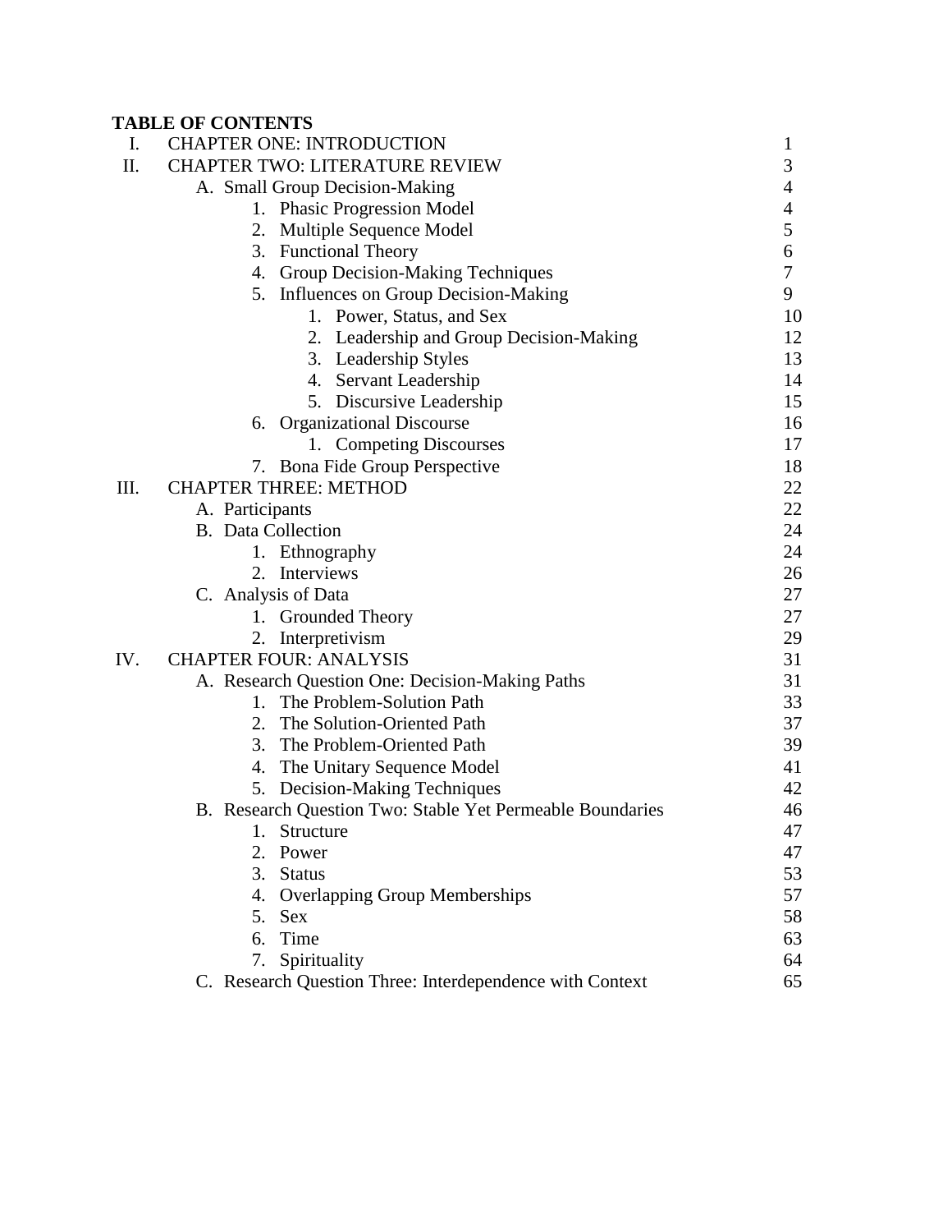**TABLE OF CONTENTS**

- I. CHAPTER ONE: INTRODUCTION 1
- II. CHAPTER TWO: LITERATURE REVIEW 3
  - A. Small Group Decision-Making 4
    1. Phasic Progression Model 4
    2. Multiple Sequence Model 5
    3. Functional Theory 6
    4. Group Decision-Making Techniques 7
    5. Influences on Group Decision-Making 9
       1. Power, Status, and Sex 10
       2. Leadership and Group Decision-Making 12
       3. Leadership Styles 13
       4. Servant Leadership 14
       5. Discursive Leadership 15
    6. Organizational Discourse 16
       1. Competing Discourses 17
    7. Bona Fide Group Perspective 18
- III. CHAPTER THREE: METHOD 22
  - A. Participants 22
  - B. Data Collection 24
    1. Ethnography 24
    2. Interviews 26
  - C. Analysis of Data 27
    1. Grounded Theory 27
    2. Interpretivism 29
- IV. CHAPTER FOUR: ANALYSIS 31
  - A. Research Question One: Decision-Making Paths 31
    1. The Problem-Solution Path 33
    2. The Solution-Oriented Path 37
    3. The Problem-Oriented Path 39
    4. The Unitary Sequence Model 41
    5. Decision-Making Techniques 42
  - B. Research Question Two: Stable Yet Permeable Boundaries 46
    1. Structure 47
    2. Power 47
    3. Status 53
    4. Overlapping Group Memberships 57
    5. Sex 58
    6. Time 63
    7. Spirituality 64
  - C. Research Question Three: Interdependence with Context 65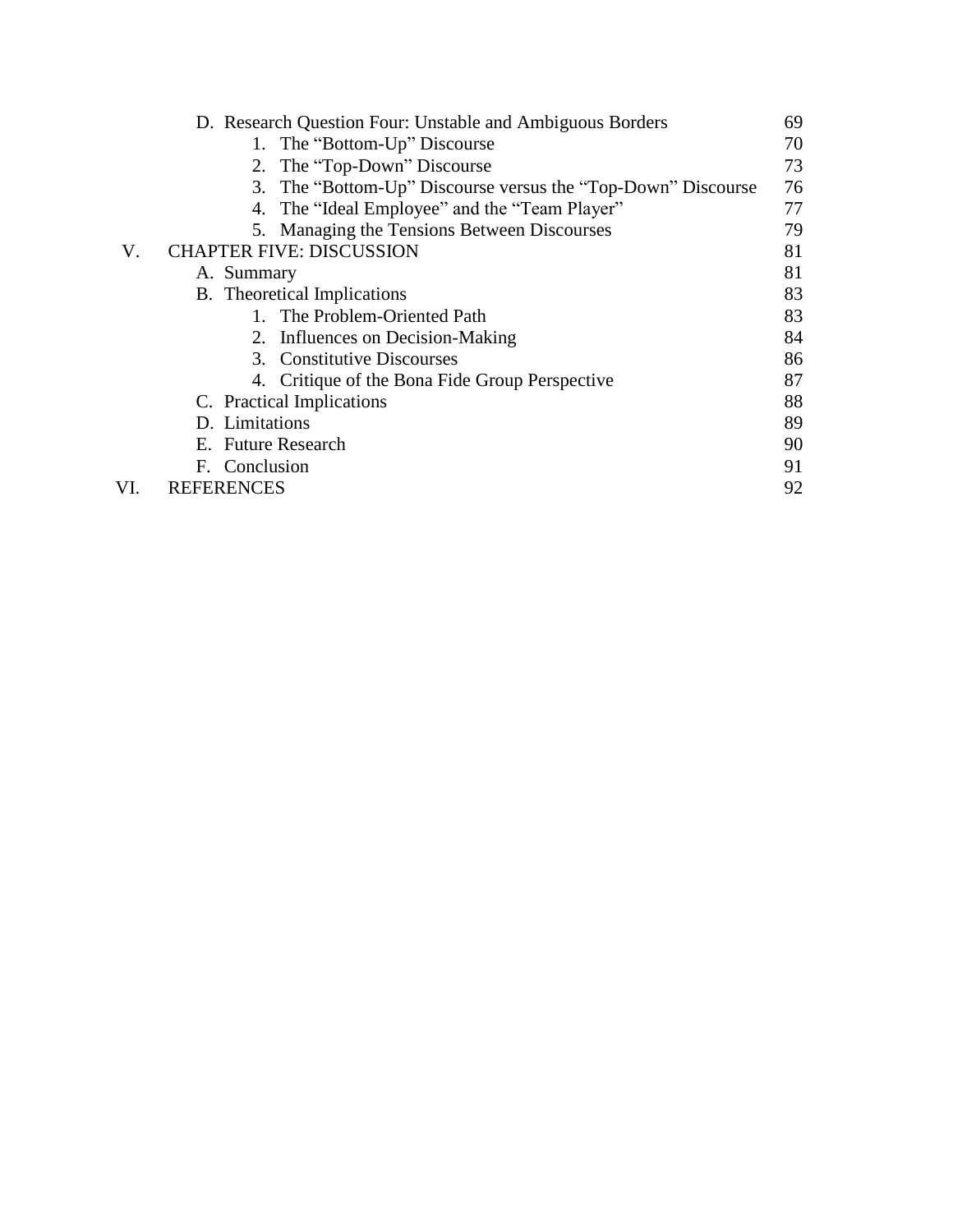D. Research Question Four: Unstable and Ambiguous Borders 69
   1. The "Bottom-Up" Discourse 70
   2. The "Top-Down" Discourse 73
   3. The "Bottom-Up" Discourse versus the "Top-Down" Discourse 76
   4. The "Ideal Employee" and the "Team Player" 77
   5. Managing the Tensions Between Discourses 79

V. CHAPTER FIVE: DISCUSSION 81
   A. Summary 81
   B. Theoretical Implications 83
      1. The Problem-Oriented Path 83
      2. Influences on Decision-Making 84
      3. Constitutive Discourses 86
      4. Critique of the Bona Fide Group Perspective 87
   C. Practical Implications 88
   D. Limitations 89
   E. Future Research 90
   F. Conclusion 91

VI. REFERENCES 92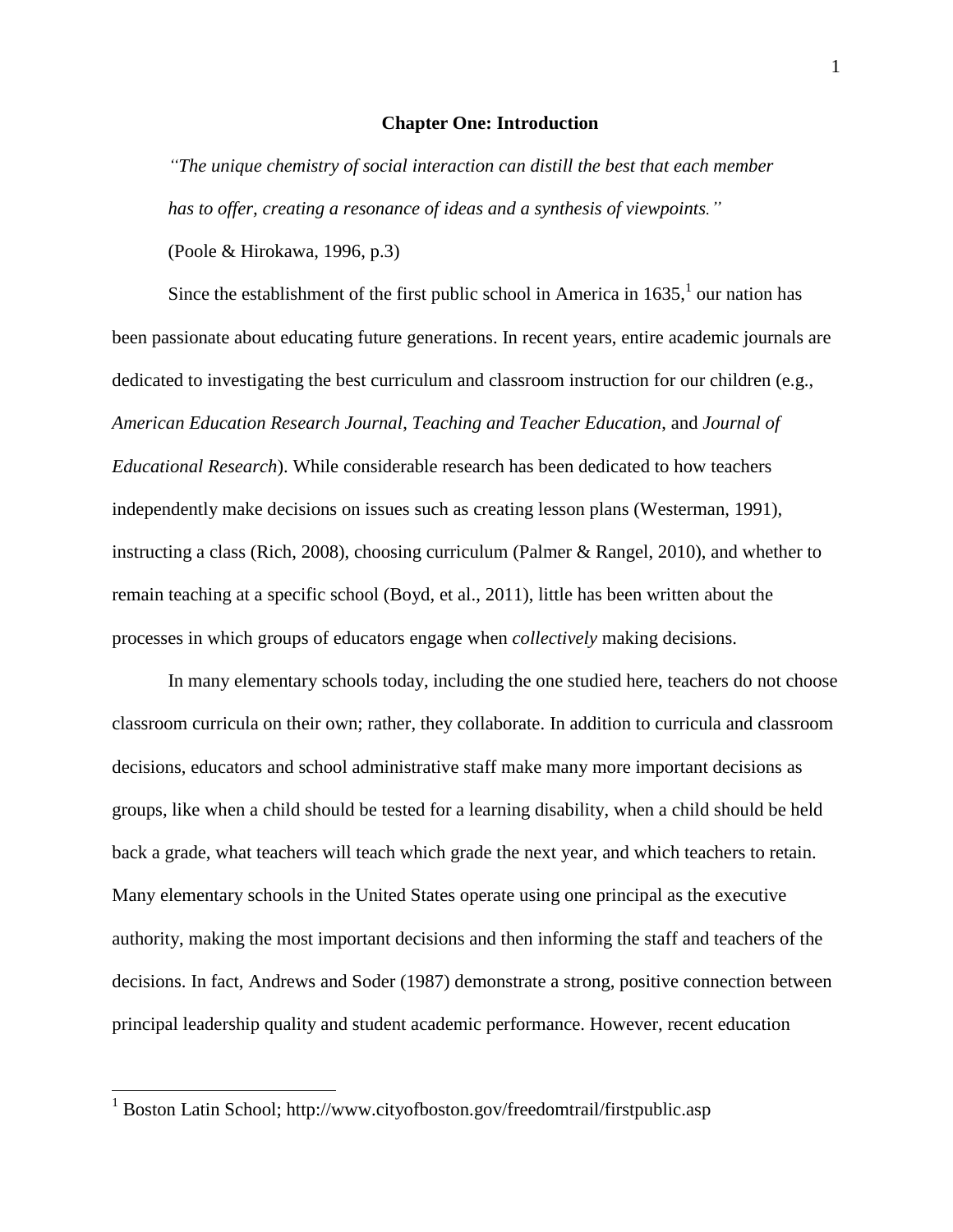# Chapter One: Introduction

*"The unique chemistry of social interaction can distill the best that each member has to offer, creating a resonance of ideas and a synthesis of viewpoints."*

(Poole & Hirokawa, 1996, p.3)

Since the establishment of the first public school in America in 1635,[1] our nation has been passionate about educating future generations. In recent years, entire academic journals are dedicated to investigating the best curriculum and classroom instruction for our children (e.g., *American Education Research Journal*, *Teaching and Teacher Education*, and *Journal of Educational Research*). While considerable research has been dedicated to how teachers independently make decisions on issues such as creating lesson plans (Westerman, 1991), instructing a class (Rich, 2008), choosing curriculum (Palmer & Rangel, 2010), and whether to remain teaching at a specific school (Boyd, et al., 2011), little has been written about the processes in which groups of educators engage when *collectively* making decisions.

In many elementary schools today, including the one studied here, teachers do not choose classroom curricula on their own; rather, they collaborate. In addition to curricula and classroom decisions, educators and school administrative staff make many more important decisions as groups, like when a child should be tested for a learning disability, when a child should be held back a grade, what teachers will teach which grade the next year, and which teachers to retain. Many elementary schools in the United States operate using one principal as the executive authority, making the most important decisions and then informing the staff and teachers of the decisions. In fact, Andrews and Soder (1987) demonstrate a strong, positive connection between principal leadership quality and student academic performance. However, recent education

[1] Boston Latin School; http://www.cityofboston.gov/freedomtrail/firstpublic.asp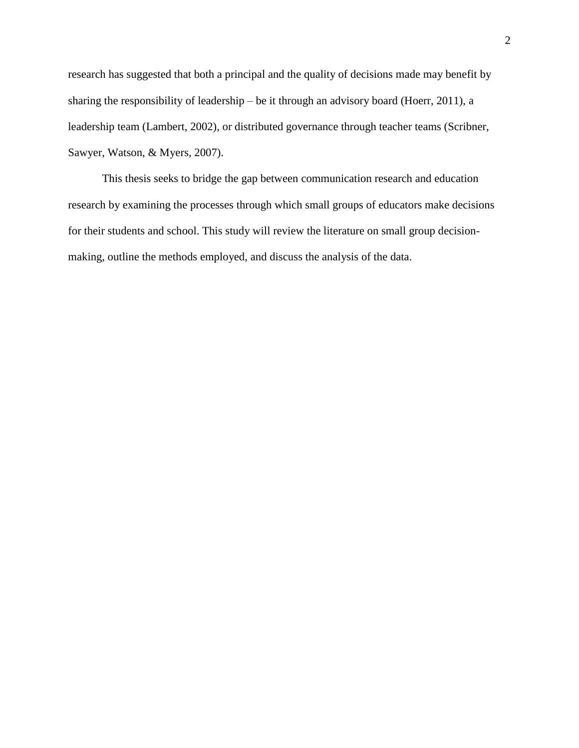research has suggested that both a principal and the quality of decisions made may benefit by sharing the responsibility of leadership – be it through an advisory board (Hoerr, 2011), a leadership team (Lambert, 2002), or distributed governance through teacher teams (Scribner, Sawyer, Watson, & Myers, 2007).

This thesis seeks to bridge the gap between communication research and education research by examining the processes through which small groups of educators make decisions for their students and school. This study will review the literature on small group decision-making, outline the methods employed, and discuss the analysis of the data.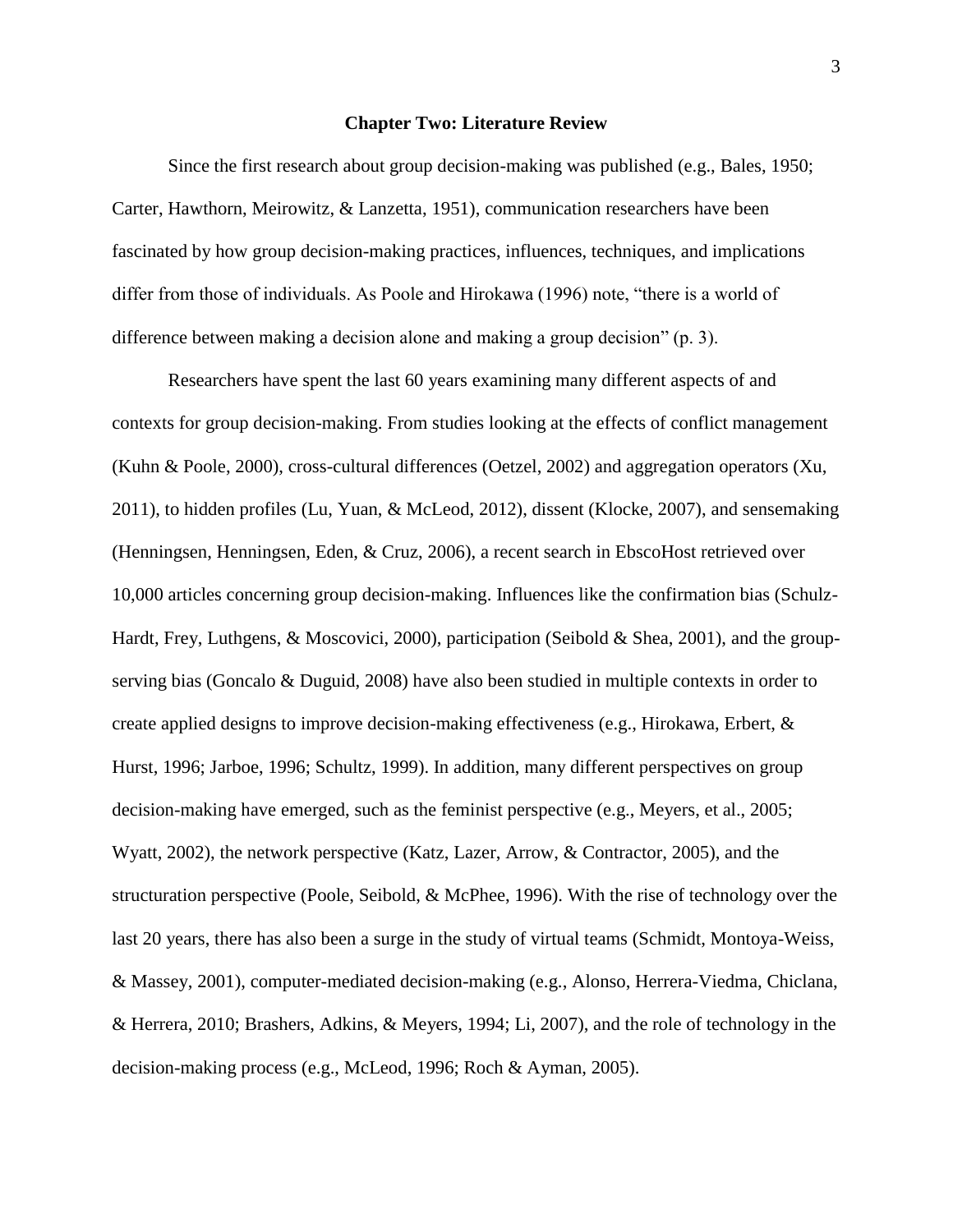## Chapter Two: Literature Review

Since the first research about group decision-making was published (e.g., Bales, 1950; Carter, Hawthorn, Meirowitz, & Lanzetta, 1951), communication researchers have been fascinated by how group decision-making practices, influences, techniques, and implications differ from those of individuals. As Poole and Hirokawa (1996) note, "there is a world of difference between making a decision alone and making a group decision" (p. 3).

Researchers have spent the last 60 years examining many different aspects of and contexts for group decision-making. From studies looking at the effects of conflict management (Kuhn & Poole, 2000), cross-cultural differences (Oetzel, 2002) and aggregation operators (Xu, 2011), to hidden profiles (Lu, Yuan, & McLeod, 2012), dissent (Klocke, 2007), and sensemaking (Henningsen, Henningsen, Eden, & Cruz, 2006), a recent search in EbscoHost retrieved over 10,000 articles concerning group decision-making. Influences like the confirmation bias (Schulz-Hardt, Frey, Luthgens, & Moscovici, 2000), participation (Seibold & Shea, 2001), and the group-serving bias (Goncalo & Duguid, 2008) have also been studied in multiple contexts in order to create applied designs to improve decision-making effectiveness (e.g., Hirokawa, Erbert, & Hurst, 1996; Jarboe, 1996; Schultz, 1999). In addition, many different perspectives on group decision-making have emerged, such as the feminist perspective (e.g., Meyers, et al., 2005; Wyatt, 2002), the network perspective (Katz, Lazer, Arrow, & Contractor, 2005), and the structuration perspective (Poole, Seibold, & McPhee, 1996). With the rise of technology over the last 20 years, there has also been a surge in the study of virtual teams (Schmidt, Montoya-Weiss, & Massey, 2001), computer-mediated decision-making (e.g., Alonso, Herrera-Viedma, Chiclana, & Herrera, 2010; Brashers, Adkins, & Meyers, 1994; Li, 2007), and the role of technology in the decision-making process (e.g., McLeod, 1996; Roch & Ayman, 2005).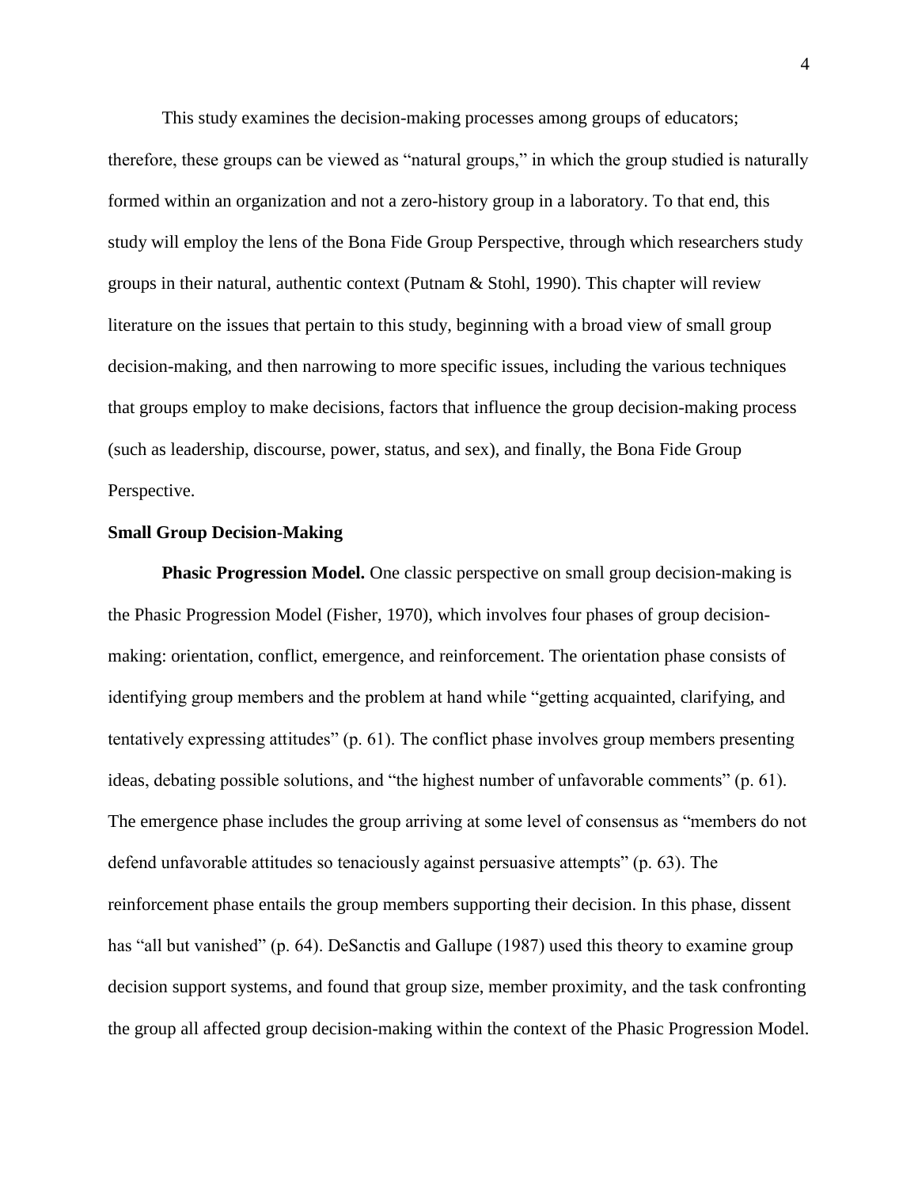This study examines the decision-making processes among groups of educators; therefore, these groups can be viewed as "natural groups," in which the group studied is naturally formed within an organization and not a zero-history group in a laboratory. To that end, this study will employ the lens of the Bona Fide Group Perspective, through which researchers study groups in their natural, authentic context (Putnam & Stohl, 1990). This chapter will review literature on the issues that pertain to this study, beginning with a broad view of small group decision-making, and then narrowing to more specific issues, including the various techniques that groups employ to make decisions, factors that influence the group decision-making process (such as leadership, discourse, power, status, and sex), and finally, the Bona Fide Group Perspective.

## Small Group Decision-Making

**Phasic Progression Model.** One classic perspective on small group decision-making is the Phasic Progression Model (Fisher, 1970), which involves four phases of group decision-making: orientation, conflict, emergence, and reinforcement. The orientation phase consists of identifying group members and the problem at hand while "getting acquainted, clarifying, and tentatively expressing attitudes" (p. 61). The conflict phase involves group members presenting ideas, debating possible solutions, and "the highest number of unfavorable comments" (p. 61). The emergence phase includes the group arriving at some level of consensus as "members do not defend unfavorable attitudes so tenaciously against persuasive attempts" (p. 63). The reinforcement phase entails the group members supporting their decision. In this phase, dissent has "all but vanished" (p. 64). DeSanctis and Gallupe (1987) used this theory to examine group decision support systems, and found that group size, member proximity, and the task confronting the group all affected group decision-making within the context of the Phasic Progression Model.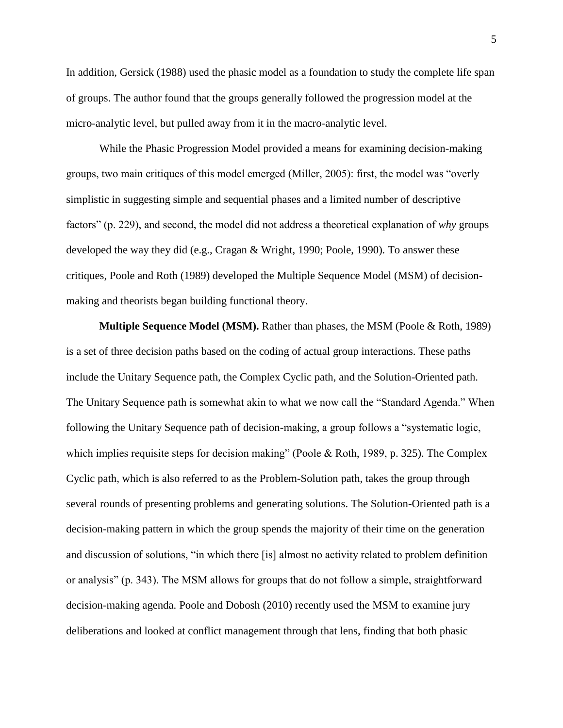In addition, Gersick (1988) used the phasic model as a foundation to study the complete life span of groups. The author found that the groups generally followed the progression model at the micro-analytic level, but pulled away from it in the macro-analytic level.

While the Phasic Progression Model provided a means for examining decision-making groups, two main critiques of this model emerged (Miller, 2005): first, the model was "overly simplistic in suggesting simple and sequential phases and a limited number of descriptive factors" (p. 229), and second, the model did not address a theoretical explanation of *why* groups developed the way they did (e.g., Cragan & Wright, 1990; Poole, 1990). To answer these critiques, Poole and Roth (1989) developed the Multiple Sequence Model (MSM) of decision-making and theorists began building functional theory.

**Multiple Sequence Model (MSM).** Rather than phases, the MSM (Poole & Roth, 1989) is a set of three decision paths based on the coding of actual group interactions. These paths include the Unitary Sequence path, the Complex Cyclic path, and the Solution-Oriented path. The Unitary Sequence path is somewhat akin to what we now call the "Standard Agenda." When following the Unitary Sequence path of decision-making, a group follows a "systematic logic, which implies requisite steps for decision making" (Poole & Roth, 1989, p. 325). The Complex Cyclic path, which is also referred to as the Problem-Solution path, takes the group through several rounds of presenting problems and generating solutions. The Solution-Oriented path is a decision-making pattern in which the group spends the majority of their time on the generation and discussion of solutions, "in which there [is] almost no activity related to problem definition or analysis" (p. 343). The MSM allows for groups that do not follow a simple, straightforward decision-making agenda. Poole and Dobosh (2010) recently used the MSM to examine jury deliberations and looked at conflict management through that lens, finding that both phasic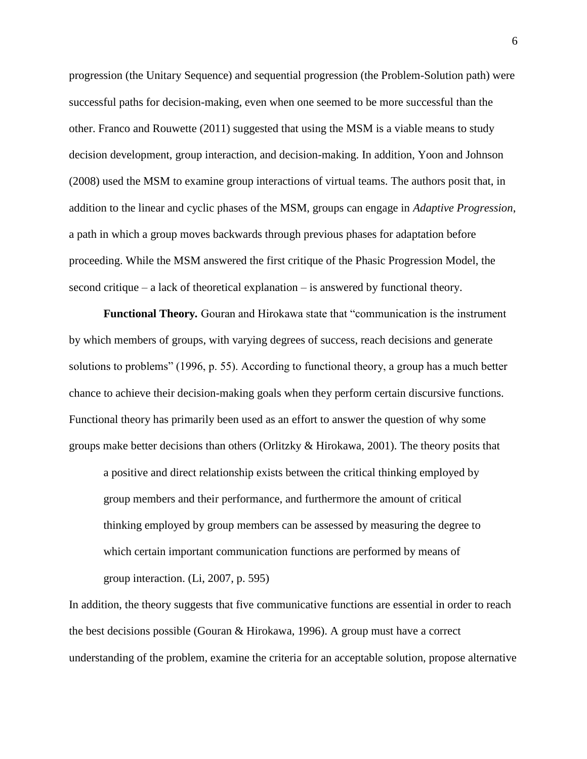progression (the Unitary Sequence) and sequential progression (the Problem-Solution path) were successful paths for decision-making, even when one seemed to be more successful than the other. Franco and Rouwette (2011) suggested that using the MSM is a viable means to study decision development, group interaction, and decision-making. In addition, Yoon and Johnson (2008) used the MSM to examine group interactions of virtual teams. The authors posit that, in addition to the linear and cyclic phases of the MSM, groups can engage in *Adaptive Progression*, a path in which a group moves backwards through previous phases for adaptation before proceeding. While the MSM answered the first critique of the Phasic Progression Model, the second critique – a lack of theoretical explanation – is answered by functional theory.

**Functional Theory.** Gouran and Hirokawa state that "communication is the instrument by which members of groups, with varying degrees of success, reach decisions and generate solutions to problems" (1996, p. 55). According to functional theory, a group has a much better chance to achieve their decision-making goals when they perform certain discursive functions. Functional theory has primarily been used as an effort to answer the question of why some groups make better decisions than others (Orlitzky & Hirokawa, 2001). The theory posits that

> a positive and direct relationship exists between the critical thinking employed by group members and their performance, and furthermore the amount of critical thinking employed by group members can be assessed by measuring the degree to which certain important communication functions are performed by means of group interaction. (Li, 2007, p. 595)

In addition, the theory suggests that five communicative functions are essential in order to reach the best decisions possible (Gouran & Hirokawa, 1996). A group must have a correct understanding of the problem, examine the criteria for an acceptable solution, propose alternative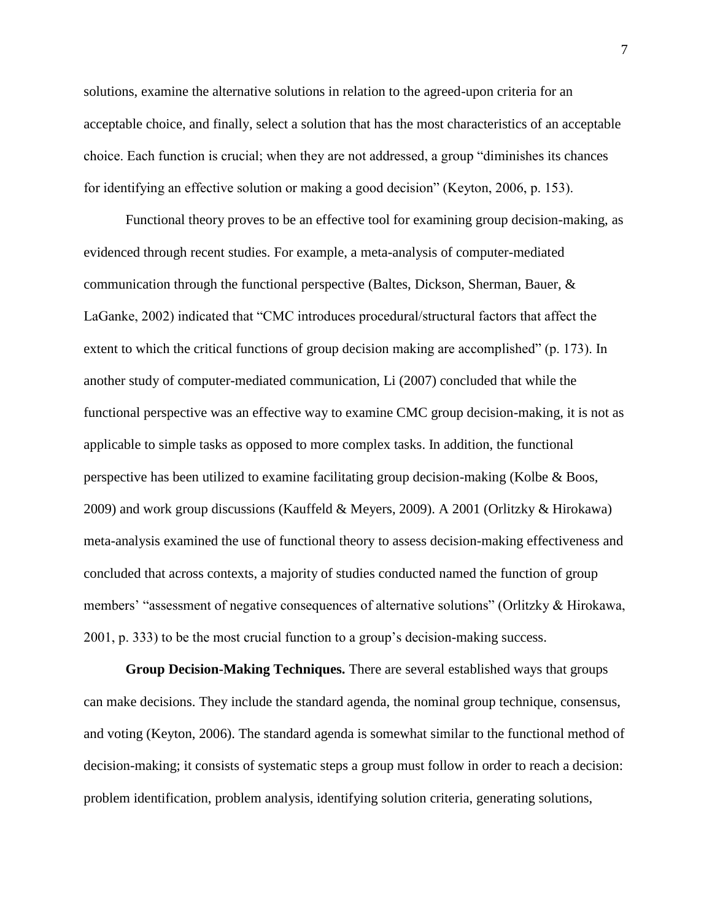solutions, examine the alternative solutions in relation to the agreed-upon criteria for an acceptable choice, and finally, select a solution that has the most characteristics of an acceptable choice. Each function is crucial; when they are not addressed, a group "diminishes its chances for identifying an effective solution or making a good decision" (Keyton, 2006, p. 153).

Functional theory proves to be an effective tool for examining group decision-making, as evidenced through recent studies. For example, a meta-analysis of computer-mediated communication through the functional perspective (Baltes, Dickson, Sherman, Bauer, & LaGanke, 2002) indicated that "CMC introduces procedural/structural factors that affect the extent to which the critical functions of group decision making are accomplished" (p. 173). In another study of computer-mediated communication, Li (2007) concluded that while the functional perspective was an effective way to examine CMC group decision-making, it is not as applicable to simple tasks as opposed to more complex tasks. In addition, the functional perspective has been utilized to examine facilitating group decision-making (Kolbe & Boos, 2009) and work group discussions (Kauffeld & Meyers, 2009). A 2001 (Orlitzky & Hirokawa) meta-analysis examined the use of functional theory to assess decision-making effectiveness and concluded that across contexts, a majority of studies conducted named the function of group members' "assessment of negative consequences of alternative solutions" (Orlitzky & Hirokawa, 2001, p. 333) to be the most crucial function to a group's decision-making success.

**Group Decision-Making Techniques.** There are several established ways that groups can make decisions. They include the standard agenda, the nominal group technique, consensus, and voting (Keyton, 2006). The standard agenda is somewhat similar to the functional method of decision-making; it consists of systematic steps a group must follow in order to reach a decision: problem identification, problem analysis, identifying solution criteria, generating solutions,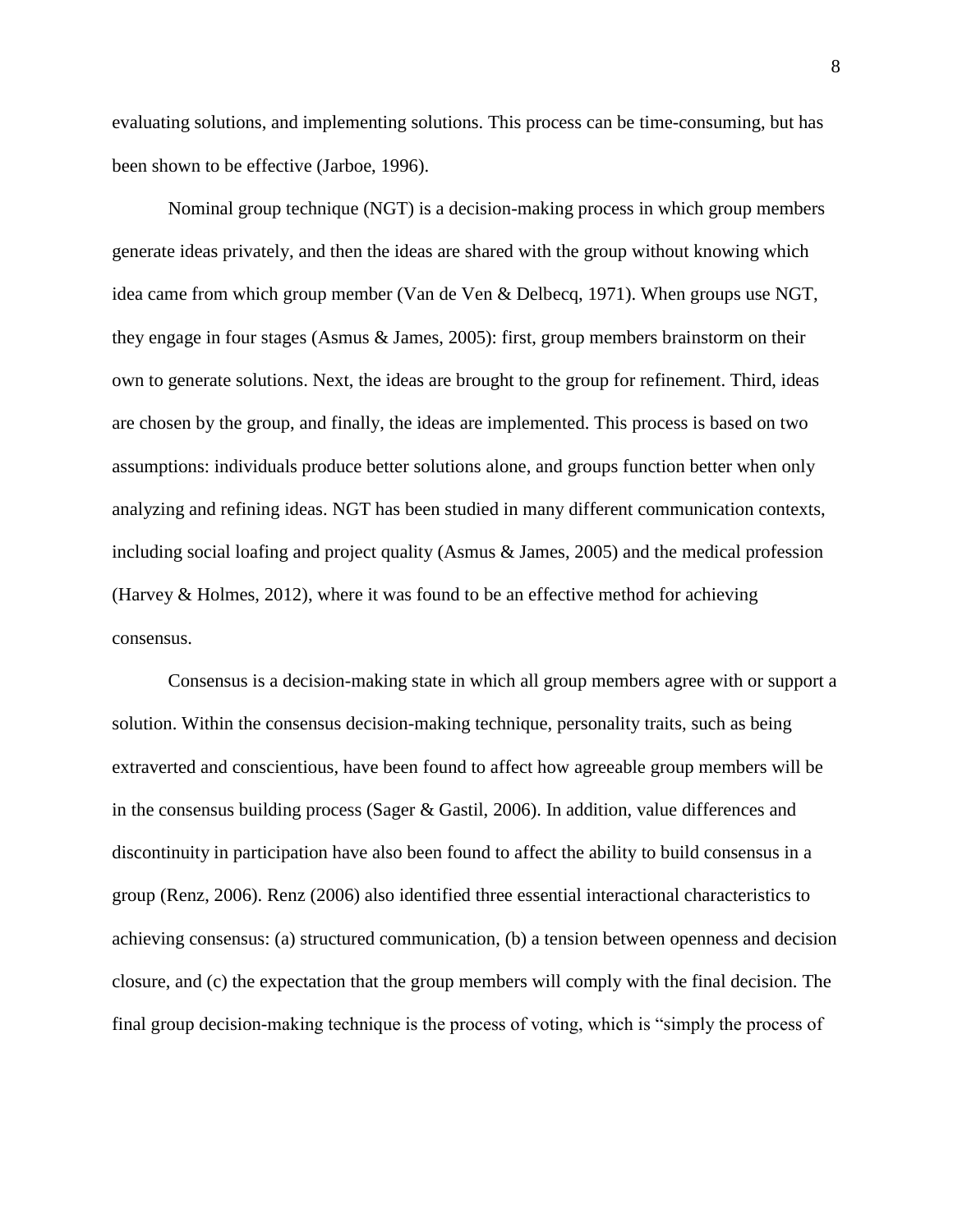evaluating solutions, and implementing solutions. This process can be time-consuming, but has been shown to be effective (Jarboe, 1996).

Nominal group technique (NGT) is a decision-making process in which group members generate ideas privately, and then the ideas are shared with the group without knowing which idea came from which group member (Van de Ven & Delbecq, 1971). When groups use NGT, they engage in four stages (Asmus & James, 2005): first, group members brainstorm on their own to generate solutions. Next, the ideas are brought to the group for refinement. Third, ideas are chosen by the group, and finally, the ideas are implemented. This process is based on two assumptions: individuals produce better solutions alone, and groups function better when only analyzing and refining ideas. NGT has been studied in many different communication contexts, including social loafing and project quality (Asmus & James, 2005) and the medical profession (Harvey & Holmes, 2012), where it was found to be an effective method for achieving consensus.

Consensus is a decision-making state in which all group members agree with or support a solution. Within the consensus decision-making technique, personality traits, such as being extraverted and conscientious, have been found to affect how agreeable group members will be in the consensus building process (Sager & Gastil, 2006). In addition, value differences and discontinuity in participation have also been found to affect the ability to build consensus in a group (Renz, 2006). Renz (2006) also identified three essential interactional characteristics to achieving consensus: (a) structured communication, (b) a tension between openness and decision closure, and (c) the expectation that the group members will comply with the final decision. The final group decision-making technique is the process of voting, which is "simply the process of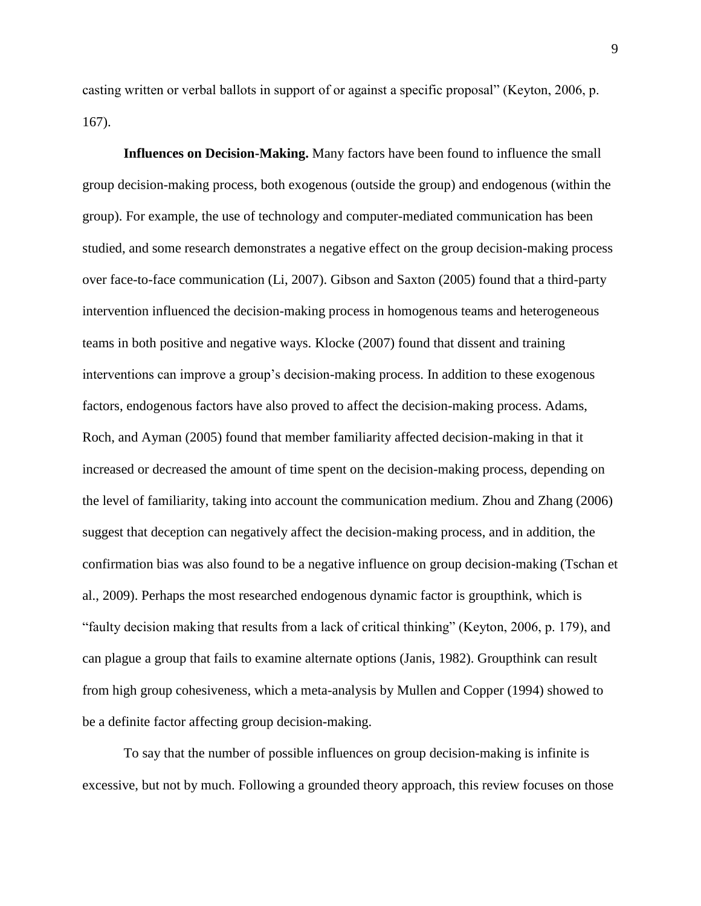casting written or verbal ballots in support of or against a specific proposal" (Keyton, 2006, p. 167).

**Influences on Decision-Making.** Many factors have been found to influence the small group decision-making process, both exogenous (outside the group) and endogenous (within the group). For example, the use of technology and computer-mediated communication has been studied, and some research demonstrates a negative effect on the group decision-making process over face-to-face communication (Li, 2007). Gibson and Saxton (2005) found that a third-party intervention influenced the decision-making process in homogenous teams and heterogeneous teams in both positive and negative ways. Klocke (2007) found that dissent and training interventions can improve a group's decision-making process. In addition to these exogenous factors, endogenous factors have also proved to affect the decision-making process. Adams, Roch, and Ayman (2005) found that member familiarity affected decision-making in that it increased or decreased the amount of time spent on the decision-making process, depending on the level of familiarity, taking into account the communication medium. Zhou and Zhang (2006) suggest that deception can negatively affect the decision-making process, and in addition, the confirmation bias was also found to be a negative influence on group decision-making (Tschan et al., 2009). Perhaps the most researched endogenous dynamic factor is groupthink, which is "faulty decision making that results from a lack of critical thinking" (Keyton, 2006, p. 179), and can plague a group that fails to examine alternate options (Janis, 1982). Groupthink can result from high group cohesiveness, which a meta-analysis by Mullen and Copper (1994) showed to be a definite factor affecting group decision-making.

To say that the number of possible influences on group decision-making is infinite is excessive, but not by much. Following a grounded theory approach, this review focuses on those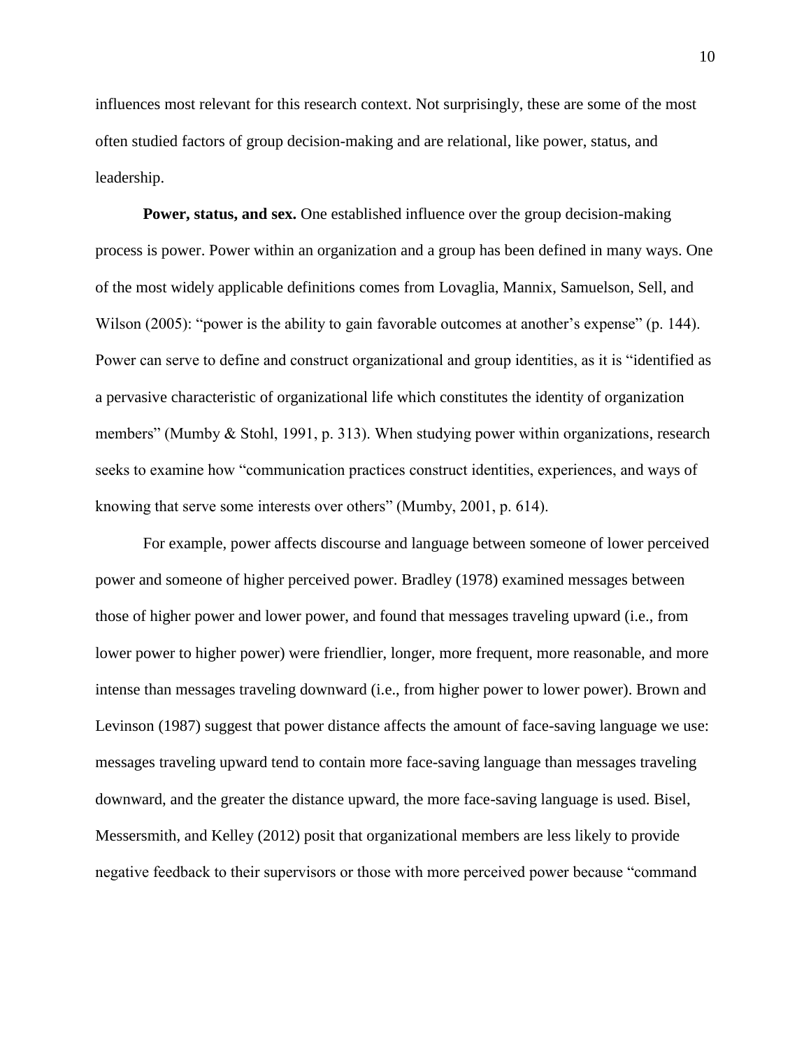influences most relevant for this research context. Not surprisingly, these are some of the most often studied factors of group decision-making and are relational, like power, status, and leadership.

**Power, status, and sex.** One established influence over the group decision-making process is power. Power within an organization and a group has been defined in many ways. One of the most widely applicable definitions comes from Lovaglia, Mannix, Samuelson, Sell, and Wilson (2005): "power is the ability to gain favorable outcomes at another's expense" (p. 144). Power can serve to define and construct organizational and group identities, as it is "identified as a pervasive characteristic of organizational life which constitutes the identity of organization members" (Mumby & Stohl, 1991, p. 313). When studying power within organizations, research seeks to examine how "communication practices construct identities, experiences, and ways of knowing that serve some interests over others" (Mumby, 2001, p. 614).

For example, power affects discourse and language between someone of lower perceived power and someone of higher perceived power. Bradley (1978) examined messages between those of higher power and lower power, and found that messages traveling upward (i.e., from lower power to higher power) were friendlier, longer, more frequent, more reasonable, and more intense than messages traveling downward (i.e., from higher power to lower power). Brown and Levinson (1987) suggest that power distance affects the amount of face-saving language we use: messages traveling upward tend to contain more face-saving language than messages traveling downward, and the greater the distance upward, the more face-saving language is used. Bisel, Messersmith, and Kelley (2012) posit that organizational members are less likely to provide negative feedback to their supervisors or those with more perceived power because "command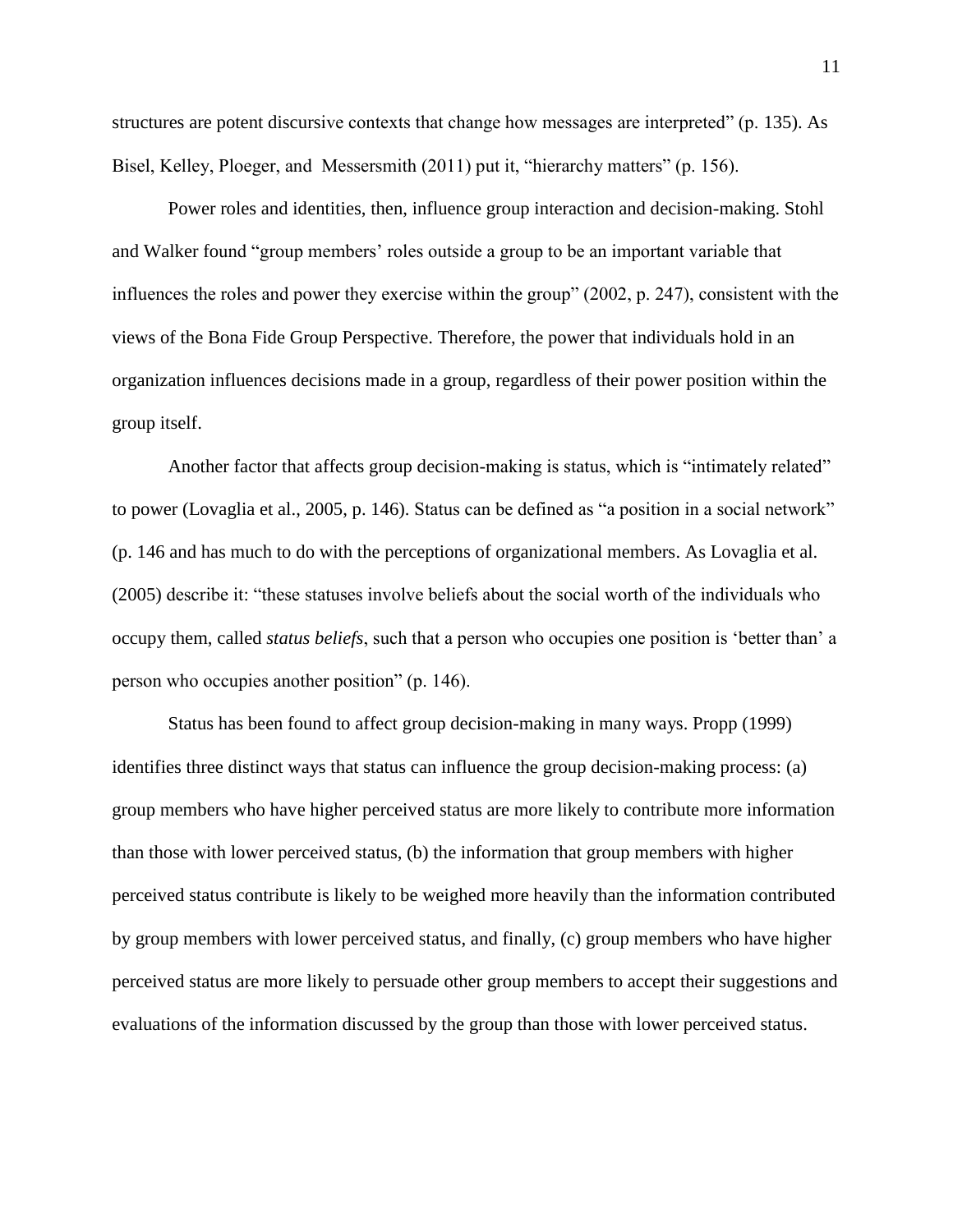structures are potent discursive contexts that change how messages are interpreted" (p. 135). As Bisel, Kelley, Ploeger, and Messersmith (2011) put it, "hierarchy matters" (p. 156).

Power roles and identities, then, influence group interaction and decision-making. Stohl and Walker found "group members' roles outside a group to be an important variable that influences the roles and power they exercise within the group" (2002, p. 247), consistent with the views of the Bona Fide Group Perspective. Therefore, the power that individuals hold in an organization influences decisions made in a group, regardless of their power position within the group itself.

Another factor that affects group decision-making is status, which is "intimately related" to power (Lovaglia et al., 2005, p. 146). Status can be defined as "a position in a social network" (p. 146 and has much to do with the perceptions of organizational members. As Lovaglia et al. (2005) describe it: "these statuses involve beliefs about the social worth of the individuals who occupy them, called *status beliefs*, such that a person who occupies one position is 'better than' a person who occupies another position" (p. 146).

Status has been found to affect group decision-making in many ways. Propp (1999) identifies three distinct ways that status can influence the group decision-making process: (a) group members who have higher perceived status are more likely to contribute more information than those with lower perceived status, (b) the information that group members with higher perceived status contribute is likely to be weighed more heavily than the information contributed by group members with lower perceived status, and finally, (c) group members who have higher perceived status are more likely to persuade other group members to accept their suggestions and evaluations of the information discussed by the group than those with lower perceived status.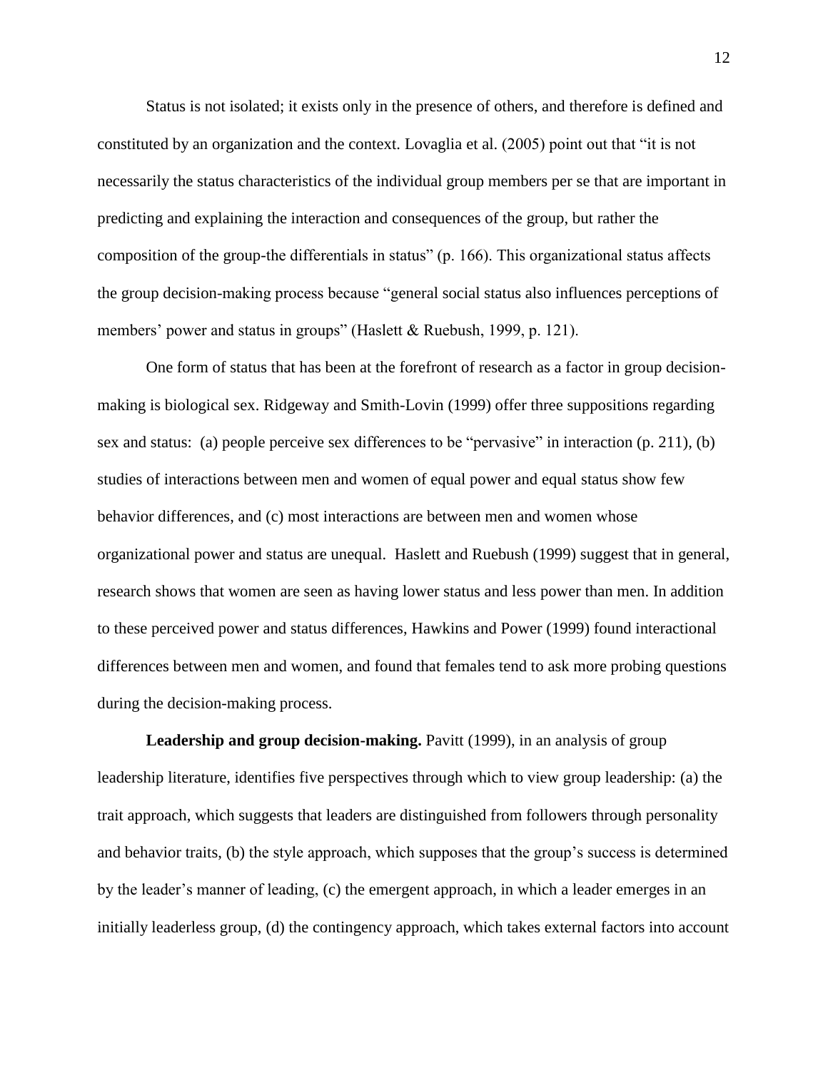Status is not isolated; it exists only in the presence of others, and therefore is defined and constituted by an organization and the context. Lovaglia et al. (2005) point out that "it is not necessarily the status characteristics of the individual group members per se that are important in predicting and explaining the interaction and consequences of the group, but rather the composition of the group-the differentials in status" (p. 166). This organizational status affects the group decision-making process because "general social status also influences perceptions of members' power and status in groups" (Haslett & Ruebush, 1999, p. 121).

One form of status that has been at the forefront of research as a factor in group decision-making is biological sex. Ridgeway and Smith-Lovin (1999) offer three suppositions regarding sex and status: (a) people perceive sex differences to be "pervasive" in interaction (p. 211), (b) studies of interactions between men and women of equal power and equal status show few behavior differences, and (c) most interactions are between men and women whose organizational power and status are unequal. Haslett and Ruebush (1999) suggest that in general, research shows that women are seen as having lower status and less power than men. In addition to these perceived power and status differences, Hawkins and Power (1999) found interactional differences between men and women, and found that females tend to ask more probing questions during the decision-making process.

**Leadership and group decision-making.** Pavitt (1999), in an analysis of group leadership literature, identifies five perspectives through which to view group leadership: (a) the trait approach, which suggests that leaders are distinguished from followers through personality and behavior traits, (b) the style approach, which supposes that the group's success is determined by the leader's manner of leading, (c) the emergent approach, in which a leader emerges in an initially leaderless group, (d) the contingency approach, which takes external factors into account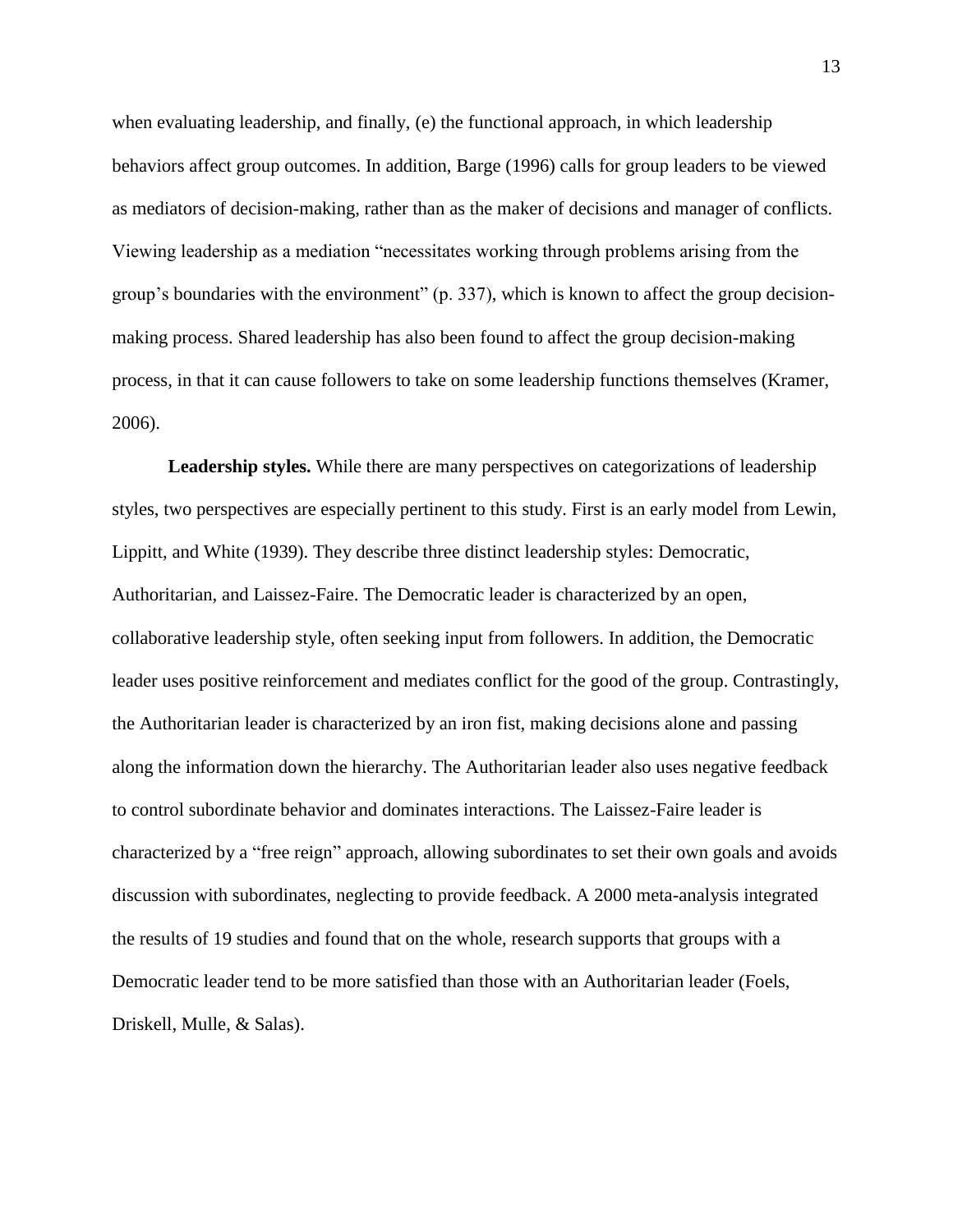when evaluating leadership, and finally, (e) the functional approach, in which leadership behaviors affect group outcomes. In addition, Barge (1996) calls for group leaders to be viewed as mediators of decision-making, rather than as the maker of decisions and manager of conflicts. Viewing leadership as a mediation "necessitates working through problems arising from the group's boundaries with the environment" (p. 337), which is known to affect the group decision-making process. Shared leadership has also been found to affect the group decision-making process, in that it can cause followers to take on some leadership functions themselves (Kramer, 2006).

**Leadership styles.** While there are many perspectives on categorizations of leadership styles, two perspectives are especially pertinent to this study. First is an early model from Lewin, Lippitt, and White (1939). They describe three distinct leadership styles: Democratic, Authoritarian, and Laissez-Faire. The Democratic leader is characterized by an open, collaborative leadership style, often seeking input from followers. In addition, the Democratic leader uses positive reinforcement and mediates conflict for the good of the group. Contrastingly, the Authoritarian leader is characterized by an iron fist, making decisions alone and passing along the information down the hierarchy. The Authoritarian leader also uses negative feedback to control subordinate behavior and dominates interactions. The Laissez-Faire leader is characterized by a "free reign" approach, allowing subordinates to set their own goals and avoids discussion with subordinates, neglecting to provide feedback. A 2000 meta-analysis integrated the results of 19 studies and found that on the whole, research supports that groups with a Democratic leader tend to be more satisfied than those with an Authoritarian leader (Foels, Driskell, Mulle, & Salas).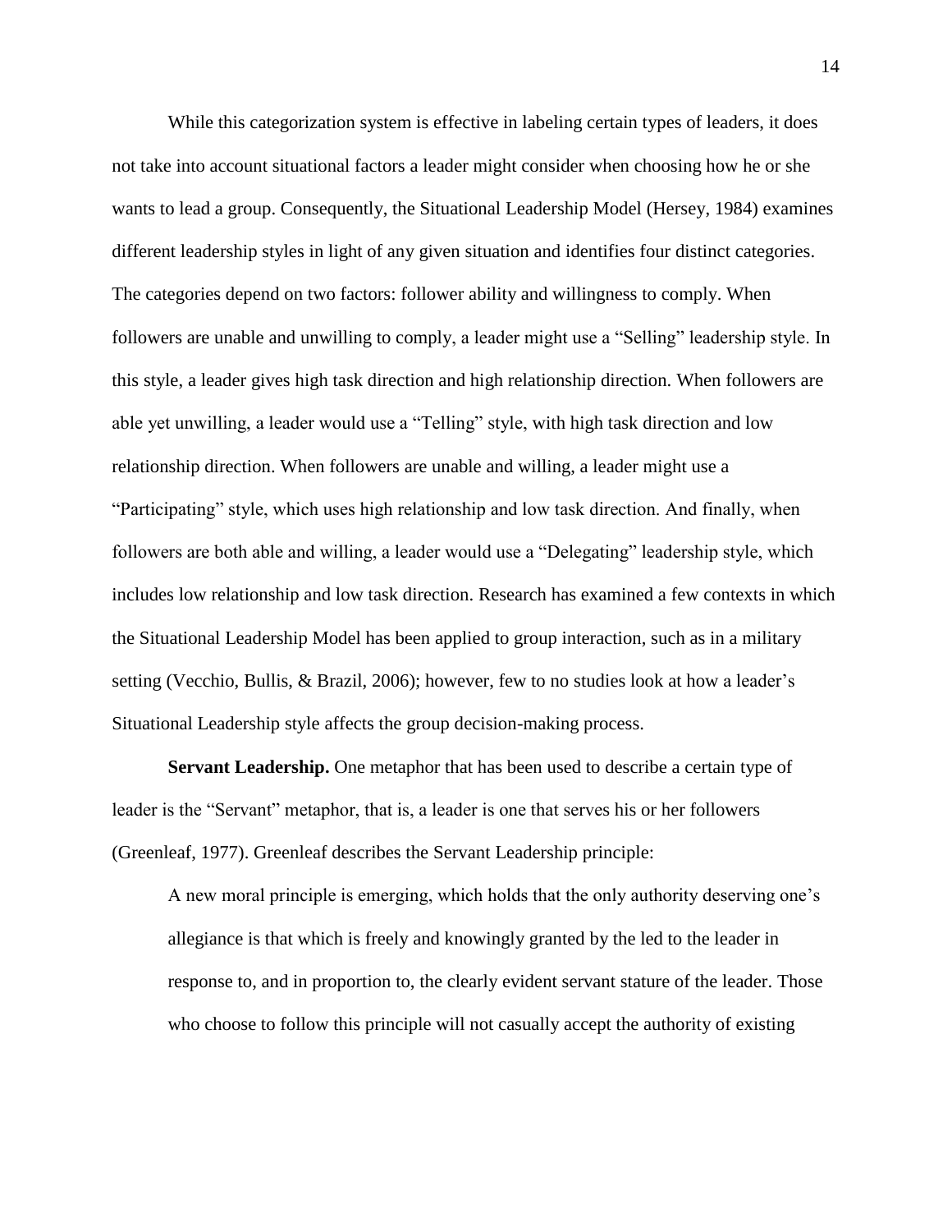While this categorization system is effective in labeling certain types of leaders, it does not take into account situational factors a leader might consider when choosing how he or she wants to lead a group. Consequently, the Situational Leadership Model (Hersey, 1984) examines different leadership styles in light of any given situation and identifies four distinct categories. The categories depend on two factors: follower ability and willingness to comply. When followers are unable and unwilling to comply, a leader might use a "Selling" leadership style. In this style, a leader gives high task direction and high relationship direction. When followers are able yet unwilling, a leader would use a "Telling" style, with high task direction and low relationship direction. When followers are unable and willing, a leader might use a "Participating" style, which uses high relationship and low task direction. And finally, when followers are both able and willing, a leader would use a "Delegating" leadership style, which includes low relationship and low task direction. Research has examined a few contexts in which the Situational Leadership Model has been applied to group interaction, such as in a military setting (Vecchio, Bullis, & Brazil, 2006); however, few to no studies look at how a leader's Situational Leadership style affects the group decision-making process.

**Servant Leadership.** One metaphor that has been used to describe a certain type of leader is the "Servant" metaphor, that is, a leader is one that serves his or her followers (Greenleaf, 1977). Greenleaf describes the Servant Leadership principle:

> A new moral principle is emerging, which holds that the only authority deserving one's allegiance is that which is freely and knowingly granted by the led to the leader in response to, and in proportion to, the clearly evident servant stature of the leader. Those who choose to follow this principle will not casually accept the authority of existing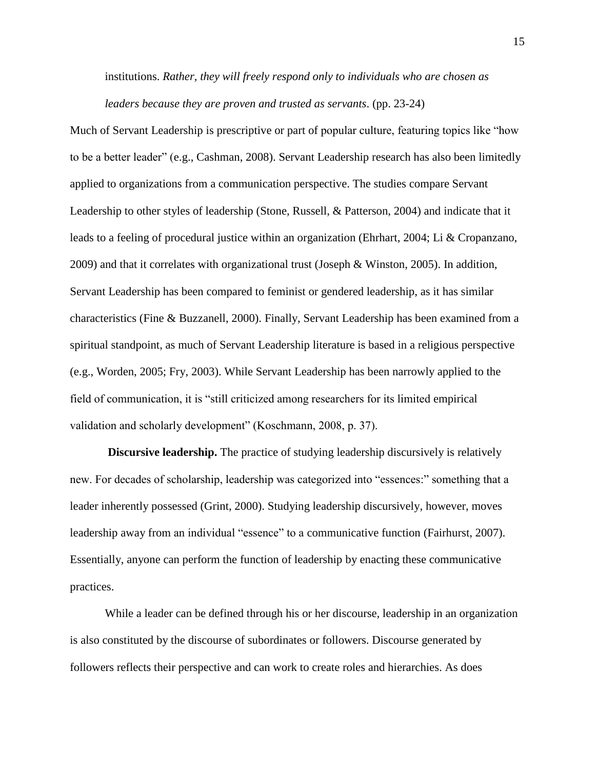> institutions. *Rather, they will freely respond only to individuals who are chosen as leaders because they are proven and trusted as servants*. (pp. 23-24)

Much of Servant Leadership is prescriptive or part of popular culture, featuring topics like "how to be a better leader" (e.g., Cashman, 2008). Servant Leadership research has also been limitedly applied to organizations from a communication perspective. The studies compare Servant Leadership to other styles of leadership (Stone, Russell, & Patterson, 2004) and indicate that it leads to a feeling of procedural justice within an organization (Ehrhart, 2004; Li & Cropanzano, 2009) and that it correlates with organizational trust (Joseph & Winston, 2005). In addition, Servant Leadership has been compared to feminist or gendered leadership, as it has similar characteristics (Fine & Buzzanell, 2000). Finally, Servant Leadership has been examined from a spiritual standpoint, as much of Servant Leadership literature is based in a religious perspective (e.g., Worden, 2005; Fry, 2003). While Servant Leadership has been narrowly applied to the field of communication, it is "still criticized among researchers for its limited empirical validation and scholarly development" (Koschmann, 2008, p. 37).

**Discursive leadership.** The practice of studying leadership discursively is relatively new. For decades of scholarship, leadership was categorized into "essences:" something that a leader inherently possessed (Grint, 2000). Studying leadership discursively, however, moves leadership away from an individual "essence" to a communicative function (Fairhurst, 2007). Essentially, anyone can perform the function of leadership by enacting these communicative practices.

While a leader can be defined through his or her discourse, leadership in an organization is also constituted by the discourse of subordinates or followers. Discourse generated by followers reflects their perspective and can work to create roles and hierarchies. As does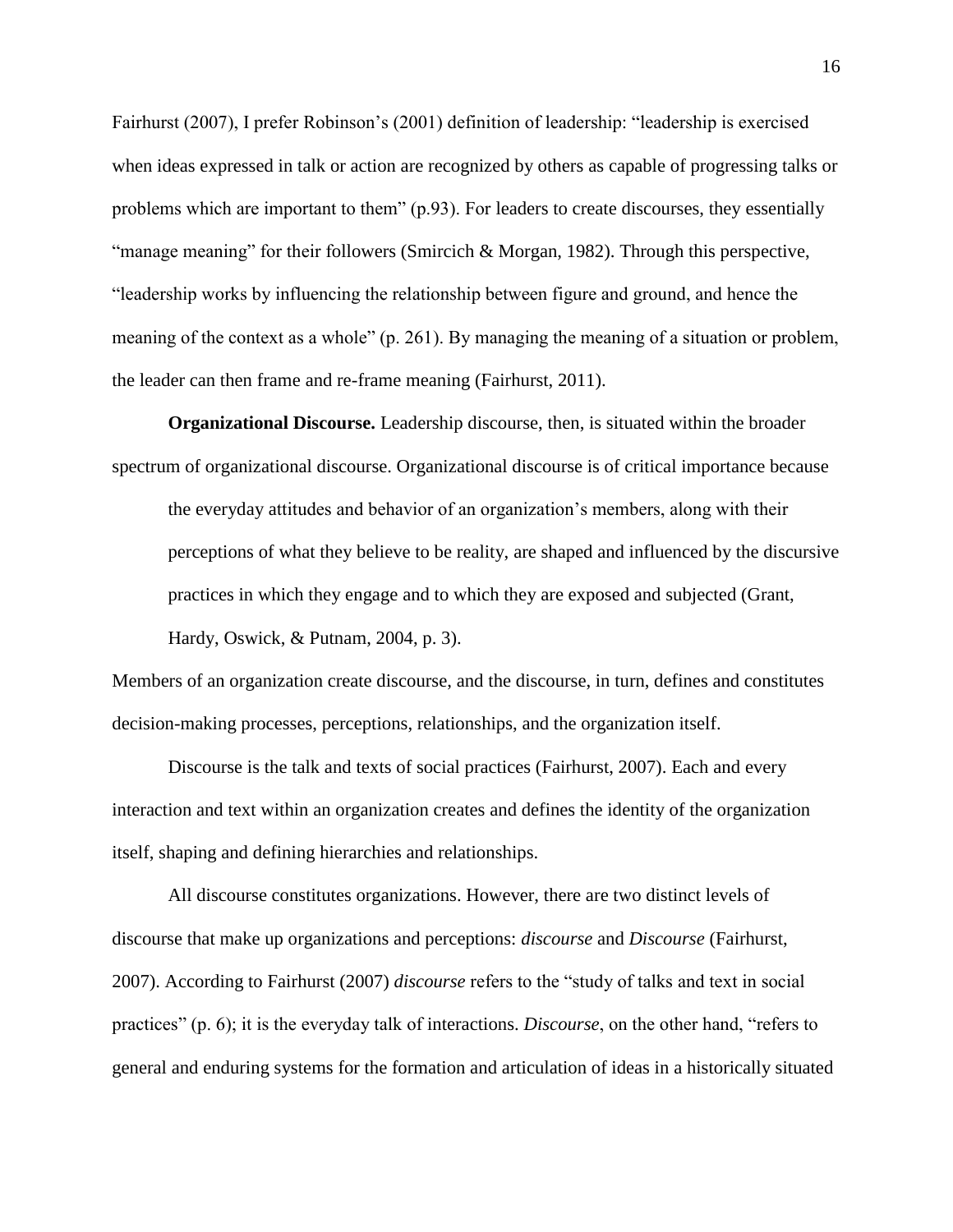Fairhurst (2007), I prefer Robinson's (2001) definition of leadership: "leadership is exercised when ideas expressed in talk or action are recognized by others as capable of progressing talks or problems which are important to them" (p.93). For leaders to create discourses, they essentially "manage meaning" for their followers (Smircich & Morgan, 1982). Through this perspective, "leadership works by influencing the relationship between figure and ground, and hence the meaning of the context as a whole" (p. 261). By managing the meaning of a situation or problem, the leader can then frame and re-frame meaning (Fairhurst, 2011).

**Organizational Discourse.** Leadership discourse, then, is situated within the broader spectrum of organizational discourse. Organizational discourse is of critical importance because

> the everyday attitudes and behavior of an organization's members, along with their perceptions of what they believe to be reality, are shaped and influenced by the discursive practices in which they engage and to which they are exposed and subjected (Grant, Hardy, Oswick, & Putnam, 2004, p. 3).

Members of an organization create discourse, and the discourse, in turn, defines and constitutes decision-making processes, perceptions, relationships, and the organization itself.

Discourse is the talk and texts of social practices (Fairhurst, 2007). Each and every interaction and text within an organization creates and defines the identity of the organization itself, shaping and defining hierarchies and relationships.

All discourse constitutes organizations. However, there are two distinct levels of discourse that make up organizations and perceptions: *discourse* and *Discourse* (Fairhurst, 2007). According to Fairhurst (2007) *discourse* refers to the "study of talks and text in social practices" (p. 6); it is the everyday talk of interactions. *Discourse*, on the other hand, "refers to general and enduring systems for the formation and articulation of ideas in a historically situated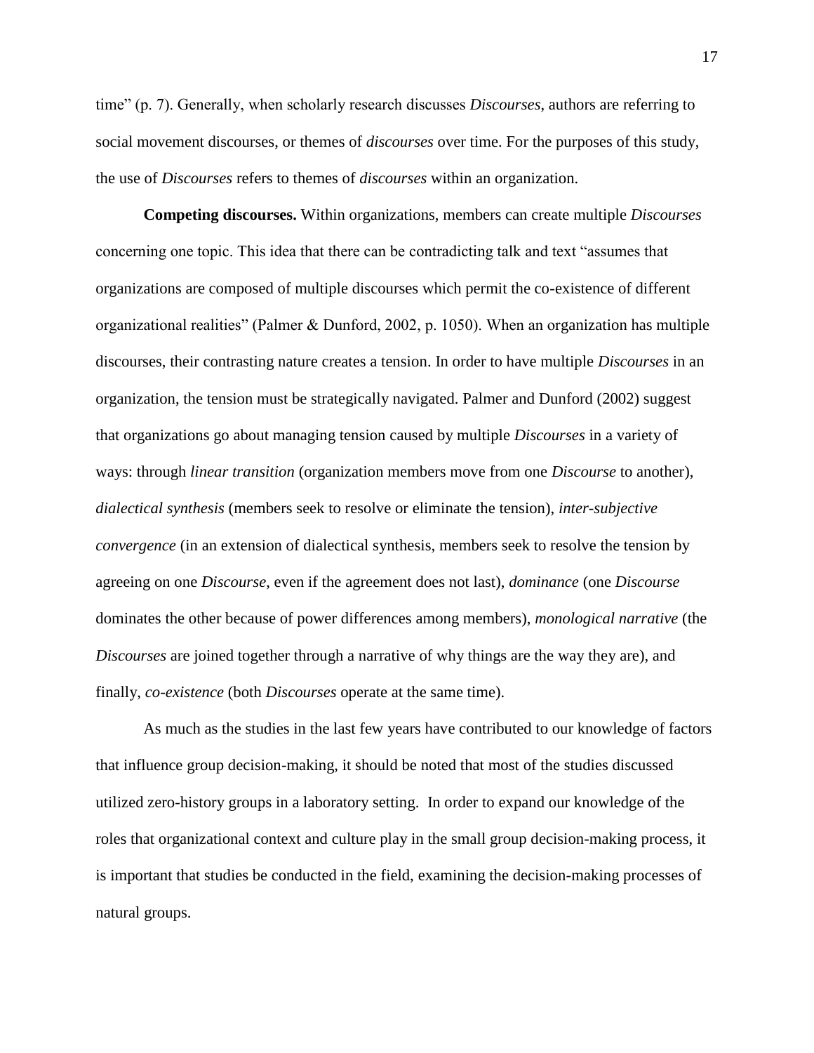time" (p. 7). Generally, when scholarly research discusses *Discourses*, authors are referring to social movement discourses, or themes of *discourses* over time. For the purposes of this study, the use of *Discourses* refers to themes of *discourses* within an organization.

**Competing discourses.** Within organizations, members can create multiple *Discourses* concerning one topic. This idea that there can be contradicting talk and text "assumes that organizations are composed of multiple discourses which permit the co-existence of different organizational realities" (Palmer & Dunford, 2002, p. 1050). When an organization has multiple discourses, their contrasting nature creates a tension. In order to have multiple *Discourses* in an organization, the tension must be strategically navigated. Palmer and Dunford (2002) suggest that organizations go about managing tension caused by multiple *Discourses* in a variety of ways: through *linear transition* (organization members move from one *Discourse* to another), *dialectical synthesis* (members seek to resolve or eliminate the tension), *inter-subjective convergence* (in an extension of dialectical synthesis, members seek to resolve the tension by agreeing on one *Discourse*, even if the agreement does not last), *dominance* (one *Discourse* dominates the other because of power differences among members), *monological narrative* (the *Discourses* are joined together through a narrative of why things are the way they are), and finally, *co-existence* (both *Discourses* operate at the same time).

As much as the studies in the last few years have contributed to our knowledge of factors that influence group decision-making, it should be noted that most of the studies discussed utilized zero-history groups in a laboratory setting. In order to expand our knowledge of the roles that organizational context and culture play in the small group decision-making process, it is important that studies be conducted in the field, examining the decision-making processes of natural groups.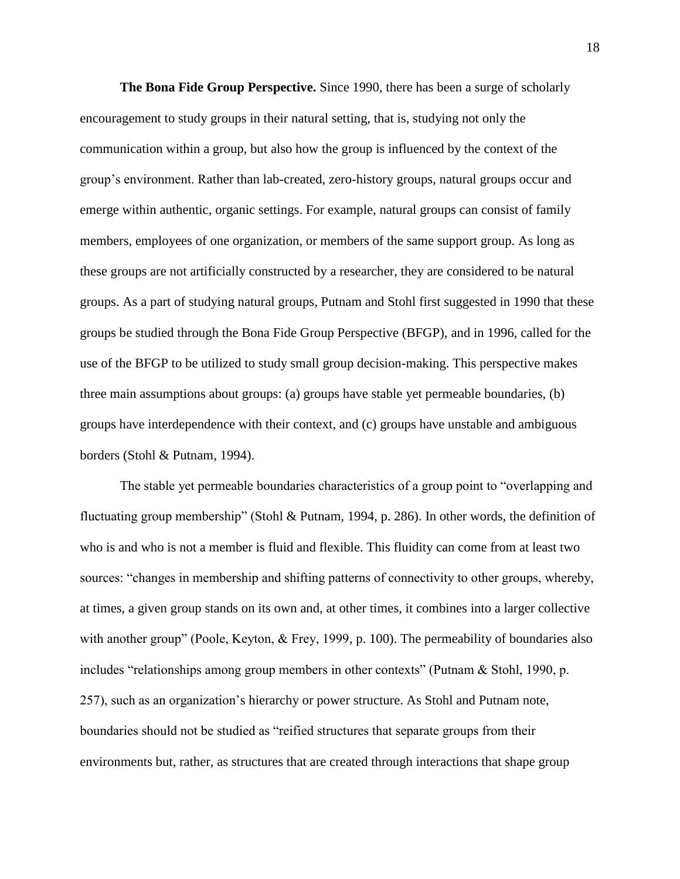**The Bona Fide Group Perspective.** Since 1990, there has been a surge of scholarly encouragement to study groups in their natural setting, that is, studying not only the communication within a group, but also how the group is influenced by the context of the group's environment. Rather than lab-created, zero-history groups, natural groups occur and emerge within authentic, organic settings. For example, natural groups can consist of family members, employees of one organization, or members of the same support group. As long as these groups are not artificially constructed by a researcher, they are considered to be natural groups. As a part of studying natural groups, Putnam and Stohl first suggested in 1990 that these groups be studied through the Bona Fide Group Perspective (BFGP), and in 1996, called for the use of the BFGP to be utilized to study small group decision-making. This perspective makes three main assumptions about groups: (a) groups have stable yet permeable boundaries, (b) groups have interdependence with their context, and (c) groups have unstable and ambiguous borders (Stohl & Putnam, 1994).

The stable yet permeable boundaries characteristics of a group point to "overlapping and fluctuating group membership" (Stohl & Putnam, 1994, p. 286). In other words, the definition of who is and who is not a member is fluid and flexible. This fluidity can come from at least two sources: "changes in membership and shifting patterns of connectivity to other groups, whereby, at times, a given group stands on its own and, at other times, it combines into a larger collective with another group" (Poole, Keyton, & Frey, 1999, p. 100). The permeability of boundaries also includes "relationships among group members in other contexts" (Putnam & Stohl, 1990, p. 257), such as an organization's hierarchy or power structure. As Stohl and Putnam note, boundaries should not be studied as "reified structures that separate groups from their environments but, rather, as structures that are created through interactions that shape group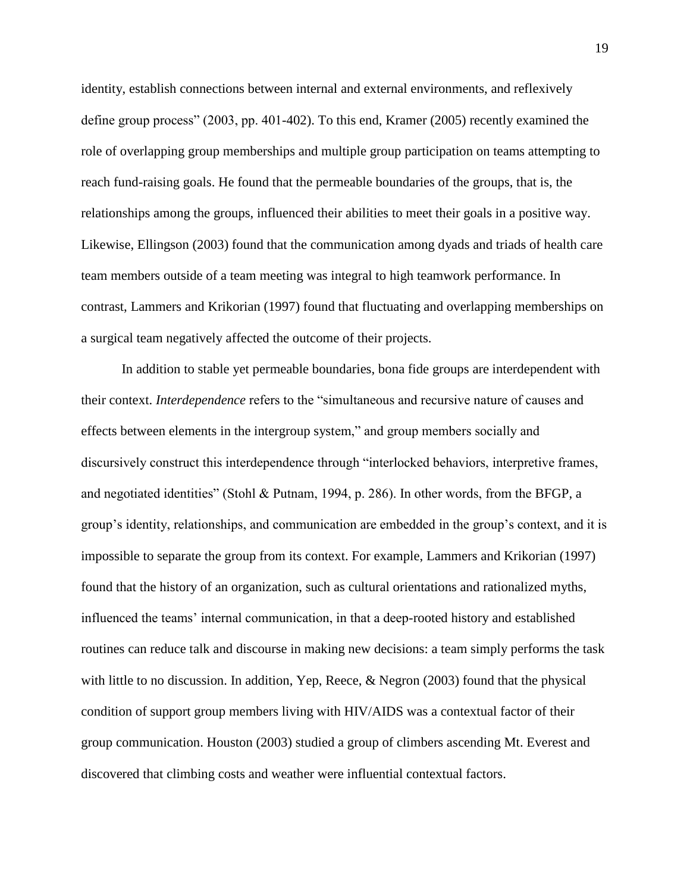identity, establish connections between internal and external environments, and reflexively define group process" (2003, pp. 401-402). To this end, Kramer (2005) recently examined the role of overlapping group memberships and multiple group participation on teams attempting to reach fund-raising goals. He found that the permeable boundaries of the groups, that is, the relationships among the groups, influenced their abilities to meet their goals in a positive way. Likewise, Ellingson (2003) found that the communication among dyads and triads of health care team members outside of a team meeting was integral to high teamwork performance. In contrast, Lammers and Krikorian (1997) found that fluctuating and overlapping memberships on a surgical team negatively affected the outcome of their projects.

In addition to stable yet permeable boundaries, bona fide groups are interdependent with their context. *Interdependence* refers to the "simultaneous and recursive nature of causes and effects between elements in the intergroup system," and group members socially and discursively construct this interdependence through "interlocked behaviors, interpretive frames, and negotiated identities" (Stohl & Putnam, 1994, p. 286). In other words, from the BFGP, a group's identity, relationships, and communication are embedded in the group's context, and it is impossible to separate the group from its context. For example, Lammers and Krikorian (1997) found that the history of an organization, such as cultural orientations and rationalized myths, influenced the teams' internal communication, in that a deep-rooted history and established routines can reduce talk and discourse in making new decisions: a team simply performs the task with little to no discussion. In addition, Yep, Reece, & Negron (2003) found that the physical condition of support group members living with HIV/AIDS was a contextual factor of their group communication. Houston (2003) studied a group of climbers ascending Mt. Everest and discovered that climbing costs and weather were influential contextual factors.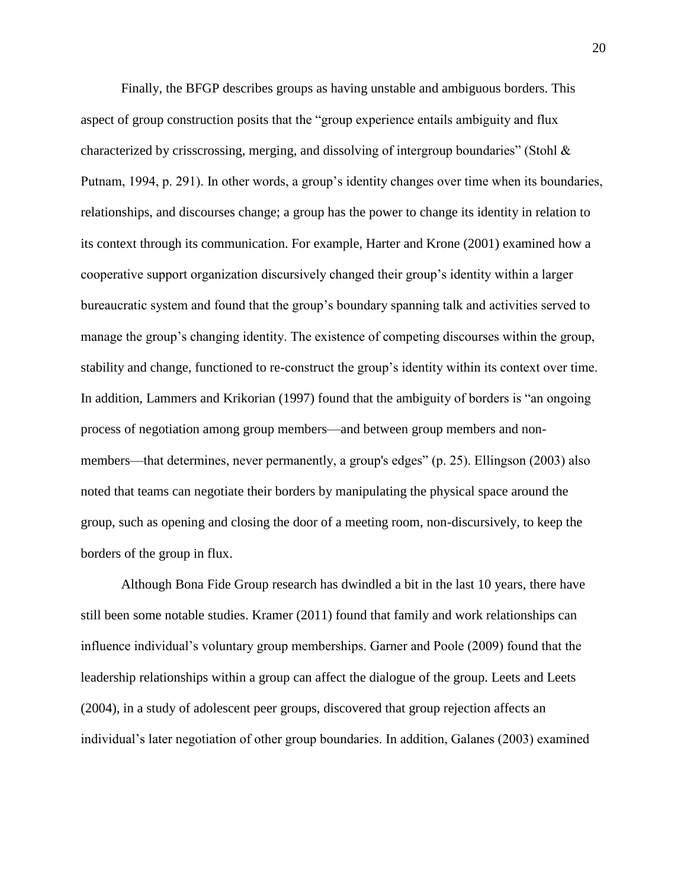Finally, the BFGP describes groups as having unstable and ambiguous borders. This aspect of group construction posits that the "group experience entails ambiguity and flux characterized by crisscrossing, merging, and dissolving of intergroup boundaries" (Stohl & Putnam, 1994, p. 291). In other words, a group's identity changes over time when its boundaries, relationships, and discourses change; a group has the power to change its identity in relation to its context through its communication. For example, Harter and Krone (2001) examined how a cooperative support organization discursively changed their group's identity within a larger bureaucratic system and found that the group's boundary spanning talk and activities served to manage the group's changing identity. The existence of competing discourses within the group, stability and change, functioned to re-construct the group's identity within its context over time. In addition, Lammers and Krikorian (1997) found that the ambiguity of borders is "an ongoing process of negotiation among group members—and between group members and non-members—that determines, never permanently, a group's edges" (p. 25). Ellingson (2003) also noted that teams can negotiate their borders by manipulating the physical space around the group, such as opening and closing the door of a meeting room, non-discursively, to keep the borders of the group in flux.

Although Bona Fide Group research has dwindled a bit in the last 10 years, there have still been some notable studies. Kramer (2011) found that family and work relationships can influence individual's voluntary group memberships. Garner and Poole (2009) found that the leadership relationships within a group can affect the dialogue of the group. Leets and Leets (2004), in a study of adolescent peer groups, discovered that group rejection affects an individual's later negotiation of other group boundaries. In addition, Galanes (2003) examined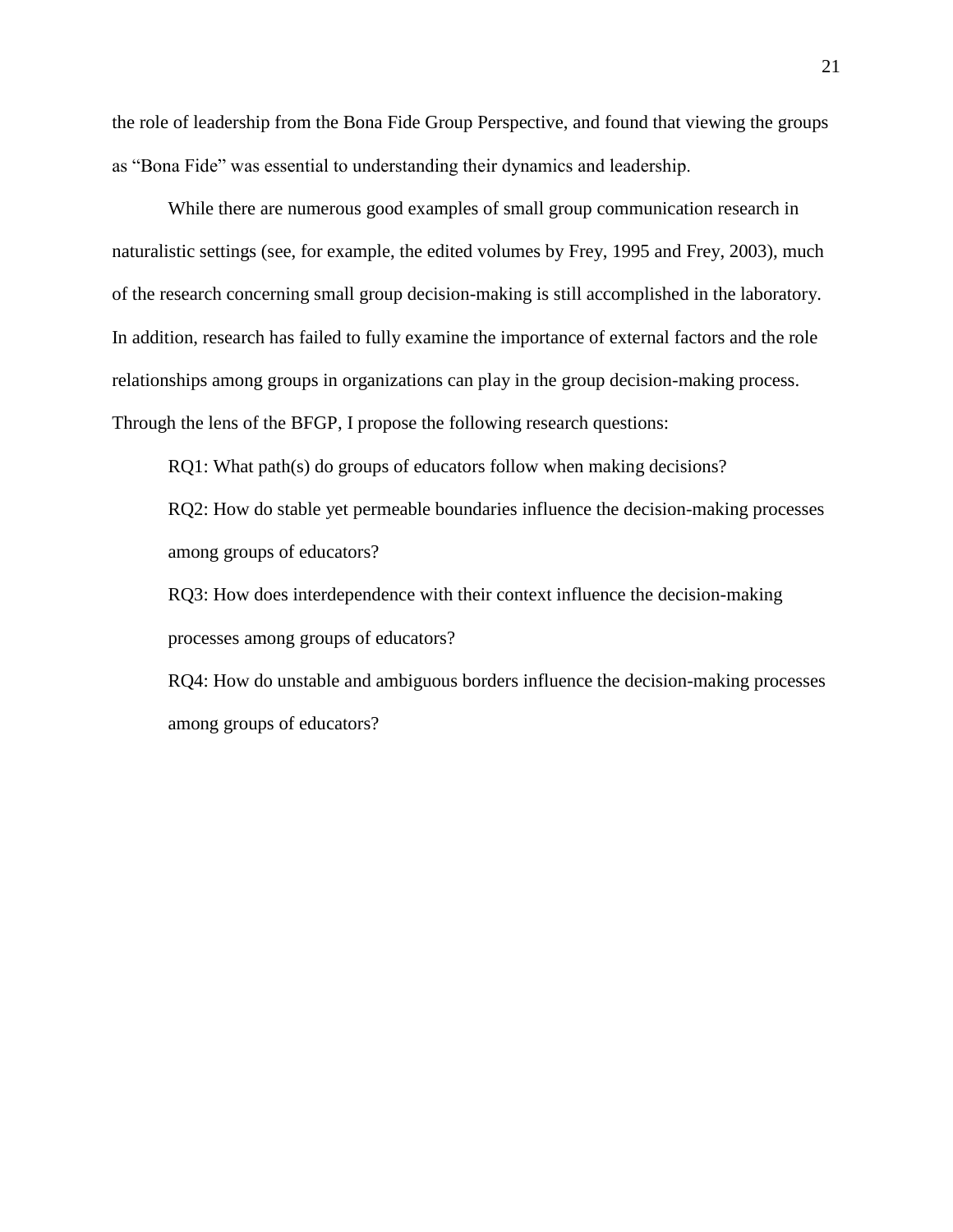the role of leadership from the Bona Fide Group Perspective, and found that viewing the groups as "Bona Fide" was essential to understanding their dynamics and leadership.

While there are numerous good examples of small group communication research in naturalistic settings (see, for example, the edited volumes by Frey, 1995 and Frey, 2003), much of the research concerning small group decision-making is still accomplished in the laboratory. In addition, research has failed to fully examine the importance of external factors and the role relationships among groups in organizations can play in the group decision-making process. Through the lens of the BFGP, I propose the following research questions:

RQ1: What path(s) do groups of educators follow when making decisions?

RQ2: How do stable yet permeable boundaries influence the decision-making processes among groups of educators?

RQ3: How does interdependence with their context influence the decision-making processes among groups of educators?

RQ4: How do unstable and ambiguous borders influence the decision-making processes among groups of educators?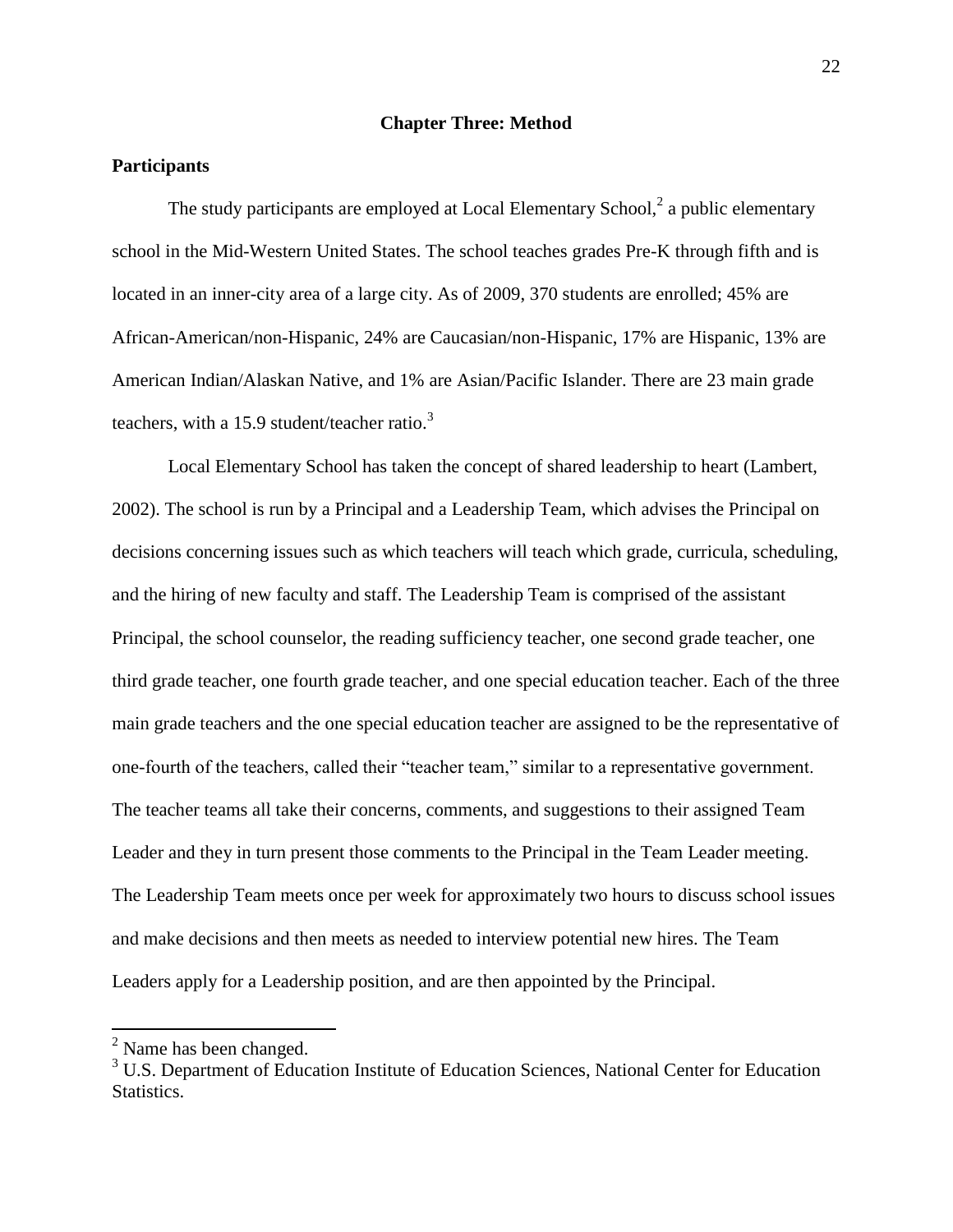# Chapter Three: Method

## Participants

The study participants are employed at Local Elementary School,[2] a public elementary school in the Mid-Western United States. The school teaches grades Pre-K through fifth and is located in an inner-city area of a large city. As of 2009, 370 students are enrolled; 45% are African-American/non-Hispanic, 24% are Caucasian/non-Hispanic, 17% are Hispanic, 13% are American Indian/Alaskan Native, and 1% are Asian/Pacific Islander. There are 23 main grade teachers, with a 15.9 student/teacher ratio.[3]

Local Elementary School has taken the concept of shared leadership to heart (Lambert, 2002). The school is run by a Principal and a Leadership Team, which advises the Principal on decisions concerning issues such as which teachers will teach which grade, curricula, scheduling, and the hiring of new faculty and staff. The Leadership Team is comprised of the assistant Principal, the school counselor, the reading sufficiency teacher, one second grade teacher, one third grade teacher, one fourth grade teacher, and one special education teacher. Each of the three main grade teachers and the one special education teacher are assigned to be the representative of one-fourth of the teachers, called their "teacher team," similar to a representative government. The teacher teams all take their concerns, comments, and suggestions to their assigned Team Leader and they in turn present those comments to the Principal in the Team Leader meeting. The Leadership Team meets once per week for approximately two hours to discuss school issues and make decisions and then meets as needed to interview potential new hires. The Team Leaders apply for a Leadership position, and are then appointed by the Principal.

---

[2] Name has been changed.

[3] U.S. Department of Education Institute of Education Sciences, National Center for Education Statistics.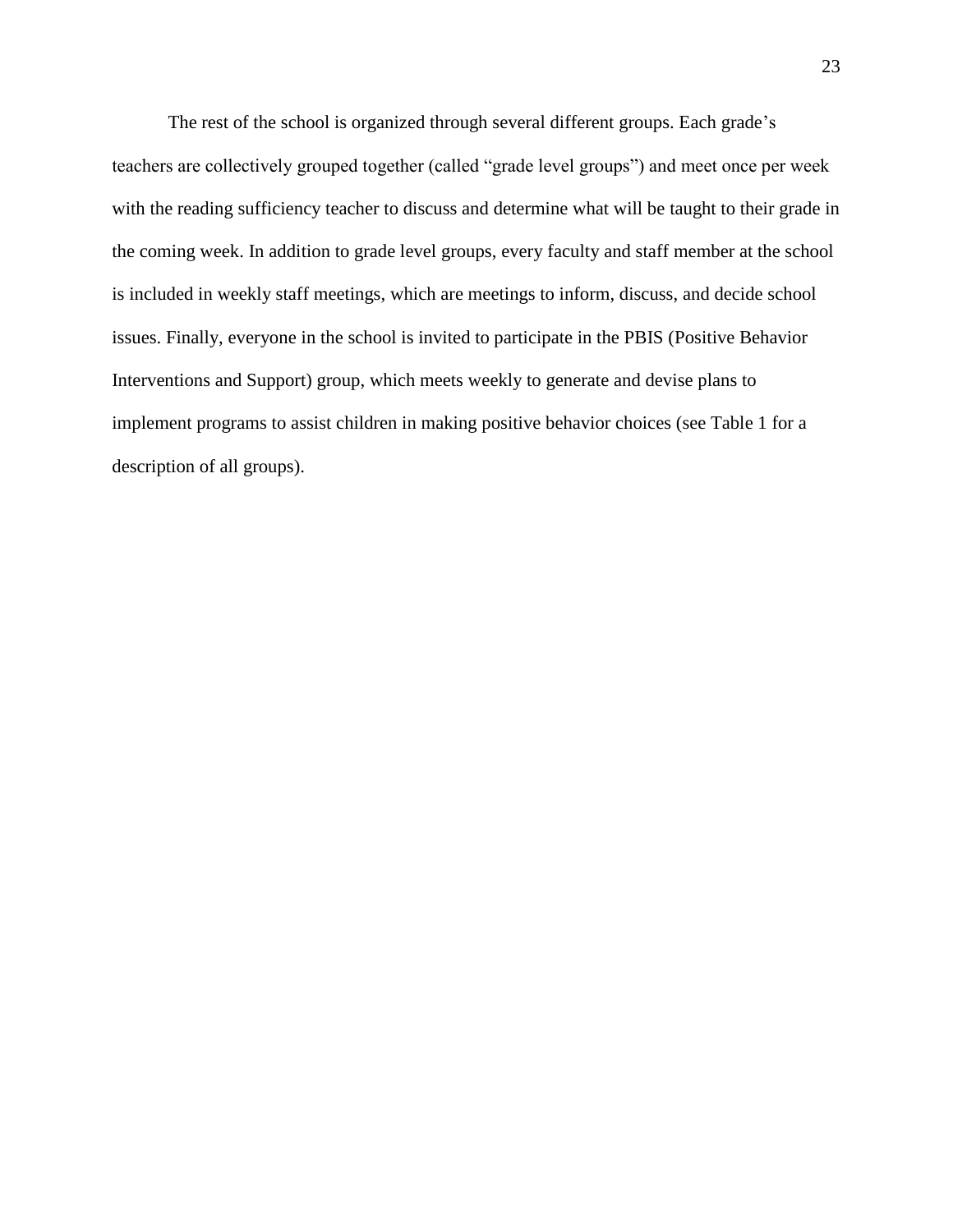The rest of the school is organized through several different groups. Each grade's teachers are collectively grouped together (called "grade level groups") and meet once per week with the reading sufficiency teacher to discuss and determine what will be taught to their grade in the coming week. In addition to grade level groups, every faculty and staff member at the school is included in weekly staff meetings, which are meetings to inform, discuss, and decide school issues. Finally, everyone in the school is invited to participate in the PBIS (Positive Behavior Interventions and Support) group, which meets weekly to generate and devise plans to implement programs to assist children in making positive behavior choices (see Table 1 for a description of all groups).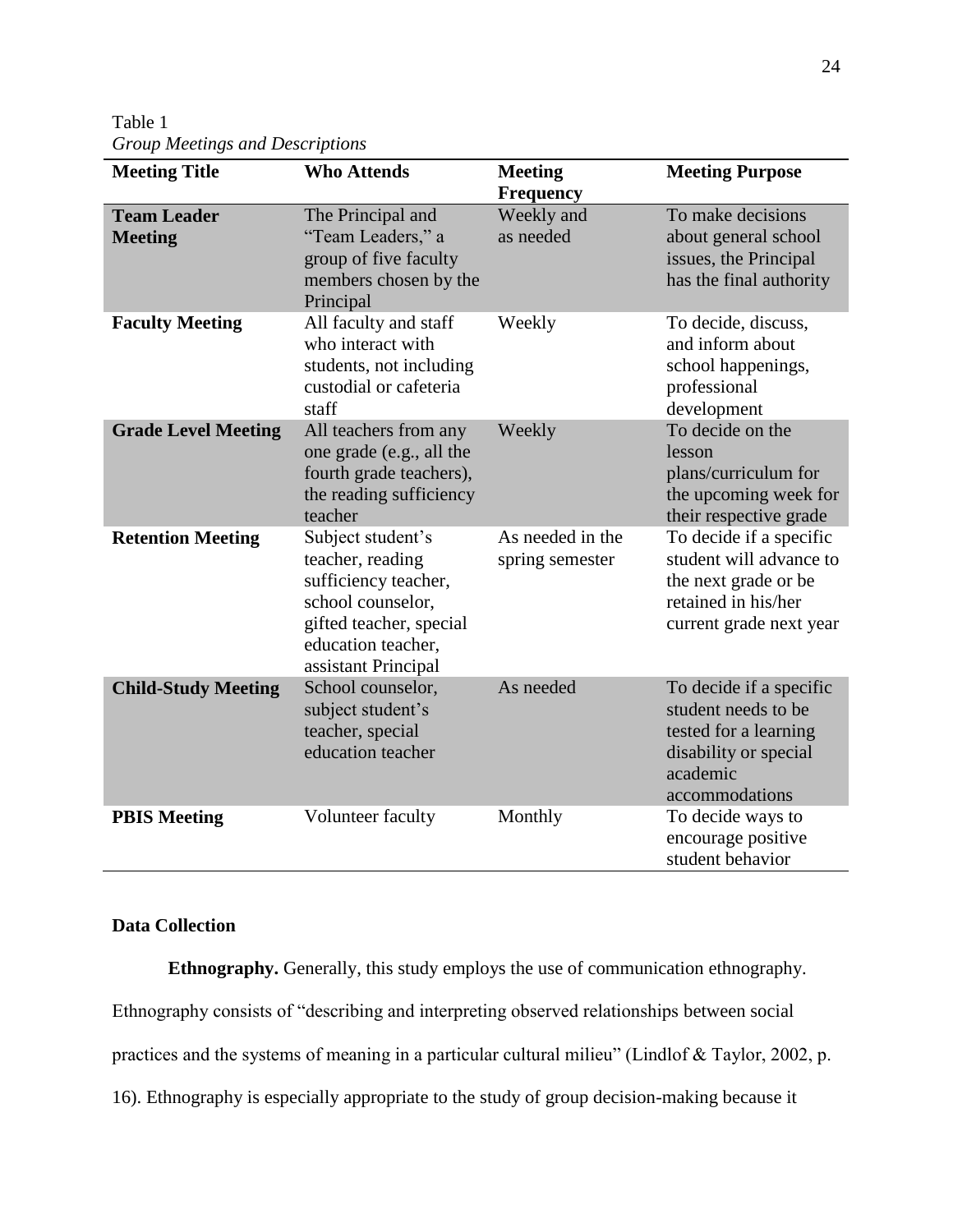Table 1
*Group Meetings and Descriptions*

| Meeting Title | Who Attends | Meeting Frequency | Meeting Purpose |
|---|---|---|---|
| **Team Leader Meeting** | The Principal and "Team Leaders," a group of five faculty members chosen by the Principal | Weekly and as needed | To make decisions about general school issues, the Principal has the final authority |
| **Faculty Meeting** | All faculty and staff who interact with students, not including custodial or cafeteria staff | Weekly | To decide, discuss, and inform about school happenings, professional development |
| **Grade Level Meeting** | All teachers from any one grade (e.g., all the fourth grade teachers), the reading sufficiency teacher | Weekly | To decide on the lesson plans/curriculum for the upcoming week for their respective grade |
| **Retention Meeting** | Subject student's teacher, reading sufficiency teacher, school counselor, gifted teacher, special education teacher, assistant Principal | As needed in the spring semester | To decide if a specific student will advance to the next grade or be retained in his/her current grade next year |
| **Child-Study Meeting** | School counselor, subject student's teacher, special education teacher | As needed | To decide if a specific student needs to be tested for a learning disability or special academic accommodations |
| **PBIS Meeting** | Volunteer faculty | Monthly | To decide ways to encourage positive student behavior |

### Data Collection

**Ethnography.** Generally, this study employs the use of communication ethnography. Ethnography consists of "describing and interpreting observed relationships between social practices and the systems of meaning in a particular cultural milieu" (Lindlof & Taylor, 2002, p. 16). Ethnography is especially appropriate to the study of group decision-making because it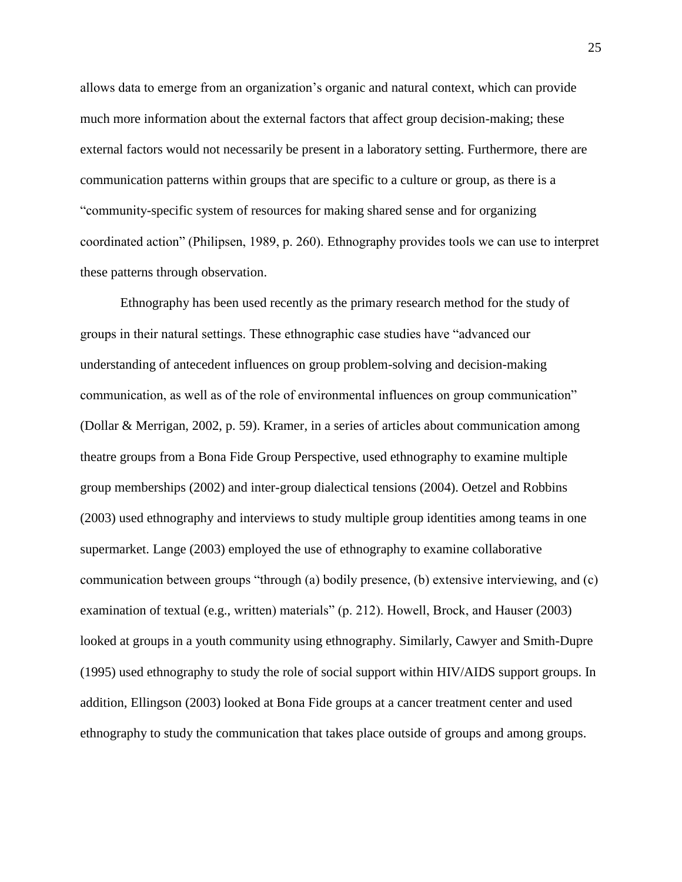allows data to emerge from an organization's organic and natural context, which can provide much more information about the external factors that affect group decision-making; these external factors would not necessarily be present in a laboratory setting. Furthermore, there are communication patterns within groups that are specific to a culture or group, as there is a "community-specific system of resources for making shared sense and for organizing coordinated action" (Philipsen, 1989, p. 260). Ethnography provides tools we can use to interpret these patterns through observation.

Ethnography has been used recently as the primary research method for the study of groups in their natural settings. These ethnographic case studies have "advanced our understanding of antecedent influences on group problem-solving and decision-making communication, as well as of the role of environmental influences on group communication" (Dollar & Merrigan, 2002, p. 59). Kramer, in a series of articles about communication among theatre groups from a Bona Fide Group Perspective, used ethnography to examine multiple group memberships (2002) and inter-group dialectical tensions (2004). Oetzel and Robbins (2003) used ethnography and interviews to study multiple group identities among teams in one supermarket. Lange (2003) employed the use of ethnography to examine collaborative communication between groups "through (a) bodily presence, (b) extensive interviewing, and (c) examination of textual (e.g., written) materials" (p. 212). Howell, Brock, and Hauser (2003) looked at groups in a youth community using ethnography. Similarly, Cawyer and Smith-Dupre (1995) used ethnography to study the role of social support within HIV/AIDS support groups. In addition, Ellingson (2003) looked at Bona Fide groups at a cancer treatment center and used ethnography to study the communication that takes place outside of groups and among groups.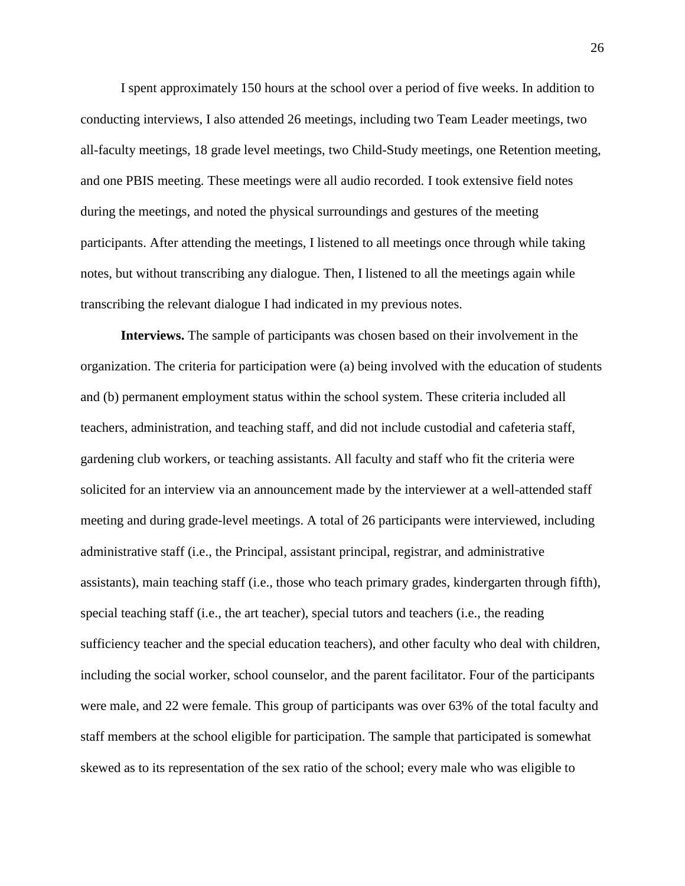I spent approximately 150 hours at the school over a period of five weeks. In addition to conducting interviews, I also attended 26 meetings, including two Team Leader meetings, two all-faculty meetings, 18 grade level meetings, two Child-Study meetings, one Retention meeting, and one PBIS meeting. These meetings were all audio recorded. I took extensive field notes during the meetings, and noted the physical surroundings and gestures of the meeting participants. After attending the meetings, I listened to all meetings once through while taking notes, but without transcribing any dialogue. Then, I listened to all the meetings again while transcribing the relevant dialogue I had indicated in my previous notes.

**Interviews.** The sample of participants was chosen based on their involvement in the organization. The criteria for participation were (a) being involved with the education of students and (b) permanent employment status within the school system. These criteria included all teachers, administration, and teaching staff, and did not include custodial and cafeteria staff, gardening club workers, or teaching assistants. All faculty and staff who fit the criteria were solicited for an interview via an announcement made by the interviewer at a well-attended staff meeting and during grade-level meetings. A total of 26 participants were interviewed, including administrative staff (i.e., the Principal, assistant principal, registrar, and administrative assistants), main teaching staff (i.e., those who teach primary grades, kindergarten through fifth), special teaching staff (i.e., the art teacher), special tutors and teachers (i.e., the reading sufficiency teacher and the special education teachers), and other faculty who deal with children, including the social worker, school counselor, and the parent facilitator. Four of the participants were male, and 22 were female. This group of participants was over 63% of the total faculty and staff members at the school eligible for participation. The sample that participated is somewhat skewed as to its representation of the sex ratio of the school; every male who was eligible to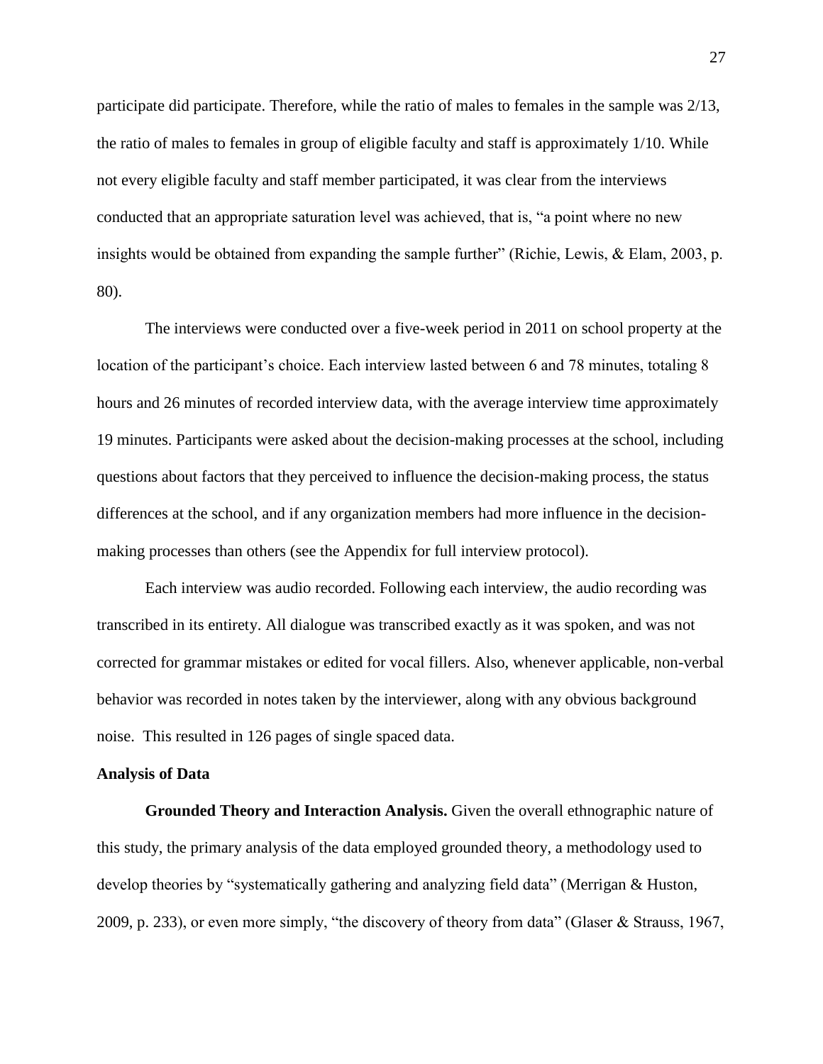participate did participate. Therefore, while the ratio of males to females in the sample was 2/13, the ratio of males to females in group of eligible faculty and staff is approximately 1/10. While not every eligible faculty and staff member participated, it was clear from the interviews conducted that an appropriate saturation level was achieved, that is, "a point where no new insights would be obtained from expanding the sample further" (Richie, Lewis, & Elam, 2003, p. 80).

The interviews were conducted over a five-week period in 2011 on school property at the location of the participant's choice. Each interview lasted between 6 and 78 minutes, totaling 8 hours and 26 minutes of recorded interview data, with the average interview time approximately 19 minutes. Participants were asked about the decision-making processes at the school, including questions about factors that they perceived to influence the decision-making process, the status differences at the school, and if any organization members had more influence in the decision-making processes than others (see the Appendix for full interview protocol).

Each interview was audio recorded. Following each interview, the audio recording was transcribed in its entirety. All dialogue was transcribed exactly as it was spoken, and was not corrected for grammar mistakes or edited for vocal fillers. Also, whenever applicable, non-verbal behavior was recorded in notes taken by the interviewer, along with any obvious background noise. This resulted in 126 pages of single spaced data.

## Analysis of Data

**Grounded Theory and Interaction Analysis.** Given the overall ethnographic nature of this study, the primary analysis of the data employed grounded theory, a methodology used to develop theories by "systematically gathering and analyzing field data" (Merrigan & Huston, 2009, p. 233), or even more simply, "the discovery of theory from data" (Glaser & Strauss, 1967,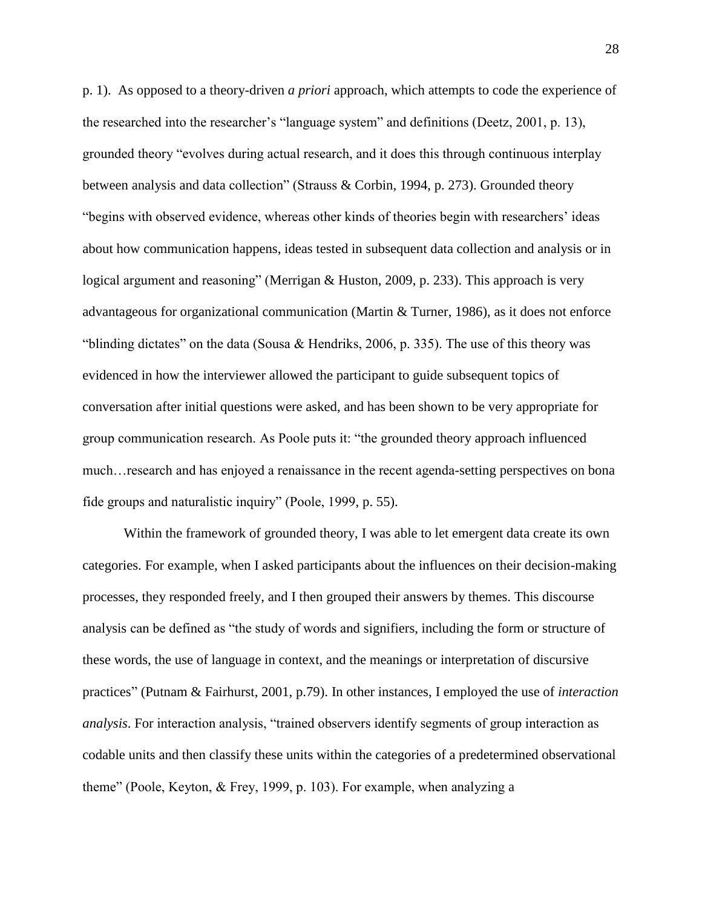p. 1). As opposed to a theory-driven *a priori* approach, which attempts to code the experience of the researched into the researcher's "language system" and definitions (Deetz, 2001, p. 13), grounded theory "evolves during actual research, and it does this through continuous interplay between analysis and data collection" (Strauss & Corbin, 1994, p. 273). Grounded theory "begins with observed evidence, whereas other kinds of theories begin with researchers' ideas about how communication happens, ideas tested in subsequent data collection and analysis or in logical argument and reasoning" (Merrigan & Huston, 2009, p. 233). This approach is very advantageous for organizational communication (Martin & Turner, 1986), as it does not enforce "blinding dictates" on the data (Sousa & Hendriks, 2006, p. 335). The use of this theory was evidenced in how the interviewer allowed the participant to guide subsequent topics of conversation after initial questions were asked, and has been shown to be very appropriate for group communication research. As Poole puts it: "the grounded theory approach influenced much…research and has enjoyed a renaissance in the recent agenda-setting perspectives on bona fide groups and naturalistic inquiry" (Poole, 1999, p. 55).

Within the framework of grounded theory, I was able to let emergent data create its own categories. For example, when I asked participants about the influences on their decision-making processes, they responded freely, and I then grouped their answers by themes. This discourse analysis can be defined as "the study of words and signifiers, including the form or structure of these words, the use of language in context, and the meanings or interpretation of discursive practices" (Putnam & Fairhurst, 2001, p.79). In other instances, I employed the use of *interaction analysis*. For interaction analysis, "trained observers identify segments of group interaction as codable units and then classify these units within the categories of a predetermined observational theme" (Poole, Keyton, & Frey, 1999, p. 103). For example, when analyzing a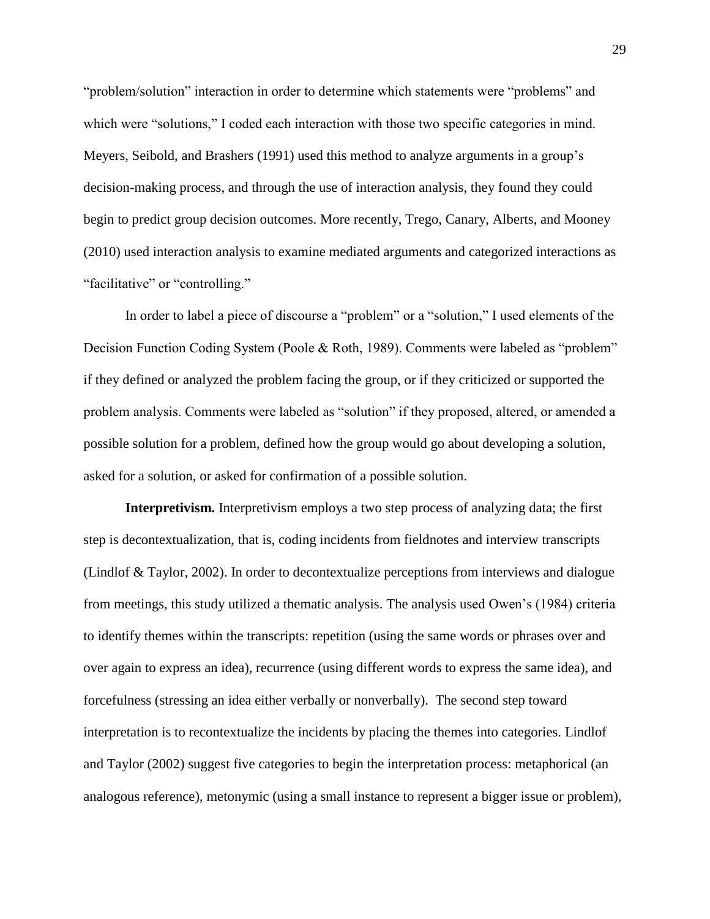"problem/solution" interaction in order to determine which statements were "problems" and which were "solutions," I coded each interaction with those two specific categories in mind. Meyers, Seibold, and Brashers (1991) used this method to analyze arguments in a group's decision-making process, and through the use of interaction analysis, they found they could begin to predict group decision outcomes. More recently, Trego, Canary, Alberts, and Mooney (2010) used interaction analysis to examine mediated arguments and categorized interactions as "facilitative" or "controlling."

In order to label a piece of discourse a "problem" or a "solution," I used elements of the Decision Function Coding System (Poole & Roth, 1989). Comments were labeled as "problem" if they defined or analyzed the problem facing the group, or if they criticized or supported the problem analysis. Comments were labeled as "solution" if they proposed, altered, or amended a possible solution for a problem, defined how the group would go about developing a solution, asked for a solution, or asked for confirmation of a possible solution.

**Interpretivism.** Interpretivism employs a two step process of analyzing data; the first step is decontextualization, that is, coding incidents from fieldnotes and interview transcripts (Lindlof & Taylor, 2002). In order to decontextualize perceptions from interviews and dialogue from meetings, this study utilized a thematic analysis. The analysis used Owen's (1984) criteria to identify themes within the transcripts: repetition (using the same words or phrases over and over again to express an idea), recurrence (using different words to express the same idea), and forcefulness (stressing an idea either verbally or nonverbally). The second step toward interpretation is to recontextualize the incidents by placing the themes into categories. Lindlof and Taylor (2002) suggest five categories to begin the interpretation process: metaphorical (an analogous reference), metonymic (using a small instance to represent a bigger issue or problem),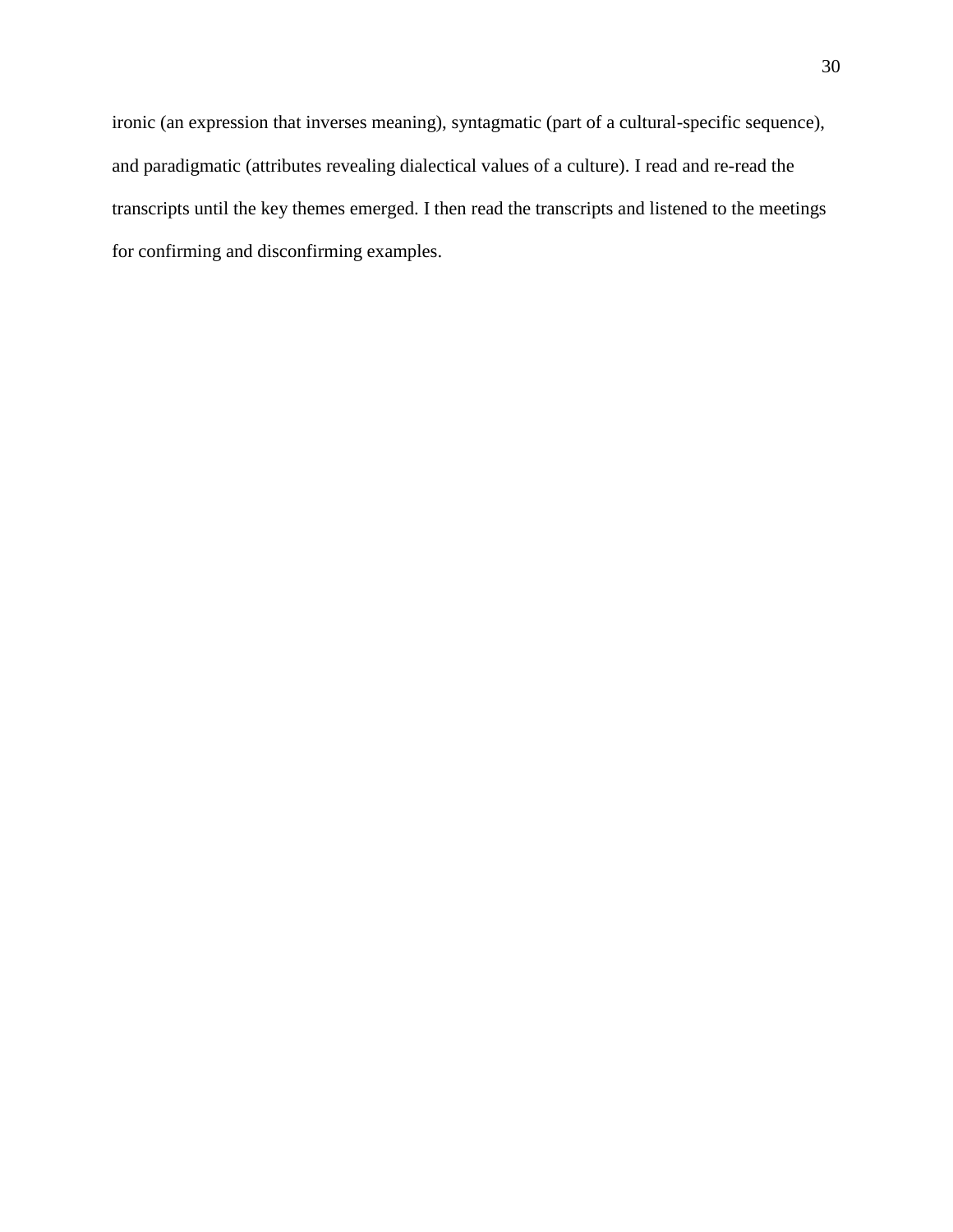ironic (an expression that inverses meaning), syntagmatic (part of a cultural-specific sequence), and paradigmatic (attributes revealing dialectical values of a culture). I read and re-read the transcripts until the key themes emerged. I then read the transcripts and listened to the meetings for confirming and disconfirming examples.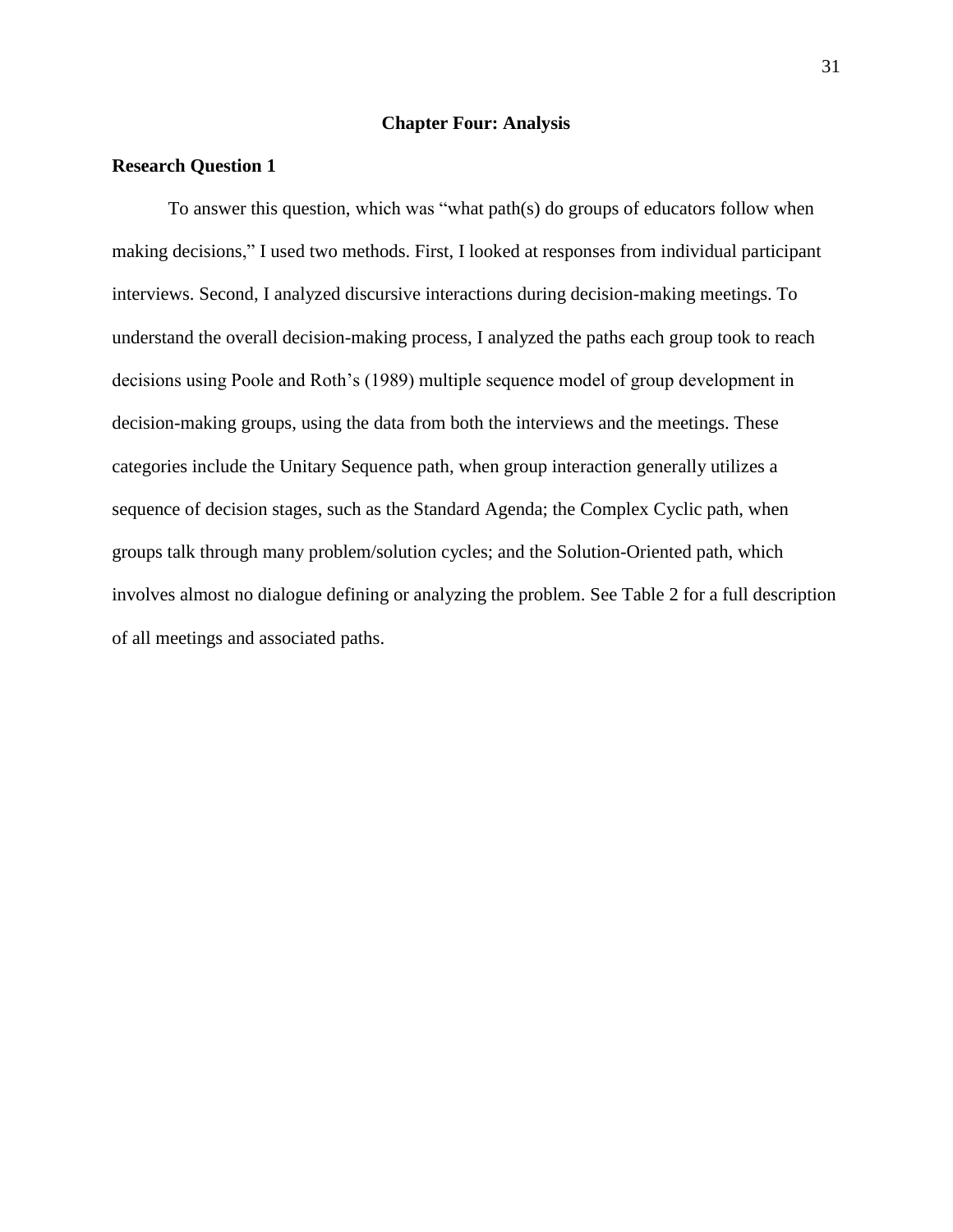# Chapter Four: Analysis

## Research Question 1

To answer this question, which was "what path(s) do groups of educators follow when making decisions," I used two methods. First, I looked at responses from individual participant interviews. Second, I analyzed discursive interactions during decision-making meetings. To understand the overall decision-making process, I analyzed the paths each group took to reach decisions using Poole and Roth's (1989) multiple sequence model of group development in decision-making groups, using the data from both the interviews and the meetings. These categories include the Unitary Sequence path, when group interaction generally utilizes a sequence of decision stages, such as the Standard Agenda; the Complex Cyclic path, when groups talk through many problem/solution cycles; and the Solution-Oriented path, which involves almost no dialogue defining or analyzing the problem. See Table 2 for a full description of all meetings and associated paths.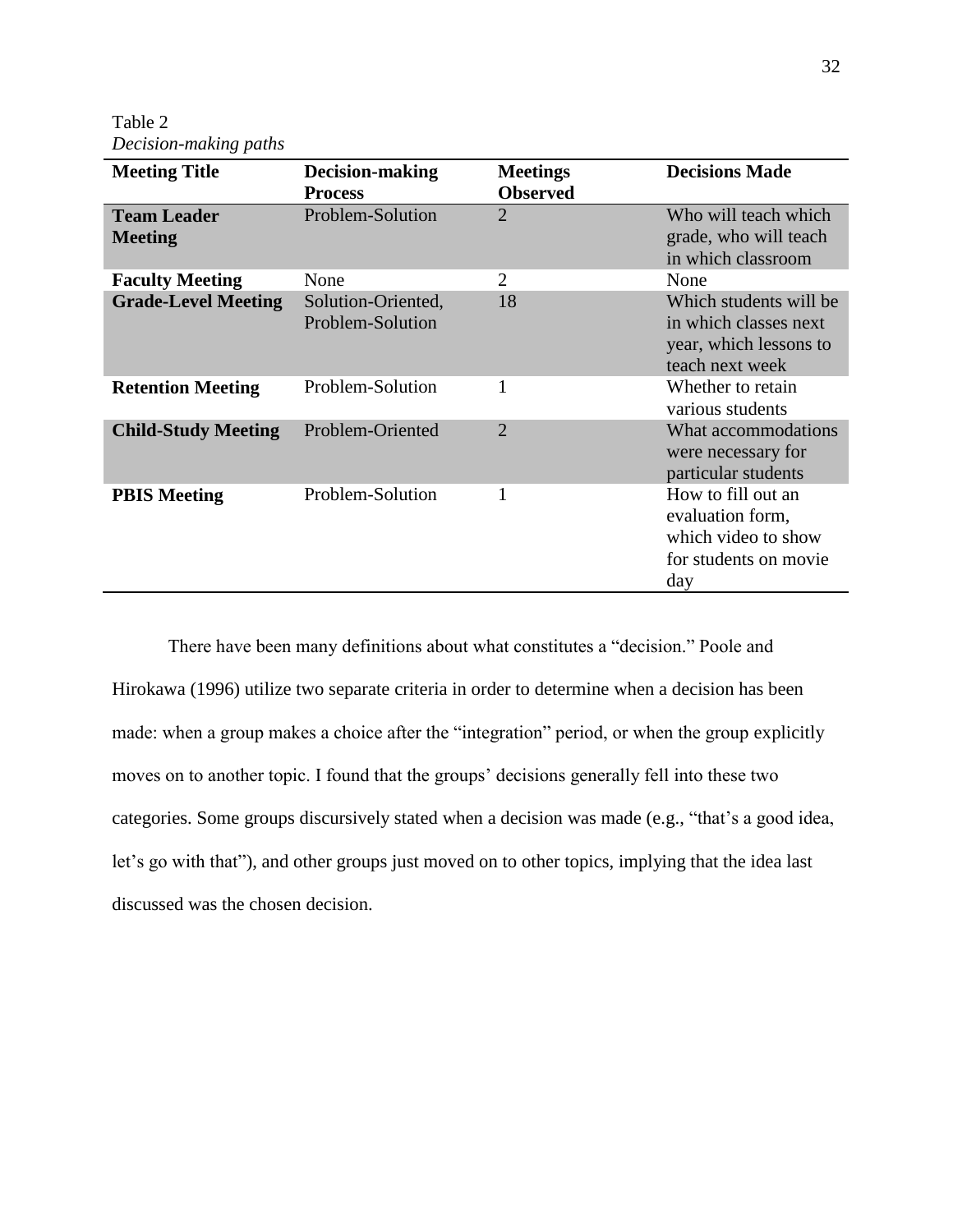Table 2
*Decision-making paths*

| Meeting Title | Decision-making Process | Meetings Observed | Decisions Made |
|---|---|---|---|
| **Team Leader Meeting** | Problem-Solution | 2 | Who will teach which grade, who will teach in which classroom |
| **Faculty Meeting** | None | 2 | None |
| **Grade-Level Meeting** | Solution-Oriented, Problem-Solution | 18 | Which students will be in which classes next year, which lessons to teach next week |
| **Retention Meeting** | Problem-Solution | 1 | Whether to retain various students |
| **Child-Study Meeting** | Problem-Oriented | 2 | What accommodations were necessary for particular students |
| **PBIS Meeting** | Problem-Solution | 1 | How to fill out an evaluation form, which video to show for students on movie day |

There have been many definitions about what constitutes a "decision." Poole and Hirokawa (1996) utilize two separate criteria in order to determine when a decision has been made: when a group makes a choice after the "integration" period, or when the group explicitly moves on to another topic. I found that the groups' decisions generally fell into these two categories. Some groups discursively stated when a decision was made (e.g., "that's a good idea, let's go with that"), and other groups just moved on to other topics, implying that the idea last discussed was the chosen decision.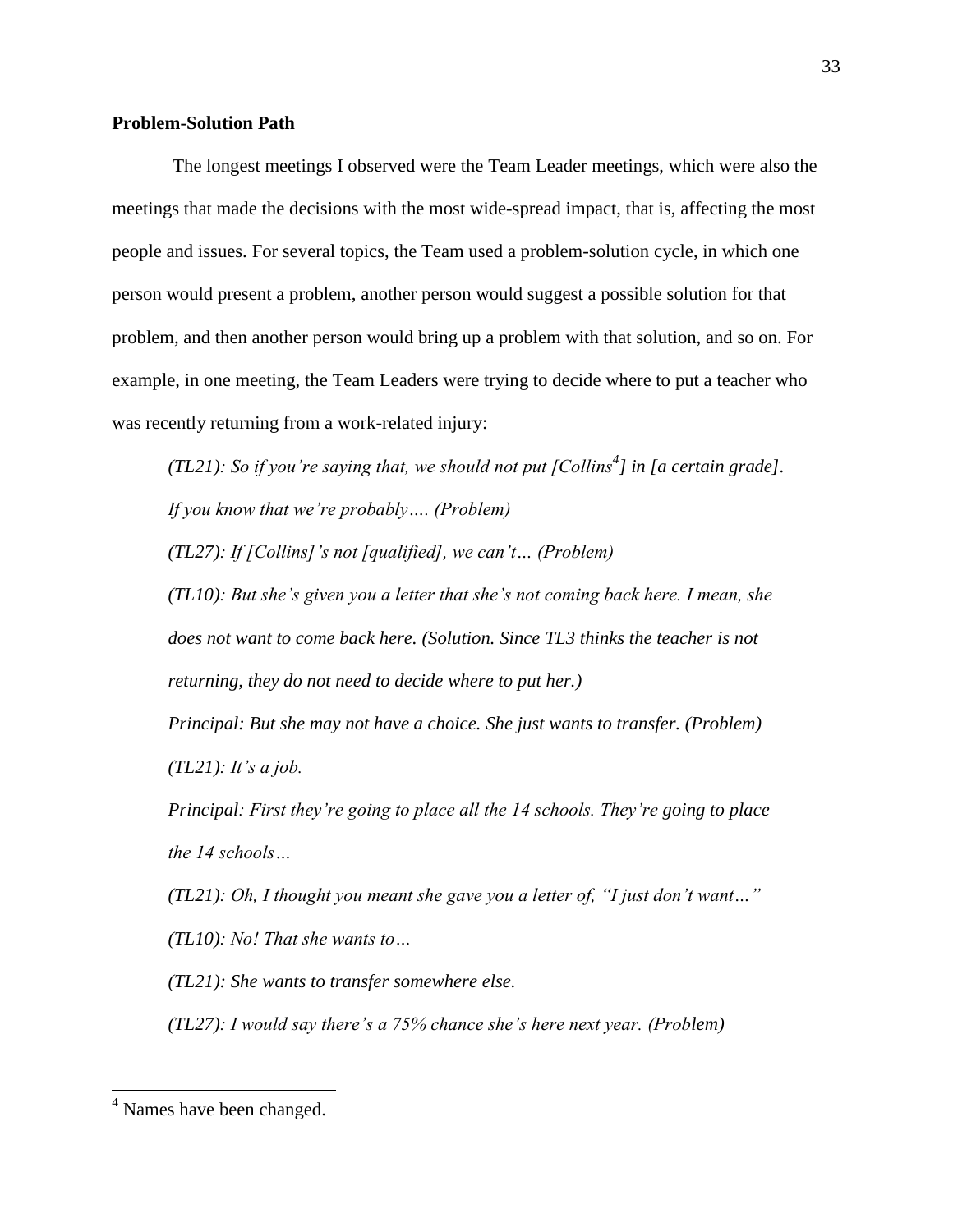**Problem-Solution Path**

The longest meetings I observed were the Team Leader meetings, which were also the meetings that made the decisions with the most wide-spread impact, that is, affecting the most people and issues. For several topics, the Team used a problem-solution cycle, in which one person would present a problem, another person would suggest a possible solution for that problem, and then another person would bring up a problem with that solution, and so on. For example, in one meeting, the Team Leaders were trying to decide where to put a teacher who was recently returning from a work-related injury:

> *(TL21): So if you're saying that, we should not put [Collins[4]] in [a certain grade]. If you know that we're probably…. (Problem)*
>
> *(TL27): If [Collins]'s not [qualified], we can't… (Problem)*
>
> *(TL10): But she's given you a letter that she's not coming back here. I mean, she does not want to come back here. (Solution. Since TL3 thinks the teacher is not returning, they do not need to decide where to put her.)*
>
> *Principal: But she may not have a choice. She just wants to transfer. (Problem)*
>
> *(TL21): It's a job.*
>
> *Principal: First they're going to place all the 14 schools. They're going to place the 14 schools…*
>
> *(TL21): Oh, I thought you meant she gave you a letter of, "I just don't want…"*
>
> *(TL10): No! That she wants to…*
>
> *(TL21): She wants to transfer somewhere else.*
>
> *(TL27): I would say there's a 75% chance she's here next year. (Problem)*

[4] Names have been changed.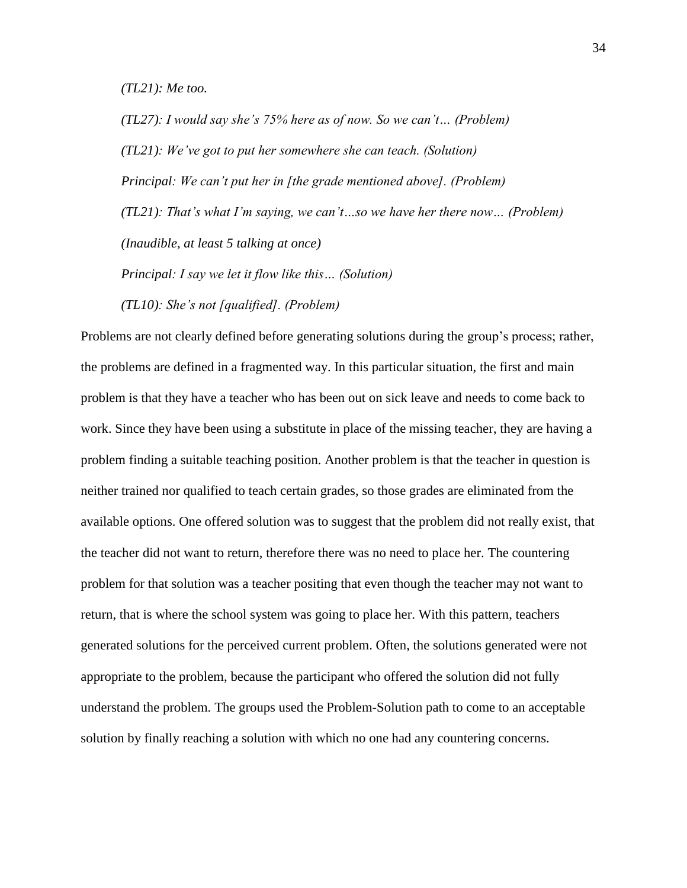*(TL21): Me too.*

*(TL27): I would say she's 75% here as of now. So we can't… (Problem)*

*(TL21): We've got to put her somewhere she can teach. (Solution)*

*Principal: We can't put her in [the grade mentioned above]. (Problem)*

*(TL21): That's what I'm saying, we can't…so we have her there now… (Problem)*

*(Inaudible, at least 5 talking at once)*

*Principal: I say we let it flow like this… (Solution)*

*(TL10): She's not [qualified]. (Problem)*

Problems are not clearly defined before generating solutions during the group's process; rather, the problems are defined in a fragmented way. In this particular situation, the first and main problem is that they have a teacher who has been out on sick leave and needs to come back to work. Since they have been using a substitute in place of the missing teacher, they are having a problem finding a suitable teaching position. Another problem is that the teacher in question is neither trained nor qualified to teach certain grades, so those grades are eliminated from the available options. One offered solution was to suggest that the problem did not really exist, that the teacher did not want to return, therefore there was no need to place her. The countering problem for that solution was a teacher positing that even though the teacher may not want to return, that is where the school system was going to place her. With this pattern, teachers generated solutions for the perceived current problem. Often, the solutions generated were not appropriate to the problem, because the participant who offered the solution did not fully understand the problem. The groups used the Problem-Solution path to come to an acceptable solution by finally reaching a solution with which no one had any countering concerns.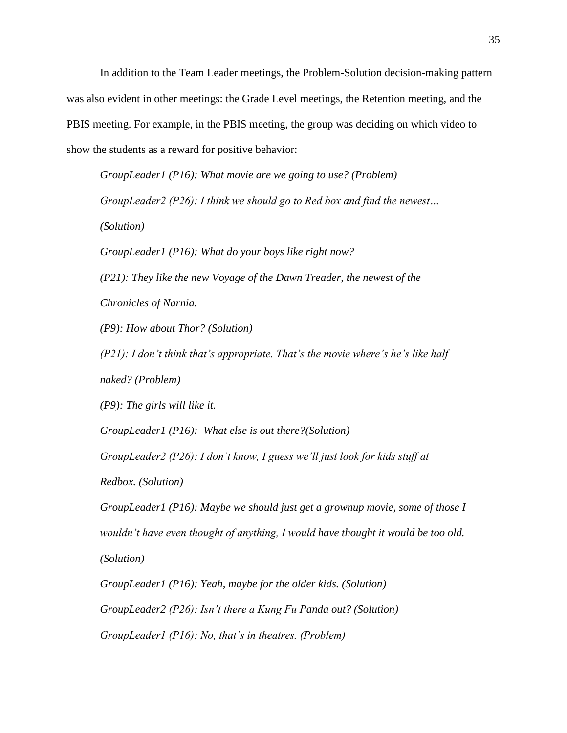In addition to the Team Leader meetings, the Problem-Solution decision-making pattern was also evident in other meetings: the Grade Level meetings, the Retention meeting, and the PBIS meeting. For example, in the PBIS meeting, the group was deciding on which video to show the students as a reward for positive behavior:

> *GroupLeader1 (P16): What movie are we going to use? (Problem)*
>
> *GroupLeader2 (P26): I think we should go to Red box and find the newest… (Solution)*
>
> *GroupLeader1 (P16): What do your boys like right now?*
>
> *(P21): They like the new Voyage of the Dawn Treader, the newest of the Chronicles of Narnia.*
>
> *(P9): How about Thor? (Solution)*
>
> *(P21): I don't think that's appropriate. That's the movie where's he's like half naked? (Problem)*
>
> *(P9): The girls will like it.*
>
> *GroupLeader1 (P16): What else is out there?(Solution)*
>
> *GroupLeader2 (P26): I don't know, I guess we'll just look for kids stuff at Redbox. (Solution)*
>
> *GroupLeader1 (P16): Maybe we should just get a grownup movie, some of those I wouldn't have even thought of anything, I would have thought it would be too old. (Solution)*
>
> *GroupLeader1 (P16): Yeah, maybe for the older kids. (Solution)*
>
> *GroupLeader2 (P26): Isn't there a Kung Fu Panda out? (Solution)*
>
> *GroupLeader1 (P16): No, that's in theatres. (Problem)*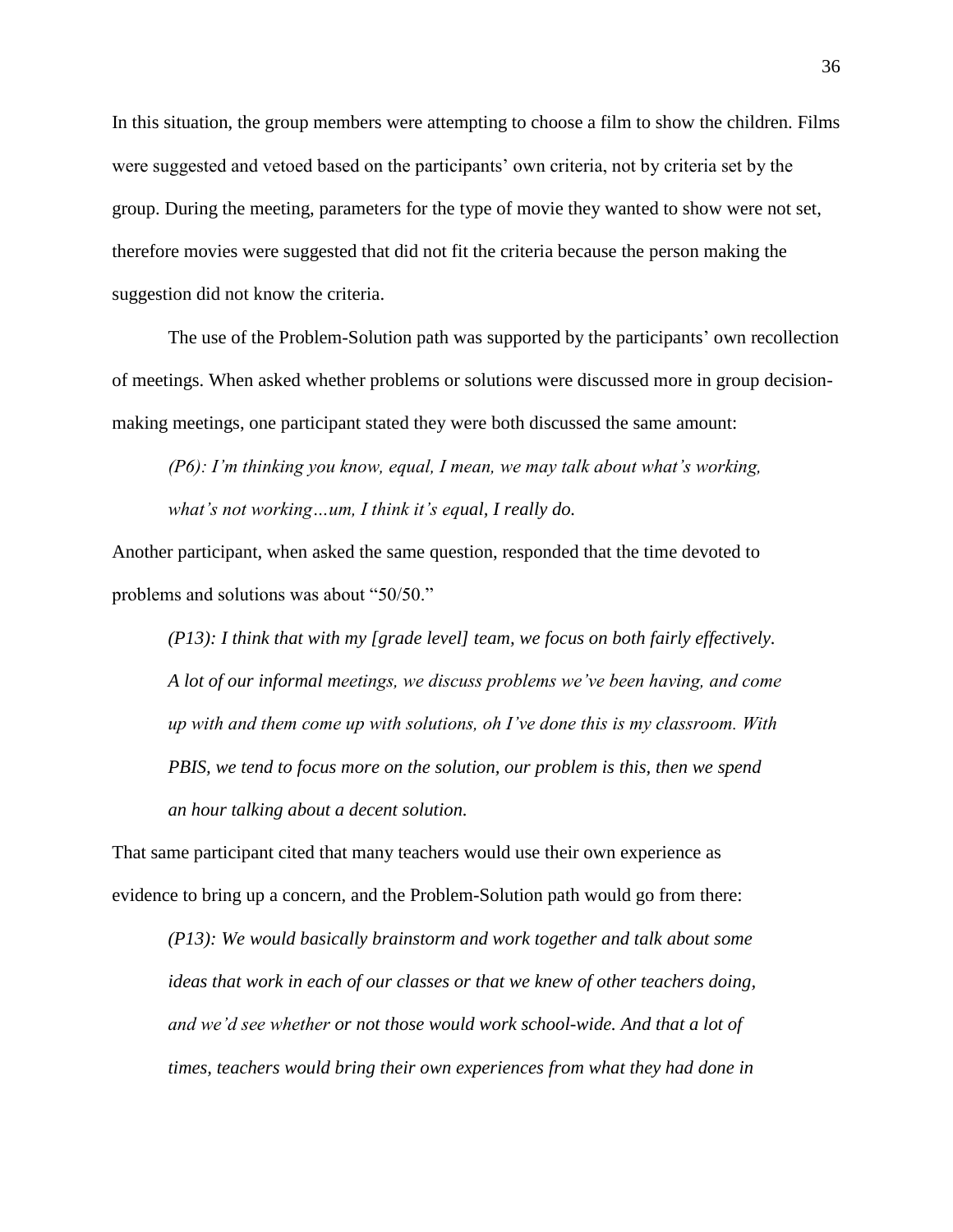In this situation, the group members were attempting to choose a film to show the children. Films were suggested and vetoed based on the participants' own criteria, not by criteria set by the group. During the meeting, parameters for the type of movie they wanted to show were not set, therefore movies were suggested that did not fit the criteria because the person making the suggestion did not know the criteria.

The use of the Problem-Solution path was supported by the participants' own recollection of meetings. When asked whether problems or solutions were discussed more in group decision-making meetings, one participant stated they were both discussed the same amount:

> *(P6): I'm thinking you know, equal, I mean, we may talk about what's working, what's not working…um, I think it's equal, I really do.*

Another participant, when asked the same question, responded that the time devoted to problems and solutions was about "50/50."

> *(P13): I think that with my [grade level] team, we focus on both fairly effectively. A lot of our informal meetings, we discuss problems we've been having, and come up with and them come up with solutions, oh I've done this is my classroom. With PBIS, we tend to focus more on the solution, our problem is this, then we spend an hour talking about a decent solution.*

That same participant cited that many teachers would use their own experience as evidence to bring up a concern, and the Problem-Solution path would go from there:

> *(P13): We would basically brainstorm and work together and talk about some ideas that work in each of our classes or that we knew of other teachers doing, and we'd see whether or not those would work school-wide. And that a lot of times, teachers would bring their own experiences from what they had done in*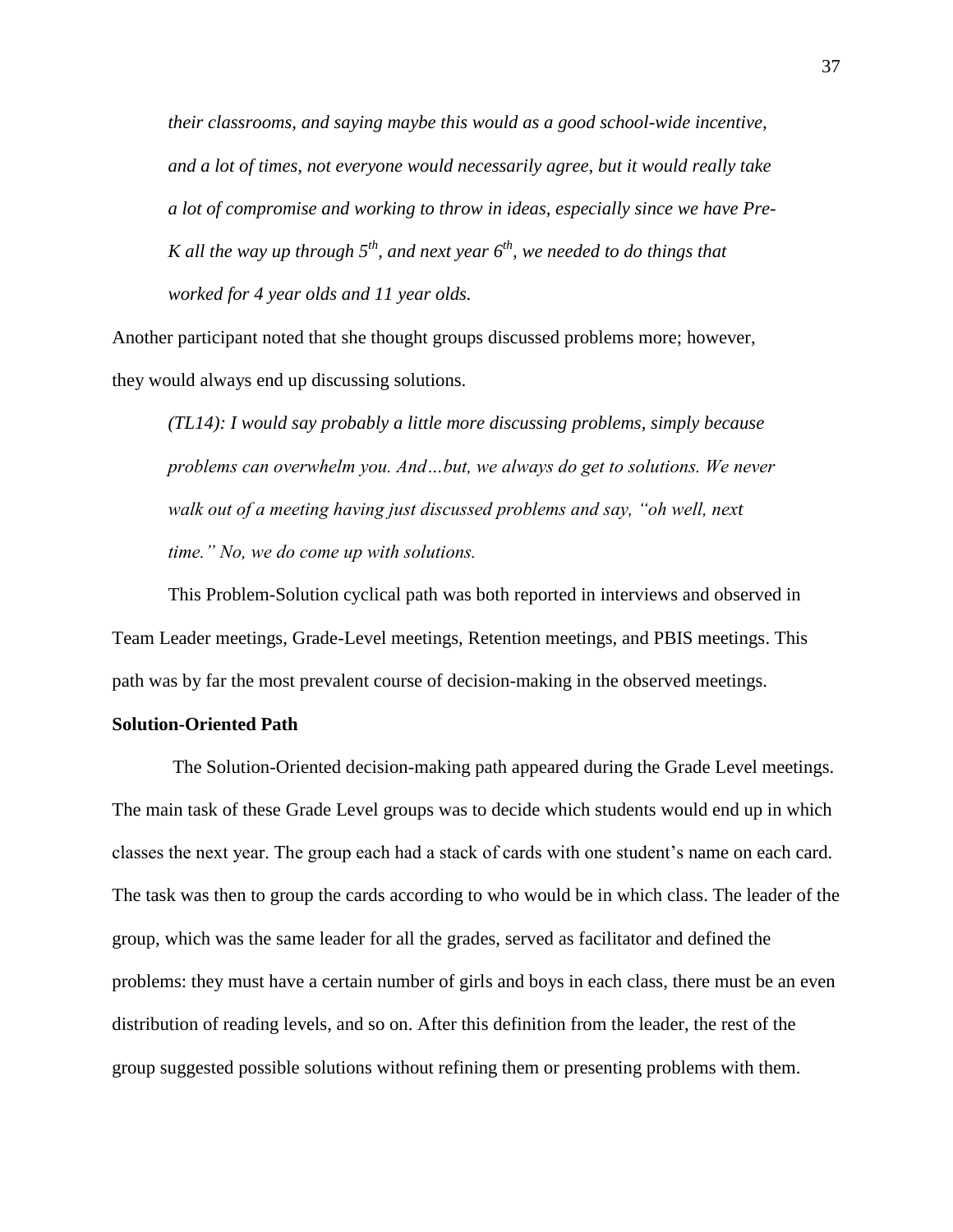*their classrooms, and saying maybe this would as a good school-wide incentive, and a lot of times, not everyone would necessarily agree, but it would really take a lot of compromise and working to throw in ideas, especially since we have Pre-K all the way up through 5th, and next year 6th, we needed to do things that worked for 4 year olds and 11 year olds.*

Another participant noted that she thought groups discussed problems more; however, they would always end up discussing solutions.

*(TL14): I would say probably a little more discussing problems, simply because problems can overwhelm you. And…but, we always do get to solutions. We never walk out of a meeting having just discussed problems and say, "oh well, next time." No, we do come up with solutions.*

This Problem-Solution cyclical path was both reported in interviews and observed in Team Leader meetings, Grade-Level meetings, Retention meetings, and PBIS meetings. This path was by far the most prevalent course of decision-making in the observed meetings.

**Solution-Oriented Path**

The Solution-Oriented decision-making path appeared during the Grade Level meetings. The main task of these Grade Level groups was to decide which students would end up in which classes the next year. The group each had a stack of cards with one student's name on each card. The task was then to group the cards according to who would be in which class. The leader of the group, which was the same leader for all the grades, served as facilitator and defined the problems: they must have a certain number of girls and boys in each class, there must be an even distribution of reading levels, and so on. After this definition from the leader, the rest of the group suggested possible solutions without refining them or presenting problems with them.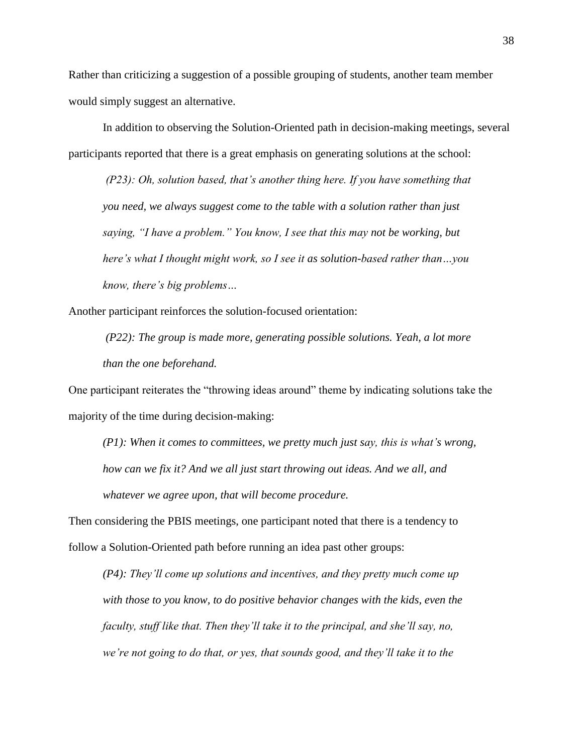Rather than criticizing a suggestion of a possible grouping of students, another team member would simply suggest an alternative.

In addition to observing the Solution-Oriented path in decision-making meetings, several participants reported that there is a great emphasis on generating solutions at the school:

> *(P23): Oh, solution based, that's another thing here. If you have something that you need, we always suggest come to the table with a solution rather than just saying, "I have a problem." You know, I see that this may not be working, but here's what I thought might work, so I see it as solution-based rather than…you know, there's big problems…*

Another participant reinforces the solution-focused orientation:

> *(P22): The group is made more, generating possible solutions. Yeah, a lot more than the one beforehand.*

One participant reiterates the "throwing ideas around" theme by indicating solutions take the majority of the time during decision-making:

> *(P1): When it comes to committees, we pretty much just say, this is what's wrong, how can we fix it? And we all just start throwing out ideas. And we all, and whatever we agree upon, that will become procedure.*

Then considering the PBIS meetings, one participant noted that there is a tendency to follow a Solution-Oriented path before running an idea past other groups:

> *(P4): They'll come up solutions and incentives, and they pretty much come up with those to you know, to do positive behavior changes with the kids, even the faculty, stuff like that. Then they'll take it to the principal, and she'll say, no, we're not going to do that, or yes, that sounds good, and they'll take it to the*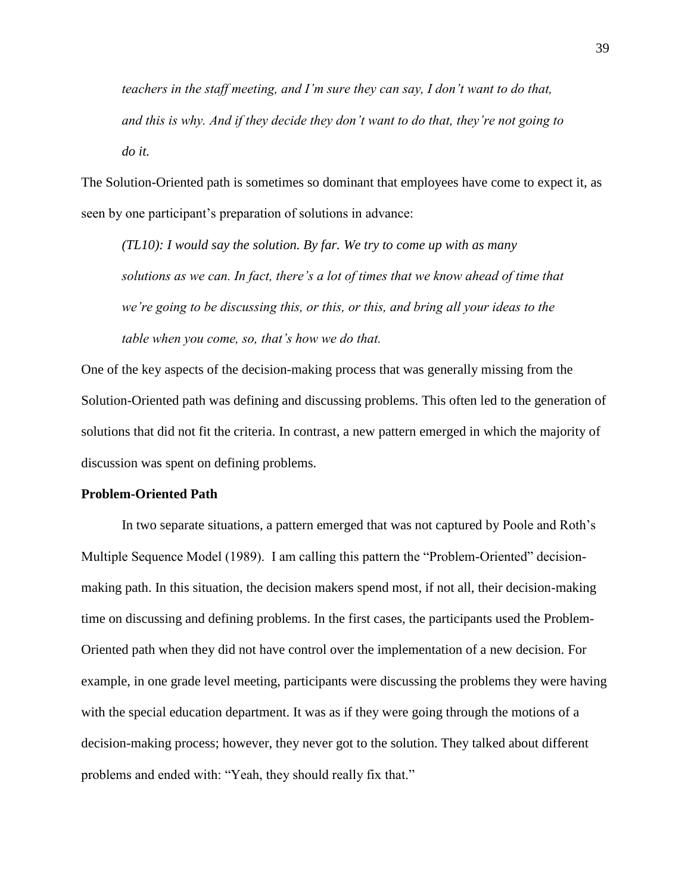*teachers in the staff meeting, and I'm sure they can say, I don't want to do that, and this is why. And if they decide they don't want to do that, they're not going to do it.*

The Solution-Oriented path is sometimes so dominant that employees have come to expect it, as seen by one participant's preparation of solutions in advance:

> *(TL10): I would say the solution. By far. We try to come up with as many solutions as we can. In fact, there's a lot of times that we know ahead of time that we're going to be discussing this, or this, or this, and bring all your ideas to the table when you come, so, that's how we do that.*

One of the key aspects of the decision-making process that was generally missing from the Solution-Oriented path was defining and discussing problems. This often led to the generation of solutions that did not fit the criteria. In contrast, a new pattern emerged in which the majority of discussion was spent on defining problems.

**Problem-Oriented Path**

In two separate situations, a pattern emerged that was not captured by Poole and Roth's Multiple Sequence Model (1989). I am calling this pattern the "Problem-Oriented" decision-making path. In this situation, the decision makers spend most, if not all, their decision-making time on discussing and defining problems. In the first cases, the participants used the Problem-Oriented path when they did not have control over the implementation of a new decision. For example, in one grade level meeting, participants were discussing the problems they were having with the special education department. It was as if they were going through the motions of a decision-making process; however, they never got to the solution. They talked about different problems and ended with: "Yeah, they should really fix that."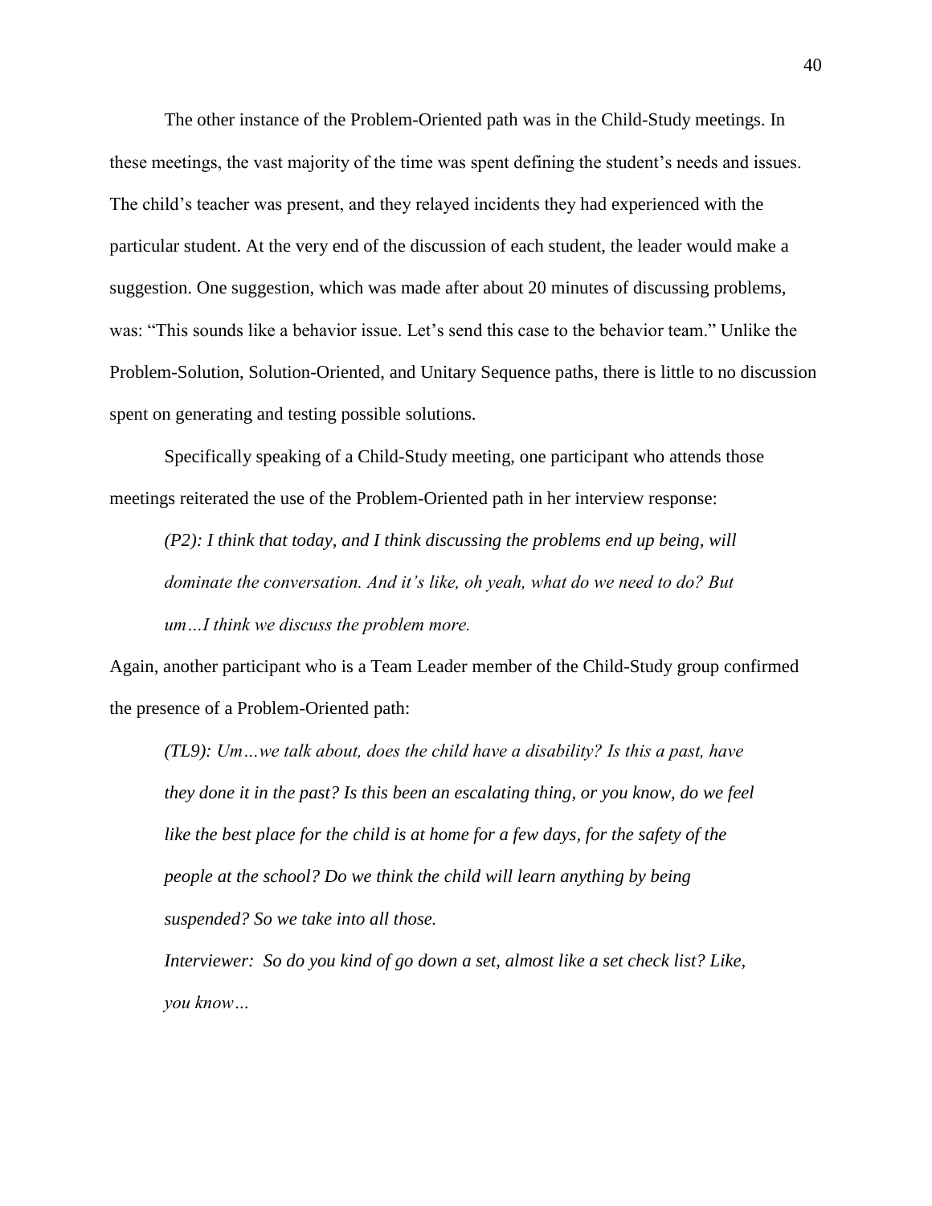The other instance of the Problem-Oriented path was in the Child-Study meetings. In these meetings, the vast majority of the time was spent defining the student's needs and issues. The child's teacher was present, and they relayed incidents they had experienced with the particular student. At the very end of the discussion of each student, the leader would make a suggestion. One suggestion, which was made after about 20 minutes of discussing problems, was: "This sounds like a behavior issue. Let's send this case to the behavior team." Unlike the Problem-Solution, Solution-Oriented, and Unitary Sequence paths, there is little to no discussion spent on generating and testing possible solutions.

Specifically speaking of a Child-Study meeting, one participant who attends those meetings reiterated the use of the Problem-Oriented path in her interview response:

> *(P2): I think that today, and I think discussing the problems end up being, will dominate the conversation. And it's like, oh yeah, what do we need to do? But um…I think we discuss the problem more.*

Again, another participant who is a Team Leader member of the Child-Study group confirmed the presence of a Problem-Oriented path:

> *(TL9): Um…we talk about, does the child have a disability? Is this a past, have they done it in the past? Is this been an escalating thing, or you know, do we feel like the best place for the child is at home for a few days, for the safety of the people at the school? Do we think the child will learn anything by being suspended? So we take into all those.*
>
> *Interviewer: So do you kind of go down a set, almost like a set check list? Like, you know…*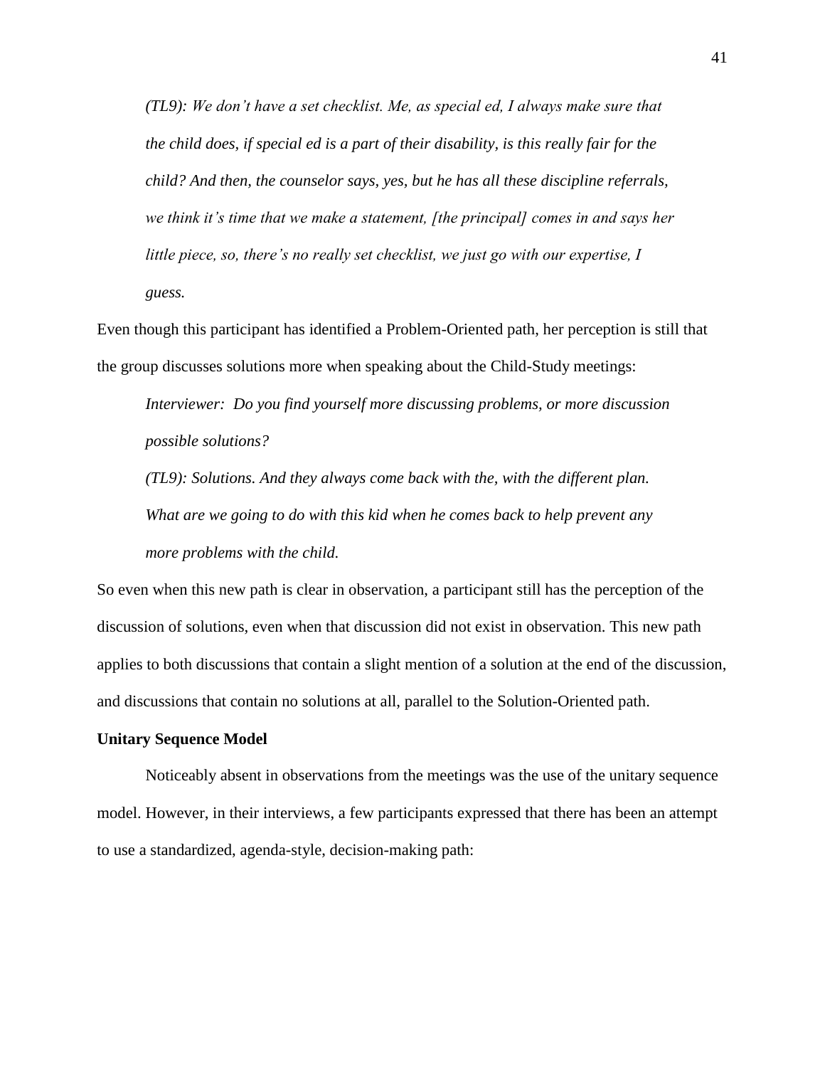*(TL9): We don't have a set checklist. Me, as special ed, I always make sure that the child does, if special ed is a part of their disability, is this really fair for the child? And then, the counselor says, yes, but he has all these discipline referrals, we think it's time that we make a statement, [the principal] comes in and says her little piece, so, there's no really set checklist, we just go with our expertise, I guess.*

Even though this participant has identified a Problem-Oriented path, her perception is still that the group discusses solutions more when speaking about the Child-Study meetings:

*Interviewer: Do you find yourself more discussing problems, or more discussion possible solutions?*

*(TL9): Solutions. And they always come back with the, with the different plan. What are we going to do with this kid when he comes back to help prevent any more problems with the child.*

So even when this new path is clear in observation, a participant still has the perception of the discussion of solutions, even when that discussion did not exist in observation. This new path applies to both discussions that contain a slight mention of a solution at the end of the discussion, and discussions that contain no solutions at all, parallel to the Solution-Oriented path.

**Unitary Sequence Model**

Noticeably absent in observations from the meetings was the use of the unitary sequence model. However, in their interviews, a few participants expressed that there has been an attempt to use a standardized, agenda-style, decision-making path: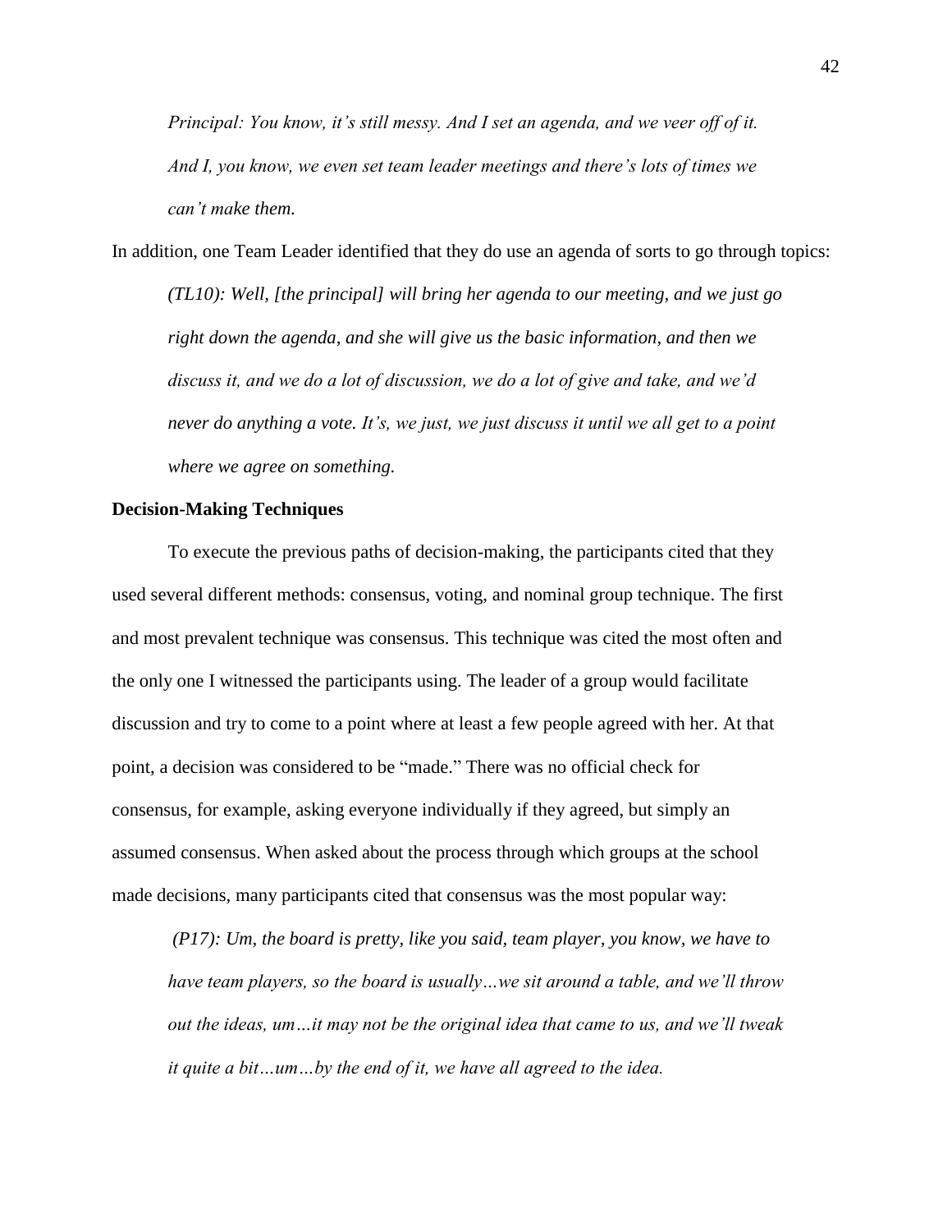*Principal: You know, it's still messy. And I set an agenda, and we veer off of it. And I, you know, we even set team leader meetings and there's lots of times we can't make them.*

In addition, one Team Leader identified that they do use an agenda of sorts to go through topics:

*(TL10): Well, [the principal] will bring her agenda to our meeting, and we just go right down the agenda, and she will give us the basic information, and then we discuss it, and we do a lot of discussion, we do a lot of give and take, and we'd never do anything a vote. It's, we just, we just discuss it until we all get to a point where we agree on something.*

### Decision-Making Techniques

To execute the previous paths of decision-making, the participants cited that they used several different methods: consensus, voting, and nominal group technique. The first and most prevalent technique was consensus. This technique was cited the most often and the only one I witnessed the participants using. The leader of a group would facilitate discussion and try to come to a point where at least a few people agreed with her. At that point, a decision was considered to be "made." There was no official check for consensus, for example, asking everyone individually if they agreed, but simply an assumed consensus. When asked about the process through which groups at the school made decisions, many participants cited that consensus was the most popular way:

*(P17): Um, the board is pretty, like you said, team player, you know, we have to have team players, so the board is usually…we sit around a table, and we'll throw out the ideas, um…it may not be the original idea that came to us, and we'll tweak it quite a bit…um…by the end of it, we have all agreed to the idea.*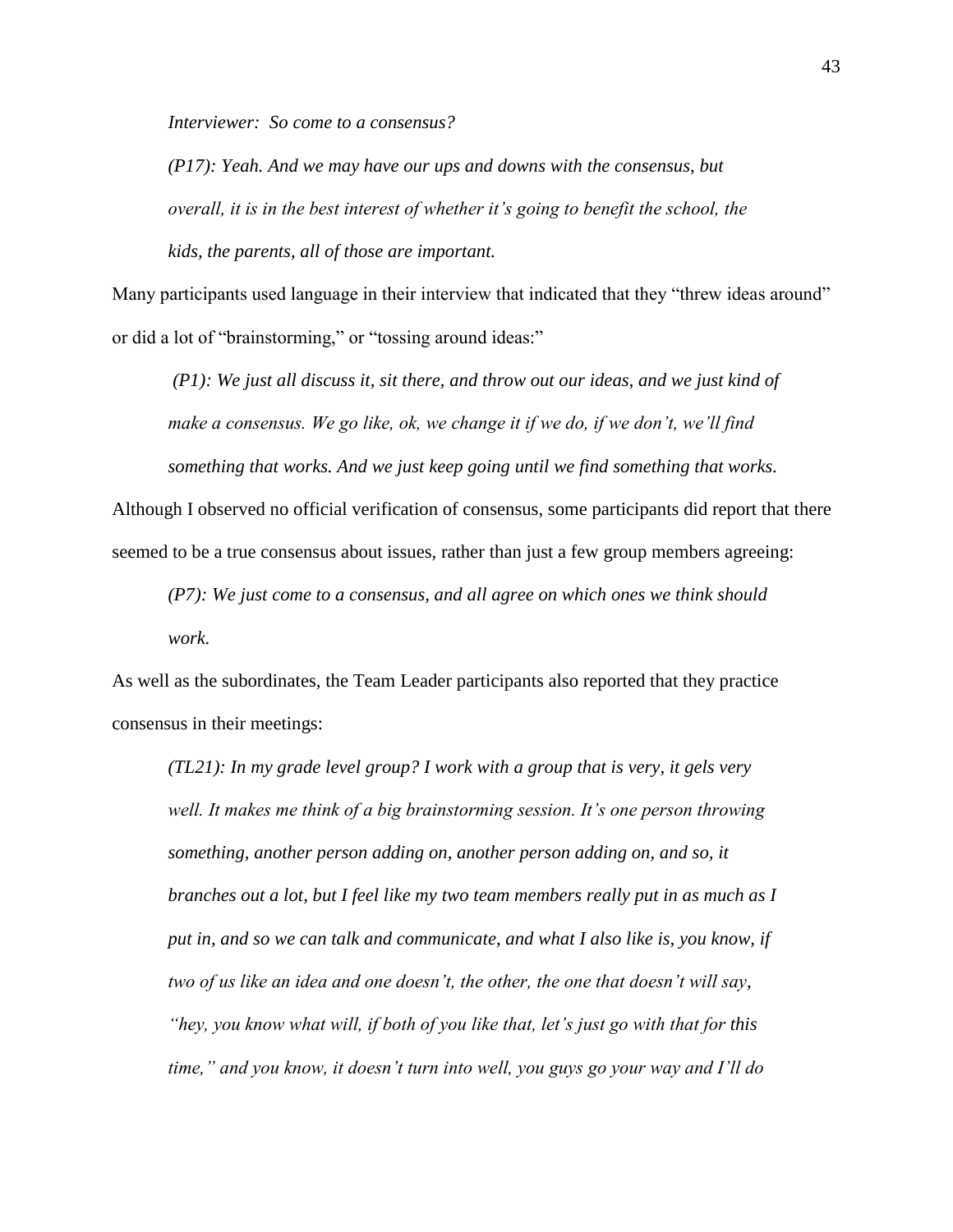*Interviewer: So come to a consensus?*

*(P17): Yeah. And we may have our ups and downs with the consensus, but overall, it is in the best interest of whether it's going to benefit the school, the kids, the parents, all of those are important.*

Many participants used language in their interview that indicated that they "threw ideas around" or did a lot of "brainstorming," or "tossing around ideas:"

*(P1): We just all discuss it, sit there, and throw out our ideas, and we just kind of make a consensus. We go like, ok, we change it if we do, if we don't, we'll find something that works. And we just keep going until we find something that works.*

Although I observed no official verification of consensus, some participants did report that there seemed to be a true consensus about issues, rather than just a few group members agreeing:

*(P7): We just come to a consensus, and all agree on which ones we think should work.*

As well as the subordinates, the Team Leader participants also reported that they practice consensus in their meetings:

*(TL21): In my grade level group? I work with a group that is very, it gels very well. It makes me think of a big brainstorming session. It's one person throwing something, another person adding on, another person adding on, and so, it branches out a lot, but I feel like my two team members really put in as much as I put in, and so we can talk and communicate, and what I also like is, you know, if two of us like an idea and one doesn't, the other, the one that doesn't will say, "hey, you know what will, if both of you like that, let's just go with that for this time," and you know, it doesn't turn into well, you guys go your way and I'll do*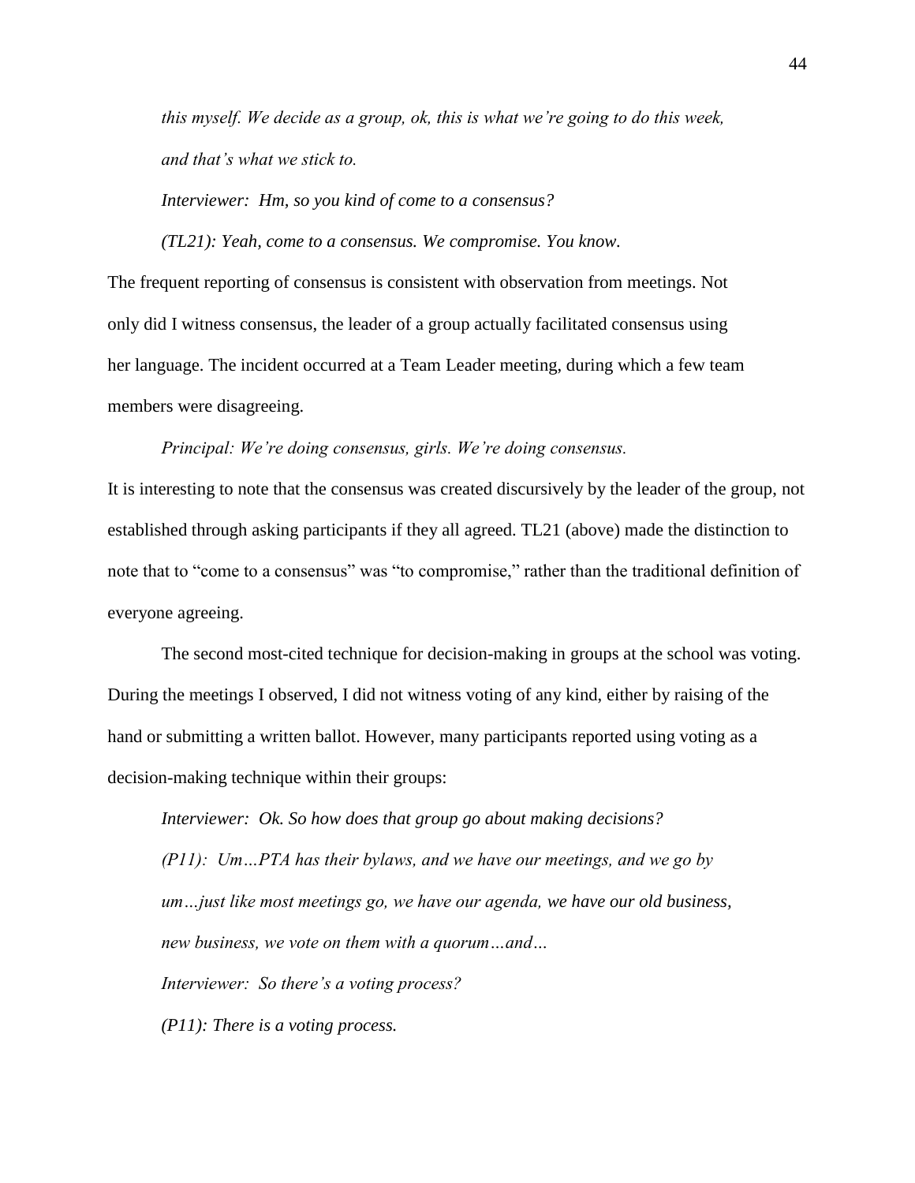*this myself. We decide as a group, ok, this is what we're going to do this week, and that's what we stick to.*

*Interviewer: Hm, so you kind of come to a consensus?*

*(TL21): Yeah, come to a consensus. We compromise. You know.*

The frequent reporting of consensus is consistent with observation from meetings. Not only did I witness consensus, the leader of a group actually facilitated consensus using her language. The incident occurred at a Team Leader meeting, during which a few team members were disagreeing.

*Principal: We're doing consensus, girls. We're doing consensus.*

It is interesting to note that the consensus was created discursively by the leader of the group, not established through asking participants if they all agreed. TL21 (above) made the distinction to note that to "come to a consensus" was "to compromise," rather than the traditional definition of everyone agreeing.

The second most-cited technique for decision-making in groups at the school was voting. During the meetings I observed, I did not witness voting of any kind, either by raising of the hand or submitting a written ballot. However, many participants reported using voting as a decision-making technique within their groups:

*Interviewer: Ok. So how does that group go about making decisions?*

*(P11): Um…PTA has their bylaws, and we have our meetings, and we go by um…just like most meetings go, we have our agenda, we have our old business, new business, we vote on them with a quorum…and…*

*Interviewer: So there's a voting process?*

*(P11): There is a voting process.*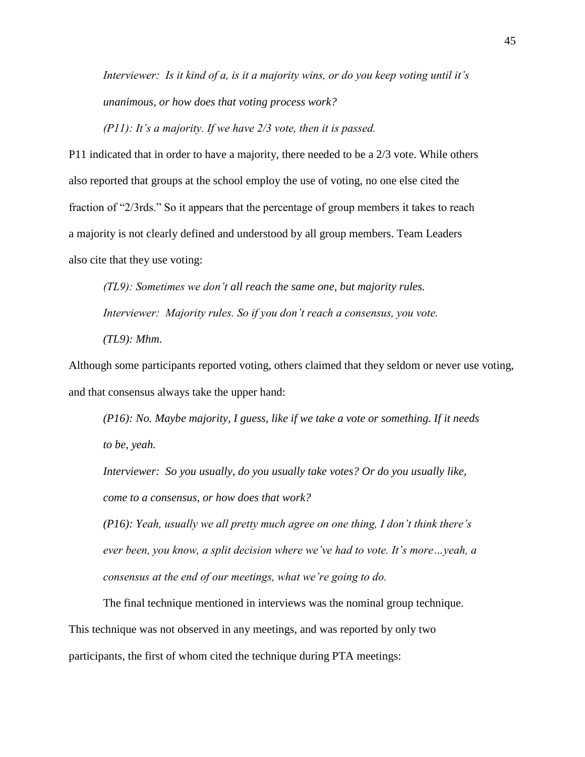*Interviewer: Is it kind of a, is it a majority wins, or do you keep voting until it's unanimous, or how does that voting process work?*

*(P11): It's a majority. If we have 2/3 vote, then it is passed.*

P11 indicated that in order to have a majority, there needed to be a 2/3 vote. While others also reported that groups at the school employ the use of voting, no one else cited the fraction of "2/3rds." So it appears that the percentage of group members it takes to reach a majority is not clearly defined and understood by all group members. Team Leaders also cite that they use voting:

*(TL9): Sometimes we don't all reach the same one, but majority rules.*

*Interviewer: Majority rules. So if you don't reach a consensus, you vote.*

*(TL9): Mhm.*

Although some participants reported voting, others claimed that they seldom or never use voting, and that consensus always take the upper hand:

*(P16): No. Maybe majority, I guess, like if we take a vote or something. If it needs to be, yeah.*

*Interviewer: So you usually, do you usually take votes? Or do you usually like, come to a consensus, or how does that work?*

*(P16): Yeah, usually we all pretty much agree on one thing, I don't think there's ever been, you know, a split decision where we've had to vote. It's more…yeah, a consensus at the end of our meetings, what we're going to do.*

The final technique mentioned in interviews was the nominal group technique. This technique was not observed in any meetings, and was reported by only two participants, the first of whom cited the technique during PTA meetings: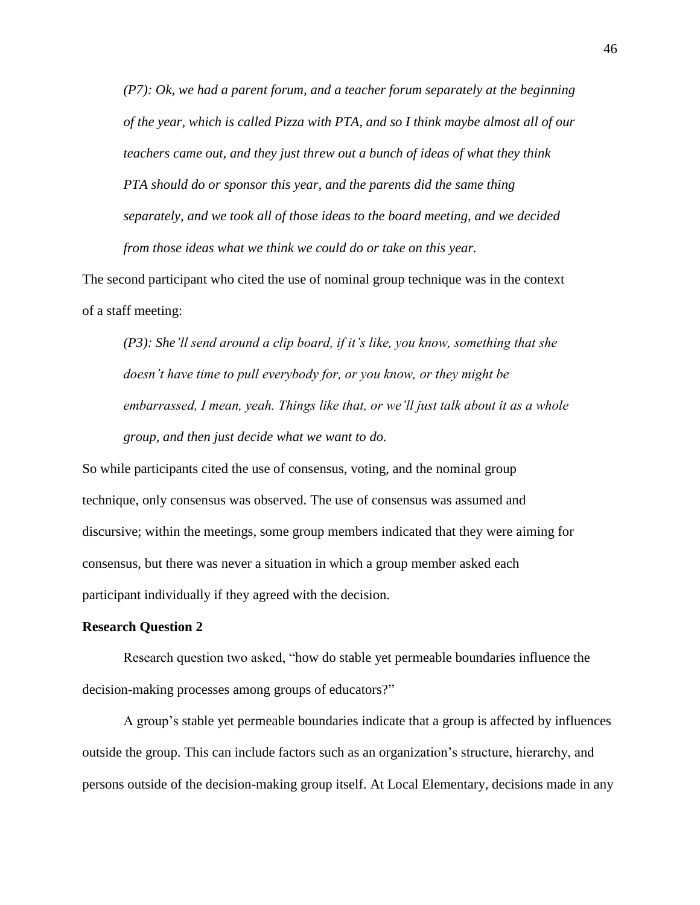*(P7): Ok, we had a parent forum, and a teacher forum separately at the beginning of the year, which is called Pizza with PTA, and so I think maybe almost all of our teachers came out, and they just threw out a bunch of ideas of what they think PTA should do or sponsor this year, and the parents did the same thing separately, and we took all of those ideas to the board meeting, and we decided from those ideas what we think we could do or take on this year.*

The second participant who cited the use of nominal group technique was in the context of a staff meeting:

*(P3): She'll send around a clip board, if it's like, you know, something that she doesn't have time to pull everybody for, or you know, or they might be embarrassed, I mean, yeah. Things like that, or we'll just talk about it as a whole group, and then just decide what we want to do.*

So while participants cited the use of consensus, voting, and the nominal group technique, only consensus was observed. The use of consensus was assumed and discursive; within the meetings, some group members indicated that they were aiming for consensus, but there was never a situation in which a group member asked each participant individually if they agreed with the decision.

**Research Question 2**

Research question two asked, "how do stable yet permeable boundaries influence the decision-making processes among groups of educators?"

A group's stable yet permeable boundaries indicate that a group is affected by influences outside the group. This can include factors such as an organization's structure, hierarchy, and persons outside of the decision-making group itself. At Local Elementary, decisions made in any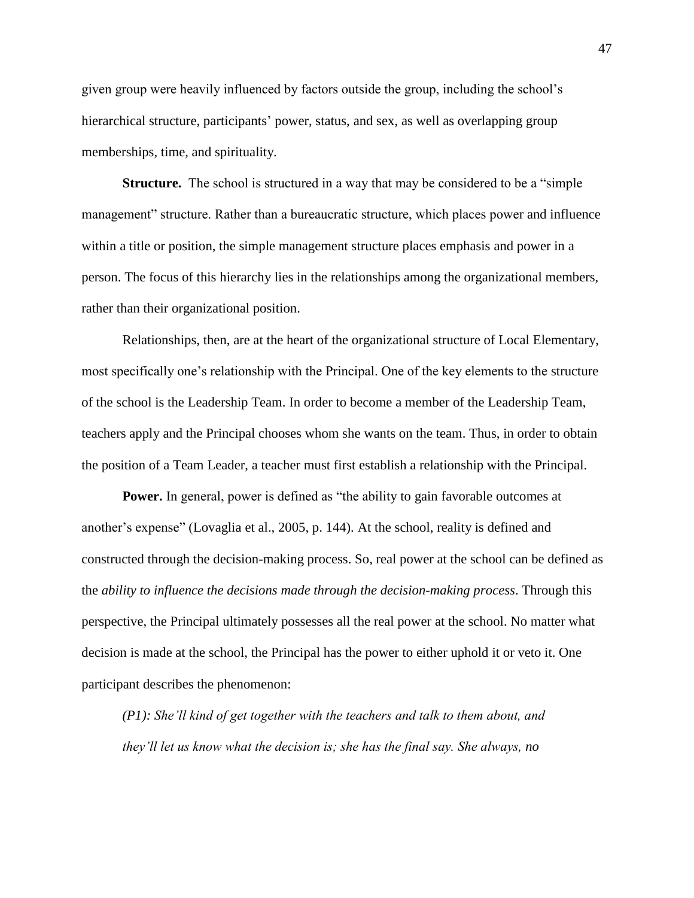given group were heavily influenced by factors outside the group, including the school's hierarchical structure, participants' power, status, and sex, as well as overlapping group memberships, time, and spirituality.

**Structure.** The school is structured in a way that may be considered to be a "simple management" structure. Rather than a bureaucratic structure, which places power and influence within a title or position, the simple management structure places emphasis and power in a person. The focus of this hierarchy lies in the relationships among the organizational members, rather than their organizational position.

Relationships, then, are at the heart of the organizational structure of Local Elementary, most specifically one's relationship with the Principal. One of the key elements to the structure of the school is the Leadership Team. In order to become a member of the Leadership Team, teachers apply and the Principal chooses whom she wants on the team. Thus, in order to obtain the position of a Team Leader, a teacher must first establish a relationship with the Principal.

**Power.** In general, power is defined as "the ability to gain favorable outcomes at another's expense" (Lovaglia et al., 2005, p. 144). At the school, reality is defined and constructed through the decision-making process. So, real power at the school can be defined as the *ability to influence the decisions made through the decision-making process*. Through this perspective, the Principal ultimately possesses all the real power at the school. No matter what decision is made at the school, the Principal has the power to either uphold it or veto it. One participant describes the phenomenon:

*(P1): She'll kind of get together with the teachers and talk to them about, and they'll let us know what the decision is; she has the final say. She always, no*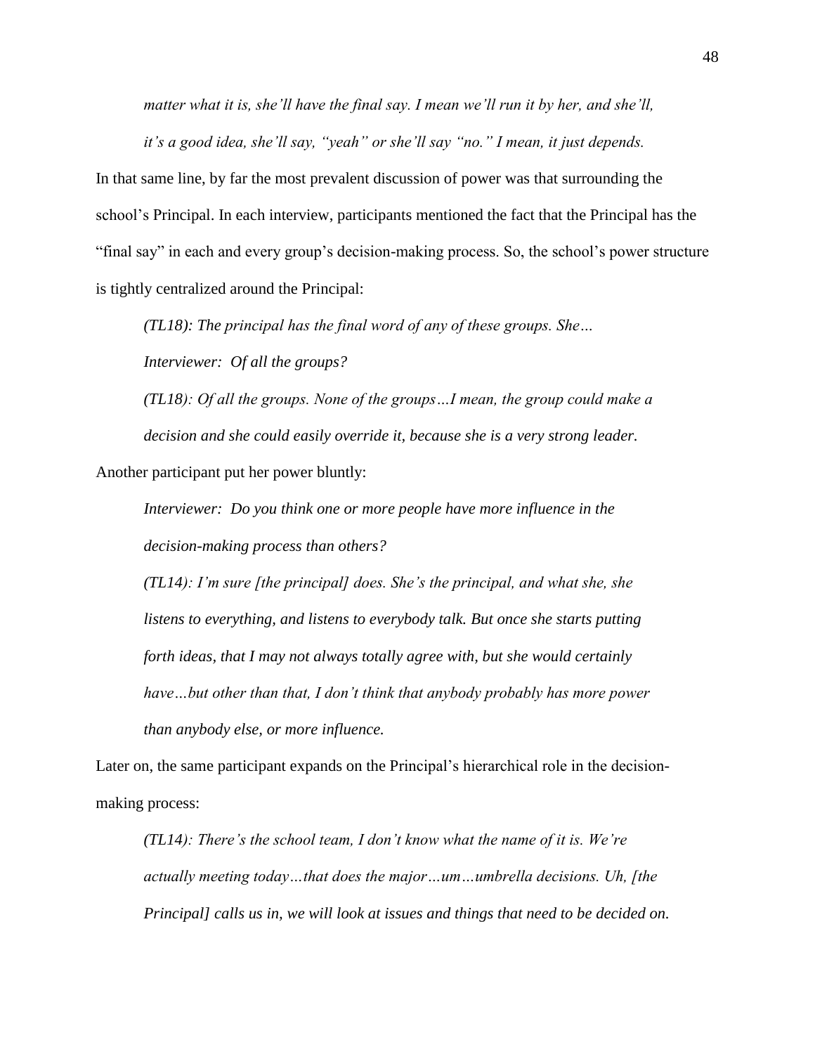*matter what it is, she'll have the final say. I mean we'll run it by her, and she'll, it's a good idea, she'll say, "yeah" or she'll say "no." I mean, it just depends.*

In that same line, by far the most prevalent discussion of power was that surrounding the school's Principal. In each interview, participants mentioned the fact that the Principal has the "final say" in each and every group's decision-making process. So, the school's power structure is tightly centralized around the Principal:

> *(TL18): The principal has the final word of any of these groups. She…*
>
> *Interviewer: Of all the groups?*
>
> *(TL18): Of all the groups. None of the groups…I mean, the group could make a decision and she could easily override it, because she is a very strong leader.*

Another participant put her power bluntly:

> *Interviewer: Do you think one or more people have more influence in the decision-making process than others?*
>
> *(TL14): I'm sure [the principal] does. She's the principal, and what she, she listens to everything, and listens to everybody talk. But once she starts putting forth ideas, that I may not always totally agree with, but she would certainly have…but other than that, I don't think that anybody probably has more power than anybody else, or more influence.*

Later on, the same participant expands on the Principal's hierarchical role in the decision-making process:

> *(TL14): There's the school team, I don't know what the name of it is. We're actually meeting today…that does the major…um…umbrella decisions. Uh, [the Principal] calls us in, we will look at issues and things that need to be decided on.*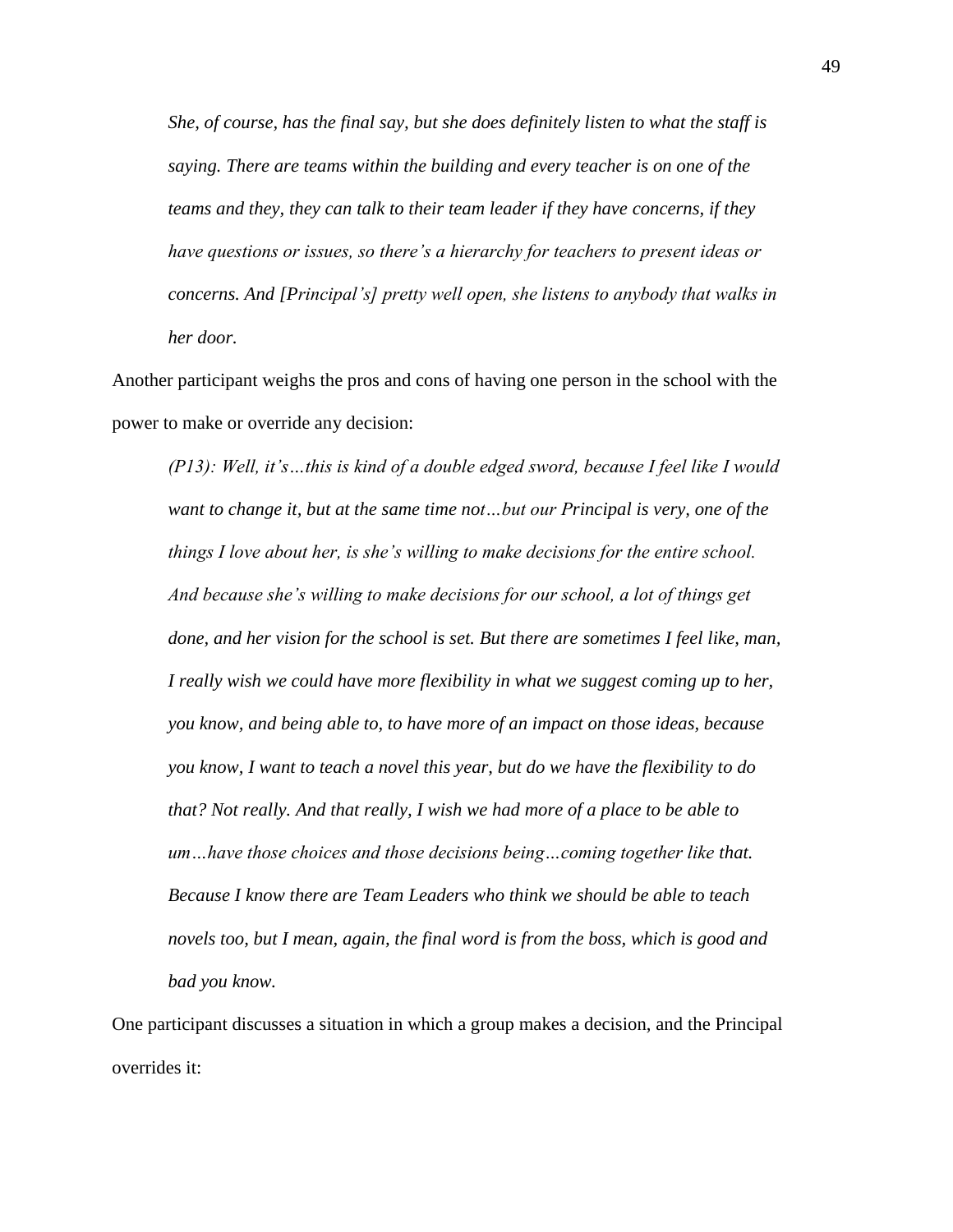*She, of course, has the final say, but she does definitely listen to what the staff is saying. There are teams within the building and every teacher is on one of the teams and they, they can talk to their team leader if they have concerns, if they have questions or issues, so there's a hierarchy for teachers to present ideas or concerns. And [Principal's] pretty well open, she listens to anybody that walks in her door.*

Another participant weighs the pros and cons of having one person in the school with the power to make or override any decision:

> *(P13): Well, it's…this is kind of a double edged sword, because I feel like I would want to change it, but at the same time not…but our Principal is very, one of the things I love about her, is she's willing to make decisions for the entire school. And because she's willing to make decisions for our school, a lot of things get done, and her vision for the school is set. But there are sometimes I feel like, man, I really wish we could have more flexibility in what we suggest coming up to her, you know, and being able to, to have more of an impact on those ideas, because you know, I want to teach a novel this year, but do we have the flexibility to do that? Not really. And that really, I wish we had more of a place to be able to um…have those choices and those decisions being…coming together like that. Because I know there are Team Leaders who think we should be able to teach novels too, but I mean, again, the final word is from the boss, which is good and bad you know.*

One participant discusses a situation in which a group makes a decision, and the Principal overrides it: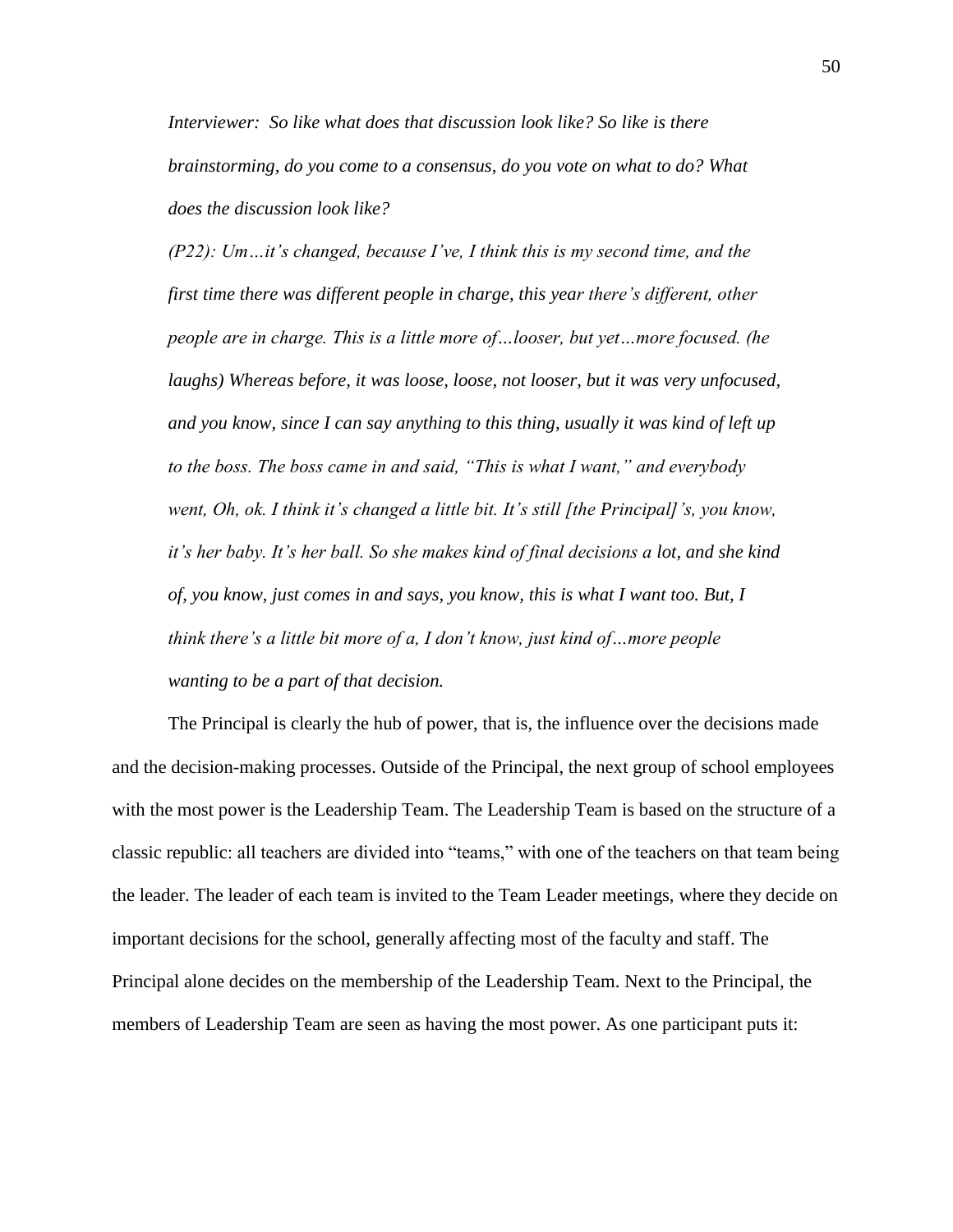*Interviewer: So like what does that discussion look like? So like is there brainstorming, do you come to a consensus, do you vote on what to do? What does the discussion look like?*

*(P22): Um…it's changed, because I've, I think this is my second time, and the first time there was different people in charge, this year there's different, other people are in charge. This is a little more of…looser, but yet…more focused. (he laughs) Whereas before, it was loose, loose, not looser, but it was very unfocused, and you know, since I can say anything to this thing, usually it was kind of left up to the boss. The boss came in and said, "This is what I want," and everybody went, Oh, ok. I think it's changed a little bit. It's still [the Principal]'s, you know, it's her baby. It's her ball. So she makes kind of final decisions a lot, and she kind of, you know, just comes in and says, you know, this is what I want too. But, I think there's a little bit more of a, I don't know, just kind of…more people wanting to be a part of that decision.*

The Principal is clearly the hub of power, that is, the influence over the decisions made and the decision-making processes. Outside of the Principal, the next group of school employees with the most power is the Leadership Team. The Leadership Team is based on the structure of a classic republic: all teachers are divided into "teams," with one of the teachers on that team being the leader. The leader of each team is invited to the Team Leader meetings, where they decide on important decisions for the school, generally affecting most of the faculty and staff. The Principal alone decides on the membership of the Leadership Team. Next to the Principal, the members of Leadership Team are seen as having the most power. As one participant puts it: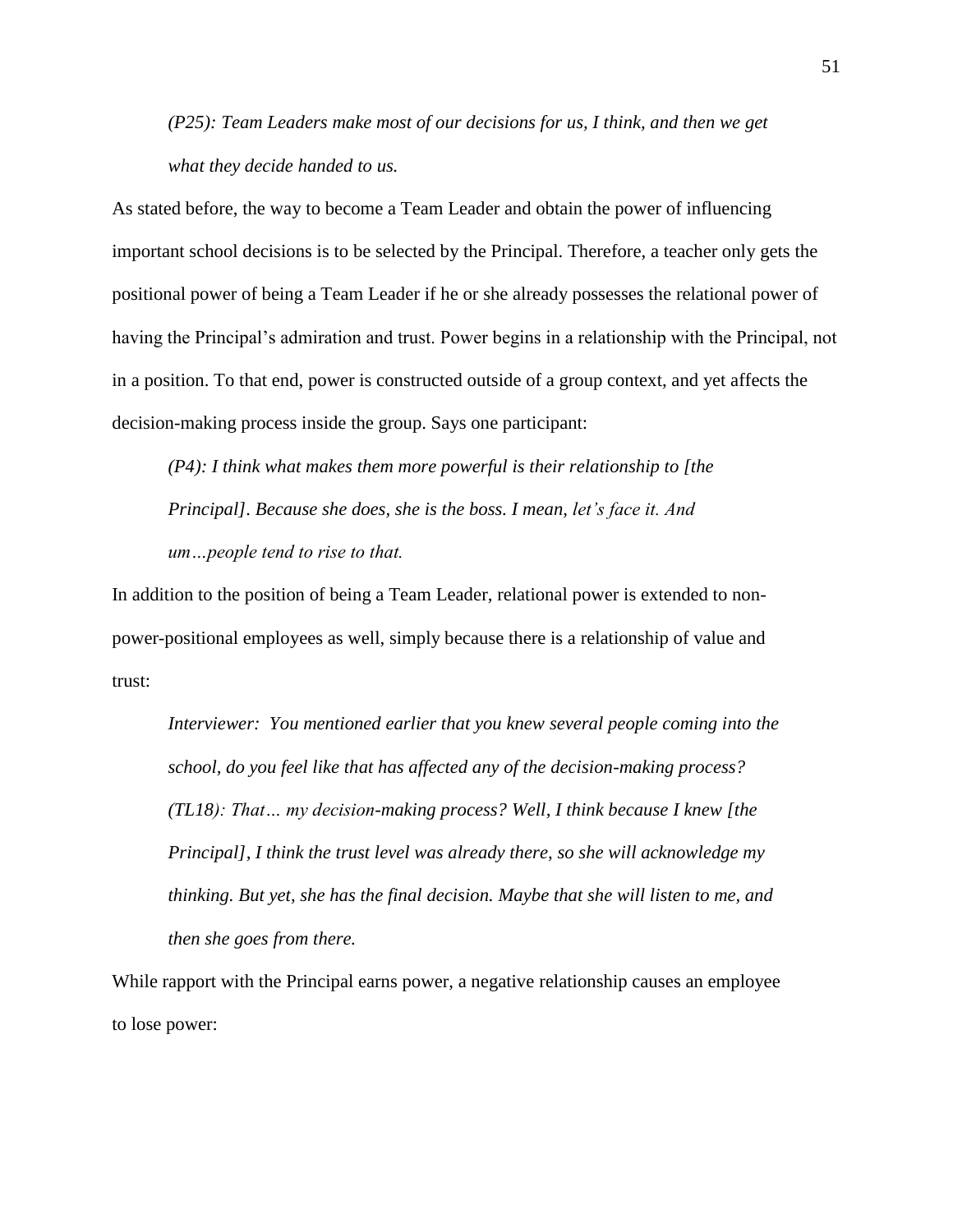> *(P25): Team Leaders make most of our decisions for us, I think, and then we get what they decide handed to us.*

As stated before, the way to become a Team Leader and obtain the power of influencing important school decisions is to be selected by the Principal. Therefore, a teacher only gets the positional power of being a Team Leader if he or she already possesses the relational power of having the Principal's admiration and trust. Power begins in a relationship with the Principal, not in a position. To that end, power is constructed outside of a group context, and yet affects the decision-making process inside the group. Says one participant:

> *(P4): I think what makes them more powerful is their relationship to [the Principal]. Because she does, she is the boss. I mean, let's face it. And um…people tend to rise to that.*

In addition to the position of being a Team Leader, relational power is extended to non-power-positional employees as well, simply because there is a relationship of value and trust:

> *Interviewer: You mentioned earlier that you knew several people coming into the school, do you feel like that has affected any of the decision-making process?*
>
> *(TL18): That… my decision-making process? Well, I think because I knew [the Principal], I think the trust level was already there, so she will acknowledge my thinking. But yet, she has the final decision. Maybe that she will listen to me, and then she goes from there.*

While rapport with the Principal earns power, a negative relationship causes an employee to lose power: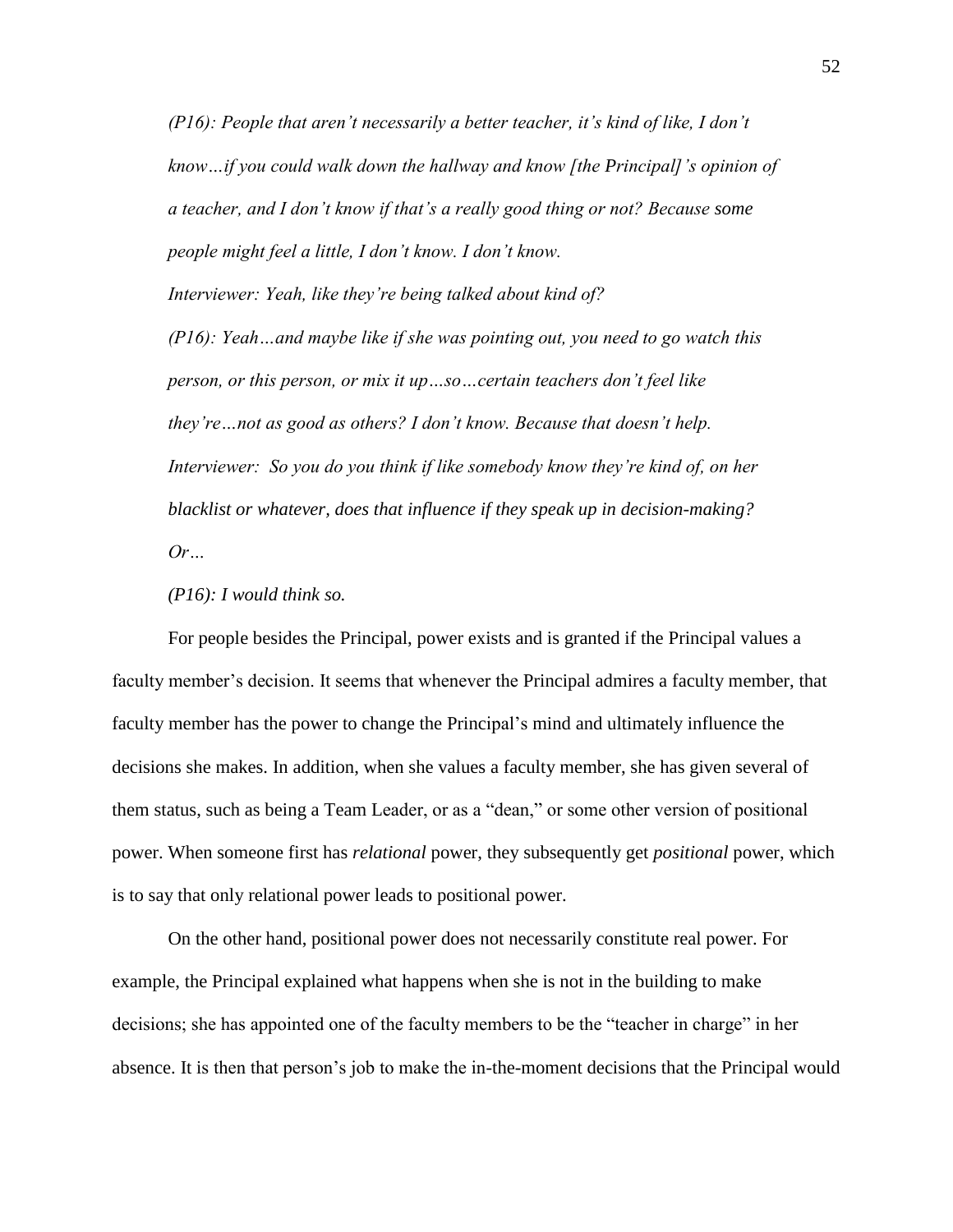*(P16): People that aren't necessarily a better teacher, it's kind of like, I don't know…if you could walk down the hallway and know [the Principal]'s opinion of a teacher, and I don't know if that's a really good thing or not? Because some people might feel a little, I don't know. I don't know.*

*Interviewer: Yeah, like they're being talked about kind of?*

*(P16): Yeah…and maybe like if she was pointing out, you need to go watch this person, or this person, or mix it up…so…certain teachers don't feel like they're…not as good as others? I don't know. Because that doesn't help.*

*Interviewer: So you do you think if like somebody know they're kind of, on her blacklist or whatever, does that influence if they speak up in decision-making? Or…*

*(P16): I would think so.*

For people besides the Principal, power exists and is granted if the Principal values a faculty member's decision. It seems that whenever the Principal admires a faculty member, that faculty member has the power to change the Principal's mind and ultimately influence the decisions she makes. In addition, when she values a faculty member, she has given several of them status, such as being a Team Leader, or as a "dean," or some other version of positional power. When someone first has *relational* power, they subsequently get *positional* power, which is to say that only relational power leads to positional power.

On the other hand, positional power does not necessarily constitute real power. For example, the Principal explained what happens when she is not in the building to make decisions; she has appointed one of the faculty members to be the "teacher in charge" in her absence. It is then that person's job to make the in-the-moment decisions that the Principal would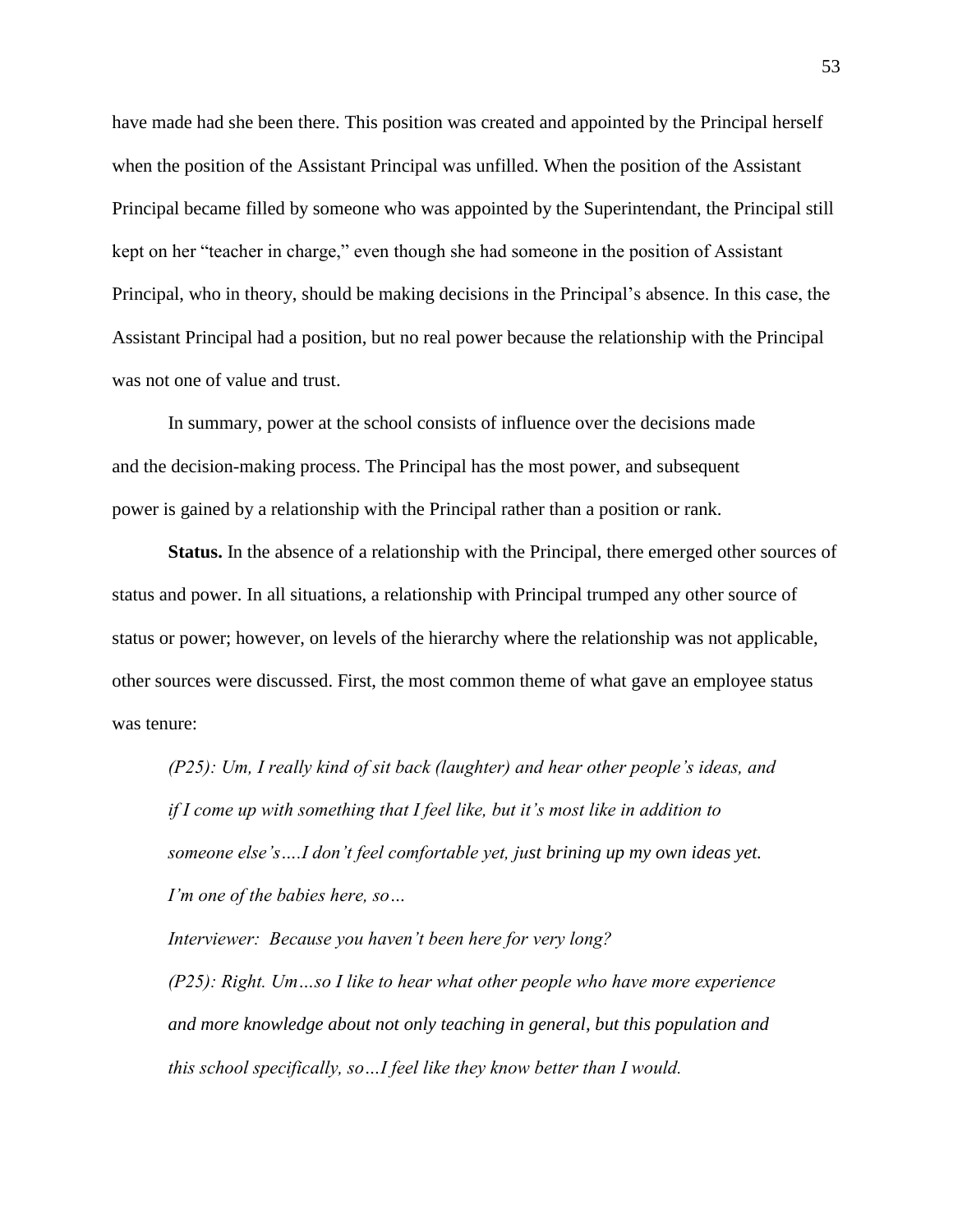have made had she been there. This position was created and appointed by the Principal herself when the position of the Assistant Principal was unfilled. When the position of the Assistant Principal became filled by someone who was appointed by the Superintendant, the Principal still kept on her "teacher in charge," even though she had someone in the position of Assistant Principal, who in theory, should be making decisions in the Principal's absence. In this case, the Assistant Principal had a position, but no real power because the relationship with the Principal was not one of value and trust.

In summary, power at the school consists of influence over the decisions made and the decision-making process. The Principal has the most power, and subsequent power is gained by a relationship with the Principal rather than a position or rank.

**Status.** In the absence of a relationship with the Principal, there emerged other sources of status and power. In all situations, a relationship with Principal trumped any other source of status or power; however, on levels of the hierarchy where the relationship was not applicable, other sources were discussed. First, the most common theme of what gave an employee status was tenure:

> *(P25): Um, I really kind of sit back (laughter) and hear other people's ideas, and if I come up with something that I feel like, but it's most like in addition to someone else's….I don't feel comfortable yet, just brining up my own ideas yet. I'm one of the babies here, so…*
>
> *Interviewer: Because you haven't been here for very long?*
>
> *(P25): Right. Um…so I like to hear what other people who have more experience and more knowledge about not only teaching in general, but this population and this school specifically, so…I feel like they know better than I would.*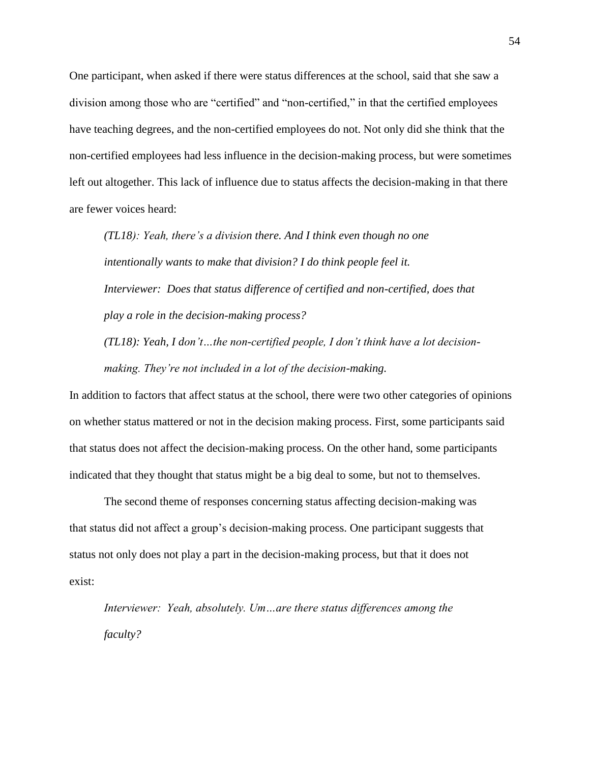One participant, when asked if there were status differences at the school, said that she saw a division among those who are "certified" and "non-certified," in that the certified employees have teaching degrees, and the non-certified employees do not. Not only did she think that the non-certified employees had less influence in the decision-making process, but were sometimes left out altogether. This lack of influence due to status affects the decision-making in that there are fewer voices heard:

> *(TL18): Yeah, there's a division there. And I think even though no one intentionally wants to make that division? I do think people feel it.*
>
> *Interviewer: Does that status difference of certified and non-certified, does that play a role in the decision-making process?*
>
> *(TL18): Yeah, I don't…the non-certified people, I don't think have a lot decision-making. They're not included in a lot of the decision-making.*

In addition to factors that affect status at the school, there were two other categories of opinions on whether status mattered or not in the decision making process. First, some participants said that status does not affect the decision-making process. On the other hand, some participants indicated that they thought that status might be a big deal to some, but not to themselves.

The second theme of responses concerning status affecting decision-making was that status did not affect a group's decision-making process. One participant suggests that status not only does not play a part in the decision-making process, but that it does not exist:

> *Interviewer: Yeah, absolutely. Um…are there status differences among the faculty?*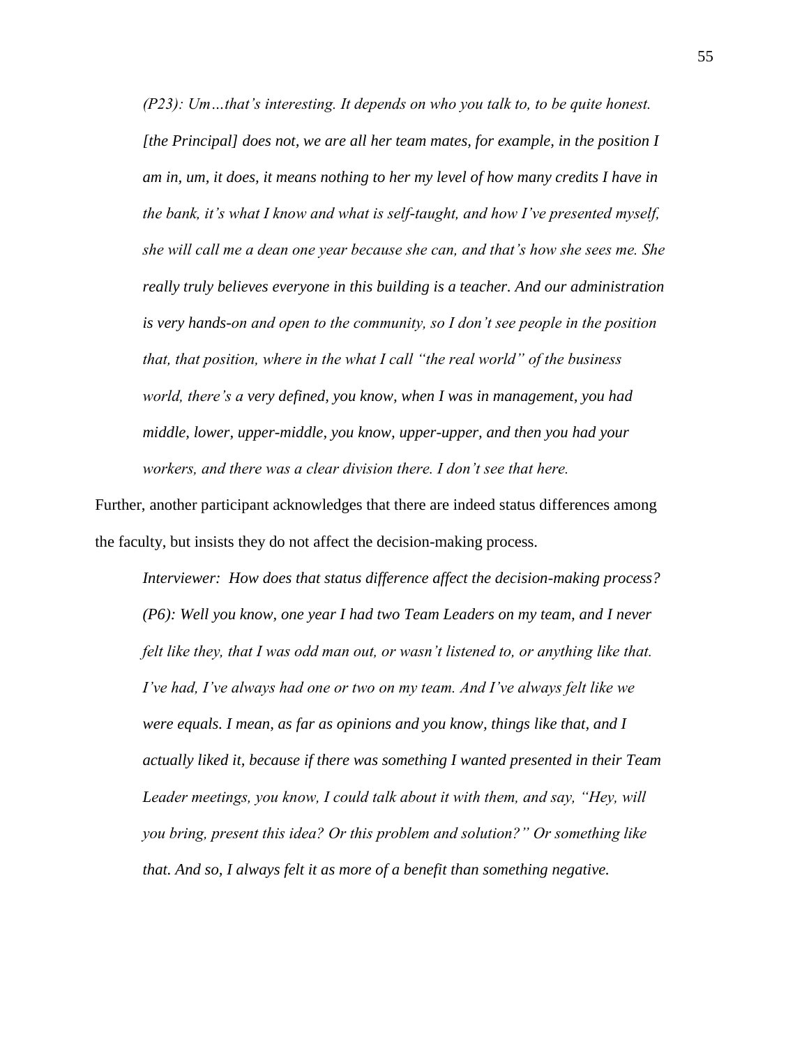*(P23): Um…that's interesting. It depends on who you talk to, to be quite honest. [the Principal] does not, we are all her team mates, for example, in the position I am in, um, it does, it means nothing to her my level of how many credits I have in the bank, it's what I know and what is self-taught, and how I've presented myself, she will call me a dean one year because she can, and that's how she sees me. She really truly believes everyone in this building is a teacher. And our administration is very hands-on and open to the community, so I don't see people in the position that, that position, where in the what I call "the real world" of the business world, there's a very defined, you know, when I was in management, you had middle, lower, upper-middle, you know, upper-upper, and then you had your workers, and there was a clear division there. I don't see that here.*

Further, another participant acknowledges that there are indeed status differences among the faculty, but insists they do not affect the decision-making process.

*Interviewer: How does that status difference affect the decision-making process?*

*(P6): Well you know, one year I had two Team Leaders on my team, and I never felt like they, that I was odd man out, or wasn't listened to, or anything like that. I've had, I've always had one or two on my team. And I've always felt like we were equals. I mean, as far as opinions and you know, things like that, and I actually liked it, because if there was something I wanted presented in their Team Leader meetings, you know, I could talk about it with them, and say, "Hey, will you bring, present this idea? Or this problem and solution?" Or something like that. And so, I always felt it as more of a benefit than something negative.*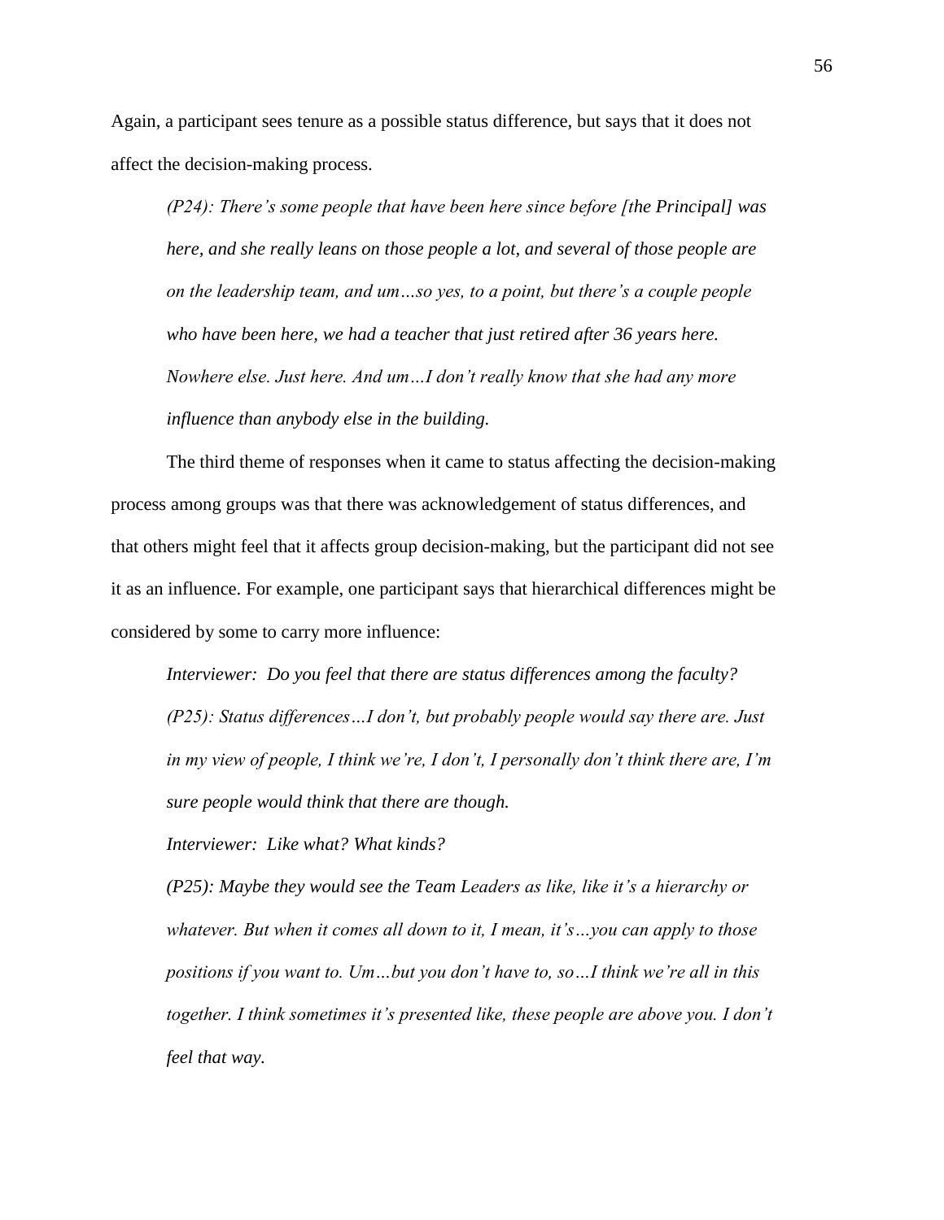Again, a participant sees tenure as a possible status difference, but says that it does not affect the decision-making process.

> *(P24): There's some people that have been here since before [the Principal] was here, and she really leans on those people a lot, and several of those people are on the leadership team, and um…so yes, to a point, but there's a couple people who have been here, we had a teacher that just retired after 36 years here. Nowhere else. Just here. And um…I don't really know that she had any more influence than anybody else in the building.*

The third theme of responses when it came to status affecting the decision-making process among groups was that there was acknowledgement of status differences, and that others might feel that it affects group decision-making, but the participant did not see it as an influence. For example, one participant says that hierarchical differences might be considered by some to carry more influence:

> *Interviewer: Do you feel that there are status differences among the faculty?*
>
> *(P25): Status differences…I don't, but probably people would say there are. Just in my view of people, I think we're, I don't, I personally don't think there are, I'm sure people would think that there are though.*
>
> *Interviewer: Like what? What kinds?*
>
> *(P25): Maybe they would see the Team Leaders as like, like it's a hierarchy or whatever. But when it comes all down to it, I mean, it's…you can apply to those positions if you want to. Um…but you don't have to, so…I think we're all in this together. I think sometimes it's presented like, these people are above you. I don't feel that way.*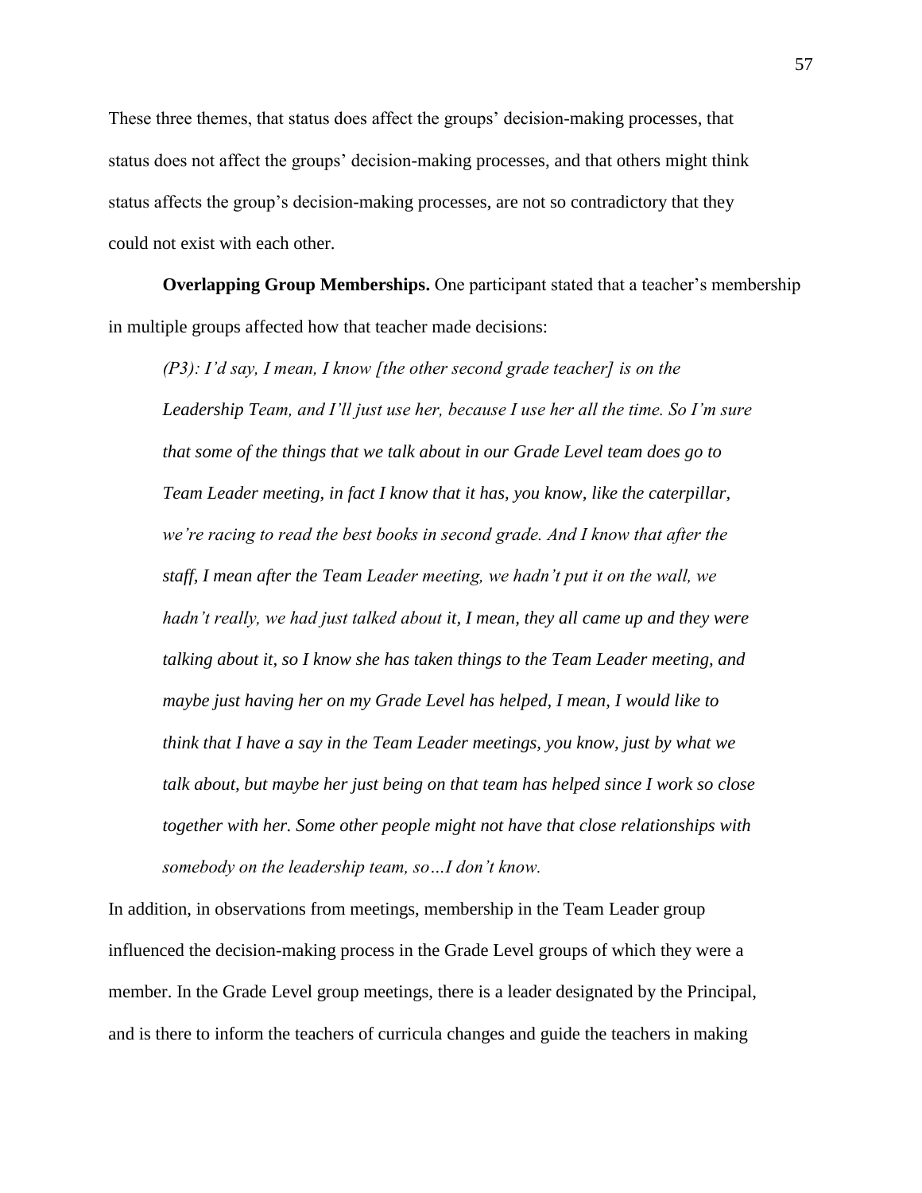These three themes, that status does affect the groups' decision-making processes, that status does not affect the groups' decision-making processes, and that others might think status affects the group's decision-making processes, are not so contradictory that they could not exist with each other.

**Overlapping Group Memberships.** One participant stated that a teacher's membership in multiple groups affected how that teacher made decisions:

> *(P3): I'd say, I mean, I know [the other second grade teacher] is on the Leadership Team, and I'll just use her, because I use her all the time. So I'm sure that some of the things that we talk about in our Grade Level team does go to Team Leader meeting, in fact I know that it has, you know, like the caterpillar, we're racing to read the best books in second grade. And I know that after the staff, I mean after the Team Leader meeting, we hadn't put it on the wall, we hadn't really, we had just talked about it, I mean, they all came up and they were talking about it, so I know she has taken things to the Team Leader meeting, and maybe just having her on my Grade Level has helped, I mean, I would like to think that I have a say in the Team Leader meetings, you know, just by what we talk about, but maybe her just being on that team has helped since I work so close together with her. Some other people might not have that close relationships with somebody on the leadership team, so…I don't know.*

In addition, in observations from meetings, membership in the Team Leader group influenced the decision-making process in the Grade Level groups of which they were a member. In the Grade Level group meetings, there is a leader designated by the Principal, and is there to inform the teachers of curricula changes and guide the teachers in making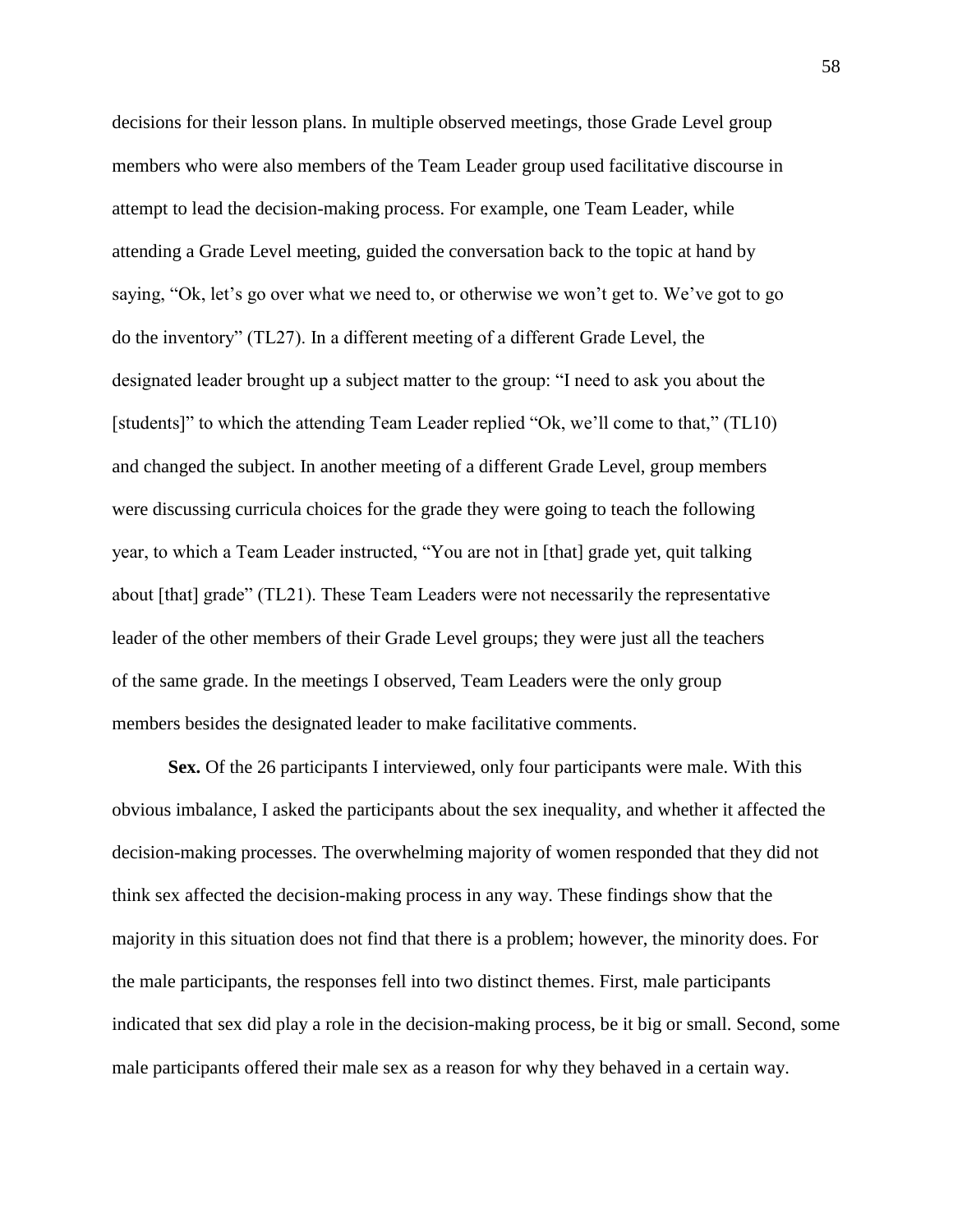decisions for their lesson plans. In multiple observed meetings, those Grade Level group members who were also members of the Team Leader group used facilitative discourse in attempt to lead the decision-making process. For example, one Team Leader, while attending a Grade Level meeting, guided the conversation back to the topic at hand by saying, "Ok, let's go over what we need to, or otherwise we won't get to. We've got to go do the inventory" (TL27). In a different meeting of a different Grade Level, the designated leader brought up a subject matter to the group: "I need to ask you about the [students]" to which the attending Team Leader replied "Ok, we'll come to that," (TL10) and changed the subject. In another meeting of a different Grade Level, group members were discussing curricula choices for the grade they were going to teach the following year, to which a Team Leader instructed, "You are not in [that] grade yet, quit talking about [that] grade" (TL21). These Team Leaders were not necessarily the representative leader of the other members of their Grade Level groups; they were just all the teachers of the same grade. In the meetings I observed, Team Leaders were the only group members besides the designated leader to make facilitative comments.

**Sex.** Of the 26 participants I interviewed, only four participants were male. With this obvious imbalance, I asked the participants about the sex inequality, and whether it affected the decision-making processes. The overwhelming majority of women responded that they did not think sex affected the decision-making process in any way. These findings show that the majority in this situation does not find that there is a problem; however, the minority does. For the male participants, the responses fell into two distinct themes. First, male participants indicated that sex did play a role in the decision-making process, be it big or small. Second, some male participants offered their male sex as a reason for why they behaved in a certain way.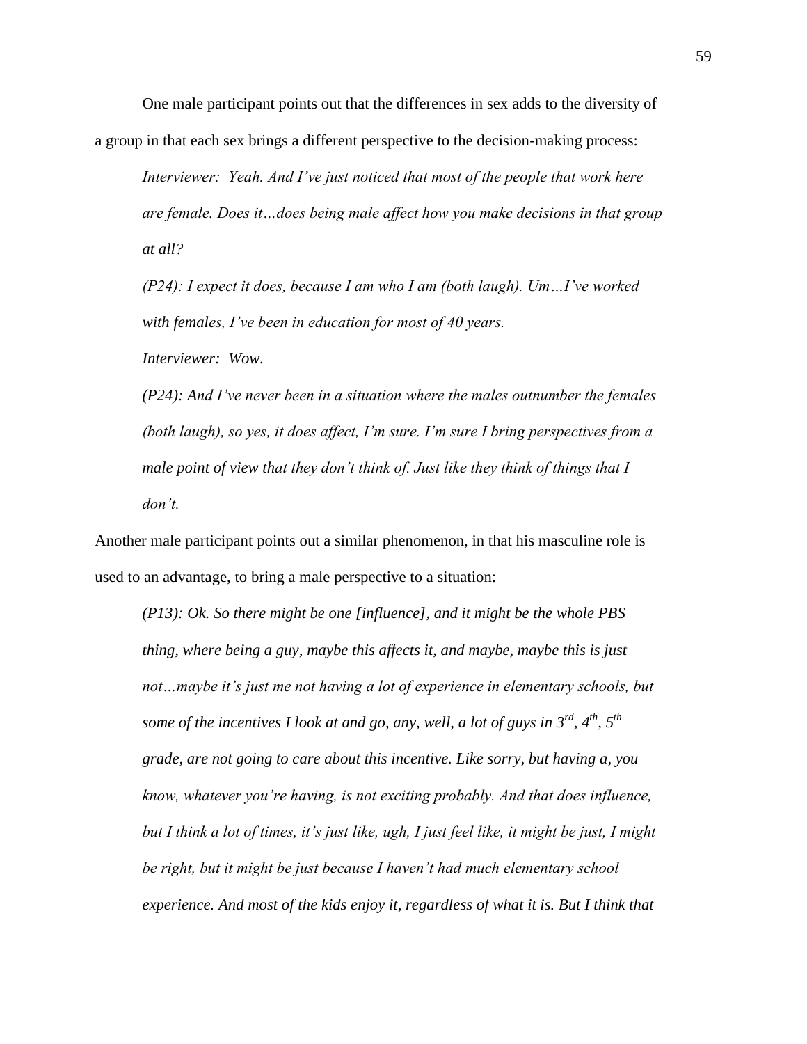One male participant points out that the differences in sex adds to the diversity of a group in that each sex brings a different perspective to the decision-making process:

> *Interviewer: Yeah. And I've just noticed that most of the people that work here are female. Does it…does being male affect how you make decisions in that group at all?*
>
> *(P24): I expect it does, because I am who I am (both laugh). Um…I've worked with females, I've been in education for most of 40 years.*
>
> *Interviewer: Wow.*
>
> *(P24): And I've never been in a situation where the males outnumber the females (both laugh), so yes, it does affect, I'm sure. I'm sure I bring perspectives from a male point of view that they don't think of. Just like they think of things that I don't.*

Another male participant points out a similar phenomenon, in that his masculine role is used to an advantage, to bring a male perspective to a situation:

> *(P13): Ok. So there might be one [influence], and it might be the whole PBS thing, where being a guy, maybe this affects it, and maybe, maybe this is just not…maybe it's just me not having a lot of experience in elementary schools, but some of the incentives I look at and go, any, well, a lot of guys in 3rd, 4th, 5th grade, are not going to care about this incentive. Like sorry, but having a, you know, whatever you're having, is not exciting probably. And that does influence, but I think a lot of times, it's just like, ugh, I just feel like, it might be just, I might be right, but it might be just because I haven't had much elementary school experience. And most of the kids enjoy it, regardless of what it is. But I think that*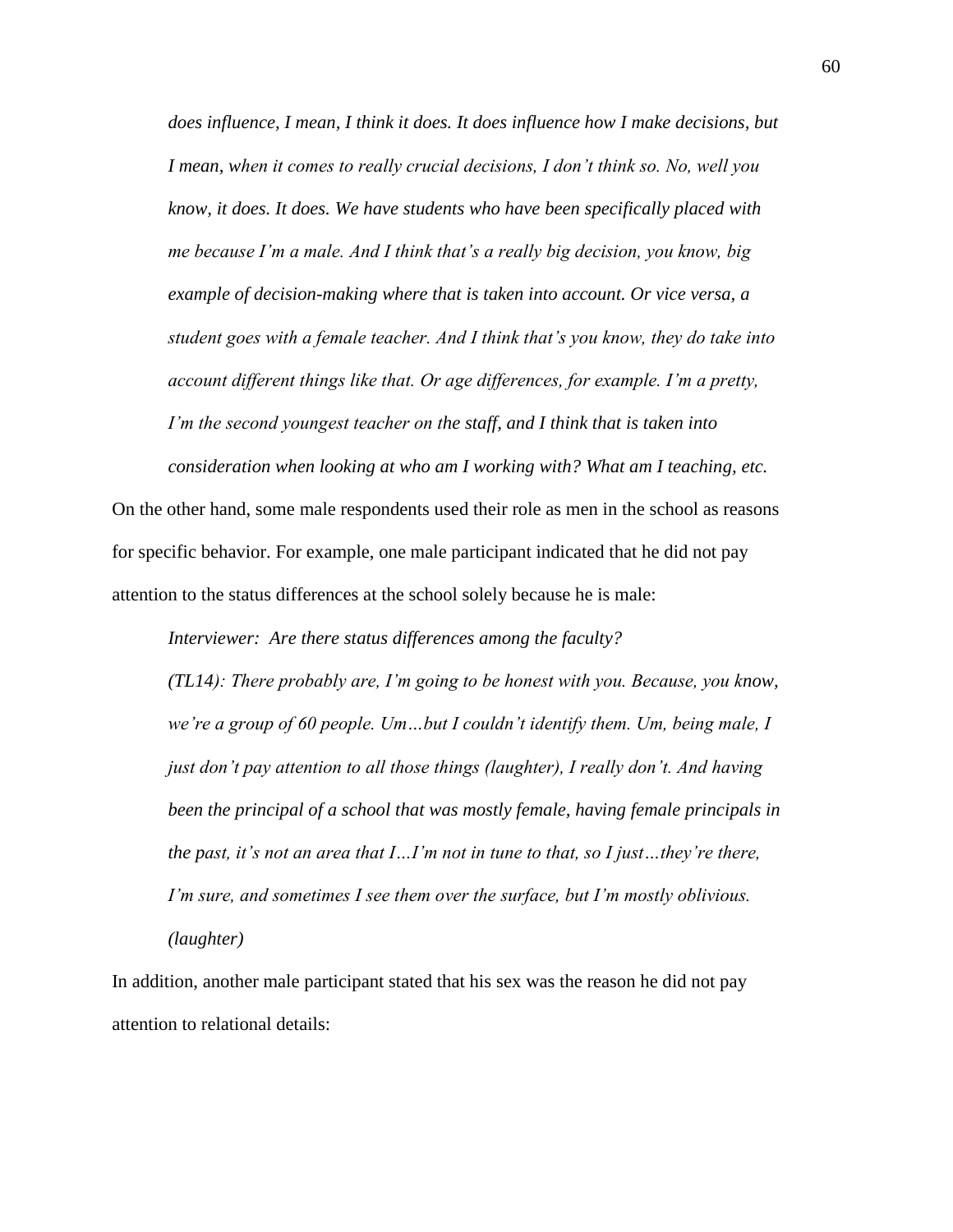*does influence, I mean, I think it does. It does influence how I make decisions, but I mean, when it comes to really crucial decisions, I don't think so. No, well you know, it does. It does. We have students who have been specifically placed with me because I'm a male. And I think that's a really big decision, you know, big example of decision-making where that is taken into account. Or vice versa, a student goes with a female teacher. And I think that's you know, they do take into account different things like that. Or age differences, for example. I'm a pretty, I'm the second youngest teacher on the staff, and I think that is taken into consideration when looking at who am I working with? What am I teaching, etc.*

On the other hand, some male respondents used their role as men in the school as reasons for specific behavior. For example, one male participant indicated that he did not pay attention to the status differences at the school solely because he is male:

> *Interviewer: Are there status differences among the faculty?*
>
> *(TL14): There probably are, I'm going to be honest with you. Because, you know, we're a group of 60 people. Um…but I couldn't identify them. Um, being male, I just don't pay attention to all those things (laughter), I really don't. And having been the principal of a school that was mostly female, having female principals in the past, it's not an area that I…I'm not in tune to that, so I just…they're there, I'm sure, and sometimes I see them over the surface, but I'm mostly oblivious. (laughter)*

In addition, another male participant stated that his sex was the reason he did not pay attention to relational details: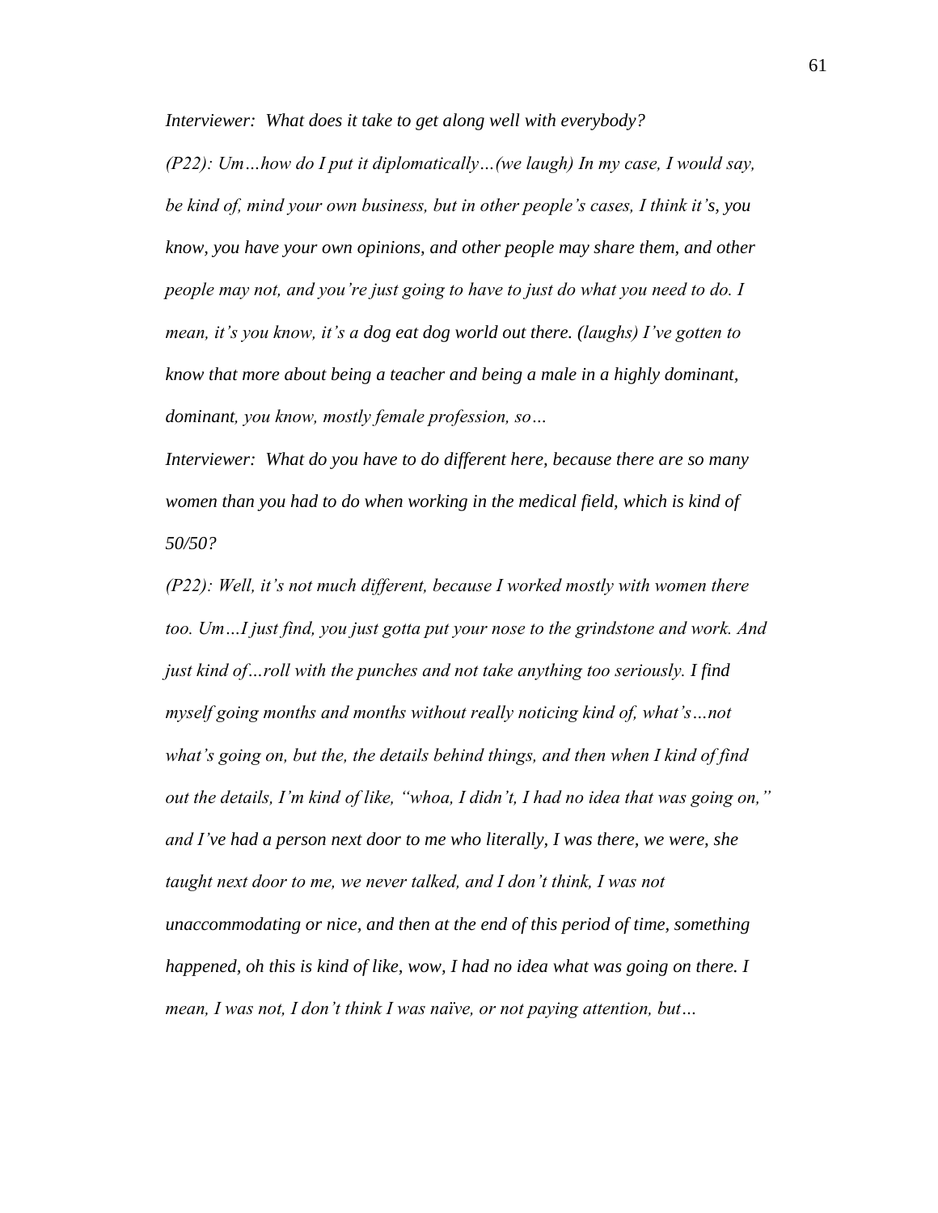*Interviewer: What does it take to get along well with everybody?*

*(P22): Um…how do I put it diplomatically…(we laugh) In my case, I would say, be kind of, mind your own business, but in other people's cases, I think it's, you know, you have your own opinions, and other people may share them, and other people may not, and you're just going to have to just do what you need to do. I mean, it's you know, it's a dog eat dog world out there. (laughs) I've gotten to know that more about being a teacher and being a male in a highly dominant, dominant, you know, mostly female profession, so…*

*Interviewer: What do you have to do different here, because there are so many women than you had to do when working in the medical field, which is kind of 50/50?*

*(P22): Well, it's not much different, because I worked mostly with women there too. Um…I just find, you just gotta put your nose to the grindstone and work. And just kind of…roll with the punches and not take anything too seriously. I find myself going months and months without really noticing kind of, what's…not what's going on, but the, the details behind things, and then when I kind of find out the details, I'm kind of like, "whoa, I didn't, I had no idea that was going on," and I've had a person next door to me who literally, I was there, we were, she taught next door to me, we never talked, and I don't think, I was not unaccommodating or nice, and then at the end of this period of time, something happened, oh this is kind of like, wow, I had no idea what was going on there. I mean, I was not, I don't think I was naïve, or not paying attention, but…*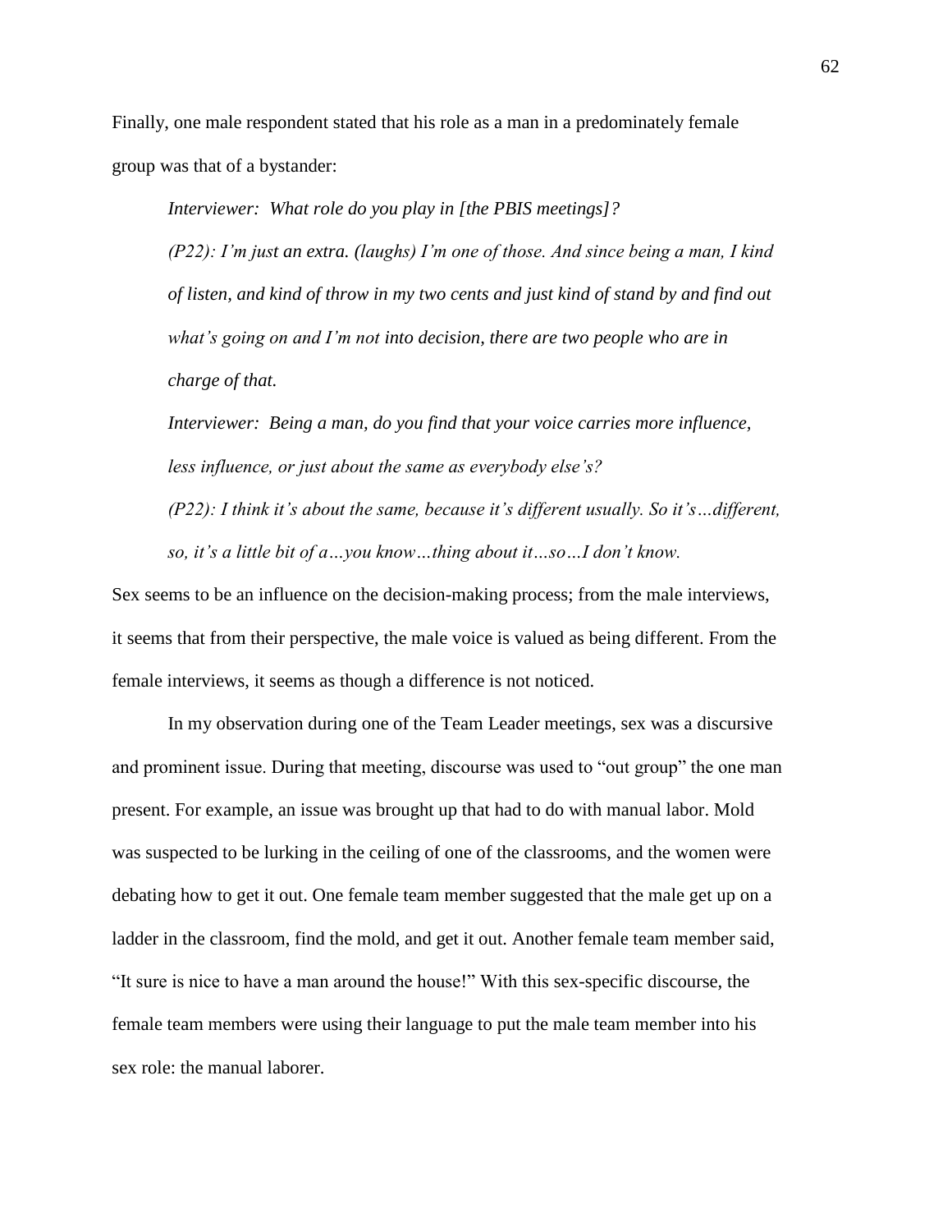Finally, one male respondent stated that his role as a man in a predominately female group was that of a bystander:

> *Interviewer: What role do you play in [the PBIS meetings]?*
>
> *(P22): I'm just an extra. (laughs) I'm one of those. And since being a man, I kind of listen, and kind of throw in my two cents and just kind of stand by and find out what's going on and I'm not into decision, there are two people who are in charge of that.*
>
> *Interviewer: Being a man, do you find that your voice carries more influence, less influence, or just about the same as everybody else's?*
>
> *(P22): I think it's about the same, because it's different usually. So it's…different, so, it's a little bit of a…you know…thing about it…so…I don't know.*

Sex seems to be an influence on the decision-making process; from the male interviews, it seems that from their perspective, the male voice is valued as being different. From the female interviews, it seems as though a difference is not noticed.

In my observation during one of the Team Leader meetings, sex was a discursive and prominent issue. During that meeting, discourse was used to "out group" the one man present. For example, an issue was brought up that had to do with manual labor. Mold was suspected to be lurking in the ceiling of one of the classrooms, and the women were debating how to get it out. One female team member suggested that the male get up on a ladder in the classroom, find the mold, and get it out. Another female team member said, "It sure is nice to have a man around the house!" With this sex-specific discourse, the female team members were using their language to put the male team member into his sex role: the manual laborer.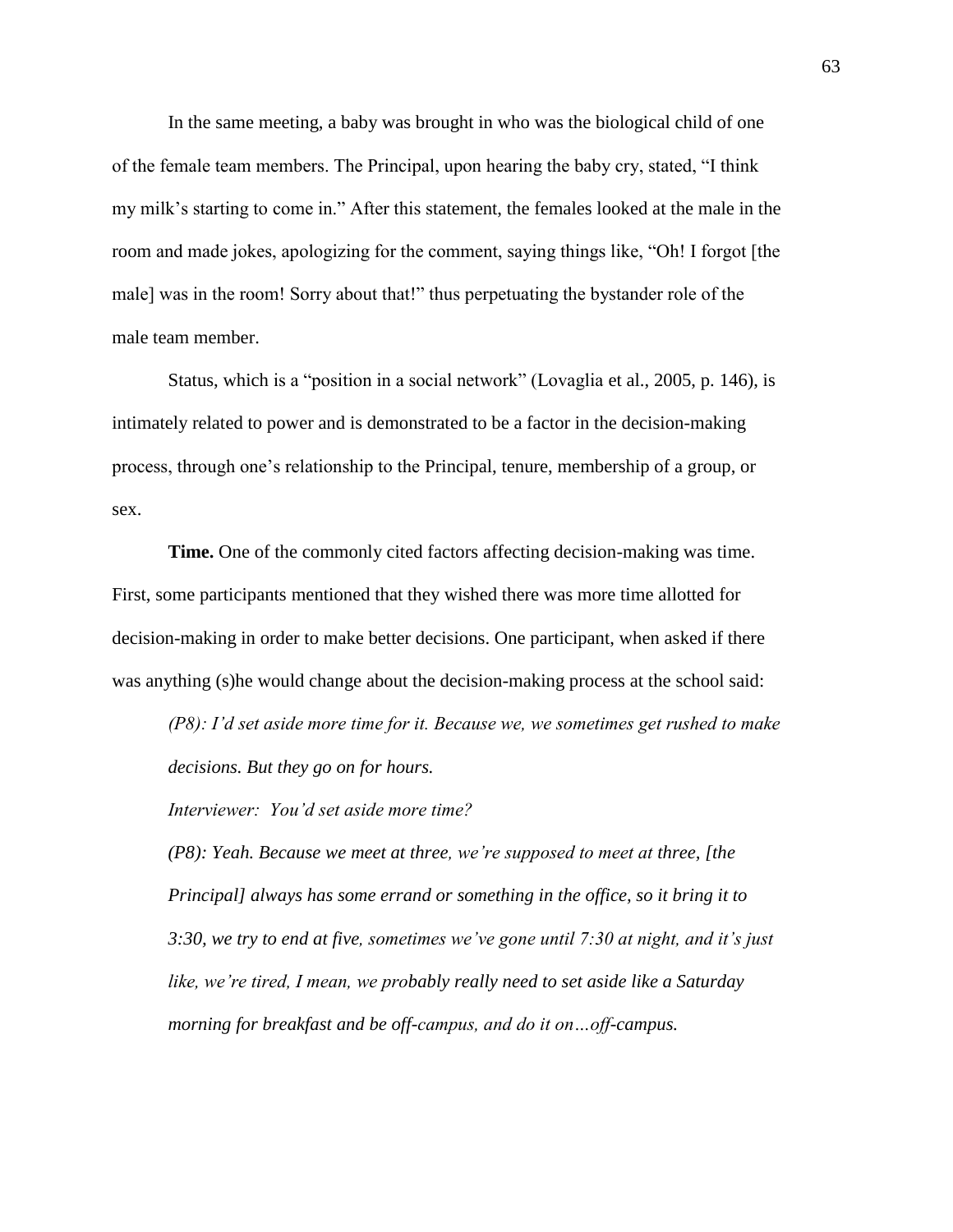In the same meeting, a baby was brought in who was the biological child of one of the female team members. The Principal, upon hearing the baby cry, stated, "I think my milk's starting to come in." After this statement, the females looked at the male in the room and made jokes, apologizing for the comment, saying things like, "Oh! I forgot [the male] was in the room! Sorry about that!" thus perpetuating the bystander role of the male team member.

Status, which is a "position in a social network" (Lovaglia et al., 2005, p. 146), is intimately related to power and is demonstrated to be a factor in the decision-making process, through one's relationship to the Principal, tenure, membership of a group, or sex.

**Time.** One of the commonly cited factors affecting decision-making was time. First, some participants mentioned that they wished there was more time allotted for decision-making in order to make better decisions. One participant, when asked if there was anything (s)he would change about the decision-making process at the school said:

> *(P8): I'd set aside more time for it. Because we, we sometimes get rushed to make decisions. But they go on for hours.*
>
> *Interviewer: You'd set aside more time?*
>
> *(P8): Yeah. Because we meet at three, we're supposed to meet at three, [the Principal] always has some errand or something in the office, so it bring it to 3:30, we try to end at five, sometimes we've gone until 7:30 at night, and it's just like, we're tired, I mean, we probably really need to set aside like a Saturday morning for breakfast and be off-campus, and do it on…off-campus.*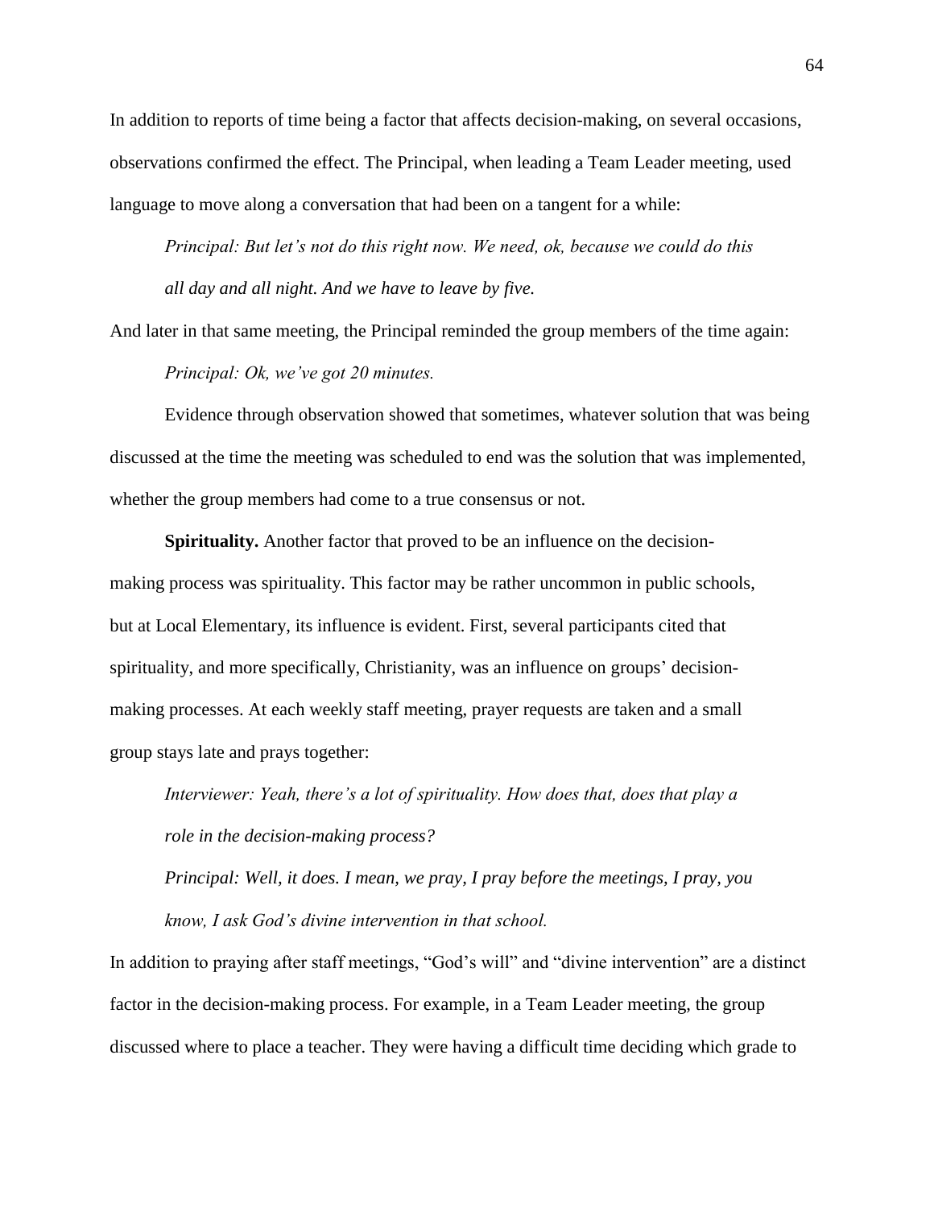In addition to reports of time being a factor that affects decision-making, on several occasions, observations confirmed the effect. The Principal, when leading a Team Leader meeting, used language to move along a conversation that had been on a tangent for a while:

> *Principal: But let's not do this right now. We need, ok, because we could do this all day and all night. And we have to leave by five.*

And later in that same meeting, the Principal reminded the group members of the time again:

> *Principal: Ok, we've got 20 minutes.*

Evidence through observation showed that sometimes, whatever solution that was being discussed at the time the meeting was scheduled to end was the solution that was implemented, whether the group members had come to a true consensus or not.

**Spirituality.** Another factor that proved to be an influence on the decision-making process was spirituality. This factor may be rather uncommon in public schools, but at Local Elementary, its influence is evident. First, several participants cited that spirituality, and more specifically, Christianity, was an influence on groups' decision-making processes. At each weekly staff meeting, prayer requests are taken and a small group stays late and prays together:

> *Interviewer: Yeah, there's a lot of spirituality. How does that, does that play a role in the decision-making process?*
>
> *Principal: Well, it does. I mean, we pray, I pray before the meetings, I pray, you know, I ask God's divine intervention in that school.*

In addition to praying after staff meetings, "God's will" and "divine intervention" are a distinct factor in the decision-making process. For example, in a Team Leader meeting, the group discussed where to place a teacher. They were having a difficult time deciding which grade to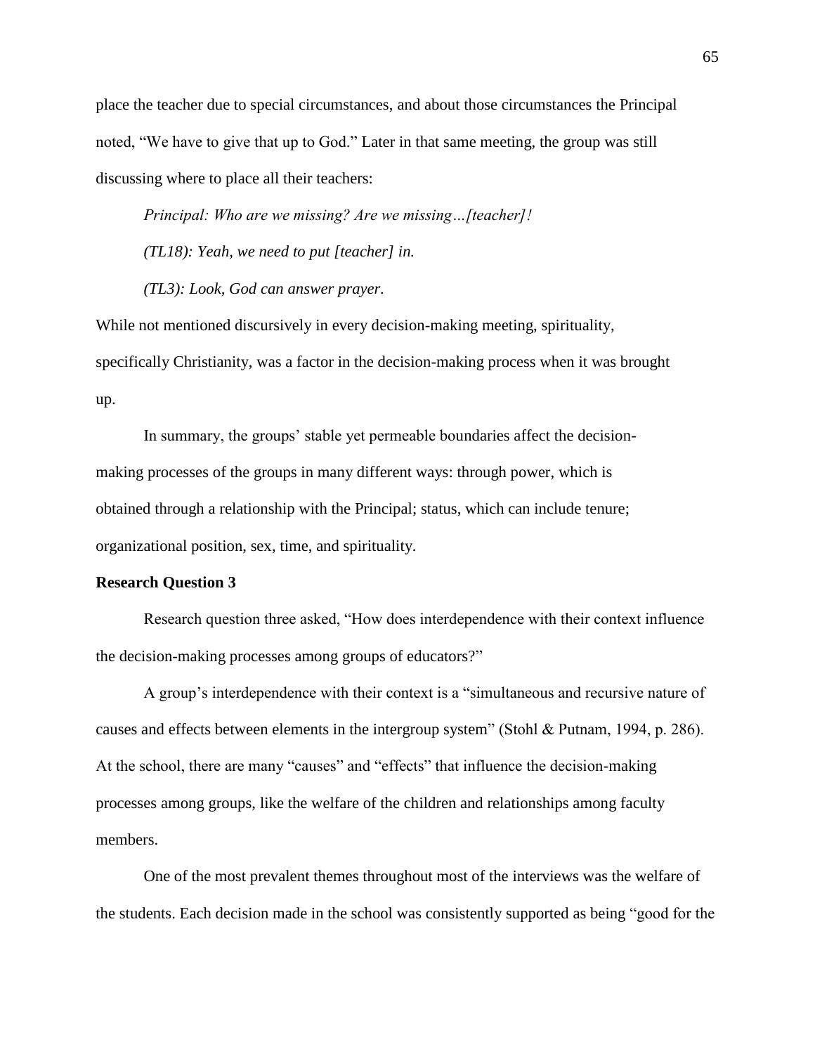place the teacher due to special circumstances, and about those circumstances the Principal noted, “We have to give that up to God.” Later in that same meeting, the group was still discussing where to place all their teachers:

*Principal: Who are we missing? Are we missing…[teacher]!*

*(TL18): Yeah, we need to put [teacher] in.*

*(TL3): Look, God can answer prayer.*

While not mentioned discursively in every decision-making meeting, spirituality, specifically Christianity, was a factor in the decision-making process when it was brought up.

In summary, the groups’ stable yet permeable boundaries affect the decision-making processes of the groups in many different ways: through power, which is obtained through a relationship with the Principal; status, which can include tenure; organizational position, sex, time, and spirituality.

**Research Question 3**

Research question three asked, “How does interdependence with their context influence the decision-making processes among groups of educators?”

A group’s interdependence with their context is a “simultaneous and recursive nature of causes and effects between elements in the intergroup system” (Stohl & Putnam, 1994, p. 286). At the school, there are many “causes” and “effects” that influence the decision-making processes among groups, like the welfare of the children and relationships among faculty members.

One of the most prevalent themes throughout most of the interviews was the welfare of the students. Each decision made in the school was consistently supported as being “good for the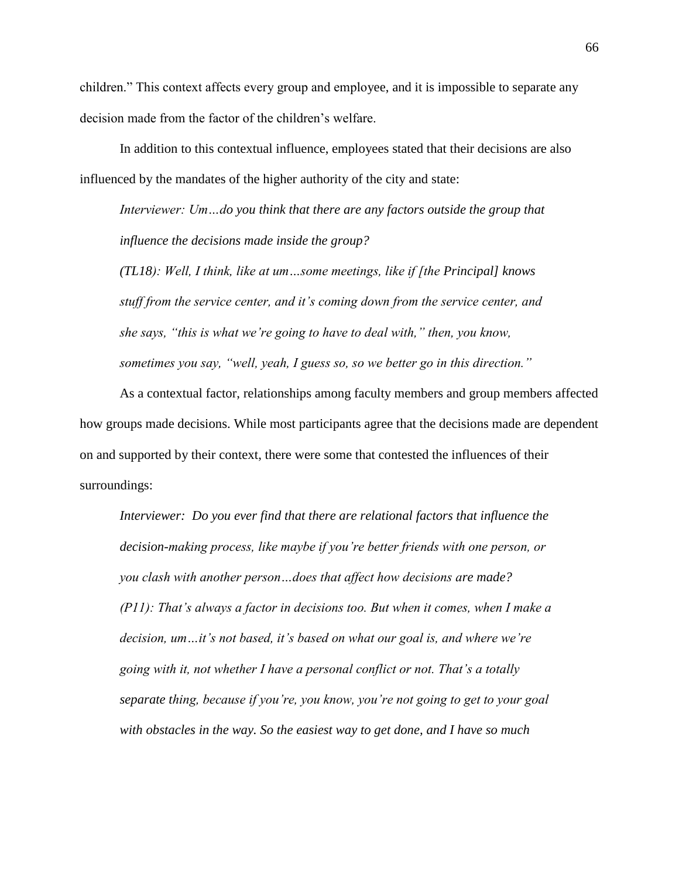children." This context affects every group and employee, and it is impossible to separate any decision made from the factor of the children's welfare.

In addition to this contextual influence, employees stated that their decisions are also influenced by the mandates of the higher authority of the city and state:

> *Interviewer: Um…do you think that there are any factors outside the group that influence the decisions made inside the group?*
>
> *(TL18): Well, I think, like at um…some meetings, like if [the Principal] knows stuff from the service center, and it's coming down from the service center, and she says, "this is what we're going to have to deal with," then, you know, sometimes you say, "well, yeah, I guess so, so we better go in this direction."*

As a contextual factor, relationships among faculty members and group members affected how groups made decisions. While most participants agree that the decisions made are dependent on and supported by their context, there were some that contested the influences of their surroundings:

> *Interviewer: Do you ever find that there are relational factors that influence the decision-making process, like maybe if you're better friends with one person, or you clash with another person…does that affect how decisions are made?*
>
> *(P11): That's always a factor in decisions too. But when it comes, when I make a decision, um…it's not based, it's based on what our goal is, and where we're going with it, not whether I have a personal conflict or not. That's a totally separate thing, because if you're, you know, you're not going to get to your goal with obstacles in the way. So the easiest way to get done, and I have so much*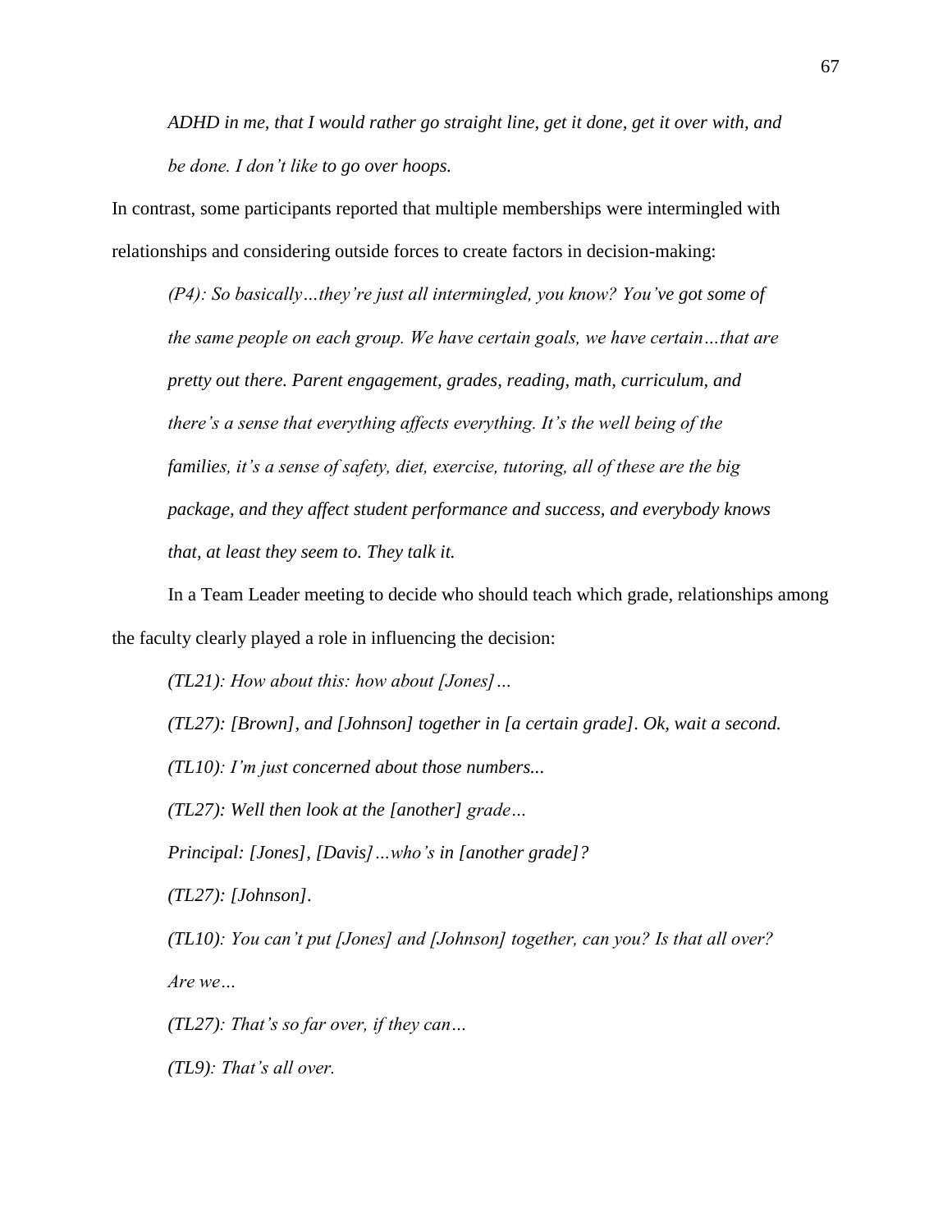*ADHD in me, that I would rather go straight line, get it done, get it over with, and be done. I don't like to go over hoops.*

In contrast, some participants reported that multiple memberships were intermingled with relationships and considering outside forces to create factors in decision-making:

> *(P4): So basically…they're just all intermingled, you know? You've got some of the same people on each group. We have certain goals, we have certain…that are pretty out there. Parent engagement, grades, reading, math, curriculum, and there's a sense that everything affects everything. It's the well being of the families, it's a sense of safety, diet, exercise, tutoring, all of these are the big package, and they affect student performance and success, and everybody knows that, at least they seem to. They talk it.*

In a Team Leader meeting to decide who should teach which grade, relationships among the faculty clearly played a role in influencing the decision:

> *(TL21): How about this: how about [Jones]…*
>
> *(TL27): [Brown], and [Johnson] together in [a certain grade]. Ok, wait a second.*
>
> *(TL10): I'm just concerned about those numbers...*
>
> *(TL27): Well then look at the [another] grade…*
>
> *Principal: [Jones], [Davis]…who's in [another grade]?*
>
> *(TL27): [Johnson].*
>
> *(TL10): You can't put [Jones] and [Johnson] together, can you? Is that all over? Are we…*
>
> *(TL27): That's so far over, if they can…*
>
> *(TL9): That's all over.*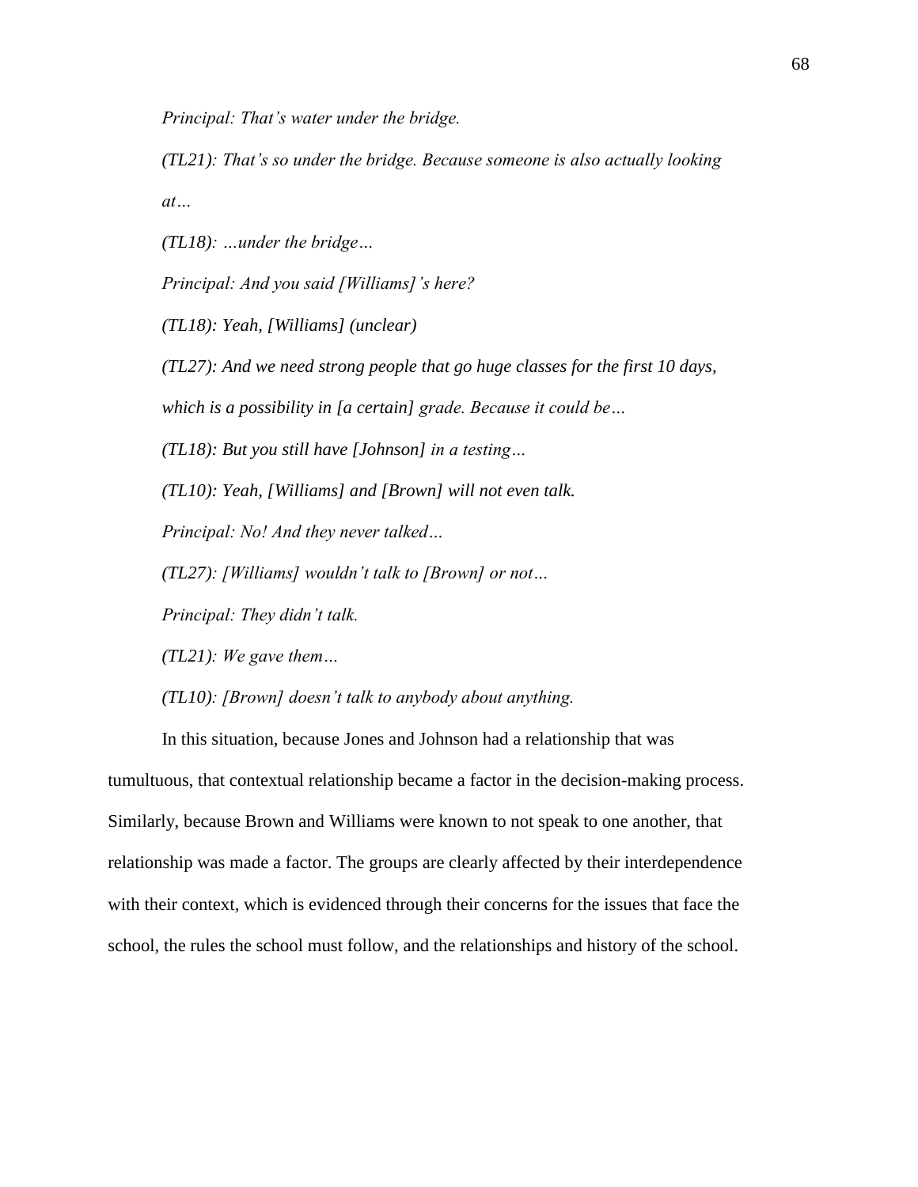*Principal: That's water under the bridge.*

*(TL21): That's so under the bridge. Because someone is also actually looking at…*

*(TL18): …under the bridge…*

*Principal: And you said [Williams]'s here?*

*(TL18): Yeah, [Williams] (unclear)*

*(TL27): And we need strong people that go huge classes for the first 10 days, which is a possibility in [a certain] grade. Because it could be…*

*(TL18): But you still have [Johnson] in a testing…*

*(TL10): Yeah, [Williams] and [Brown] will not even talk.*

*Principal: No! And they never talked…*

*(TL27): [Williams] wouldn't talk to [Brown] or not…*

*Principal: They didn't talk.*

*(TL21): We gave them…*

*(TL10): [Brown] doesn't talk to anybody about anything.*

In this situation, because Jones and Johnson had a relationship that was tumultuous, that contextual relationship became a factor in the decision-making process. Similarly, because Brown and Williams were known to not speak to one another, that relationship was made a factor. The groups are clearly affected by their interdependence with their context, which is evidenced through their concerns for the issues that face the school, the rules the school must follow, and the relationships and history of the school.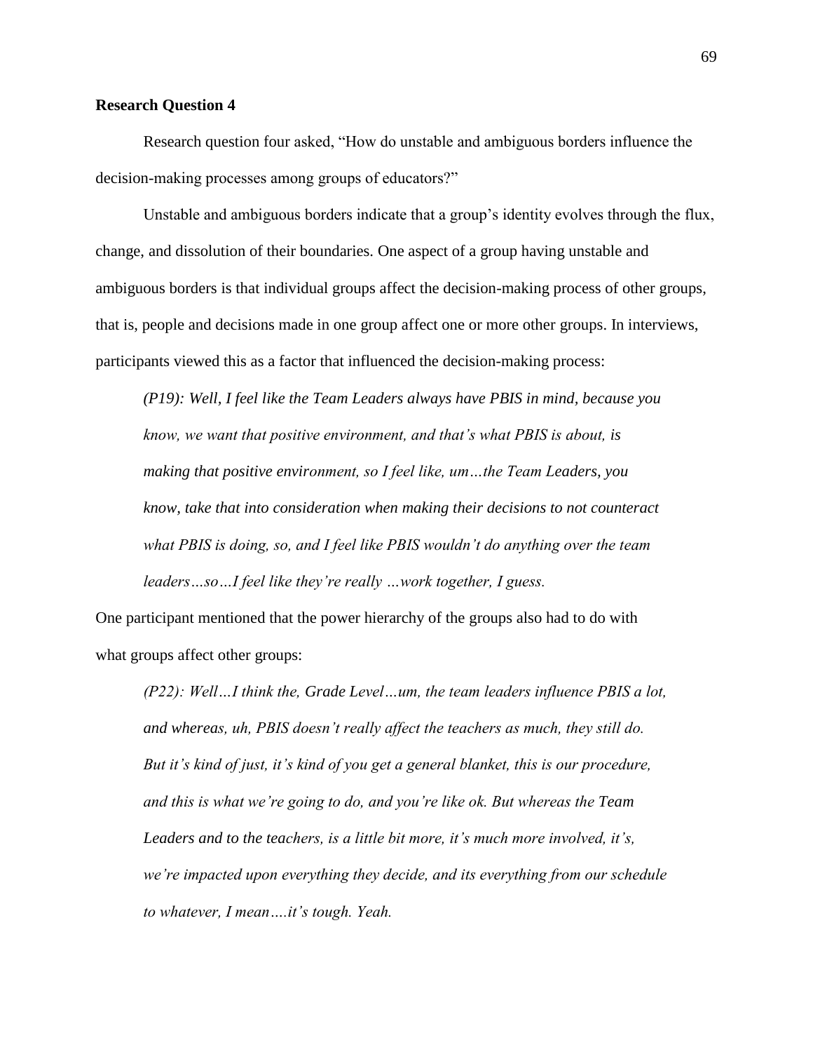**Research Question 4**

Research question four asked, "How do unstable and ambiguous borders influence the decision-making processes among groups of educators?"

Unstable and ambiguous borders indicate that a group's identity evolves through the flux, change, and dissolution of their boundaries. One aspect of a group having unstable and ambiguous borders is that individual groups affect the decision-making process of other groups, that is, people and decisions made in one group affect one or more other groups. In interviews, participants viewed this as a factor that influenced the decision-making process:

> *(P19): Well, I feel like the Team Leaders always have PBIS in mind, because you know, we want that positive environment, and that's what PBIS is about, is making that positive environment, so I feel like, um…the Team Leaders, you know, take that into consideration when making their decisions to not counteract what PBIS is doing, so, and I feel like PBIS wouldn't do anything over the team leaders…so…I feel like they're really …work together, I guess.*

One participant mentioned that the power hierarchy of the groups also had to do with what groups affect other groups:

> *(P22): Well…I think the, Grade Level…um, the team leaders influence PBIS a lot, and whereas, uh, PBIS doesn't really affect the teachers as much, they still do. But it's kind of just, it's kind of you get a general blanket, this is our procedure, and this is what we're going to do, and you're like ok. But whereas the Team Leaders and to the teachers, is a little bit more, it's much more involved, it's, we're impacted upon everything they decide, and its everything from our schedule to whatever, I mean….it's tough. Yeah.*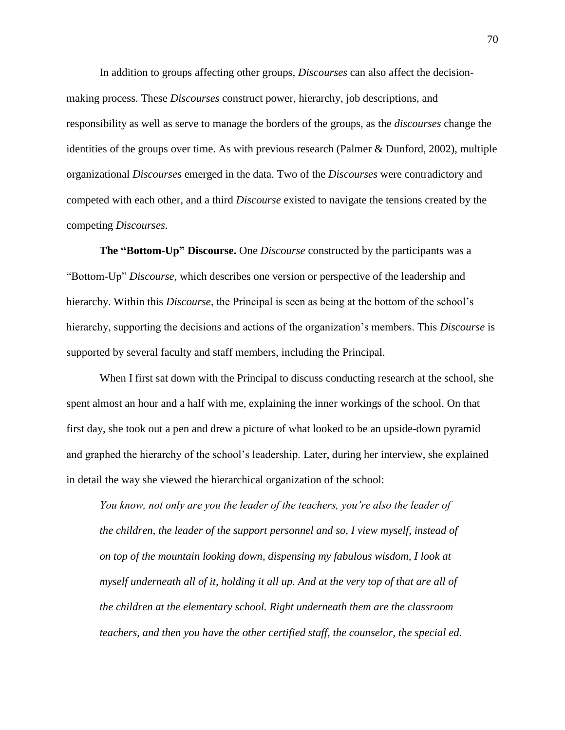In addition to groups affecting other groups, *Discourses* can also affect the decision-making process. These *Discourses* construct power, hierarchy, job descriptions, and responsibility as well as serve to manage the borders of the groups, as the *discourses* change the identities of the groups over time. As with previous research (Palmer & Dunford, 2002), multiple organizational *Discourses* emerged in the data. Two of the *Discourses* were contradictory and competed with each other, and a third *Discourse* existed to navigate the tensions created by the competing *Discourses*.

**The "Bottom-Up" Discourse.** One *Discourse* constructed by the participants was a "Bottom-Up" *Discourse*, which describes one version or perspective of the leadership and hierarchy. Within this *Discourse*, the Principal is seen as being at the bottom of the school's hierarchy, supporting the decisions and actions of the organization's members. This *Discourse* is supported by several faculty and staff members, including the Principal.

When I first sat down with the Principal to discuss conducting research at the school, she spent almost an hour and a half with me, explaining the inner workings of the school. On that first day, she took out a pen and drew a picture of what looked to be an upside-down pyramid and graphed the hierarchy of the school's leadership. Later, during her interview, she explained in detail the way she viewed the hierarchical organization of the school:

> *You know, not only are you the leader of the teachers, you're also the leader of the children, the leader of the support personnel and so, I view myself, instead of on top of the mountain looking down, dispensing my fabulous wisdom, I look at myself underneath all of it, holding it all up. And at the very top of that are all of the children at the elementary school. Right underneath them are the classroom teachers, and then you have the other certified staff, the counselor, the special ed.*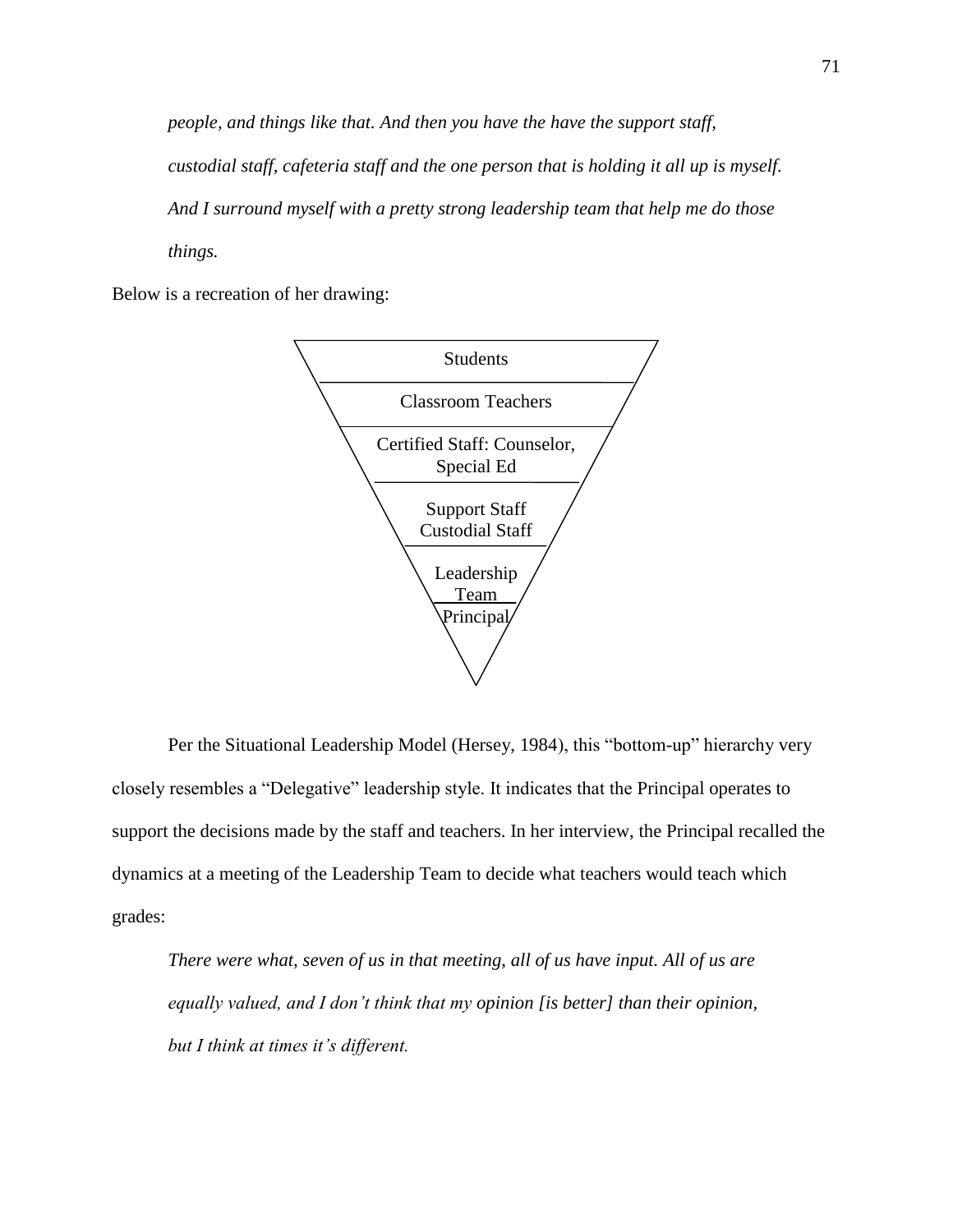*people, and things like that. And then you have the have the support staff, custodial staff, cafeteria staff and the one person that is holding it all up is myself. And I surround myself with a pretty strong leadership team that help me do those things.*

Below is a recreation of her drawing:

Students

Classroom Teachers

Certified Staff: Counselor, Special Ed

Support Staff
Custodial Staff

Leadership Team

Principal

Per the Situational Leadership Model (Hersey, 1984), this "bottom-up" hierarchy very closely resembles a "Delegative" leadership style. It indicates that the Principal operates to support the decisions made by the staff and teachers. In her interview, the Principal recalled the dynamics at a meeting of the Leadership Team to decide what teachers would teach which grades:

*There were what, seven of us in that meeting, all of us have input. All of us are equally valued, and I don't think that my opinion [is better] than their opinion, but I think at times it's different.*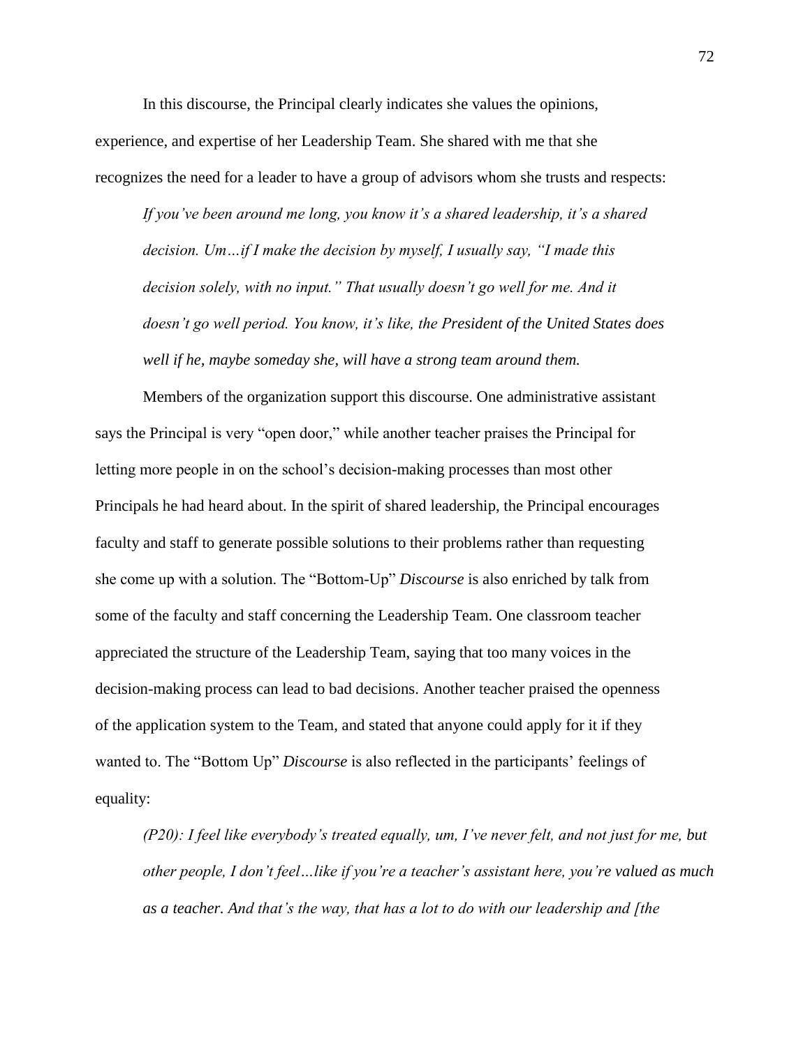In this discourse, the Principal clearly indicates she values the opinions, experience, and expertise of her Leadership Team. She shared with me that she recognizes the need for a leader to have a group of advisors whom she trusts and respects:

> *If you've been around me long, you know it's a shared leadership, it's a shared decision. Um…if I make the decision by myself, I usually say, "I made this decision solely, with no input." That usually doesn't go well for me. And it doesn't go well period. You know, it's like, the President of the United States does well if he, maybe someday she, will have a strong team around them.*

Members of the organization support this discourse. One administrative assistant says the Principal is very "open door," while another teacher praises the Principal for letting more people in on the school's decision-making processes than most other Principals he had heard about. In the spirit of shared leadership, the Principal encourages faculty and staff to generate possible solutions to their problems rather than requesting she come up with a solution. The "Bottom-Up" *Discourse* is also enriched by talk from some of the faculty and staff concerning the Leadership Team. One classroom teacher appreciated the structure of the Leadership Team, saying that too many voices in the decision-making process can lead to bad decisions. Another teacher praised the openness of the application system to the Team, and stated that anyone could apply for it if they wanted to. The "Bottom Up" *Discourse* is also reflected in the participants' feelings of equality:

> *(P20): I feel like everybody's treated equally, um, I've never felt, and not just for me, but other people, I don't feel…like if you're a teacher's assistant here, you're valued as much as a teacher. And that's the way, that has a lot to do with our leadership and [the*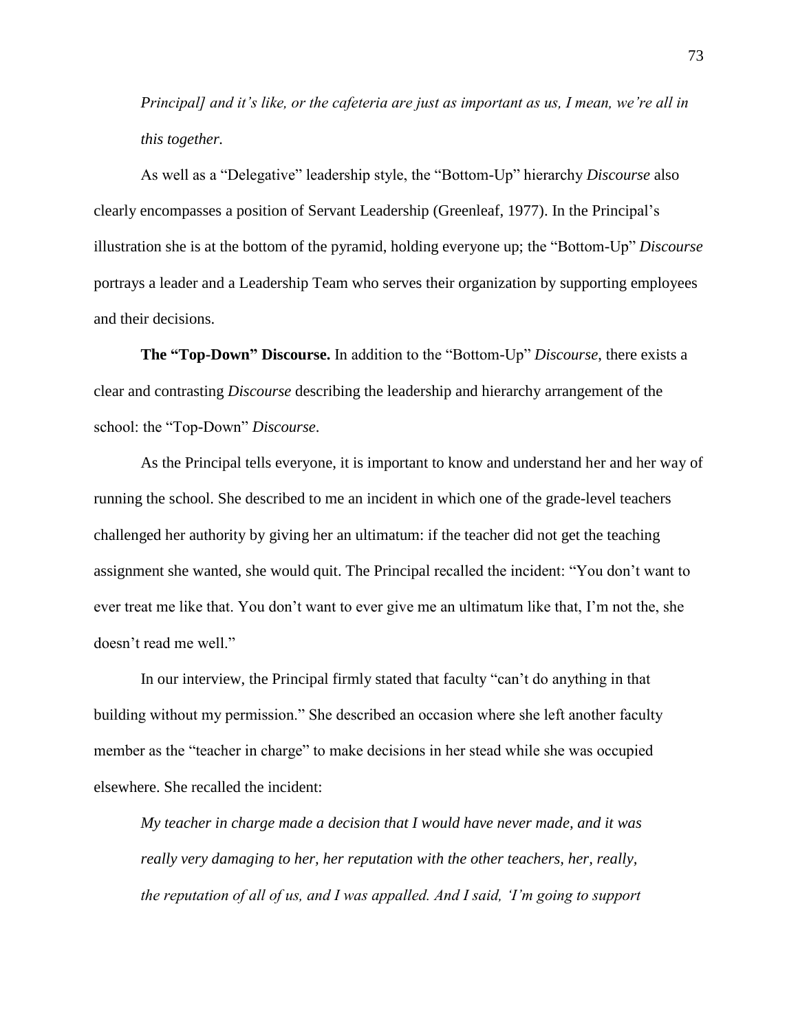*Principal] and it's like, or the cafeteria are just as important as us, I mean, we're all in this together.*

As well as a "Delegative" leadership style, the "Bottom-Up" hierarchy *Discourse* also clearly encompasses a position of Servant Leadership (Greenleaf, 1977). In the Principal's illustration she is at the bottom of the pyramid, holding everyone up; the "Bottom-Up" *Discourse* portrays a leader and a Leadership Team who serves their organization by supporting employees and their decisions.

**The "Top-Down" Discourse.** In addition to the "Bottom-Up" *Discourse*, there exists a clear and contrasting *Discourse* describing the leadership and hierarchy arrangement of the school: the "Top-Down" *Discourse*.

As the Principal tells everyone, it is important to know and understand her and her way of running the school. She described to me an incident in which one of the grade-level teachers challenged her authority by giving her an ultimatum: if the teacher did not get the teaching assignment she wanted, she would quit. The Principal recalled the incident: "You don't want to ever treat me like that. You don't want to ever give me an ultimatum like that, I'm not the, she doesn't read me well."

In our interview, the Principal firmly stated that faculty "can't do anything in that building without my permission." She described an occasion where she left another faculty member as the "teacher in charge" to make decisions in her stead while she was occupied elsewhere. She recalled the incident:

> *My teacher in charge made a decision that I would have never made, and it was really very damaging to her, her reputation with the other teachers, her, really, the reputation of all of us, and I was appalled. And I said, 'I'm going to support*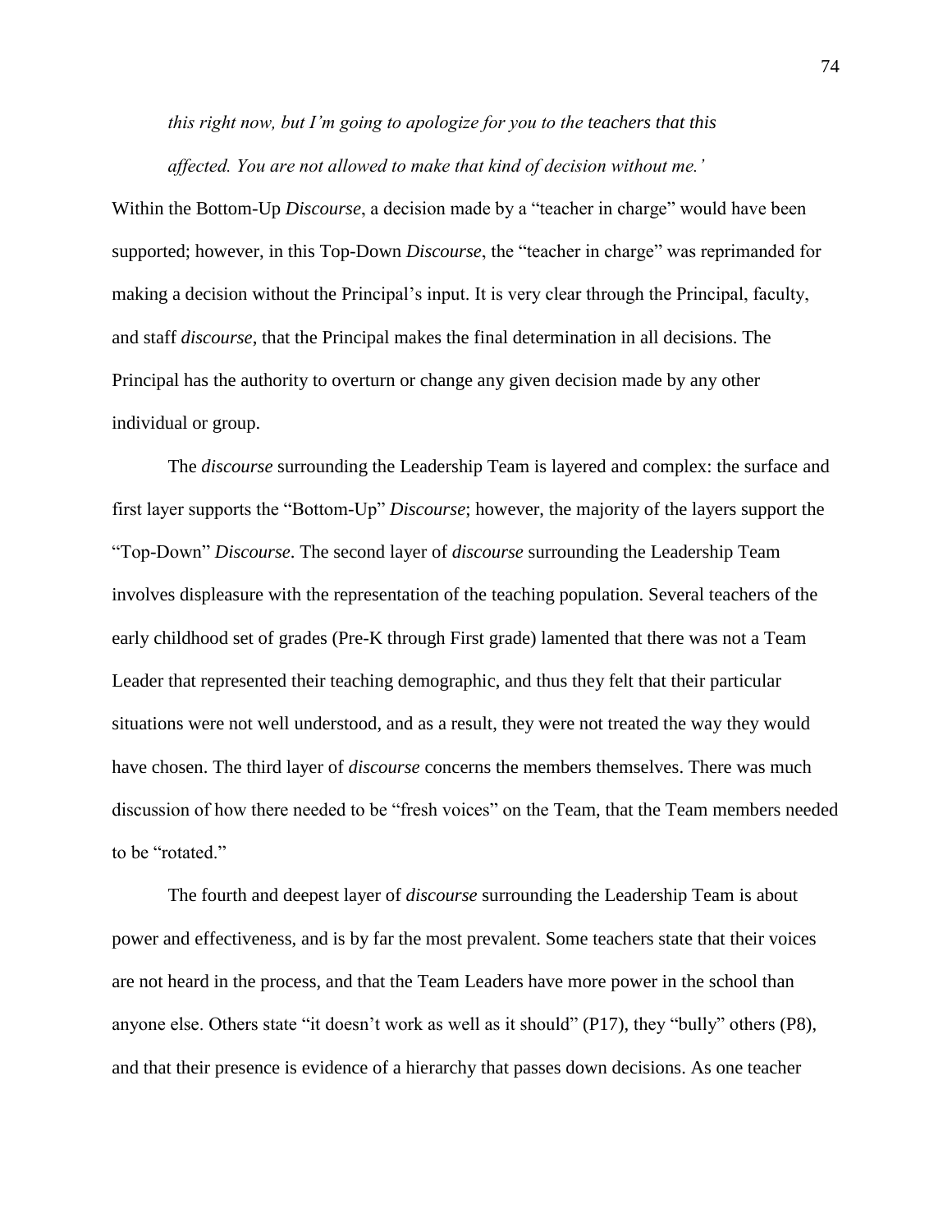> *this right now, but I'm going to apologize for you to the teachers that this affected. You are not allowed to make that kind of decision without me.'*

Within the Bottom-Up *Discourse*, a decision made by a "teacher in charge" would have been supported; however, in this Top-Down *Discourse*, the "teacher in charge" was reprimanded for making a decision without the Principal's input. It is very clear through the Principal, faculty, and staff *discourse*, that the Principal makes the final determination in all decisions. The Principal has the authority to overturn or change any given decision made by any other individual or group.

The *discourse* surrounding the Leadership Team is layered and complex: the surface and first layer supports the "Bottom-Up" *Discourse*; however, the majority of the layers support the "Top-Down" *Discourse*. The second layer of *discourse* surrounding the Leadership Team involves displeasure with the representation of the teaching population. Several teachers of the early childhood set of grades (Pre-K through First grade) lamented that there was not a Team Leader that represented their teaching demographic, and thus they felt that their particular situations were not well understood, and as a result, they were not treated the way they would have chosen. The third layer of *discourse* concerns the members themselves. There was much discussion of how there needed to be "fresh voices" on the Team, that the Team members needed to be "rotated."

The fourth and deepest layer of *discourse* surrounding the Leadership Team is about power and effectiveness, and is by far the most prevalent. Some teachers state that their voices are not heard in the process, and that the Team Leaders have more power in the school than anyone else. Others state "it doesn't work as well as it should" (P17), they "bully" others (P8), and that their presence is evidence of a hierarchy that passes down decisions. As one teacher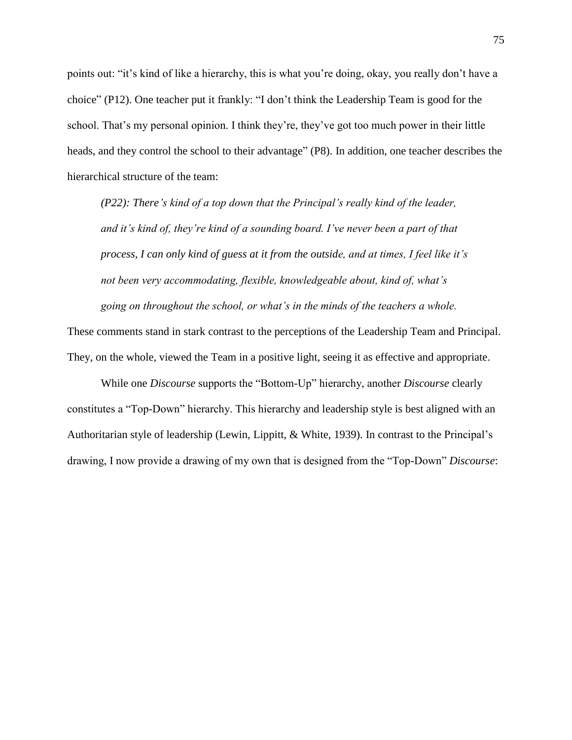points out: "it's kind of like a hierarchy, this is what you're doing, okay, you really don't have a choice" (P12). One teacher put it frankly: "I don't think the Leadership Team is good for the school. That's my personal opinion. I think they're, they've got too much power in their little heads, and they control the school to their advantage" (P8). In addition, one teacher describes the hierarchical structure of the team:

> *(P22): There's kind of a top down that the Principal's really kind of the leader, and it's kind of, they're kind of a sounding board. I've never been a part of that process, I can only kind of guess at it from the outside, and at times, I feel like it's not been very accommodating, flexible, knowledgeable about, kind of, what's going on throughout the school, or what's in the minds of the teachers a whole.*

These comments stand in stark contrast to the perceptions of the Leadership Team and Principal. They, on the whole, viewed the Team in a positive light, seeing it as effective and appropriate.

While one *Discourse* supports the "Bottom-Up" hierarchy, another *Discourse* clearly constitutes a "Top-Down" hierarchy. This hierarchy and leadership style is best aligned with an Authoritarian style of leadership (Lewin, Lippitt, & White, 1939). In contrast to the Principal's drawing, I now provide a drawing of my own that is designed from the "Top-Down" *Discourse*: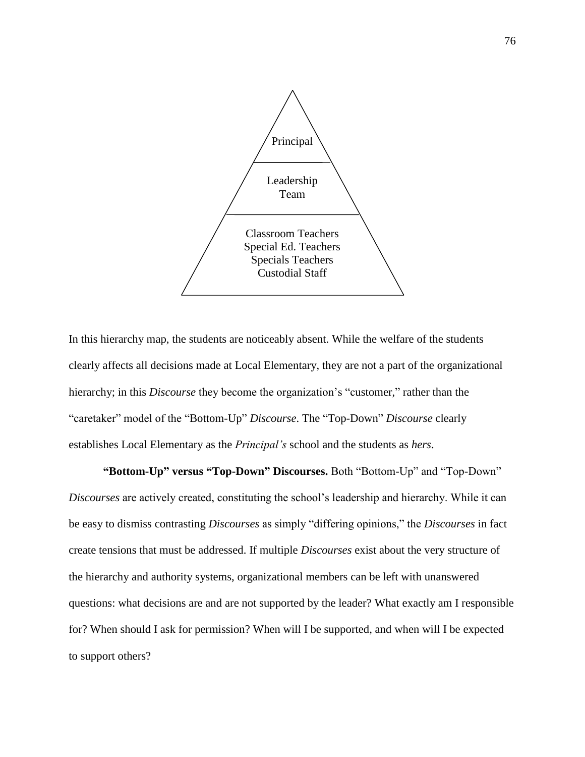Principal

Leadership Team

Classroom Teachers
Special Ed. Teachers
Specials Teachers
Custodial Staff

In this hierarchy map, the students are noticeably absent. While the welfare of the students clearly affects all decisions made at Local Elementary, they are not a part of the organizational hierarchy; in this *Discourse* they become the organization's "customer," rather than the "caretaker" model of the "Bottom-Up" *Discourse*. The "Top-Down" *Discourse* clearly establishes Local Elementary as the *Principal's* school and the students as *hers*.

**"Bottom-Up" versus "Top-Down" Discourses.** Both "Bottom-Up" and "Top-Down" *Discourses* are actively created, constituting the school's leadership and hierarchy. While it can be easy to dismiss contrasting *Discourses* as simply "differing opinions," the *Discourses* in fact create tensions that must be addressed. If multiple *Discourses* exist about the very structure of the hierarchy and authority systems, organizational members can be left with unanswered questions: what decisions are and are not supported by the leader? What exactly am I responsible for? When should I ask for permission? When will I be supported, and when will I be expected to support others?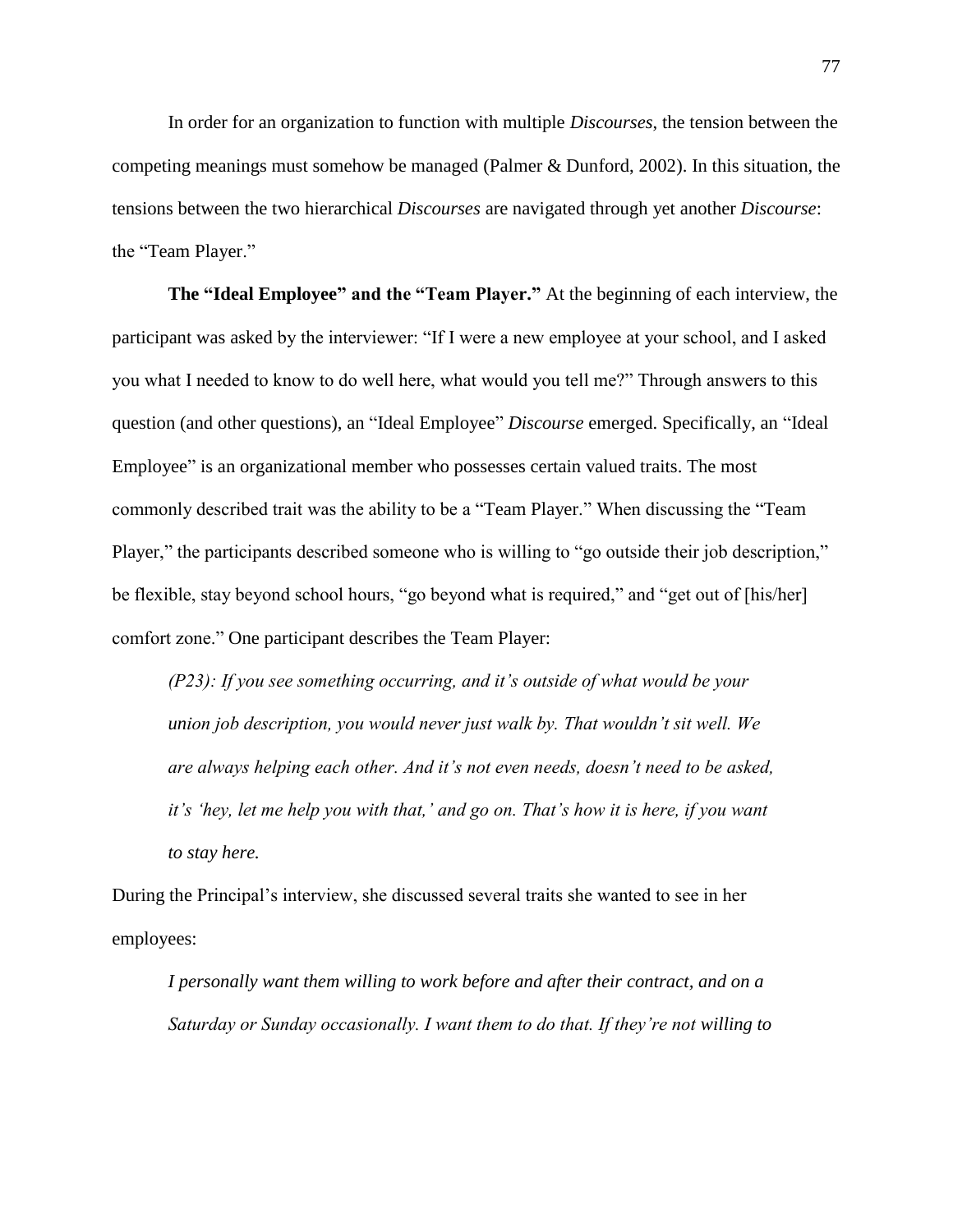In order for an organization to function with multiple *Discourses*, the tension between the competing meanings must somehow be managed (Palmer & Dunford, 2002). In this situation, the tensions between the two hierarchical *Discourses* are navigated through yet another *Discourse*: the "Team Player."

**The "Ideal Employee" and the "Team Player."** At the beginning of each interview, the participant was asked by the interviewer: "If I were a new employee at your school, and I asked you what I needed to know to do well here, what would you tell me?" Through answers to this question (and other questions), an "Ideal Employee" *Discourse* emerged. Specifically, an "Ideal Employee" is an organizational member who possesses certain valued traits. The most commonly described trait was the ability to be a "Team Player." When discussing the "Team Player," the participants described someone who is willing to "go outside their job description," be flexible, stay beyond school hours, "go beyond what is required," and "get out of [his/her] comfort zone." One participant describes the Team Player:

> *(P23): If you see something occurring, and it's outside of what would be your union job description, you would never just walk by. That wouldn't sit well. We are always helping each other. And it's not even needs, doesn't need to be asked, it's 'hey, let me help you with that,' and go on. That's how it is here, if you want to stay here.*

During the Principal's interview, she discussed several traits she wanted to see in her employees:

> *I personally want them willing to work before and after their contract, and on a Saturday or Sunday occasionally. I want them to do that. If they're not willing to*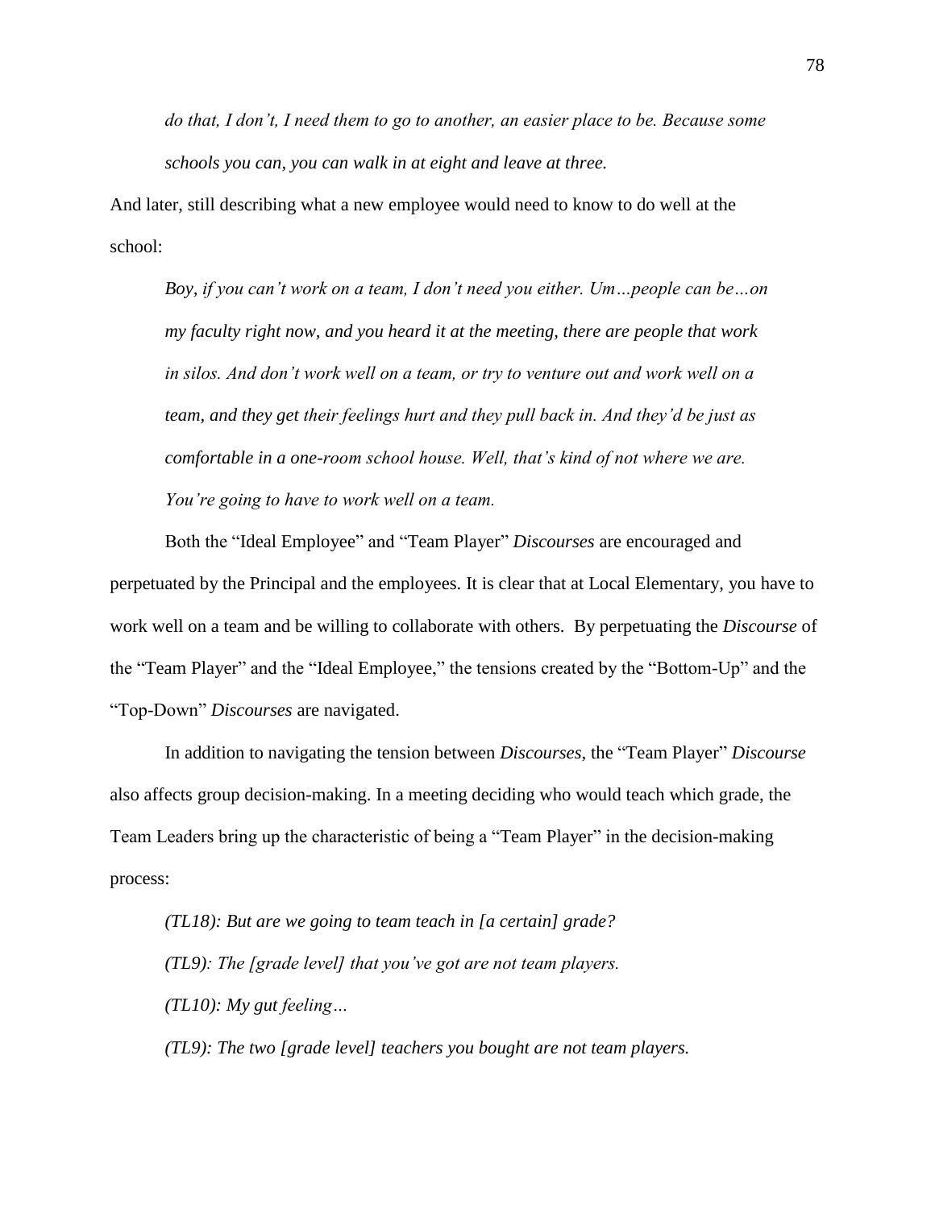*do that, I don't, I need them to go to another, an easier place to be. Because some schools you can, you can walk in at eight and leave at three.*

And later, still describing what a new employee would need to know to do well at the school:

> *Boy, if you can't work on a team, I don't need you either. Um…people can be…on my faculty right now, and you heard it at the meeting, there are people that work in silos. And don't work well on a team, or try to venture out and work well on a team, and they get their feelings hurt and they pull back in. And they'd be just as comfortable in a one-room school house. Well, that's kind of not where we are. You're going to have to work well on a team.*

Both the "Ideal Employee" and "Team Player" *Discourses* are encouraged and perpetuated by the Principal and the employees. It is clear that at Local Elementary, you have to work well on a team and be willing to collaborate with others. By perpetuating the *Discourse* of the "Team Player" and the "Ideal Employee," the tensions created by the "Bottom-Up" and the "Top-Down" *Discourses* are navigated.

In addition to navigating the tension between *Discourses*, the "Team Player" *Discourse* also affects group decision-making. In a meeting deciding who would teach which grade, the Team Leaders bring up the characteristic of being a "Team Player" in the decision-making process:

> *(TL18): But are we going to team teach in [a certain] grade?*
>
> *(TL9): The [grade level] that you've got are not team players.*
>
> *(TL10): My gut feeling…*
>
> *(TL9): The two [grade level] teachers you bought are not team players.*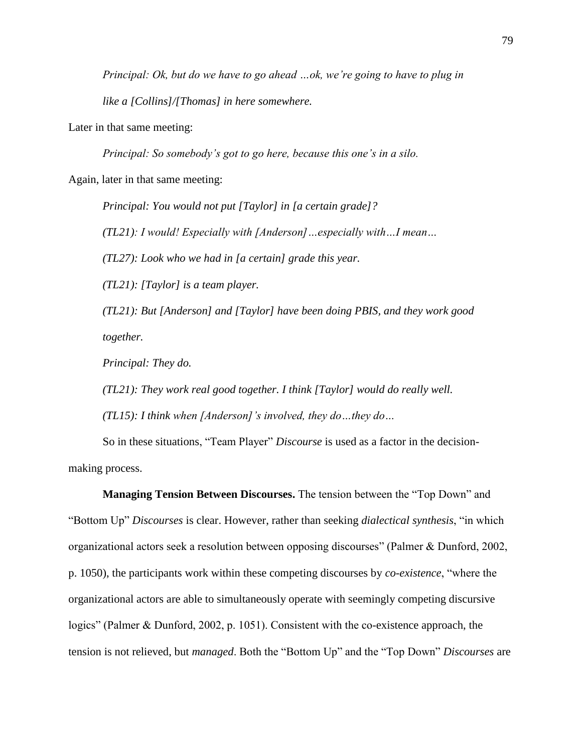*Principal: Ok, but do we have to go ahead …ok, we're going to have to plug in like a [Collins]/[Thomas] in here somewhere.*

Later in that same meeting:

*Principal: So somebody's got to go here, because this one's in a silo.*

Again, later in that same meeting:

*Principal: You would not put [Taylor] in [a certain grade]?*

*(TL21): I would! Especially with [Anderson]…especially with…I mean…*

*(TL27): Look who we had in [a certain] grade this year.*

*(TL21): [Taylor] is a team player.*

*(TL21): But [Anderson] and [Taylor] have been doing PBIS, and they work good together.*

*Principal: They do.*

*(TL21): They work real good together. I think [Taylor] would do really well.*

*(TL15): I think when [Anderson]'s involved, they do…they do…*

So in these situations, "Team Player" *Discourse* is used as a factor in the decision-making process.

**Managing Tension Between Discourses.** The tension between the "Top Down" and "Bottom Up" *Discourses* is clear. However, rather than seeking *dialectical synthesis*, "in which organizational actors seek a resolution between opposing discourses" (Palmer & Dunford, 2002, p. 1050), the participants work within these competing discourses by *co-existence*, "where the organizational actors are able to simultaneously operate with seemingly competing discursive logics" (Palmer & Dunford, 2002, p. 1051). Consistent with the co-existence approach, the tension is not relieved, but *managed*. Both the "Bottom Up" and the "Top Down" *Discourses* are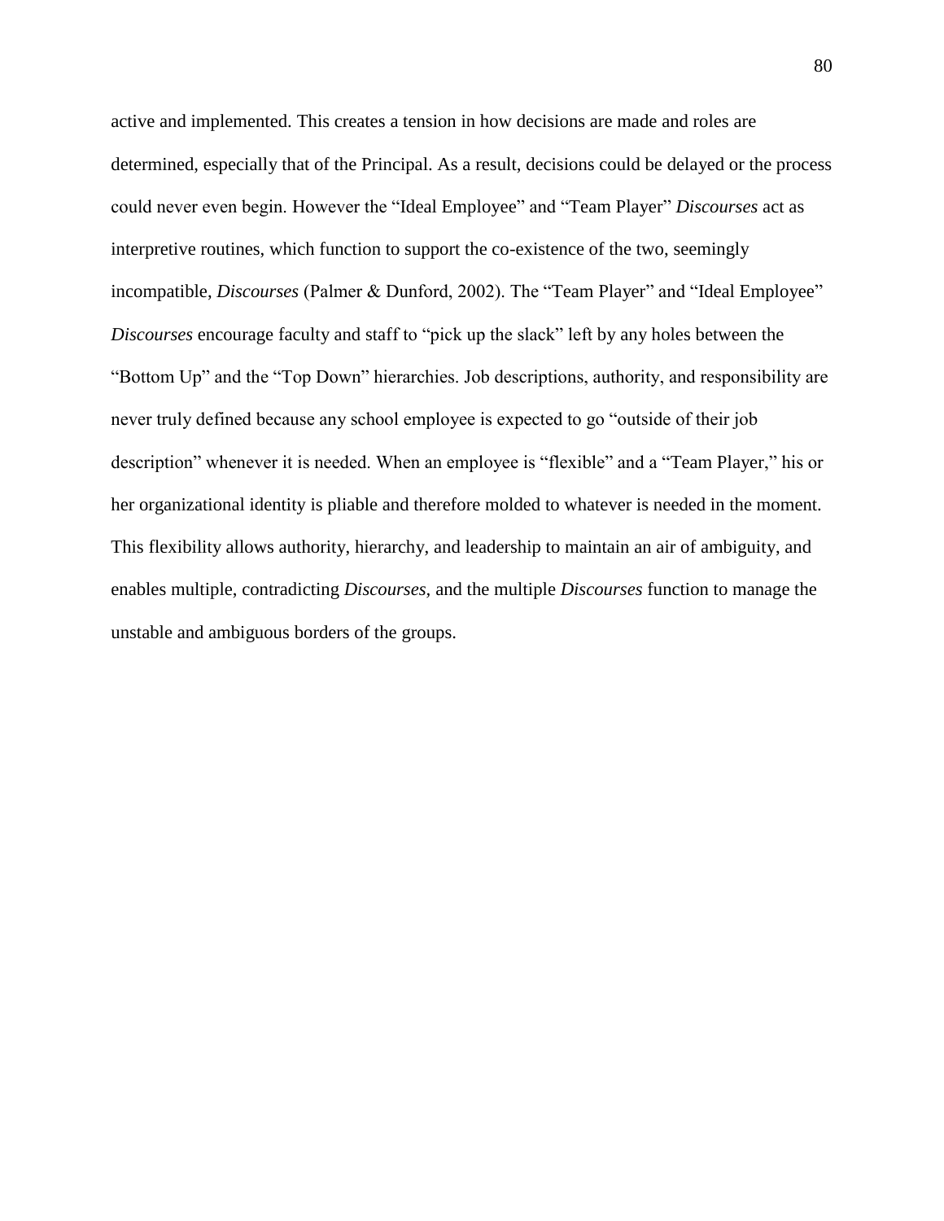active and implemented. This creates a tension in how decisions are made and roles are determined, especially that of the Principal. As a result, decisions could be delayed or the process could never even begin. However the “Ideal Employee” and “Team Player” *Discourses* act as interpretive routines, which function to support the co-existence of the two, seemingly incompatible, *Discourses* (Palmer & Dunford, 2002). The “Team Player” and “Ideal Employee” *Discourses* encourage faculty and staff to “pick up the slack” left by any holes between the “Bottom Up” and the “Top Down” hierarchies. Job descriptions, authority, and responsibility are never truly defined because any school employee is expected to go “outside of their job description” whenever it is needed. When an employee is “flexible” and a “Team Player,” his or her organizational identity is pliable and therefore molded to whatever is needed in the moment. This flexibility allows authority, hierarchy, and leadership to maintain an air of ambiguity, and enables multiple, contradicting *Discourses,* and the multiple *Discourses* function to manage the unstable and ambiguous borders of the groups.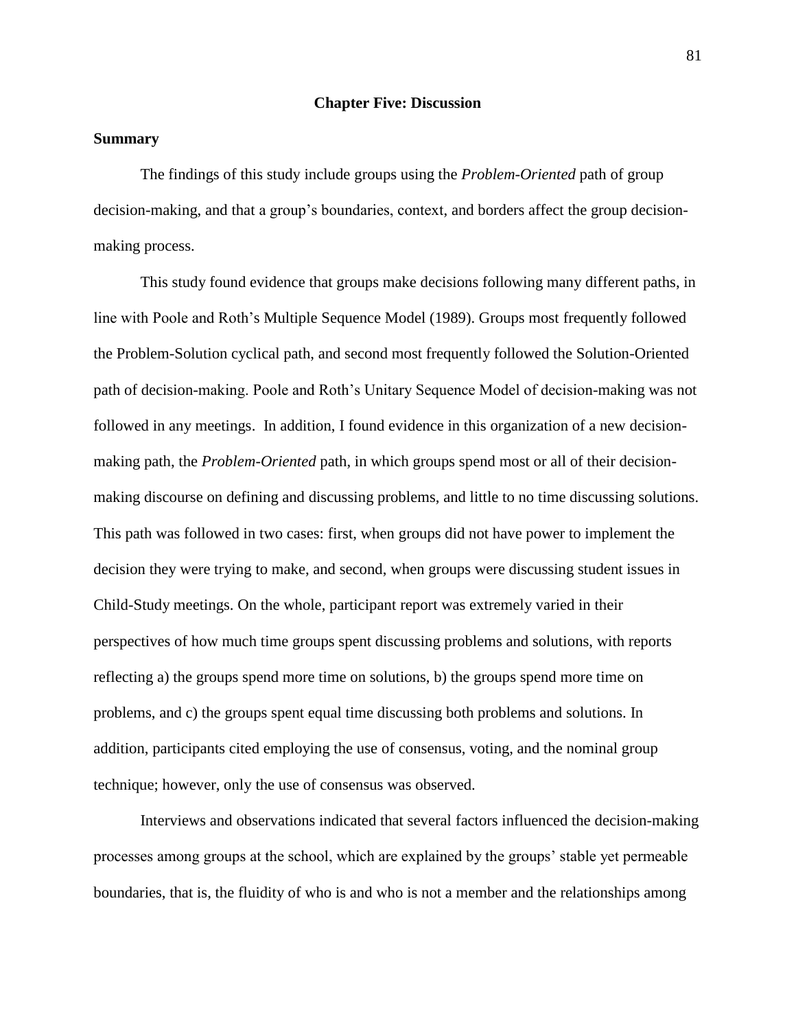## Chapter Five: Discussion

### Summary

The findings of this study include groups using the *Problem-Oriented* path of group decision-making, and that a group's boundaries, context, and borders affect the group decision-making process.

This study found evidence that groups make decisions following many different paths, in line with Poole and Roth's Multiple Sequence Model (1989). Groups most frequently followed the Problem-Solution cyclical path, and second most frequently followed the Solution-Oriented path of decision-making. Poole and Roth's Unitary Sequence Model of decision-making was not followed in any meetings. In addition, I found evidence in this organization of a new decision-making path, the *Problem-Oriented* path, in which groups spend most or all of their decision-making discourse on defining and discussing problems, and little to no time discussing solutions. This path was followed in two cases: first, when groups did not have power to implement the decision they were trying to make, and second, when groups were discussing student issues in Child-Study meetings. On the whole, participant report was extremely varied in their perspectives of how much time groups spent discussing problems and solutions, with reports reflecting a) the groups spend more time on solutions, b) the groups spend more time on problems, and c) the groups spent equal time discussing both problems and solutions. In addition, participants cited employing the use of consensus, voting, and the nominal group technique; however, only the use of consensus was observed.

Interviews and observations indicated that several factors influenced the decision-making processes among groups at the school, which are explained by the groups' stable yet permeable boundaries, that is, the fluidity of who is and who is not a member and the relationships among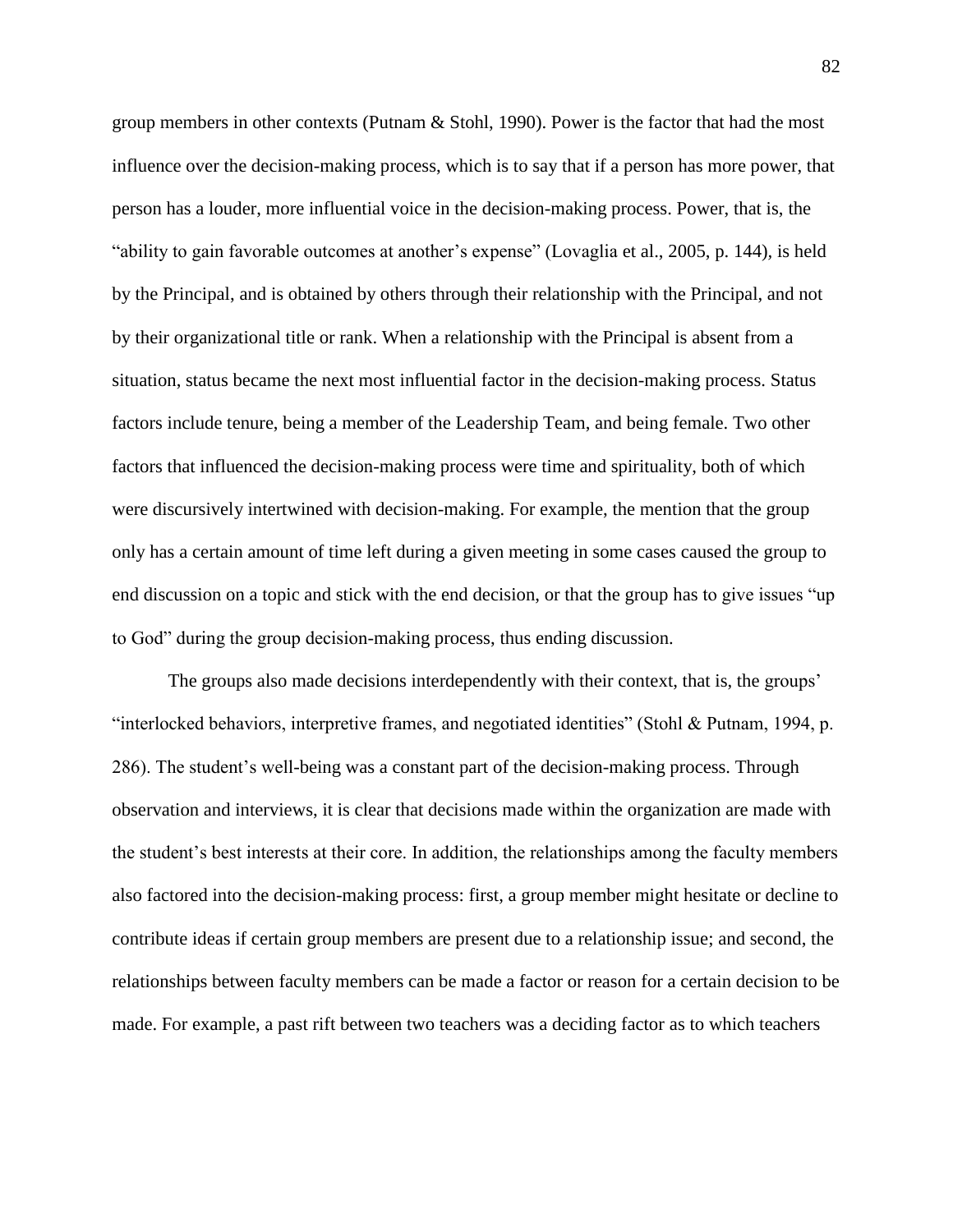group members in other contexts (Putnam & Stohl, 1990). Power is the factor that had the most influence over the decision-making process, which is to say that if a person has more power, that person has a louder, more influential voice in the decision-making process. Power, that is, the "ability to gain favorable outcomes at another's expense" (Lovaglia et al., 2005, p. 144), is held by the Principal, and is obtained by others through their relationship with the Principal, and not by their organizational title or rank. When a relationship with the Principal is absent from a situation, status became the next most influential factor in the decision-making process. Status factors include tenure, being a member of the Leadership Team, and being female. Two other factors that influenced the decision-making process were time and spirituality, both of which were discursively intertwined with decision-making. For example, the mention that the group only has a certain amount of time left during a given meeting in some cases caused the group to end discussion on a topic and stick with the end decision, or that the group has to give issues "up to God" during the group decision-making process, thus ending discussion.

The groups also made decisions interdependently with their context, that is, the groups' "interlocked behaviors, interpretive frames, and negotiated identities" (Stohl & Putnam, 1994, p. 286). The student's well-being was a constant part of the decision-making process. Through observation and interviews, it is clear that decisions made within the organization are made with the student's best interests at their core. In addition, the relationships among the faculty members also factored into the decision-making process: first, a group member might hesitate or decline to contribute ideas if certain group members are present due to a relationship issue; and second, the relationships between faculty members can be made a factor or reason for a certain decision to be made. For example, a past rift between two teachers was a deciding factor as to which teachers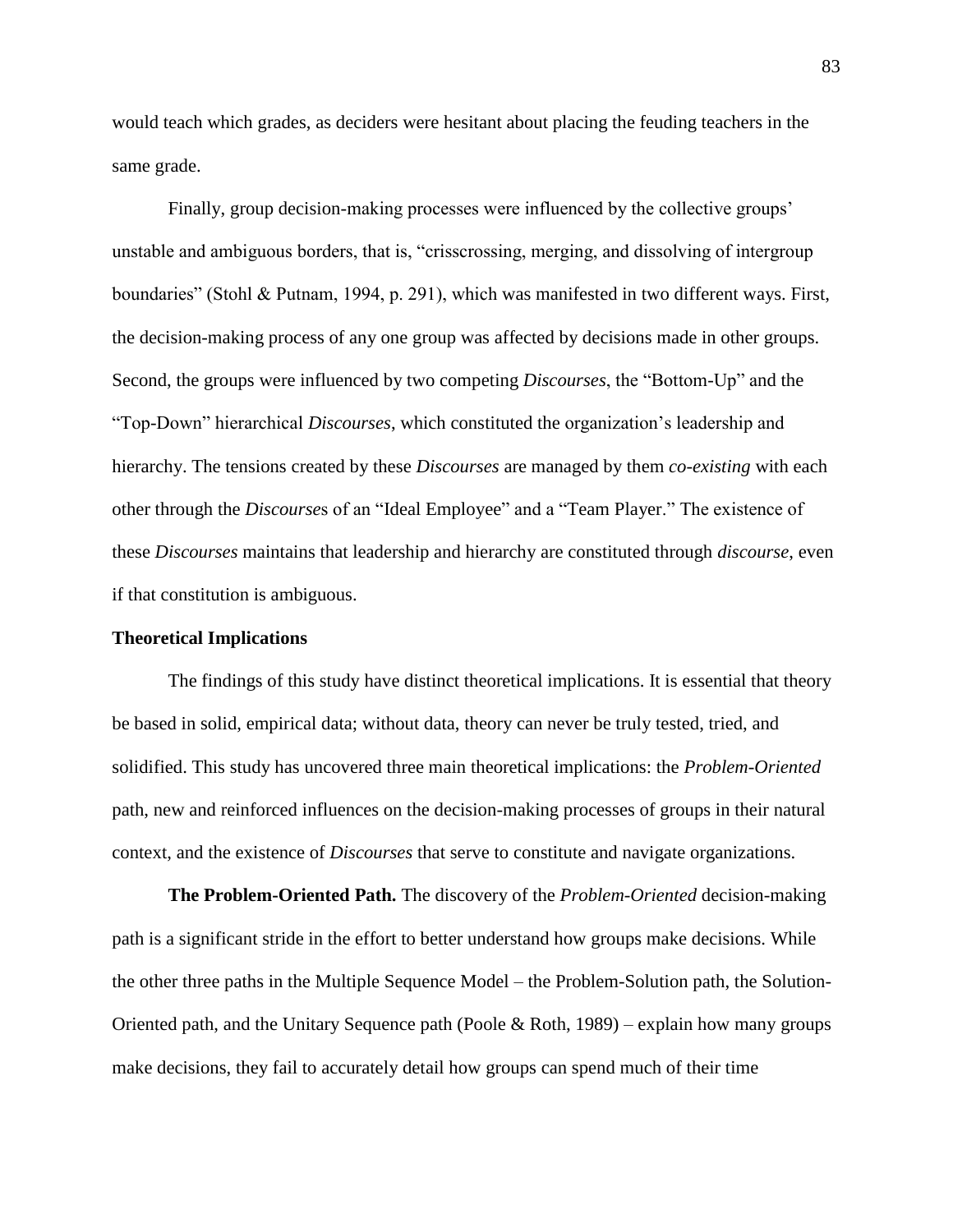would teach which grades, as deciders were hesitant about placing the feuding teachers in the same grade.

Finally, group decision-making processes were influenced by the collective groups' unstable and ambiguous borders, that is, "crisscrossing, merging, and dissolving of intergroup boundaries" (Stohl & Putnam, 1994, p. 291), which was manifested in two different ways. First, the decision-making process of any one group was affected by decisions made in other groups. Second, the groups were influenced by two competing *Discourses*, the "Bottom-Up" and the "Top-Down" hierarchical *Discourses*, which constituted the organization's leadership and hierarchy. The tensions created by these *Discourses* are managed by them *co-existing* with each other through the *Discourse*s of an "Ideal Employee" and a "Team Player." The existence of these *Discourses* maintains that leadership and hierarchy are constituted through *discourse*, even if that constitution is ambiguous.

## Theoretical Implications

The findings of this study have distinct theoretical implications. It is essential that theory be based in solid, empirical data; without data, theory can never be truly tested, tried, and solidified. This study has uncovered three main theoretical implications: the *Problem-Oriented* path, new and reinforced influences on the decision-making processes of groups in their natural context, and the existence of *Discourses* that serve to constitute and navigate organizations.

**The Problem-Oriented Path.** The discovery of the *Problem-Oriented* decision-making path is a significant stride in the effort to better understand how groups make decisions. While the other three paths in the Multiple Sequence Model – the Problem-Solution path, the Solution-Oriented path, and the Unitary Sequence path (Poole & Roth, 1989) – explain how many groups make decisions, they fail to accurately detail how groups can spend much of their time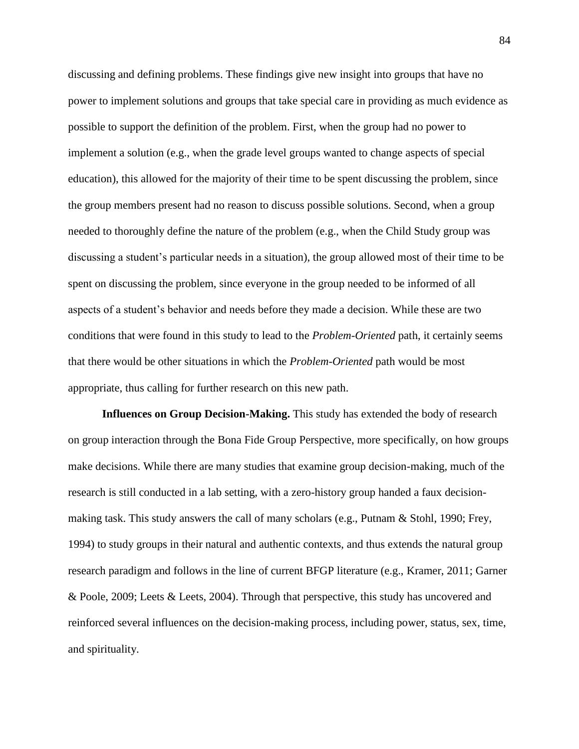discussing and defining problems. These findings give new insight into groups that have no power to implement solutions and groups that take special care in providing as much evidence as possible to support the definition of the problem. First, when the group had no power to implement a solution (e.g., when the grade level groups wanted to change aspects of special education), this allowed for the majority of their time to be spent discussing the problem, since the group members present had no reason to discuss possible solutions. Second, when a group needed to thoroughly define the nature of the problem (e.g., when the Child Study group was discussing a student's particular needs in a situation), the group allowed most of their time to be spent on discussing the problem, since everyone in the group needed to be informed of all aspects of a student's behavior and needs before they made a decision. While these are two conditions that were found in this study to lead to the *Problem-Oriented* path, it certainly seems that there would be other situations in which the *Problem-Oriented* path would be most appropriate, thus calling for further research on this new path.

**Influences on Group Decision-Making.** This study has extended the body of research on group interaction through the Bona Fide Group Perspective, more specifically, on how groups make decisions. While there are many studies that examine group decision-making, much of the research is still conducted in a lab setting, with a zero-history group handed a faux decision-making task. This study answers the call of many scholars (e.g., Putnam & Stohl, 1990; Frey, 1994) to study groups in their natural and authentic contexts, and thus extends the natural group research paradigm and follows in the line of current BFGP literature (e.g., Kramer, 2011; Garner & Poole, 2009; Leets & Leets, 2004). Through that perspective, this study has uncovered and reinforced several influences on the decision-making process, including power, status, sex, time, and spirituality.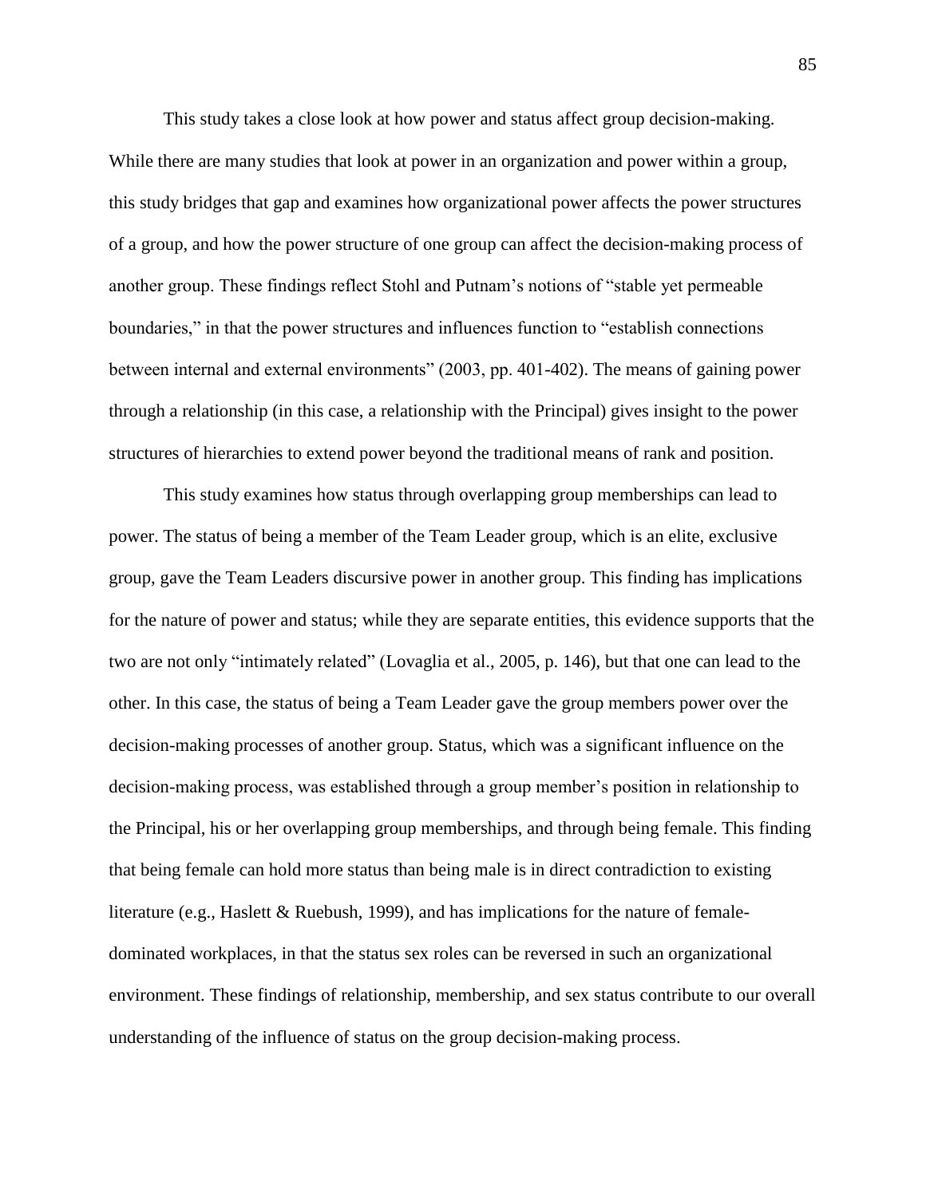This study takes a close look at how power and status affect group decision-making. While there are many studies that look at power in an organization and power within a group, this study bridges that gap and examines how organizational power affects the power structures of a group, and how the power structure of one group can affect the decision-making process of another group. These findings reflect Stohl and Putnam's notions of "stable yet permeable boundaries," in that the power structures and influences function to "establish connections between internal and external environments" (2003, pp. 401-402). The means of gaining power through a relationship (in this case, a relationship with the Principal) gives insight to the power structures of hierarchies to extend power beyond the traditional means of rank and position.

This study examines how status through overlapping group memberships can lead to power. The status of being a member of the Team Leader group, which is an elite, exclusive group, gave the Team Leaders discursive power in another group. This finding has implications for the nature of power and status; while they are separate entities, this evidence supports that the two are not only "intimately related" (Lovaglia et al., 2005, p. 146), but that one can lead to the other. In this case, the status of being a Team Leader gave the group members power over the decision-making processes of another group. Status, which was a significant influence on the decision-making process, was established through a group member's position in relationship to the Principal, his or her overlapping group memberships, and through being female. This finding that being female can hold more status than being male is in direct contradiction to existing literature (e.g., Haslett & Ruebush, 1999), and has implications for the nature of female-dominated workplaces, in that the status sex roles can be reversed in such an organizational environment. These findings of relationship, membership, and sex status contribute to our overall understanding of the influence of status on the group decision-making process.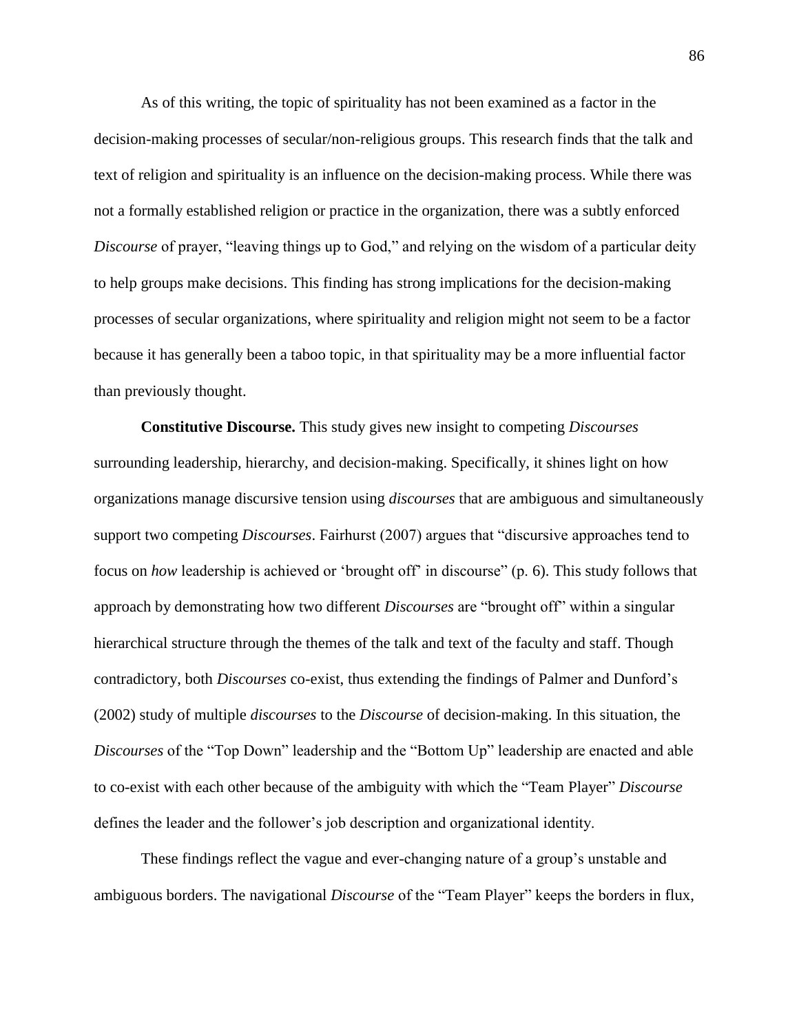As of this writing, the topic of spirituality has not been examined as a factor in the decision-making processes of secular/non-religious groups. This research finds that the talk and text of religion and spirituality is an influence on the decision-making process. While there was not a formally established religion or practice in the organization, there was a subtly enforced *Discourse* of prayer, "leaving things up to God," and relying on the wisdom of a particular deity to help groups make decisions. This finding has strong implications for the decision-making processes of secular organizations, where spirituality and religion might not seem to be a factor because it has generally been a taboo topic, in that spirituality may be a more influential factor than previously thought.

**Constitutive Discourse.** This study gives new insight to competing *Discourses* surrounding leadership, hierarchy, and decision-making. Specifically, it shines light on how organizations manage discursive tension using *discourses* that are ambiguous and simultaneously support two competing *Discourses*. Fairhurst (2007) argues that "discursive approaches tend to focus on *how* leadership is achieved or 'brought off' in discourse" (p. 6). This study follows that approach by demonstrating how two different *Discourses* are "brought off" within a singular hierarchical structure through the themes of the talk and text of the faculty and staff. Though contradictory, both *Discourses* co-exist, thus extending the findings of Palmer and Dunford's (2002) study of multiple *discourses* to the *Discourse* of decision-making. In this situation, the *Discourses* of the "Top Down" leadership and the "Bottom Up" leadership are enacted and able to co-exist with each other because of the ambiguity with which the "Team Player" *Discourse* defines the leader and the follower's job description and organizational identity.

These findings reflect the vague and ever-changing nature of a group's unstable and ambiguous borders. The navigational *Discourse* of the "Team Player" keeps the borders in flux,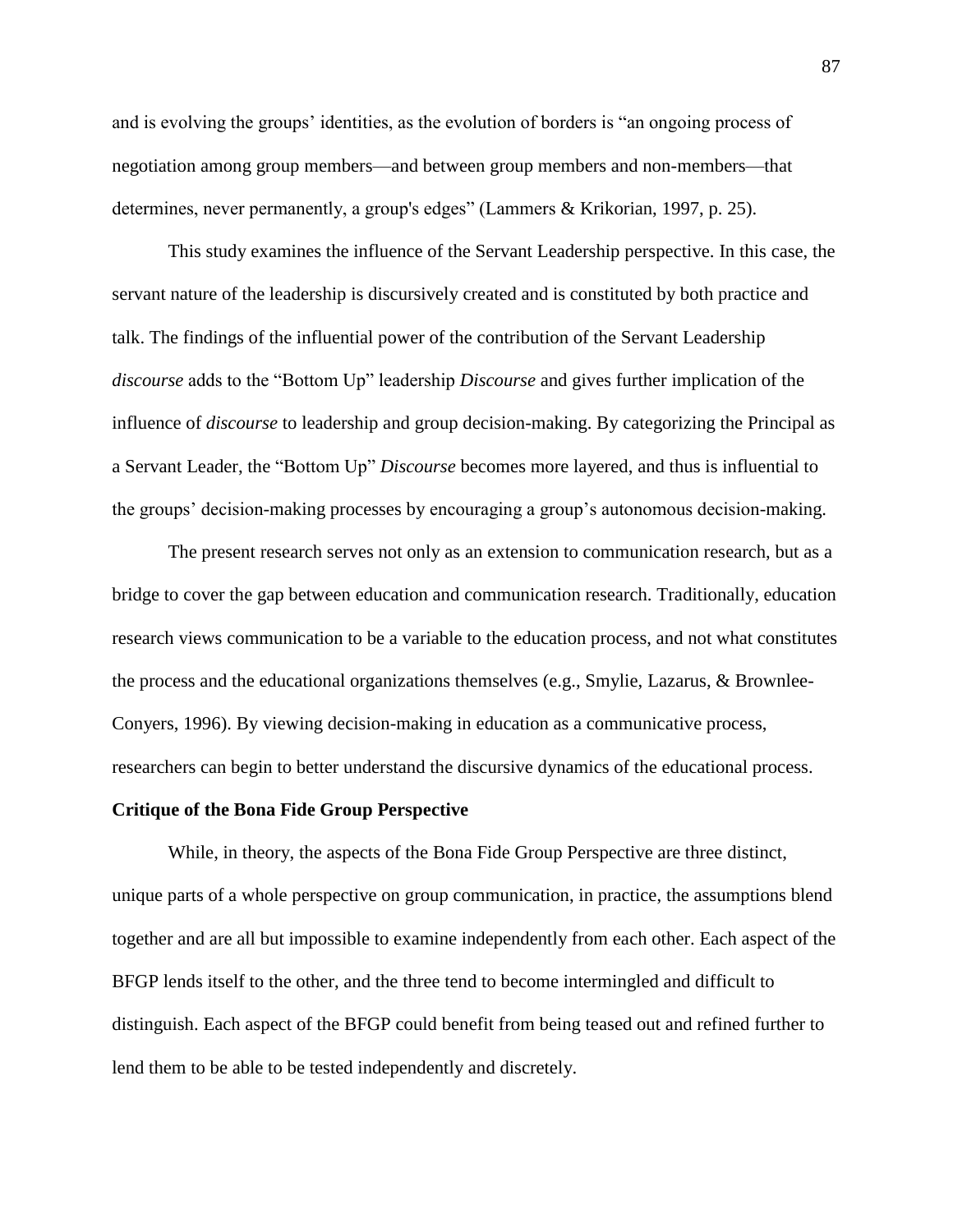and is evolving the groups' identities, as the evolution of borders is "an ongoing process of negotiation among group members—and between group members and non-members—that determines, never permanently, a group's edges" (Lammers & Krikorian, 1997, p. 25).

This study examines the influence of the Servant Leadership perspective. In this case, the servant nature of the leadership is discursively created and is constituted by both practice and talk. The findings of the influential power of the contribution of the Servant Leadership *discourse* adds to the "Bottom Up" leadership *Discourse* and gives further implication of the influence of *discourse* to leadership and group decision-making. By categorizing the Principal as a Servant Leader, the "Bottom Up" *Discourse* becomes more layered, and thus is influential to the groups' decision-making processes by encouraging a group's autonomous decision-making.

The present research serves not only as an extension to communication research, but as a bridge to cover the gap between education and communication research. Traditionally, education research views communication to be a variable to the education process, and not what constitutes the process and the educational organizations themselves (e.g., Smylie, Lazarus, & Brownlee-Conyers, 1996). By viewing decision-making in education as a communicative process, researchers can begin to better understand the discursive dynamics of the educational process.

**Critique of the Bona Fide Group Perspective**

While, in theory, the aspects of the Bona Fide Group Perspective are three distinct, unique parts of a whole perspective on group communication, in practice, the assumptions blend together and are all but impossible to examine independently from each other. Each aspect of the BFGP lends itself to the other, and the three tend to become intermingled and difficult to distinguish. Each aspect of the BFGP could benefit from being teased out and refined further to lend them to be able to be tested independently and discretely.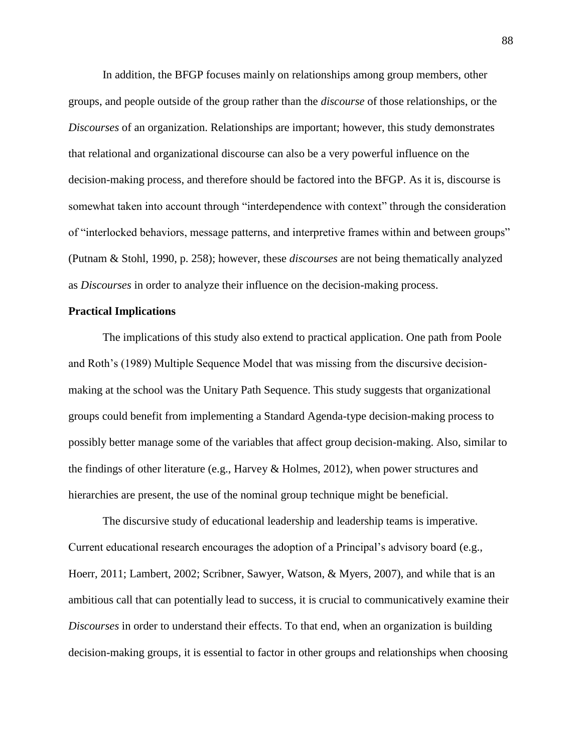In addition, the BFGP focuses mainly on relationships among group members, other groups, and people outside of the group rather than the *discourse* of those relationships, or the *Discourses* of an organization. Relationships are important; however, this study demonstrates that relational and organizational discourse can also be a very powerful influence on the decision-making process, and therefore should be factored into the BFGP. As it is, discourse is somewhat taken into account through "interdependence with context" through the consideration of "interlocked behaviors, message patterns, and interpretive frames within and between groups" (Putnam & Stohl, 1990, p. 258); however, these *discourses* are not being thematically analyzed as *Discourses* in order to analyze their influence on the decision-making process.

**Practical Implications**

The implications of this study also extend to practical application. One path from Poole and Roth's (1989) Multiple Sequence Model that was missing from the discursive decision-making at the school was the Unitary Path Sequence. This study suggests that organizational groups could benefit from implementing a Standard Agenda-type decision-making process to possibly better manage some of the variables that affect group decision-making. Also, similar to the findings of other literature (e.g., Harvey & Holmes, 2012), when power structures and hierarchies are present, the use of the nominal group technique might be beneficial.

The discursive study of educational leadership and leadership teams is imperative. Current educational research encourages the adoption of a Principal's advisory board (e.g., Hoerr, 2011; Lambert, 2002; Scribner, Sawyer, Watson, & Myers, 2007), and while that is an ambitious call that can potentially lead to success, it is crucial to communicatively examine their *Discourses* in order to understand their effects. To that end, when an organization is building decision-making groups, it is essential to factor in other groups and relationships when choosing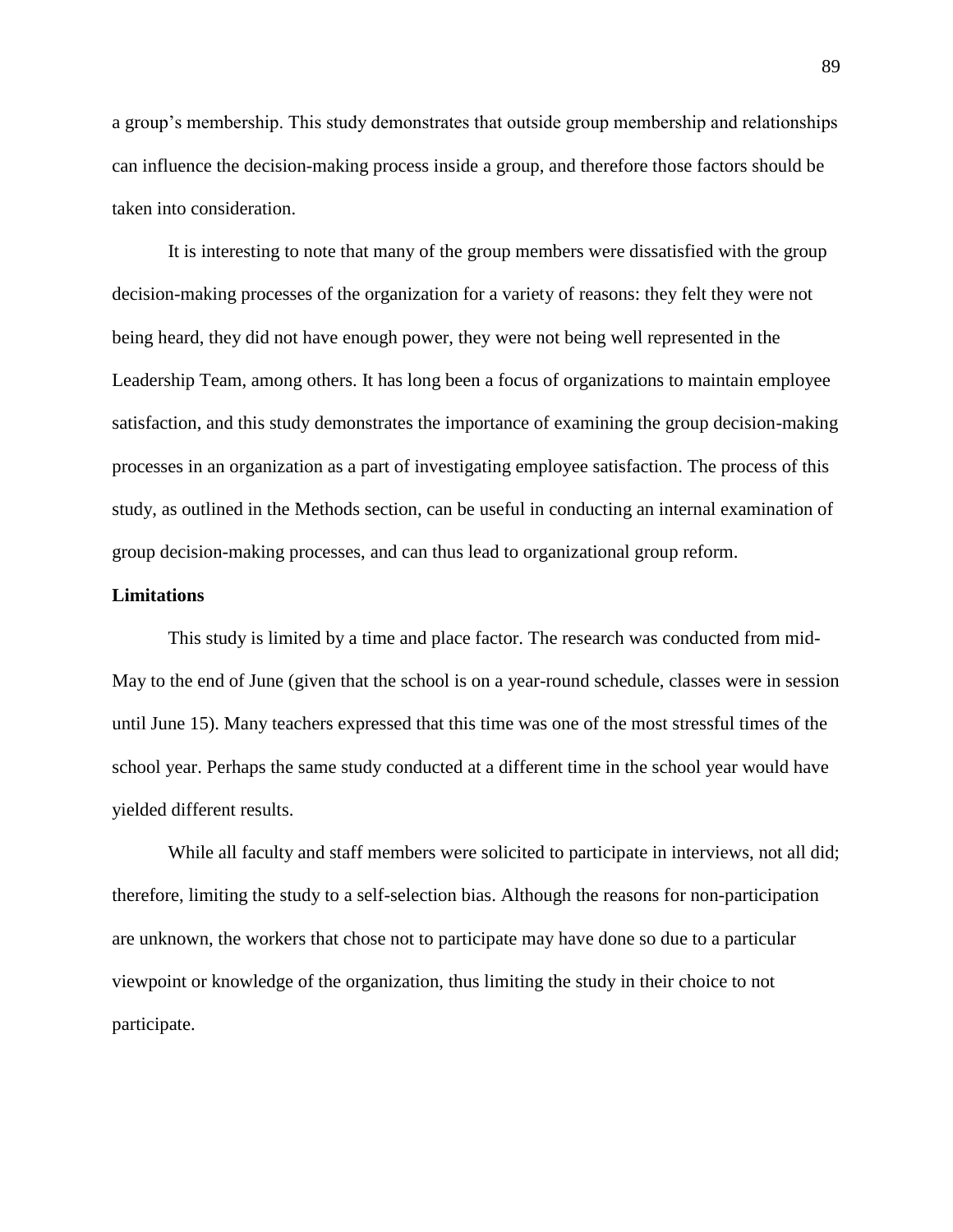a group's membership. This study demonstrates that outside group membership and relationships can influence the decision-making process inside a group, and therefore those factors should be taken into consideration.

It is interesting to note that many of the group members were dissatisfied with the group decision-making processes of the organization for a variety of reasons: they felt they were not being heard, they did not have enough power, they were not being well represented in the Leadership Team, among others. It has long been a focus of organizations to maintain employee satisfaction, and this study demonstrates the importance of examining the group decision-making processes in an organization as a part of investigating employee satisfaction. The process of this study, as outlined in the Methods section, can be useful in conducting an internal examination of group decision-making processes, and can thus lead to organizational group reform.

**Limitations**

This study is limited by a time and place factor. The research was conducted from mid-May to the end of June (given that the school is on a year-round schedule, classes were in session until June 15). Many teachers expressed that this time was one of the most stressful times of the school year. Perhaps the same study conducted at a different time in the school year would have yielded different results.

While all faculty and staff members were solicited to participate in interviews, not all did; therefore, limiting the study to a self-selection bias. Although the reasons for non-participation are unknown, the workers that chose not to participate may have done so due to a particular viewpoint or knowledge of the organization, thus limiting the study in their choice to not participate.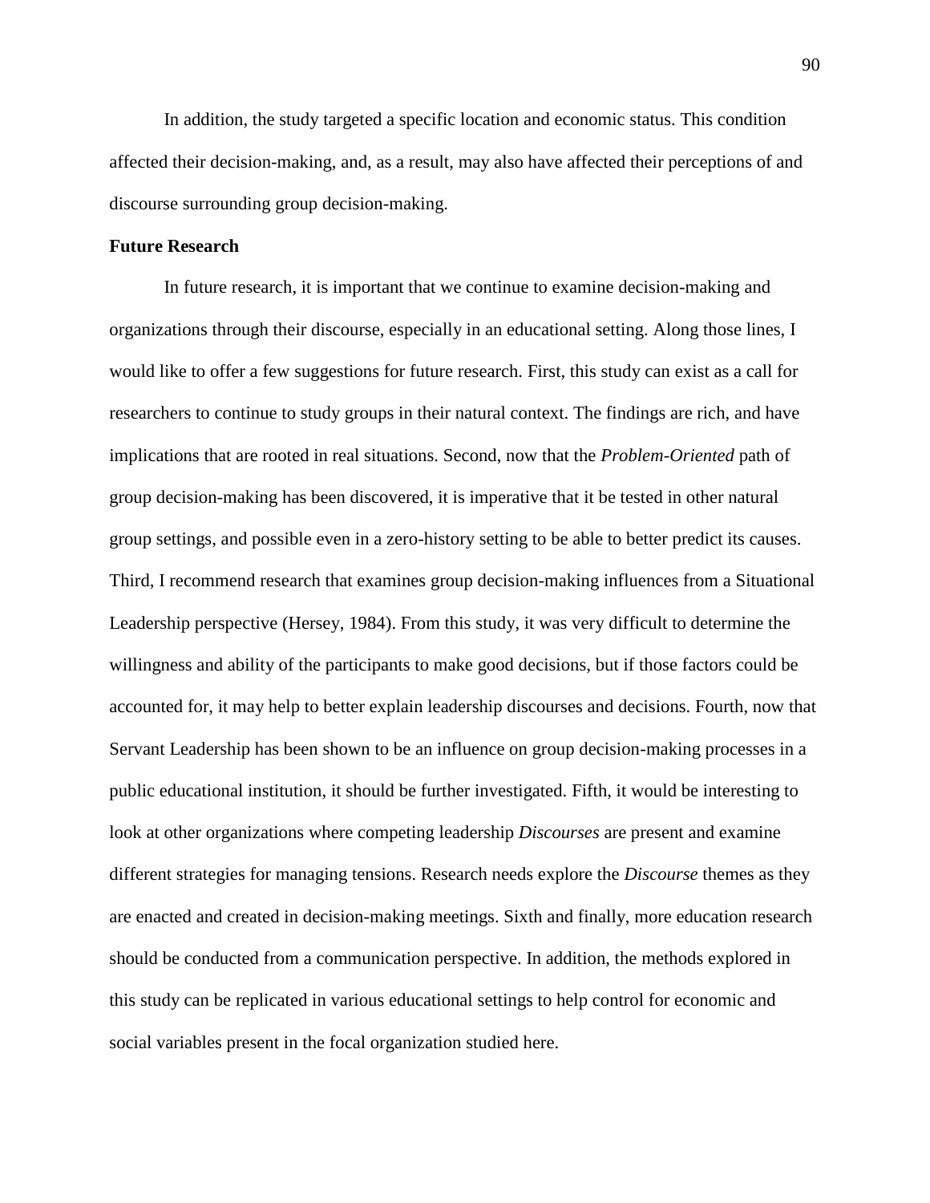In addition, the study targeted a specific location and economic status. This condition affected their decision-making, and, as a result, may also have affected their perceptions of and discourse surrounding group decision-making.

**Future Research**

In future research, it is important that we continue to examine decision-making and organizations through their discourse, especially in an educational setting. Along those lines, I would like to offer a few suggestions for future research. First, this study can exist as a call for researchers to continue to study groups in their natural context. The findings are rich, and have implications that are rooted in real situations. Second, now that the *Problem-Oriented* path of group decision-making has been discovered, it is imperative that it be tested in other natural group settings, and possible even in a zero-history setting to be able to better predict its causes. Third, I recommend research that examines group decision-making influences from a Situational Leadership perspective (Hersey, 1984). From this study, it was very difficult to determine the willingness and ability of the participants to make good decisions, but if those factors could be accounted for, it may help to better explain leadership discourses and decisions. Fourth, now that Servant Leadership has been shown to be an influence on group decision-making processes in a public educational institution, it should be further investigated. Fifth, it would be interesting to look at other organizations where competing leadership *Discourses* are present and examine different strategies for managing tensions. Research needs explore the *Discourse* themes as they are enacted and created in decision-making meetings. Sixth and finally, more education research should be conducted from a communication perspective. In addition, the methods explored in this study can be replicated in various educational settings to help control for economic and social variables present in the focal organization studied here.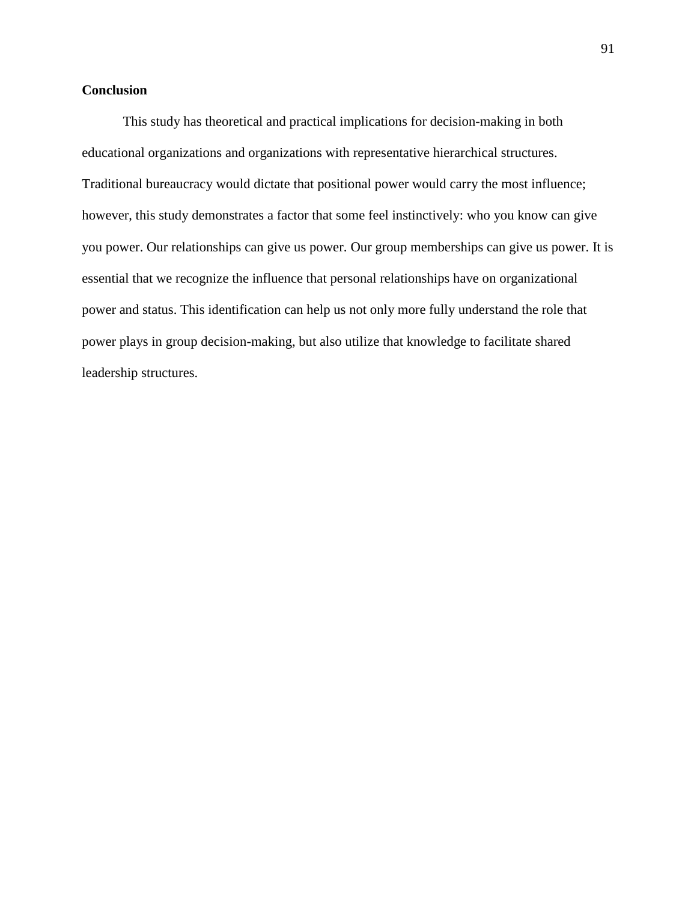## Conclusion

This study has theoretical and practical implications for decision-making in both educational organizations and organizations with representative hierarchical structures. Traditional bureaucracy would dictate that positional power would carry the most influence; however, this study demonstrates a factor that some feel instinctively: who you know can give you power. Our relationships can give us power. Our group memberships can give us power. It is essential that we recognize the influence that personal relationships have on organizational power and status. This identification can help us not only more fully understand the role that power plays in group decision-making, but also utilize that knowledge to facilitate shared leadership structures.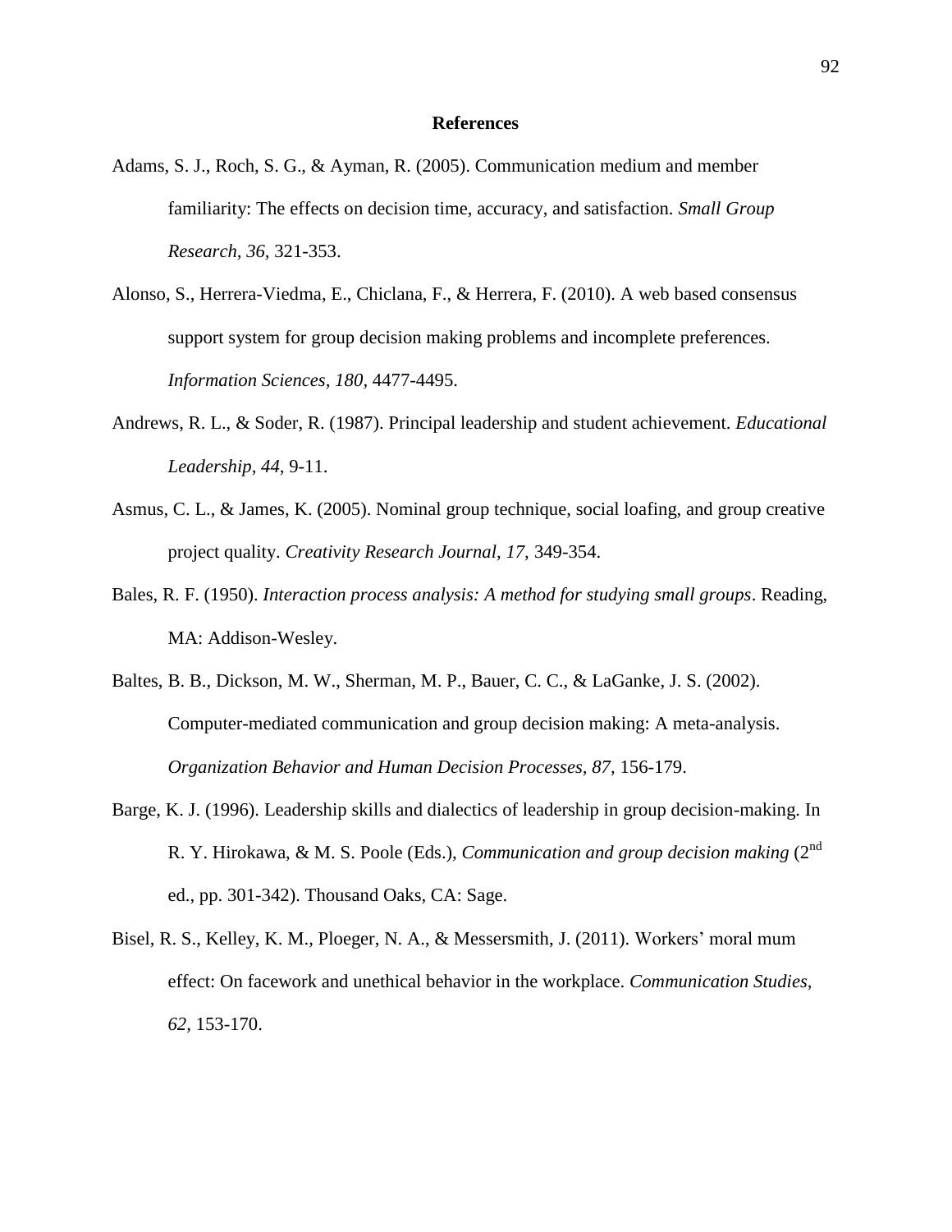## References

Adams, S. J., Roch, S. G., & Ayman, R. (2005). Communication medium and member familiarity: The effects on decision time, accuracy, and satisfaction. *Small Group Research, 36,* 321-353.

Alonso, S., Herrera-Viedma, E., Chiclana, F., & Herrera, F. (2010). A web based consensus support system for group decision making problems and incomplete preferences. *Information Sciences, 180,* 4477-4495.

Andrews, R. L., & Soder, R. (1987). Principal leadership and student achievement. *Educational Leadership, 44,* 9-11.

Asmus, C. L., & James, K. (2005). Nominal group technique, social loafing, and group creative project quality. *Creativity Research Journal, 17,* 349-354.

Bales, R. F. (1950). *Interaction process analysis: A method for studying small groups*. Reading, MA: Addison-Wesley.

Baltes, B. B., Dickson, M. W., Sherman, M. P., Bauer, C. C., & LaGanke, J. S. (2002). Computer-mediated communication and group decision making: A meta-analysis. *Organization Behavior and Human Decision Processes, 87,* 156-179.

Barge, K. J. (1996). Leadership skills and dialectics of leadership in group decision-making. In R. Y. Hirokawa, & M. S. Poole (Eds.), *Communication and group decision making* (2nd ed., pp. 301-342). Thousand Oaks, CA: Sage.

Bisel, R. S., Kelley, K. M., Ploeger, N. A., & Messersmith, J. (2011). Workers' moral mum effect: On facework and unethical behavior in the workplace. *Communication Studies, 62,* 153-170.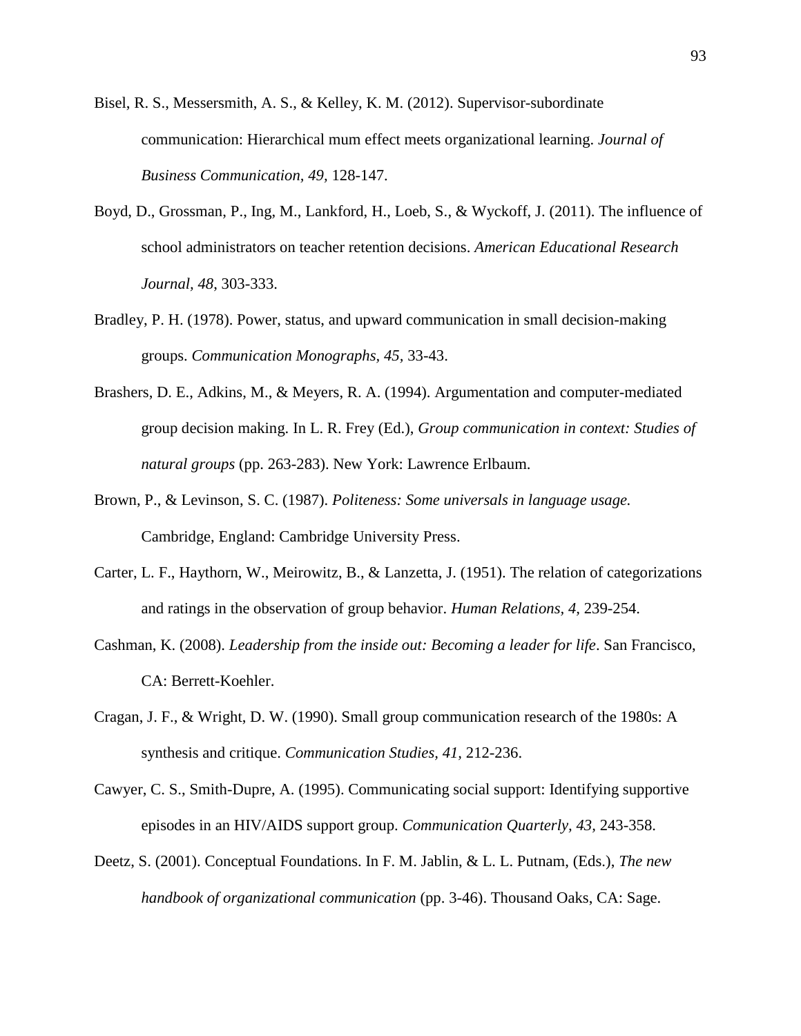Bisel, R. S., Messersmith, A. S., & Kelley, K. M. (2012). Supervisor-subordinate communication: Hierarchical mum effect meets organizational learning. *Journal of Business Communication, 49,* 128-147.

Boyd, D., Grossman, P., Ing, M., Lankford, H., Loeb, S., & Wyckoff, J. (2011). The influence of school administrators on teacher retention decisions. *American Educational Research Journal*, *48*, 303-333.

Bradley, P. H. (1978). Power, status, and upward communication in small decision-making groups. *Communication Monographs, 45,* 33-43.

Brashers, D. E., Adkins, M., & Meyers, R. A. (1994). Argumentation and computer-mediated group decision making. In L. R. Frey (Ed.), *Group communication in context: Studies of natural groups* (pp. 263-283). New York: Lawrence Erlbaum.

Brown, P., & Levinson, S. C. (1987). *Politeness: Some universals in language usage.* Cambridge, England: Cambridge University Press.

Carter, L. F., Haythorn, W., Meirowitz, B., & Lanzetta, J. (1951). The relation of categorizations and ratings in the observation of group behavior. *Human Relations, 4,* 239-254.

Cashman, K. (2008). *Leadership from the inside out: Becoming a leader for life*. San Francisco, CA: Berrett-Koehler.

Cragan, J. F., & Wright, D. W. (1990). Small group communication research of the 1980s: A synthesis and critique. *Communication Studies, 41,* 212-236.

Cawyer, C. S., Smith-Dupre, A. (1995). Communicating social support: Identifying supportive episodes in an HIV/AIDS support group. *Communication Quarterly, 43,* 243-358.

Deetz, S. (2001). Conceptual Foundations. In F. M. Jablin, & L. L. Putnam, (Eds.), *The new handbook of organizational communication* (pp. 3-46). Thousand Oaks, CA: Sage.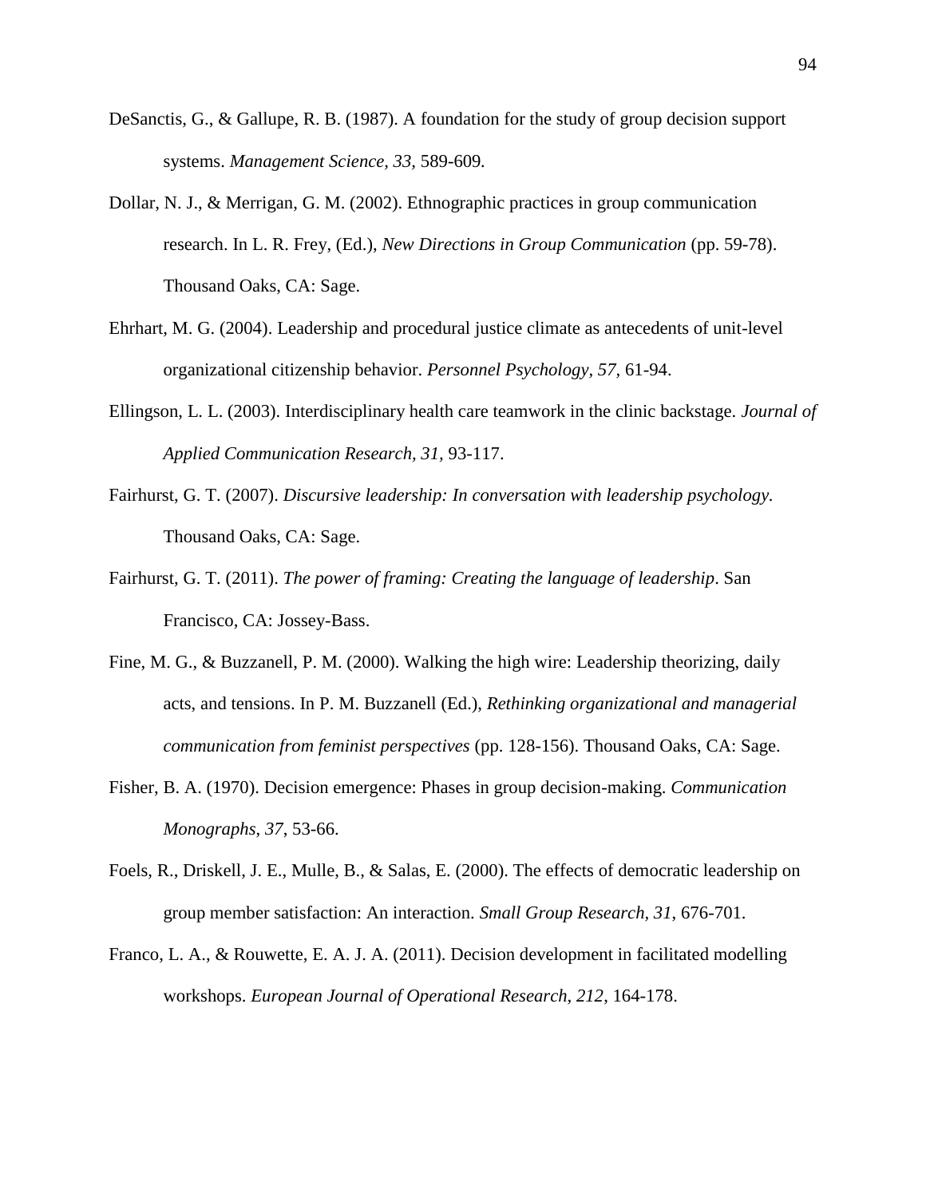DeSanctis, G., & Gallupe, R. B. (1987). A foundation for the study of group decision support systems. *Management Science, 33,* 589-609.

Dollar, N. J., & Merrigan, G. M. (2002). Ethnographic practices in group communication research. In L. R. Frey, (Ed.), *New Directions in Group Communication* (pp. 59-78). Thousand Oaks, CA: Sage.

Ehrhart, M. G. (2004). Leadership and procedural justice climate as antecedents of unit-level organizational citizenship behavior. *Personnel Psychology, 57*, 61-94.

Ellingson, L. L. (2003). Interdisciplinary health care teamwork in the clinic backstage. *Journal of Applied Communication Research, 31*, 93-117.

Fairhurst, G. T. (2007). *Discursive leadership: In conversation with leadership psychology.* Thousand Oaks, CA: Sage.

Fairhurst, G. T. (2011). *The power of framing: Creating the language of leadership*. San Francisco, CA: Jossey-Bass.

Fine, M. G., & Buzzanell, P. M. (2000). Walking the high wire: Leadership theorizing, daily acts, and tensions. In P. M. Buzzanell (Ed.), *Rethinking organizational and managerial communication from feminist perspectives* (pp. 128-156). Thousand Oaks, CA: Sage.

Fisher, B. A. (1970). Decision emergence: Phases in group decision-making. *Communication Monographs*, *37*, 53-66.

Foels, R., Driskell, J. E., Mulle, B., & Salas, E. (2000). The effects of democratic leadership on group member satisfaction: An interaction. *Small Group Research*, *31*, 676-701.

Franco, L. A., & Rouwette, E. A. J. A. (2011). Decision development in facilitated modelling workshops. *European Journal of Operational Research*, *212*, 164-178.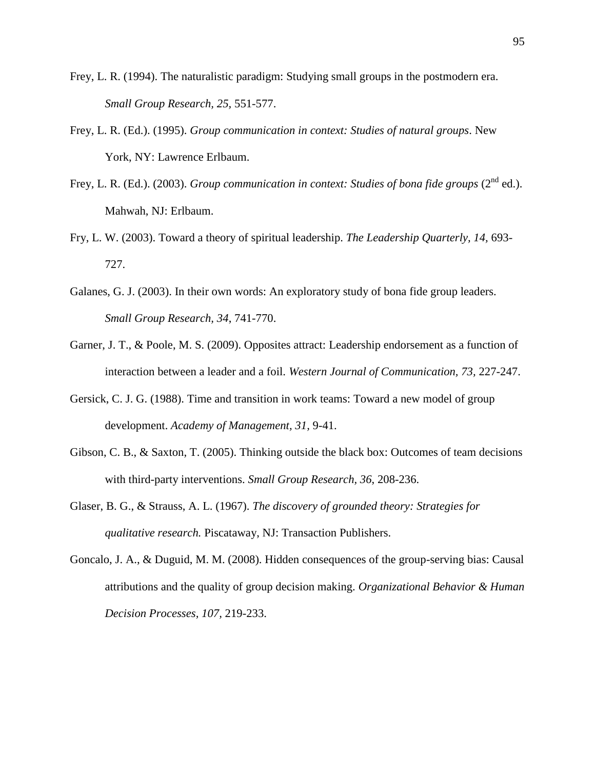Frey, L. R. (1994). The naturalistic paradigm: Studying small groups in the postmodern era. *Small Group Research, 25*, 551-577.

Frey, L. R. (Ed.). (1995). *Group communication in context: Studies of natural groups*. New York, NY: Lawrence Erlbaum.

Frey, L. R. (Ed.). (2003). *Group communication in context: Studies of bona fide groups* (2nd ed.). Mahwah, NJ: Erlbaum.

Fry, L. W. (2003). Toward a theory of spiritual leadership. *The Leadership Quarterly, 14*, 693-727.

Galanes, G. J. (2003). In their own words: An exploratory study of bona fide group leaders. *Small Group Research, 34*, 741-770.

Garner, J. T., & Poole, M. S. (2009). Opposites attract: Leadership endorsement as a function of interaction between a leader and a foil. *Western Journal of Communication, 73*, 227-247.

Gersick, C. J. G. (1988). Time and transition in work teams: Toward a new model of group development. *Academy of Management, 31*, 9-41.

Gibson, C. B., & Saxton, T. (2005). Thinking outside the black box: Outcomes of team decisions with third-party interventions. *Small Group Research, 36*, 208-236.

Glaser, B. G., & Strauss, A. L. (1967). *The discovery of grounded theory: Strategies for qualitative research.* Piscataway, NJ: Transaction Publishers.

Goncalo, J. A., & Duguid, M. M. (2008). Hidden consequences of the group-serving bias: Causal attributions and the quality of group decision making. *Organizational Behavior & Human Decision Processes, 107*, 219-233.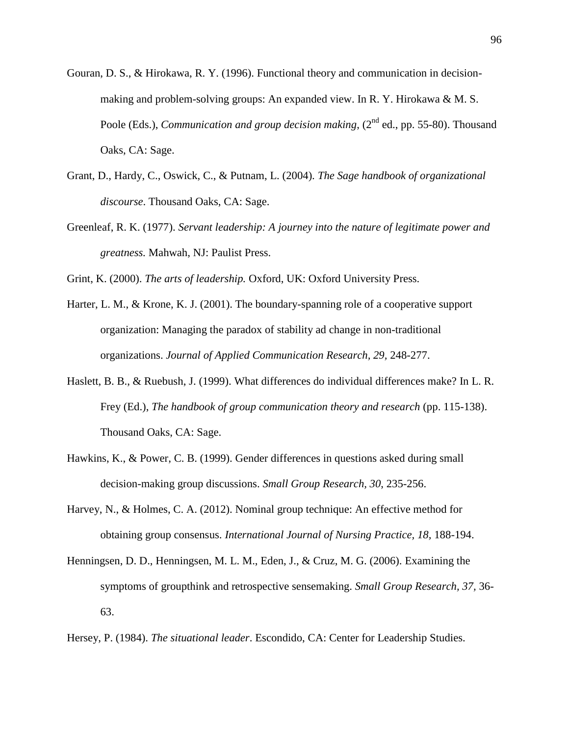Gouran, D. S., & Hirokawa, R. Y. (1996). Functional theory and communication in decision-making and problem-solving groups: An expanded view. In R. Y. Hirokawa & M. S. Poole (Eds.), *Communication and group decision making*, (2nd ed., pp. 55-80). Thousand Oaks, CA: Sage.

Grant, D., Hardy, C., Oswick, C., & Putnam, L. (2004). *The Sage handbook of organizational discourse*. Thousand Oaks, CA: Sage.

Greenleaf, R. K. (1977). *Servant leadership: A journey into the nature of legitimate power and greatness.* Mahwah, NJ: Paulist Press.

Grint, K. (2000). *The arts of leadership.* Oxford, UK: Oxford University Press.

Harter, L. M., & Krone, K. J. (2001). The boundary-spanning role of a cooperative support organization: Managing the paradox of stability ad change in non-traditional organizations. *Journal of Applied Communication Research, 29*, 248-277.

Haslett, B. B., & Ruebush, J. (1999). What differences do individual differences make? In L. R. Frey (Ed.), *The handbook of group communication theory and research* (pp. 115-138). Thousand Oaks, CA: Sage.

Hawkins, K., & Power, C. B. (1999). Gender differences in questions asked during small decision-making group discussions. *Small Group Research, 30*, 235-256.

Harvey, N., & Holmes, C. A. (2012). Nominal group technique: An effective method for obtaining group consensus. *International Journal of Nursing Practice, 18,* 188-194.

Henningsen, D. D., Henningsen, M. L. M., Eden, J., & Cruz, M. G. (2006). Examining the symptoms of groupthink and retrospective sensemaking. *Small Group Research, 37*, 36-63.

Hersey, P. (1984). *The situational leader*. Escondido, CA: Center for Leadership Studies.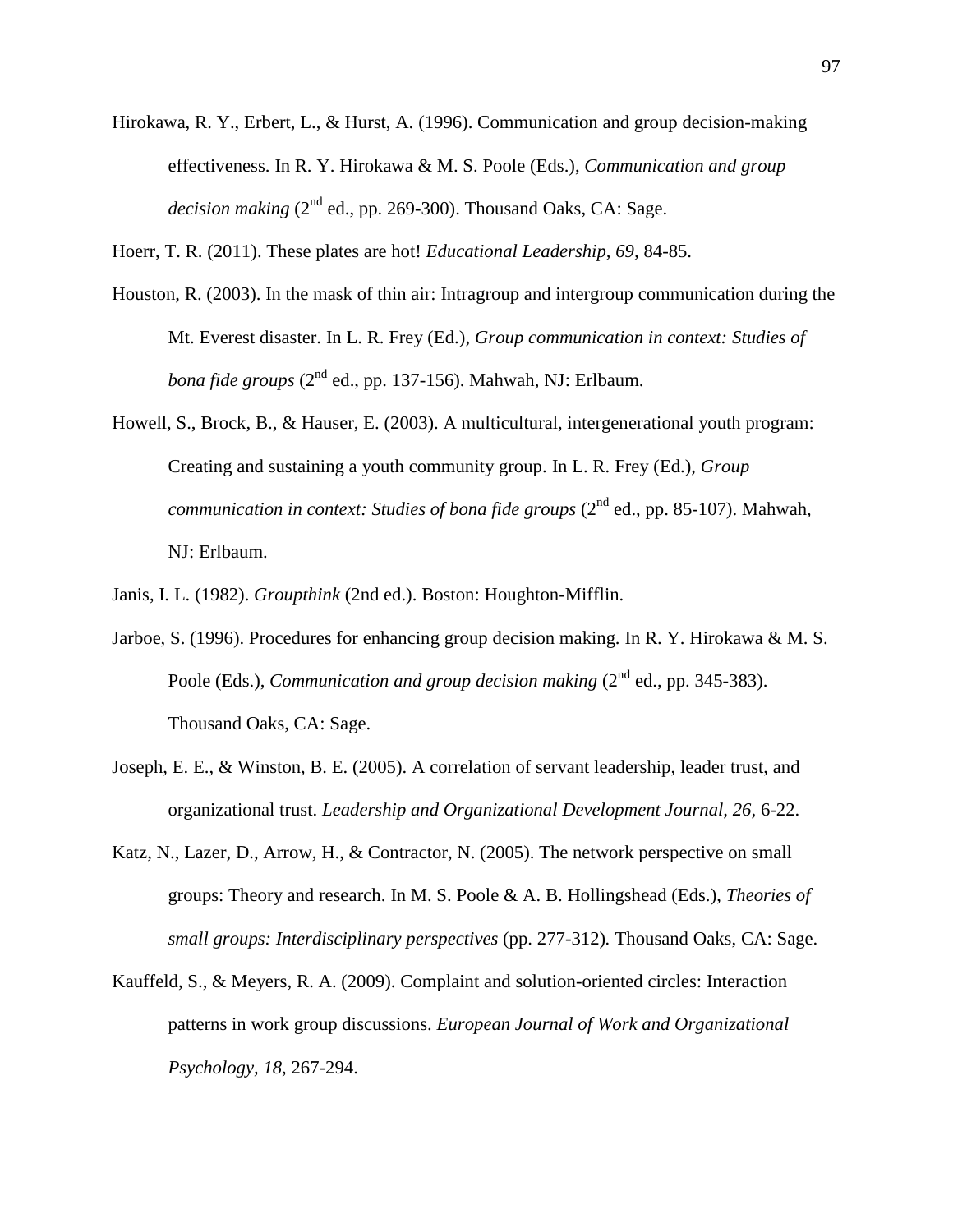Hirokawa, R. Y., Erbert, L., & Hurst, A. (1996). Communication and group decision-making effectiveness. In R. Y. Hirokawa & M. S. Poole (Eds.), *Communication and group decision making* (2nd ed., pp. 269-300). Thousand Oaks, CA: Sage.

Hoerr, T. R. (2011). These plates are hot! *Educational Leadership, 69,* 84-85.

Houston, R. (2003). In the mask of thin air: Intragroup and intergroup communication during the Mt. Everest disaster. In L. R. Frey (Ed.), *Group communication in context: Studies of bona fide groups* (2nd ed., pp. 137-156). Mahwah, NJ: Erlbaum.

Howell, S., Brock, B., & Hauser, E. (2003). A multicultural, intergenerational youth program: Creating and sustaining a youth community group. In L. R. Frey (Ed.), *Group communication in context: Studies of bona fide groups* (2nd ed., pp. 85-107). Mahwah, NJ: Erlbaum.

Janis, I. L. (1982). *Groupthink* (2nd ed.). Boston: Houghton-Mifflin.

Jarboe, S. (1996). Procedures for enhancing group decision making. In R. Y. Hirokawa & M. S. Poole (Eds.), *Communication and group decision making* (2nd ed., pp. 345-383). Thousand Oaks, CA: Sage.

Joseph, E. E., & Winston, B. E. (2005). A correlation of servant leadership, leader trust, and organizational trust. *Leadership and Organizational Development Journal, 26,* 6-22.

Katz, N., Lazer, D., Arrow, H., & Contractor, N. (2005). The network perspective on small groups: Theory and research. In M. S. Poole & A. B. Hollingshead (Eds.), *Theories of small groups: Interdisciplinary perspectives* (pp. 277-312)*.* Thousand Oaks, CA: Sage.

Kauffeld, S., & Meyers, R. A. (2009). Complaint and solution-oriented circles: Interaction patterns in work group discussions. *European Journal of Work and Organizational Psychology, 18*, 267-294.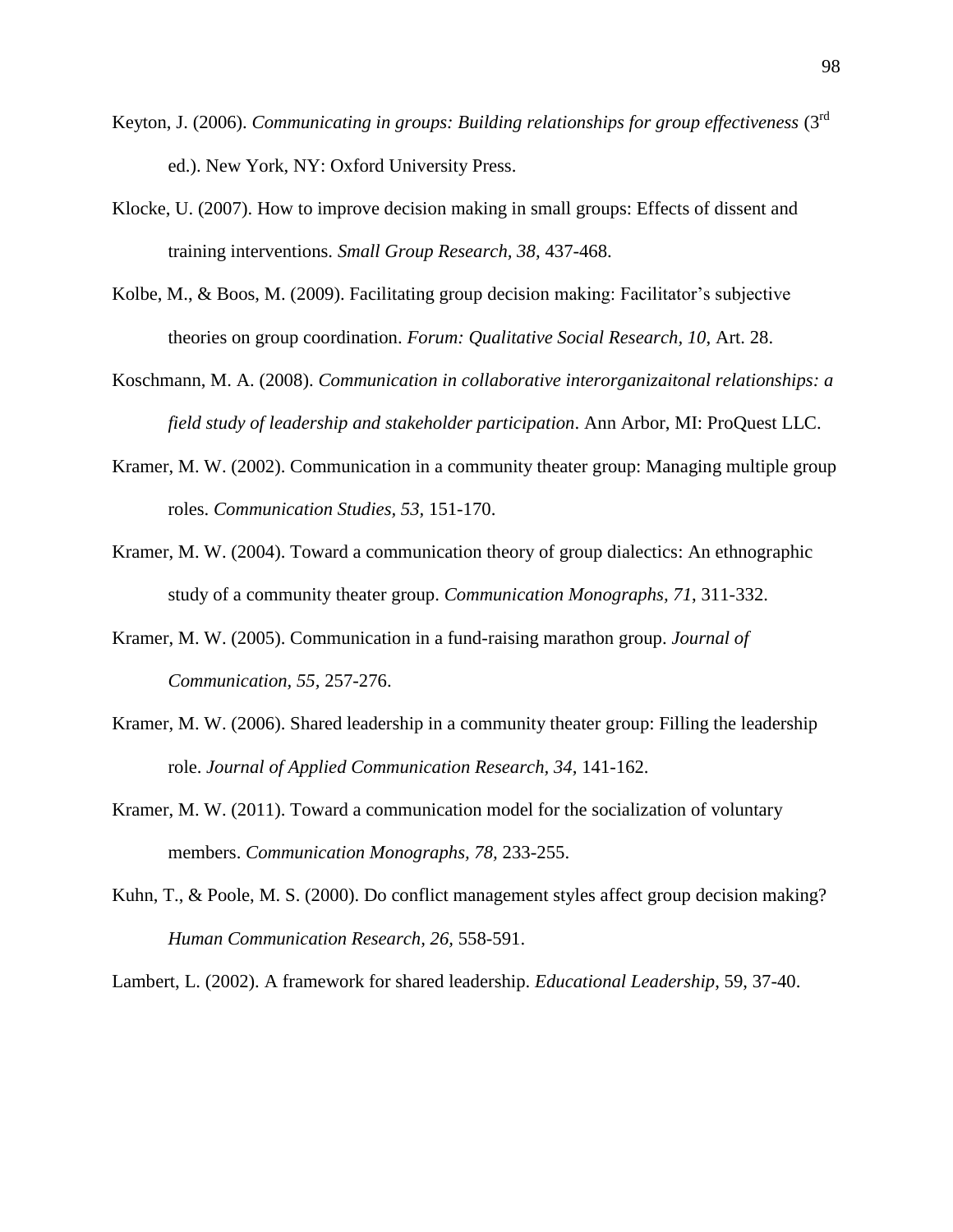Keyton, J. (2006). *Communicating in groups: Building relationships for group effectiveness* (3rd ed.). New York, NY: Oxford University Press.

Klocke, U. (2007). How to improve decision making in small groups: Effects of dissent and training interventions. *Small Group Research, 38,* 437-468.

Kolbe, M., & Boos, M. (2009). Facilitating group decision making: Facilitator's subjective theories on group coordination. *Forum: Qualitative Social Research, 10*, Art. 28.

Koschmann, M. A. (2008). *Communication in collaborative interorganizaitonal relationships: a field study of leadership and stakeholder participation*. Ann Arbor, MI: ProQuest LLC.

Kramer, M. W. (2002). Communication in a community theater group: Managing multiple group roles. *Communication Studies, 53,* 151-170.

Kramer, M. W. (2004). Toward a communication theory of group dialectics: An ethnographic study of a community theater group. *Communication Monographs, 71*, 311-332.

Kramer, M. W. (2005). Communication in a fund-raising marathon group. *Journal of Communication, 55,* 257-276.

Kramer, M. W. (2006). Shared leadership in a community theater group: Filling the leadership role. *Journal of Applied Communication Research, 34,* 141-162.

Kramer, M. W. (2011). Toward a communication model for the socialization of voluntary members. *Communication Monographs, 78,* 233-255.

Kuhn, T., & Poole, M. S. (2000). Do conflict management styles affect group decision making? *Human Communication Research, 26,* 558-591.

Lambert, L. (2002). A framework for shared leadership. *Educational Leadership*, 59, 37-40.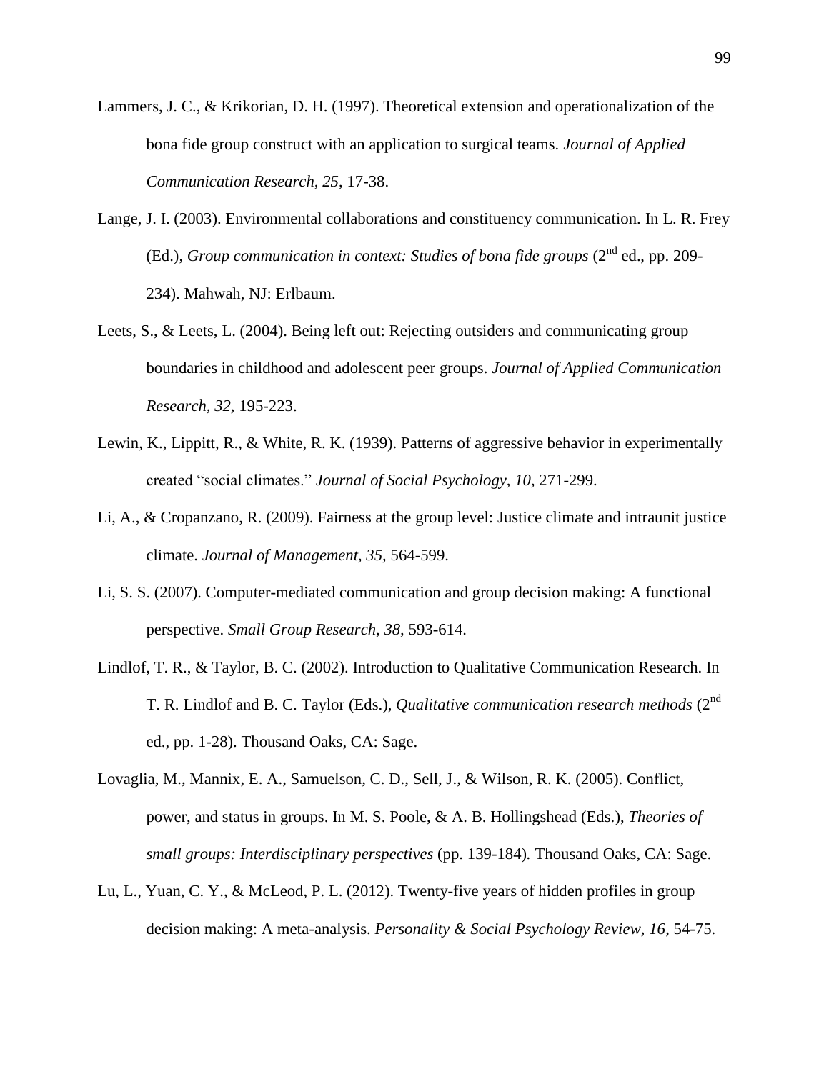Lammers, J. C., & Krikorian, D. H. (1997). Theoretical extension and operationalization of the bona fide group construct with an application to surgical teams. *Journal of Applied Communication Research, 25,* 17-38.

Lange, J. I. (2003). Environmental collaborations and constituency communication. In L. R. Frey (Ed.), *Group communication in context: Studies of bona fide groups* (2nd ed., pp. 209-234). Mahwah, NJ: Erlbaum.

Leets, S., & Leets, L. (2004). Being left out: Rejecting outsiders and communicating group boundaries in childhood and adolescent peer groups. *Journal of Applied Communication Research, 32,* 195-223.

Lewin, K., Lippitt, R., & White, R. K. (1939). Patterns of aggressive behavior in experimentally created "social climates." *Journal of Social Psychology, 10,* 271-299.

Li, A., & Cropanzano, R. (2009). Fairness at the group level: Justice climate and intraunit justice climate. *Journal of Management, 35,* 564-599.

Li, S. S. (2007). Computer-mediated communication and group decision making: A functional perspective. *Small Group Research, 38,* 593-614.

Lindlof, T. R., & Taylor, B. C. (2002). Introduction to Qualitative Communication Research. In T. R. Lindlof and B. C. Taylor (Eds.), *Qualitative communication research methods* (2nd ed., pp. 1-28). Thousand Oaks, CA: Sage.

Lovaglia, M., Mannix, E. A., Samuelson, C. D., Sell, J., & Wilson, R. K. (2005). Conflict, power, and status in groups. In M. S. Poole, & A. B. Hollingshead (Eds.), *Theories of small groups: Interdisciplinary perspectives* (pp. 139-184)*.* Thousand Oaks, CA: Sage.

Lu, L., Yuan, C. Y., & McLeod, P. L. (2012). Twenty-five years of hidden profiles in group decision making: A meta-analysis. *Personality & Social Psychology Review, 16*, 54-75.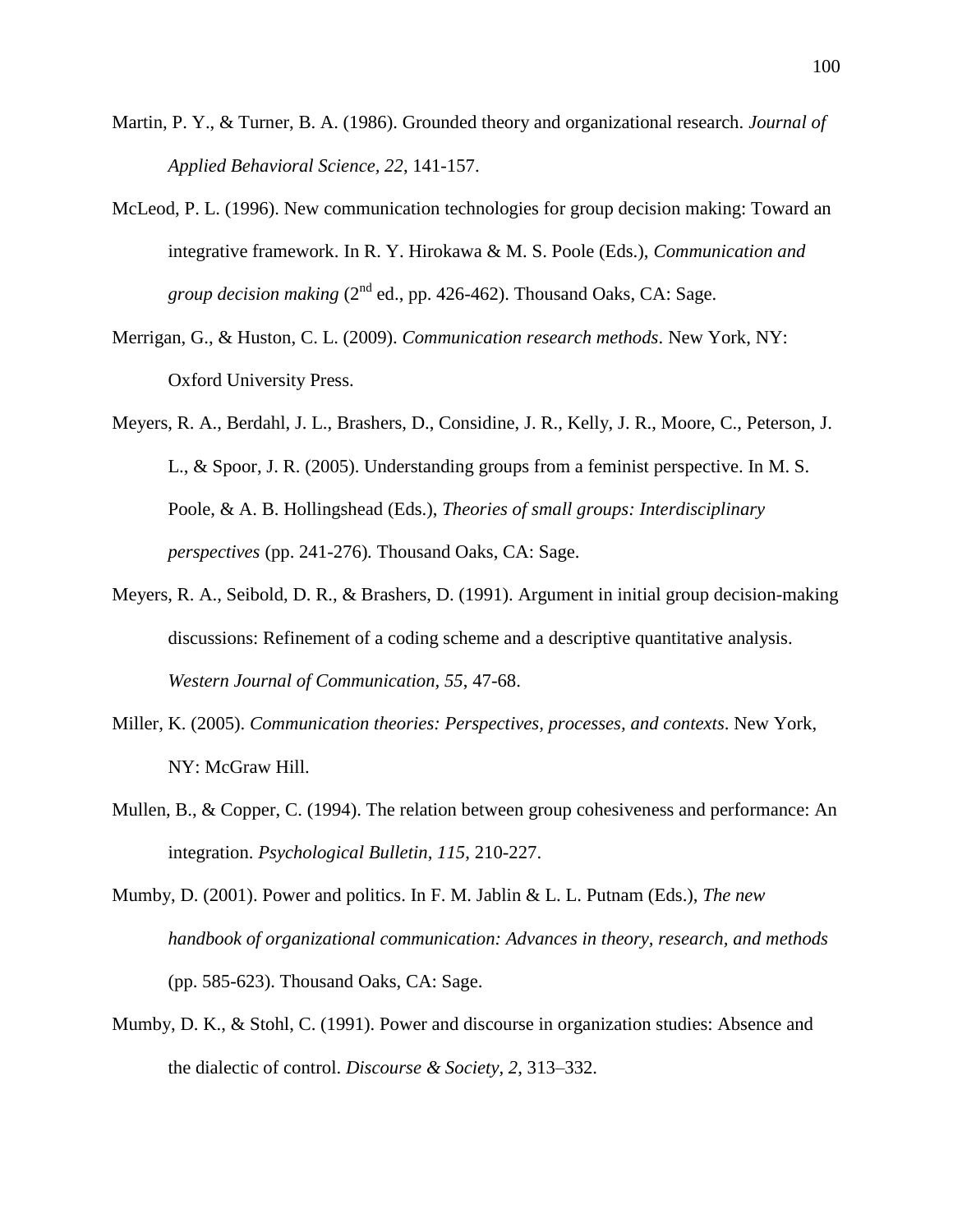Martin, P. Y., & Turner, B. A. (1986). Grounded theory and organizational research. *Journal of Applied Behavioral Science, 22*, 141-157.

McLeod, P. L. (1996). New communication technologies for group decision making: Toward an integrative framework. In R. Y. Hirokawa & M. S. Poole (Eds.), *Communication and group decision making* (2nd ed., pp. 426-462). Thousand Oaks, CA: Sage.

Merrigan, G., & Huston, C. L. (2009). *Communication research methods*. New York, NY: Oxford University Press.

Meyers, R. A., Berdahl, J. L., Brashers, D., Considine, J. R., Kelly, J. R., Moore, C., Peterson, J. L., & Spoor, J. R. (2005). Understanding groups from a feminist perspective. In M. S. Poole, & A. B. Hollingshead (Eds.), *Theories of small groups: Interdisciplinary perspectives* (pp. 241-276). Thousand Oaks, CA: Sage.

Meyers, R. A., Seibold, D. R., & Brashers, D. (1991). Argument in initial group decision-making discussions: Refinement of a coding scheme and a descriptive quantitative analysis. *Western Journal of Communication, 55*, 47-68.

Miller, K. (2005). *Communication theories: Perspectives, processes, and contexts*. New York, NY: McGraw Hill.

Mullen, B., & Copper, C. (1994). The relation between group cohesiveness and performance: An integration. *Psychological Bulletin, 115*, 210-227.

Mumby, D. (2001). Power and politics. In F. M. Jablin & L. L. Putnam (Eds.), *The new handbook of organizational communication: Advances in theory, research, and methods* (pp. 585-623). Thousand Oaks, CA: Sage.

Mumby, D. K., & Stohl, C. (1991). Power and discourse in organization studies: Absence and the dialectic of control. *Discourse & Society, 2*, 313–332.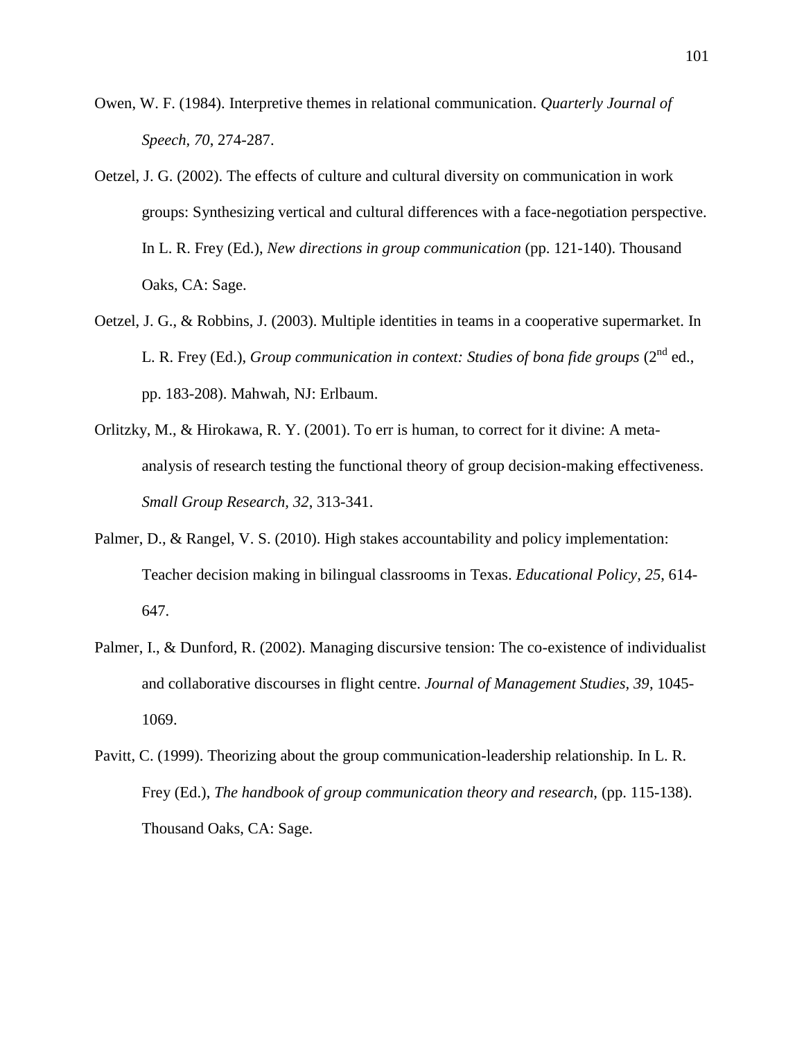Owen, W. F. (1984). Interpretive themes in relational communication. *Quarterly Journal of Speech, 70*, 274-287.

Oetzel, J. G. (2002). The effects of culture and cultural diversity on communication in work groups: Synthesizing vertical and cultural differences with a face-negotiation perspective. In L. R. Frey (Ed.), *New directions in group communication* (pp. 121-140). Thousand Oaks, CA: Sage.

Oetzel, J. G., & Robbins, J. (2003). Multiple identities in teams in a cooperative supermarket. In L. R. Frey (Ed.), *Group communication in context: Studies of bona fide groups* (2nd ed., pp. 183-208). Mahwah, NJ: Erlbaum.

Orlitzky, M., & Hirokawa, R. Y. (2001). To err is human, to correct for it divine: A meta-analysis of research testing the functional theory of group decision-making effectiveness. *Small Group Research, 32*, 313-341.

Palmer, D., & Rangel, V. S. (2010). High stakes accountability and policy implementation: Teacher decision making in bilingual classrooms in Texas. *Educational Policy, 25*, 614-647.

Palmer, I., & Dunford, R. (2002). Managing discursive tension: The co-existence of individualist and collaborative discourses in flight centre. *Journal of Management Studies, 39*, 1045-1069.

Pavitt, C. (1999). Theorizing about the group communication-leadership relationship. In L. R. Frey (Ed.), *The handbook of group communication theory and research*, (pp. 115-138). Thousand Oaks, CA: Sage.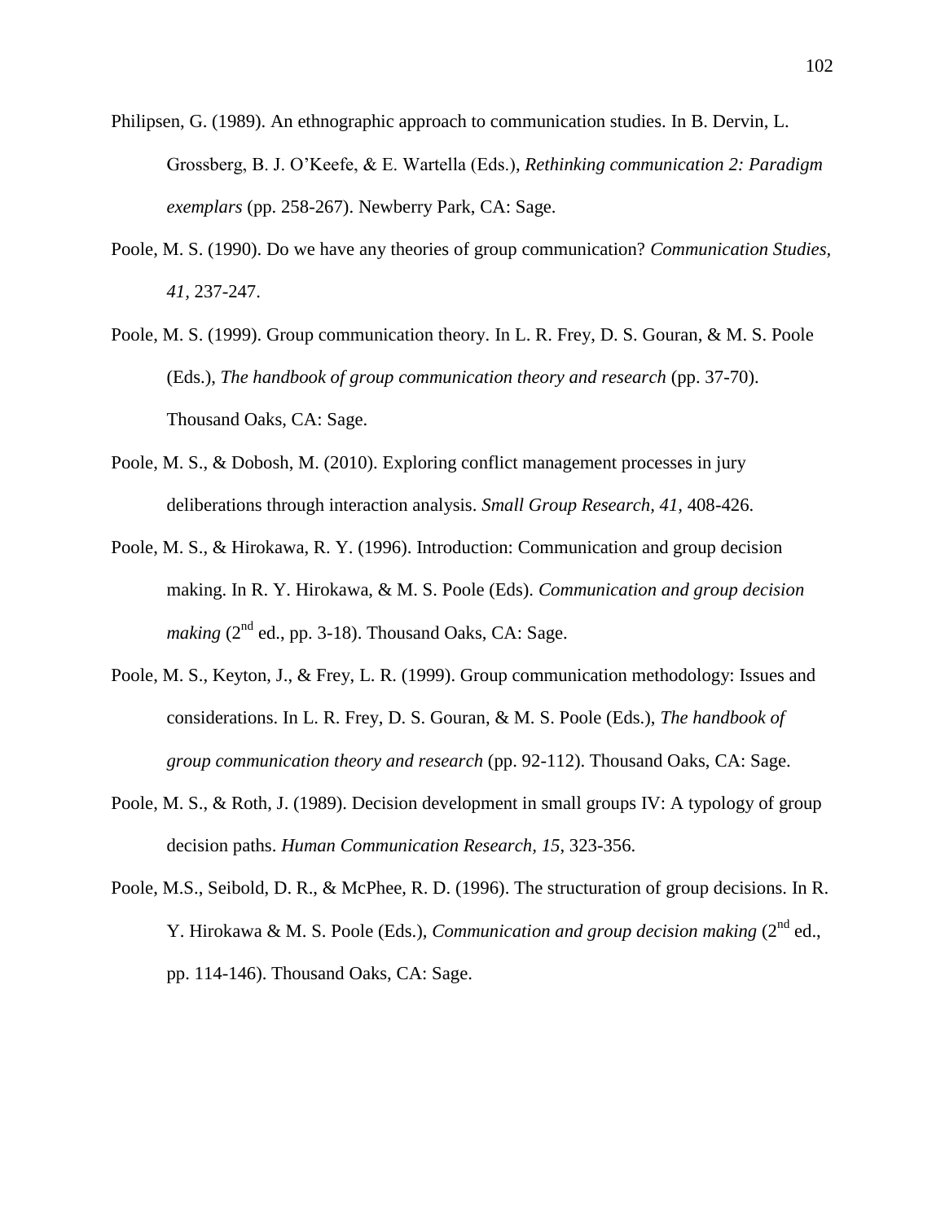Philipsen, G. (1989). An ethnographic approach to communication studies. In B. Dervin, L. Grossberg, B. J. O'Keefe, & E. Wartella (Eds.), *Rethinking communication 2: Paradigm exemplars* (pp. 258-267). Newberry Park, CA: Sage.

Poole, M. S. (1990). Do we have any theories of group communication? *Communication Studies, 41,* 237-247.

Poole, M. S. (1999). Group communication theory. In L. R. Frey, D. S. Gouran, & M. S. Poole (Eds.), *The handbook of group communication theory and research* (pp. 37-70). Thousand Oaks, CA: Sage.

Poole, M. S., & Dobosh, M. (2010). Exploring conflict management processes in jury deliberations through interaction analysis. *Small Group Research, 41,* 408-426.

Poole, M. S., & Hirokawa, R. Y. (1996). Introduction: Communication and group decision making. In R. Y. Hirokawa, & M. S. Poole (Eds). *Communication and group decision making* (2nd ed., pp. 3-18). Thousand Oaks, CA: Sage.

Poole, M. S., Keyton, J., & Frey, L. R. (1999). Group communication methodology: Issues and considerations. In L. R. Frey, D. S. Gouran, & M. S. Poole (Eds.), *The handbook of group communication theory and research* (pp. 92-112). Thousand Oaks, CA: Sage.

Poole, M. S., & Roth, J. (1989). Decision development in small groups IV: A typology of group decision paths. *Human Communication Research, 15*, 323-356.

Poole, M.S., Seibold, D. R., & McPhee, R. D. (1996). The structuration of group decisions. In R. Y. Hirokawa & M. S. Poole (Eds.), *Communication and group decision making* (2nd ed., pp. 114-146). Thousand Oaks, CA: Sage.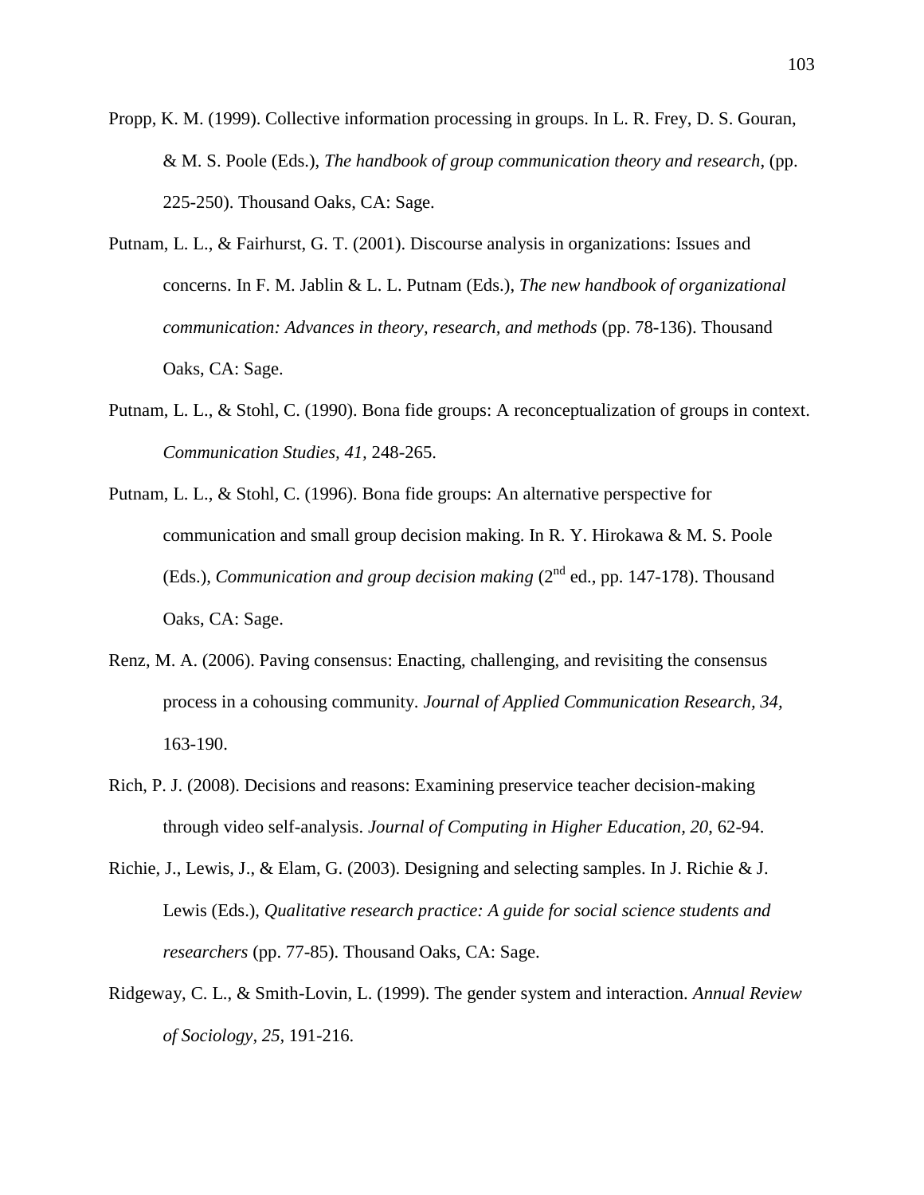Propp, K. M. (1999). Collective information processing in groups. In L. R. Frey, D. S. Gouran, & M. S. Poole (Eds.), *The handbook of group communication theory and research*, (pp. 225-250). Thousand Oaks, CA: Sage.

Putnam, L. L., & Fairhurst, G. T. (2001). Discourse analysis in organizations: Issues and concerns. In F. M. Jablin & L. L. Putnam (Eds.), *The new handbook of organizational communication: Advances in theory, research, and methods* (pp. 78-136). Thousand Oaks, CA: Sage.

Putnam, L. L., & Stohl, C. (1990). Bona fide groups: A reconceptualization of groups in context. *Communication Studies, 41,* 248-265.

Putnam, L. L., & Stohl, C. (1996). Bona fide groups: An alternative perspective for communication and small group decision making. In R. Y. Hirokawa & M. S. Poole (Eds.), *Communication and group decision making* (2nd ed., pp. 147-178). Thousand Oaks, CA: Sage.

Renz, M. A. (2006). Paving consensus: Enacting, challenging, and revisiting the consensus process in a cohousing community. *Journal of Applied Communication Research, 34,* 163-190.

Rich, P. J. (2008). Decisions and reasons: Examining preservice teacher decision-making through video self-analysis. *Journal of Computing in Higher Education, 20,* 62-94.

Richie, J., Lewis, J., & Elam, G. (2003). Designing and selecting samples. In J. Richie & J. Lewis (Eds.), *Qualitative research practice: A guide for social science students and researchers* (pp. 77-85). Thousand Oaks, CA: Sage.

Ridgeway, C. L., & Smith-Lovin, L. (1999). The gender system and interaction. *Annual Review of Sociology, 25,* 191-216.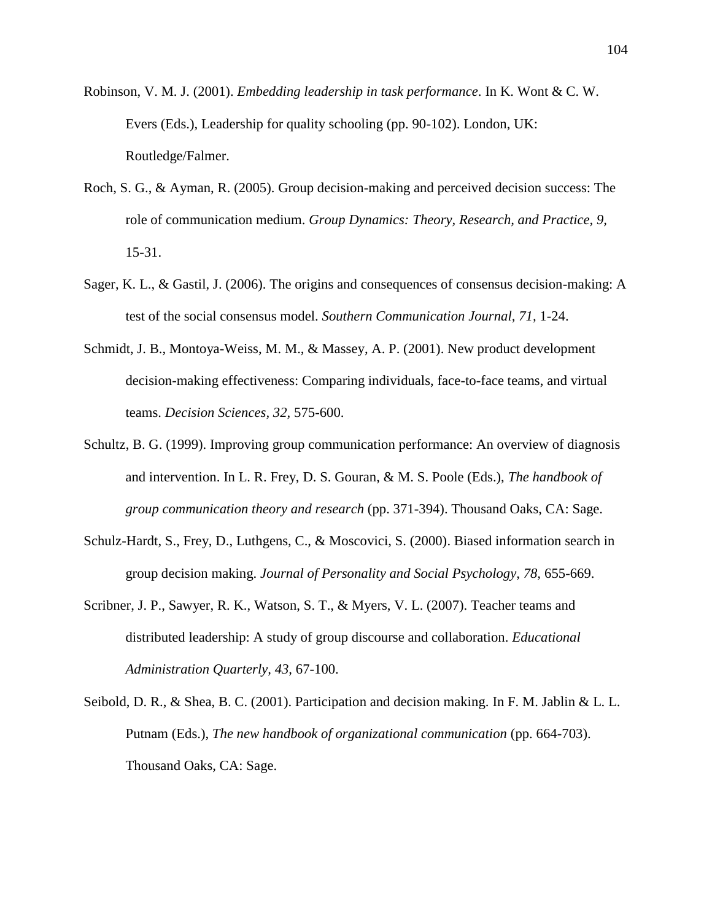Robinson, V. M. J. (2001). *Embedding leadership in task performance*. In K. Wont & C. W. Evers (Eds.), Leadership for quality schooling (pp. 90-102). London, UK: Routledge/Falmer.

Roch, S. G., & Ayman, R. (2005). Group decision-making and perceived decision success: The role of communication medium. *Group Dynamics: Theory, Research, and Practice, 9,* 15-31.

Sager, K. L., & Gastil, J. (2006). The origins and consequences of consensus decision-making: A test of the social consensus model. *Southern Communication Journal, 71,* 1-24.

Schmidt, J. B., Montoya-Weiss, M. M., & Massey, A. P. (2001). New product development decision-making effectiveness: Comparing individuals, face-to-face teams, and virtual teams. *Decision Sciences, 32,* 575-600.

Schultz, B. G. (1999). Improving group communication performance: An overview of diagnosis and intervention. In L. R. Frey, D. S. Gouran, & M. S. Poole (Eds.), *The handbook of group communication theory and research* (pp. 371-394). Thousand Oaks, CA: Sage.

Schulz-Hardt, S., Frey, D., Luthgens, C., & Moscovici, S. (2000). Biased information search in group decision making. *Journal of Personality and Social Psychology, 78,* 655-669.

Scribner, J. P., Sawyer, R. K., Watson, S. T., & Myers, V. L. (2007). Teacher teams and distributed leadership: A study of group discourse and collaboration. *Educational Administration Quarterly, 43,* 67-100.

Seibold, D. R., & Shea, B. C. (2001). Participation and decision making. In F. M. Jablin & L. L. Putnam (Eds.), *The new handbook of organizational communication* (pp. 664-703). Thousand Oaks, CA: Sage.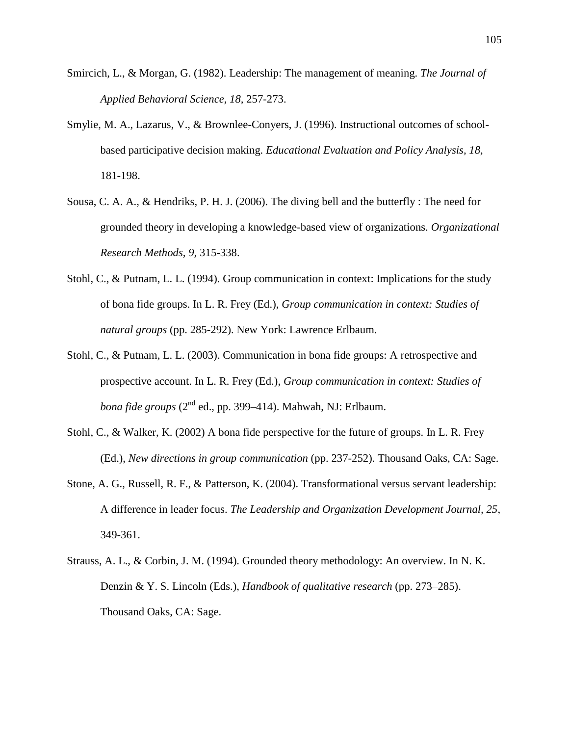Smircich, L., & Morgan, G. (1982). Leadership: The management of meaning. *The Journal of Applied Behavioral Science, 18,* 257-273.

Smylie, M. A., Lazarus, V., & Brownlee-Conyers, J. (1996). Instructional outcomes of school-based participative decision making. *Educational Evaluation and Policy Analysis, 18,* 181-198.

Sousa, C. A. A., & Hendriks, P. H. J. (2006). The diving bell and the butterfly : The need for grounded theory in developing a knowledge-based view of organizations. *Organizational Research Methods, 9,* 315-338.

Stohl, C., & Putnam, L. L. (1994). Group communication in context: Implications for the study of bona fide groups. In L. R. Frey (Ed.), *Group communication in context: Studies of natural groups* (pp. 285-292). New York: Lawrence Erlbaum.

Stohl, C., & Putnam, L. L. (2003). Communication in bona fide groups: A retrospective and prospective account. In L. R. Frey (Ed.), *Group communication in context: Studies of bona fide groups* (2nd ed., pp. 399–414). Mahwah, NJ: Erlbaum.

Stohl, C., & Walker, K. (2002) A bona fide perspective for the future of groups. In L. R. Frey (Ed.), *New directions in group communication* (pp. 237-252). Thousand Oaks, CA: Sage.

Stone, A. G., Russell, R. F., & Patterson, K. (2004). Transformational versus servant leadership: A difference in leader focus. *The Leadership and Organization Development Journal, 25*, 349-361.

Strauss, A. L., & Corbin, J. M. (1994). Grounded theory methodology: An overview. In N. K. Denzin & Y. S. Lincoln (Eds.), *Handbook of qualitative research* (pp. 273–285). Thousand Oaks, CA: Sage.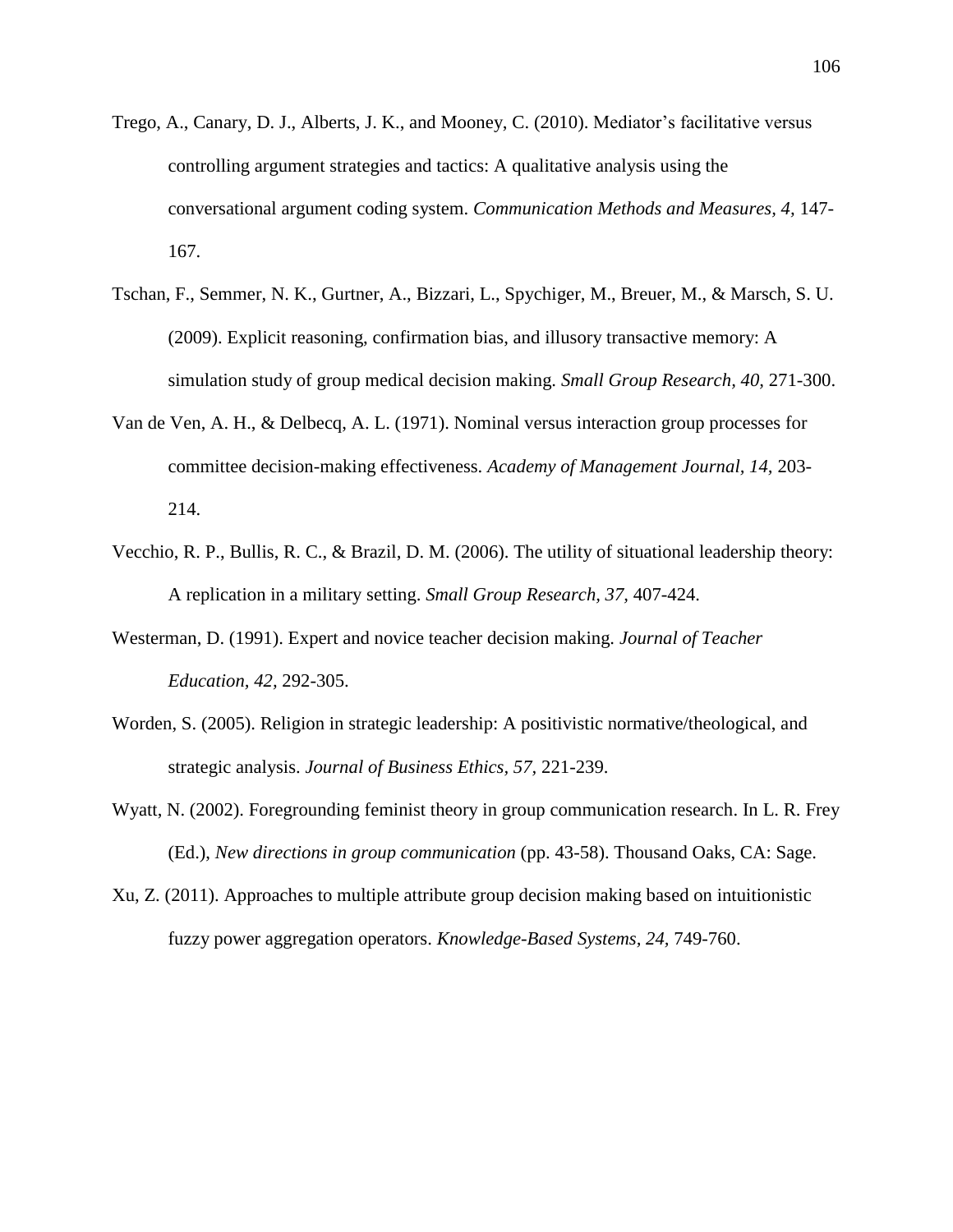Trego, A., Canary, D. J., Alberts, J. K., and Mooney, C. (2010). Mediator's facilitative versus controlling argument strategies and tactics: A qualitative analysis using the conversational argument coding system. *Communication Methods and Measures, 4*, 147-167.

Tschan, F., Semmer, N. K., Gurtner, A., Bizzari, L., Spychiger, M., Breuer, M., & Marsch, S. U. (2009). Explicit reasoning, confirmation bias, and illusory transactive memory: A simulation study of group medical decision making. *Small Group Research, 40*, 271-300.

Van de Ven, A. H., & Delbecq, A. L. (1971). Nominal versus interaction group processes for committee decision-making effectiveness. *Academy of Management Journal, 14*, 203-214.

Vecchio, R. P., Bullis, R. C., & Brazil, D. M. (2006). The utility of situational leadership theory: A replication in a military setting. *Small Group Research, 37*, 407-424.

Westerman, D. (1991). Expert and novice teacher decision making. *Journal of Teacher Education, 42*, 292-305.

Worden, S. (2005). Religion in strategic leadership: A positivistic normative/theological, and strategic analysis. *Journal of Business Ethics, 57*, 221-239.

Wyatt, N. (2002). Foregrounding feminist theory in group communication research. In L. R. Frey (Ed.), *New directions in group communication* (pp. 43-58). Thousand Oaks, CA: Sage.

Xu, Z. (2011). Approaches to multiple attribute group decision making based on intuitionistic fuzzy power aggregation operators. *Knowledge-Based Systems, 24*, 749-760.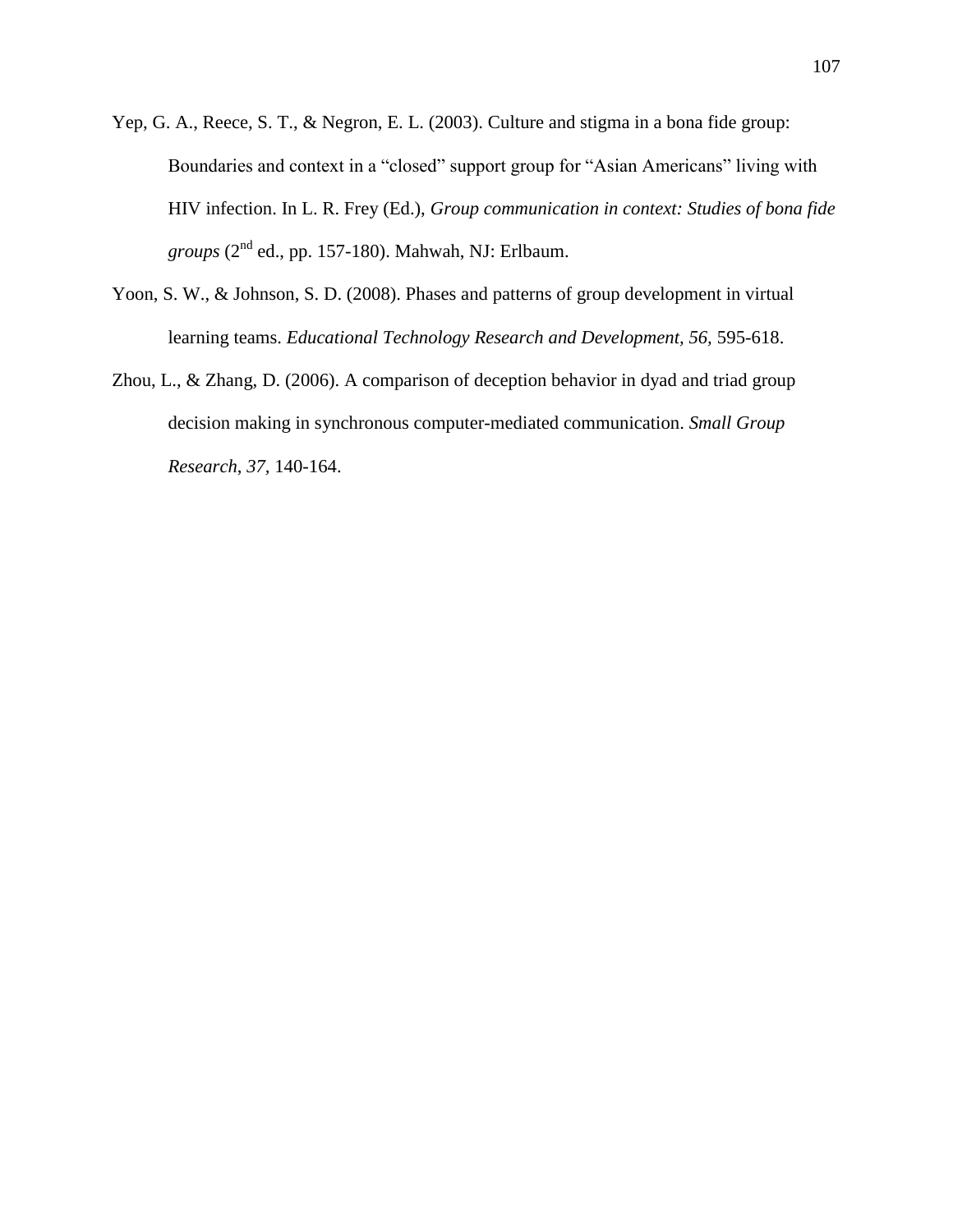Yep, G. A., Reece, S. T., & Negron, E. L. (2003). Culture and stigma in a bona fide group: Boundaries and context in a “closed” support group for “Asian Americans” living with HIV infection. In L. R. Frey (Ed.), *Group communication in context: Studies of bona fide groups* (2nd ed., pp. 157-180). Mahwah, NJ: Erlbaum.

Yoon, S. W., & Johnson, S. D. (2008). Phases and patterns of group development in virtual learning teams. *Educational Technology Research and Development, 56,* 595-618.

Zhou, L., & Zhang, D. (2006). A comparison of deception behavior in dyad and triad group decision making in synchronous computer-mediated communication. *Small Group Research*, *37*, 140-164.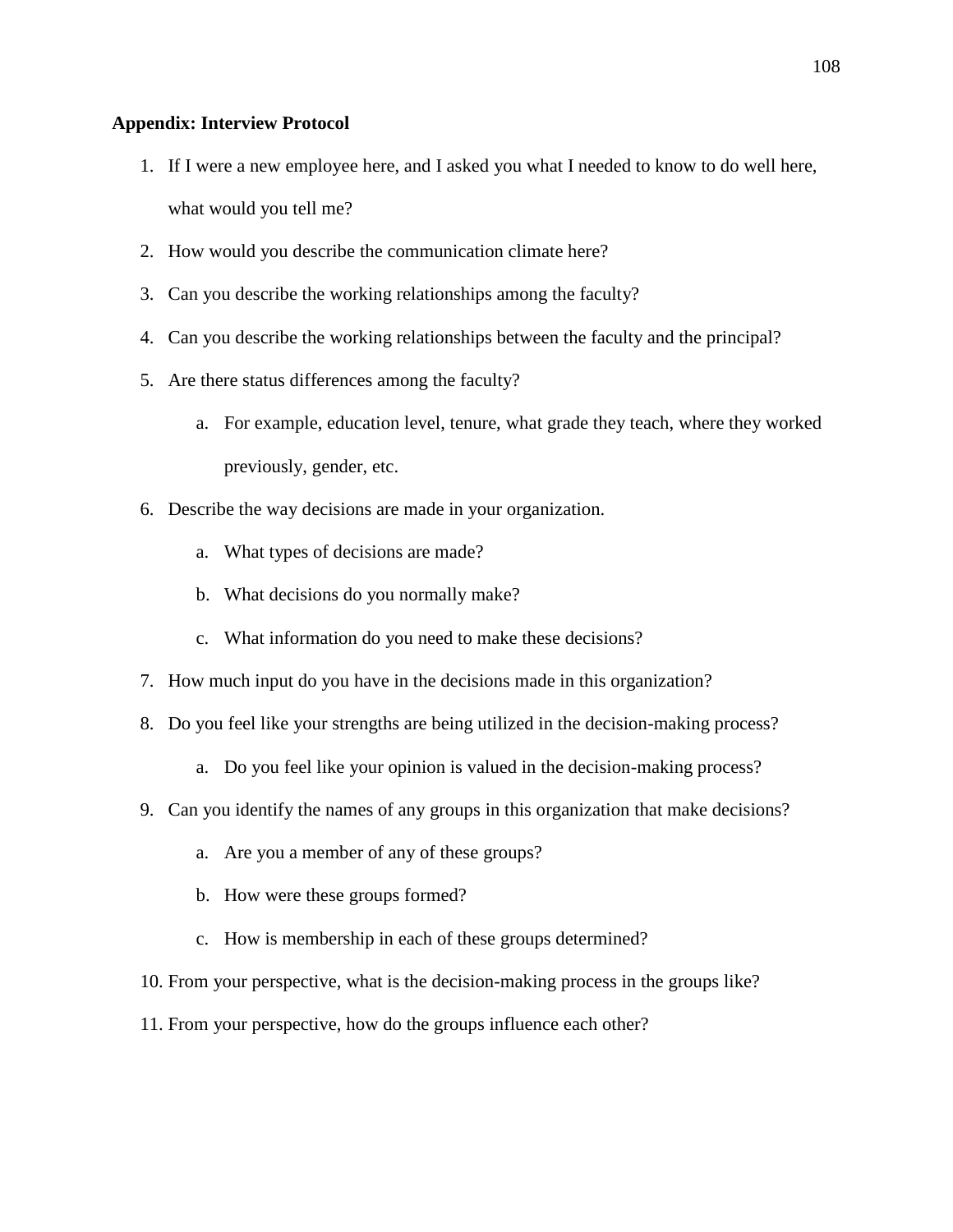**Appendix: Interview Protocol**

1. If I were a new employee here, and I asked you what I needed to know to do well here, what would you tell me?
2. How would you describe the communication climate here?
3. Can you describe the working relationships among the faculty?
4. Can you describe the working relationships between the faculty and the principal?
5. Are there status differences among the faculty?
    a. For example, education level, tenure, what grade they teach, where they worked previously, gender, etc.
6. Describe the way decisions are made in your organization.
    a. What types of decisions are made?
    b. What decisions do you normally make?
    c. What information do you need to make these decisions?
7. How much input do you have in the decisions made in this organization?
8. Do you feel like your strengths are being utilized in the decision-making process?
    a. Do you feel like your opinion is valued in the decision-making process?
9. Can you identify the names of any groups in this organization that make decisions?
    a. Are you a member of any of these groups?
    b. How were these groups formed?
    c. How is membership in each of these groups determined?
10. From your perspective, what is the decision-making process in the groups like?
11. From your perspective, how do the groups influence each other?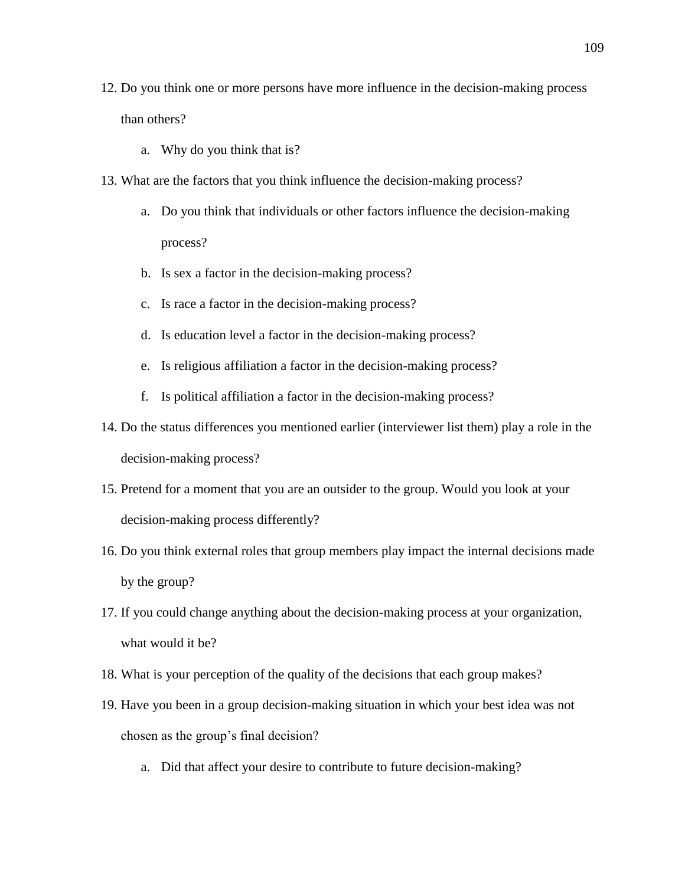12. Do you think one or more persons have more influence in the decision-making process than others?

    a. Why do you think that is?

13. What are the factors that you think influence the decision-making process?

    a. Do you think that individuals or other factors influence the decision-making process?

    b. Is sex a factor in the decision-making process?

    c. Is race a factor in the decision-making process?

    d. Is education level a factor in the decision-making process?

    e. Is religious affiliation a factor in the decision-making process?

    f. Is political affiliation a factor in the decision-making process?

14. Do the status differences you mentioned earlier (interviewer list them) play a role in the decision-making process?

15. Pretend for a moment that you are an outsider to the group. Would you look at your decision-making process differently?

16. Do you think external roles that group members play impact the internal decisions made by the group?

17. If you could change anything about the decision-making process at your organization, what would it be?

18. What is your perception of the quality of the decisions that each group makes?

19. Have you been in a group decision-making situation in which your best idea was not chosen as the group's final decision?

    a. Did that affect your desire to contribute to future decision-making?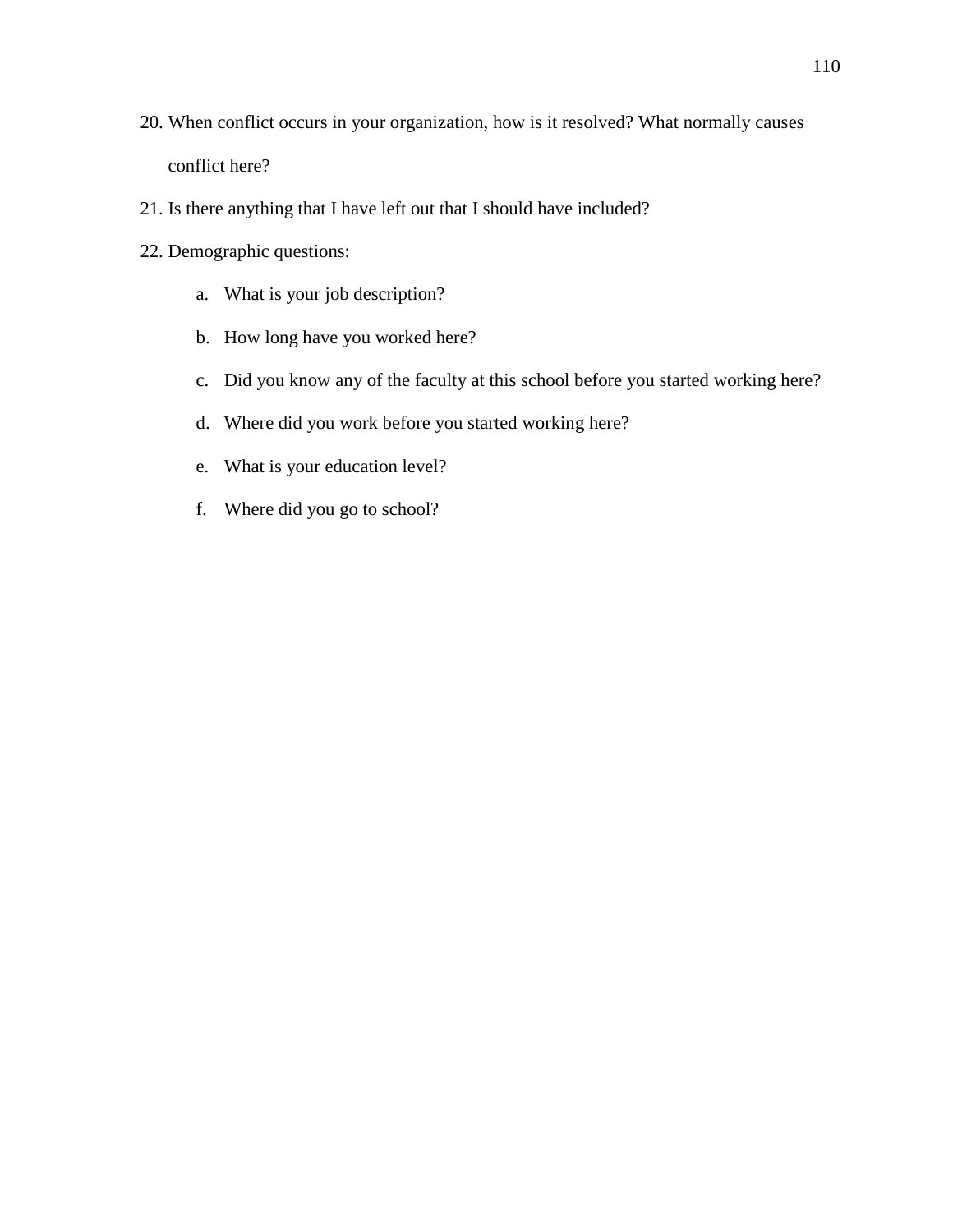20. When conflict occurs in your organization, how is it resolved? What normally causes conflict here?
21. Is there anything that I have left out that I should have included?
22. Demographic questions:
    a. What is your job description?
    b. How long have you worked here?
    c. Did you know any of the faculty at this school before you started working here?
    d. Where did you work before you started working here?
    e. What is your education level?
    f. Where did you go to school?